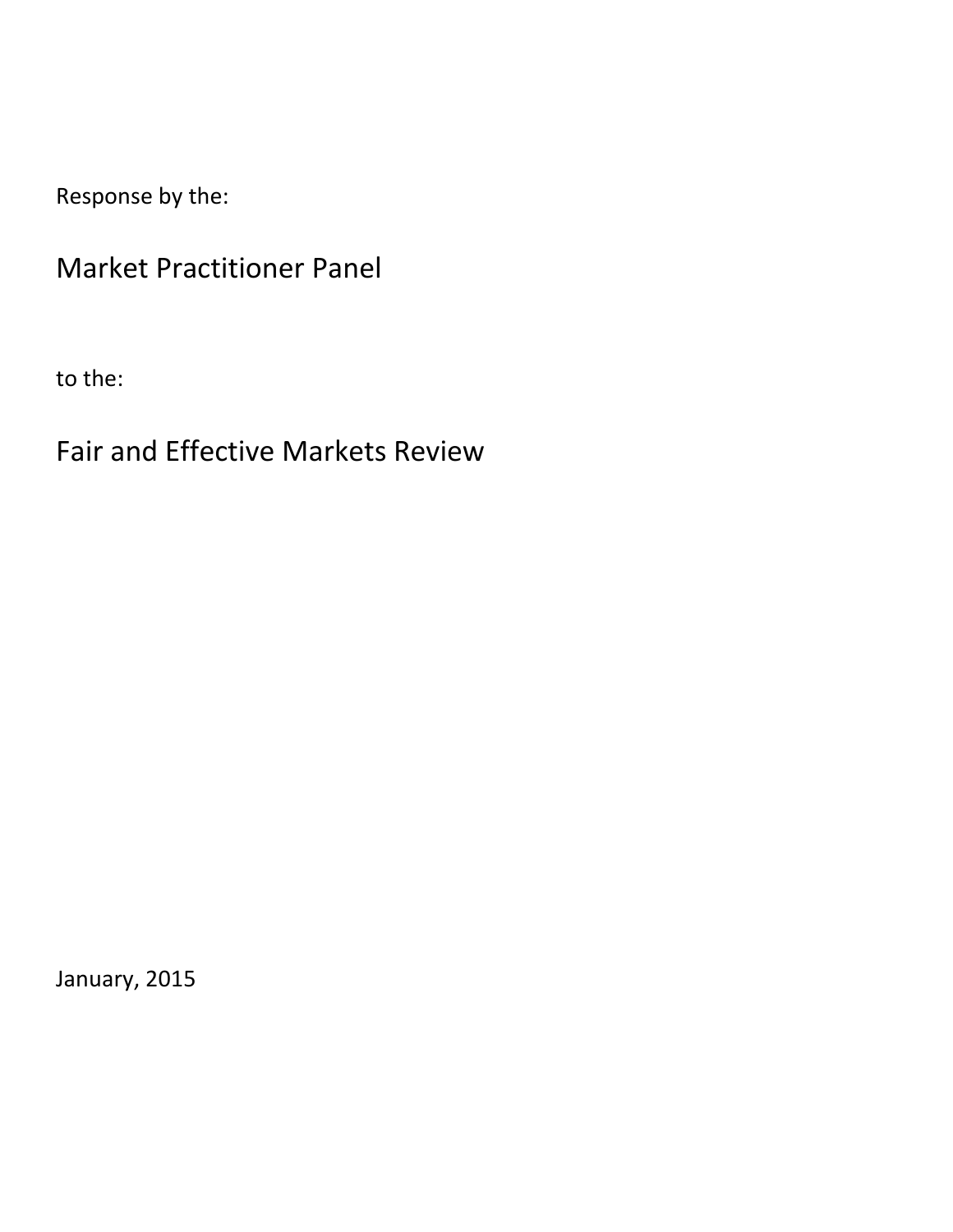Response by the:

# Market Practitioner Panel

to the:

# Fair and Effective Markets Review

January, 2015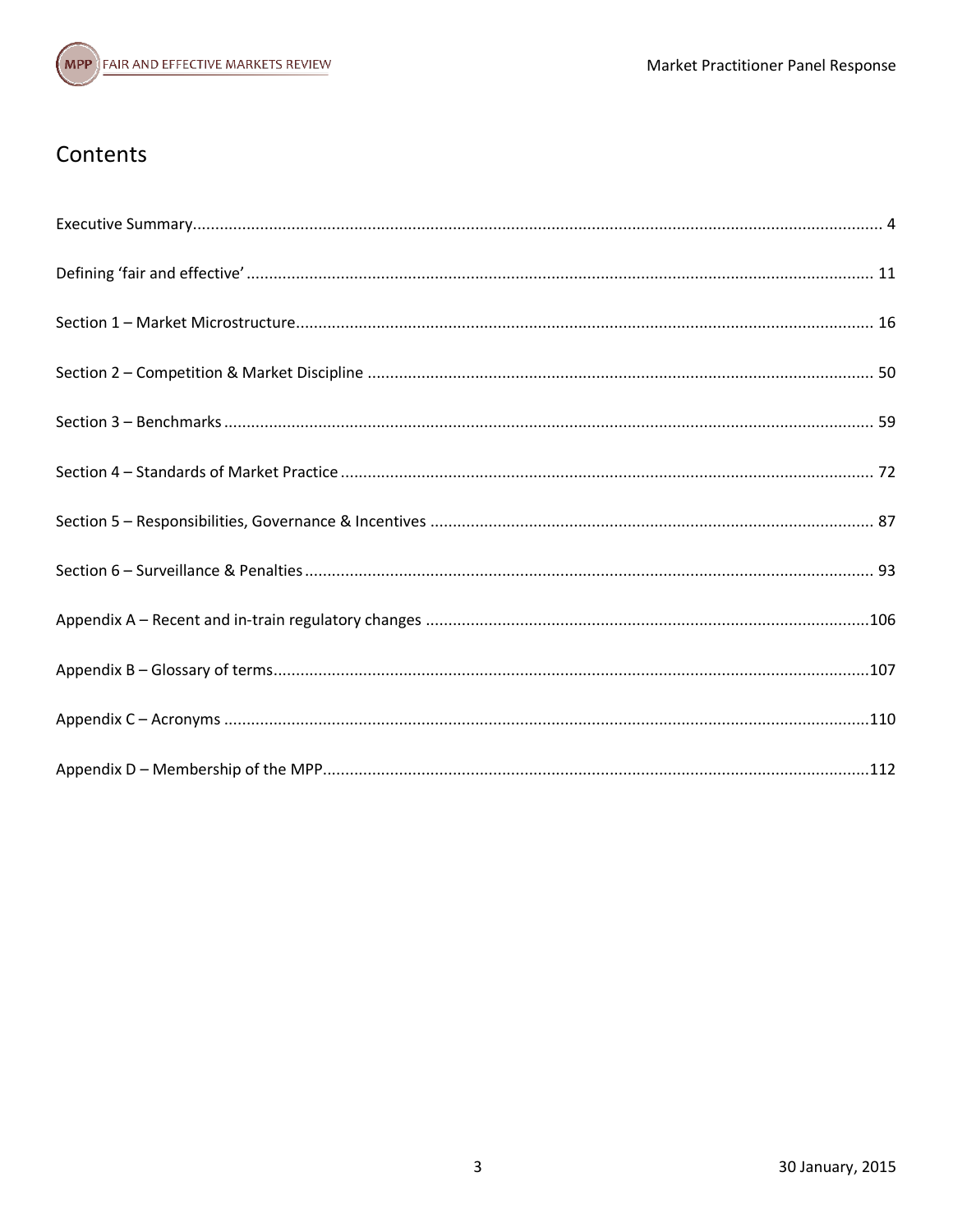# Contents

| | |
|---|---|
| Executive Summary | 4 |
| Defining 'fair and effective' | 11 |
| Section 1 – Market Microstructure | 16 |
| Section 2 – Competition & Market Discipline | 50 |
| Section 3 – Benchmarks | 59 |
| Section 4 – Standards of Market Practice | 72 |
| Section 5 – Responsibilities, Governance & Incentives | 87 |
| Section 6 – Surveillance & Penalties | 93 |
| Appendix A – Recent and in-train regulatory changes | 106 |
| Appendix B – Glossary of terms | 107 |
| Appendix C – Acronyms | 110 |
| Appendix D – Membership of the MPP | 112 |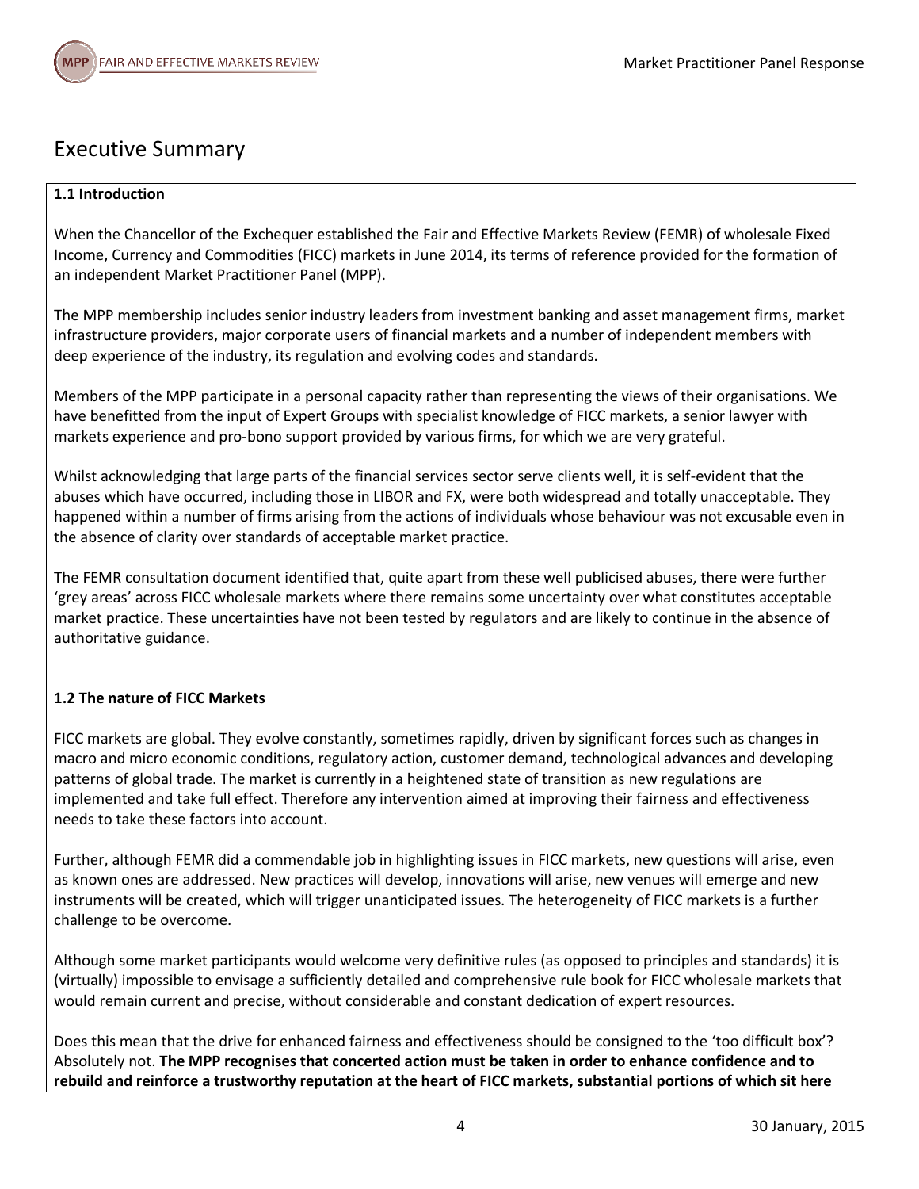# Executive Summary

### 1.1 Introduction

When the Chancellor of the Exchequer established the Fair and Effective Markets Review (FEMR) of wholesale Fixed Income, Currency and Commodities (FICC) markets in June 2014, its terms of reference provided for the formation of an independent Market Practitioner Panel (MPP).

The MPP membership includes senior industry leaders from investment banking and asset management firms, market infrastructure providers, major corporate users of financial markets and a number of independent members with deep experience of the industry, its regulation and evolving codes and standards.

Members of the MPP participate in a personal capacity rather than representing the views of their organisations. We have benefitted from the input of Expert Groups with specialist knowledge of FICC markets, a senior lawyer with markets experience and pro-bono support provided by various firms, for which we are very grateful.

Whilst acknowledging that large parts of the financial services sector serve clients well, it is self-evident that the abuses which have occurred, including those in LIBOR and FX, were both widespread and totally unacceptable. They happened within a number of firms arising from the actions of individuals whose behaviour was not excusable even in the absence of clarity over standards of acceptable market practice.

The FEMR consultation document identified that, quite apart from these well publicised abuses, there were further 'grey areas' across FICC wholesale markets where there remains some uncertainty over what constitutes acceptable market practice. These uncertainties have not been tested by regulators and are likely to continue in the absence of authoritative guidance.

### 1.2 The nature of FICC Markets

FICC markets are global. They evolve constantly, sometimes rapidly, driven by significant forces such as changes in macro and micro economic conditions, regulatory action, customer demand, technological advances and developing patterns of global trade. The market is currently in a heightened state of transition as new regulations are implemented and take full effect. Therefore any intervention aimed at improving their fairness and effectiveness needs to take these factors into account.

Further, although FEMR did a commendable job in highlighting issues in FICC markets, new questions will arise, even as known ones are addressed. New practices will develop, innovations will arise, new venues will emerge and new instruments will be created, which will trigger unanticipated issues. The heterogeneity of FICC markets is a further challenge to be overcome.

Although some market participants would welcome very definitive rules (as opposed to principles and standards) it is (virtually) impossible to envisage a sufficiently detailed and comprehensive rule book for FICC wholesale markets that would remain current and precise, without considerable and constant dedication of expert resources.

Does this mean that the drive for enhanced fairness and effectiveness should be consigned to the 'too difficult box'? Absolutely not. **The MPP recognises that concerted action must be taken in order to enhance confidence and to rebuild and reinforce a trustworthy reputation at the heart of FICC markets, substantial portions of which sit here**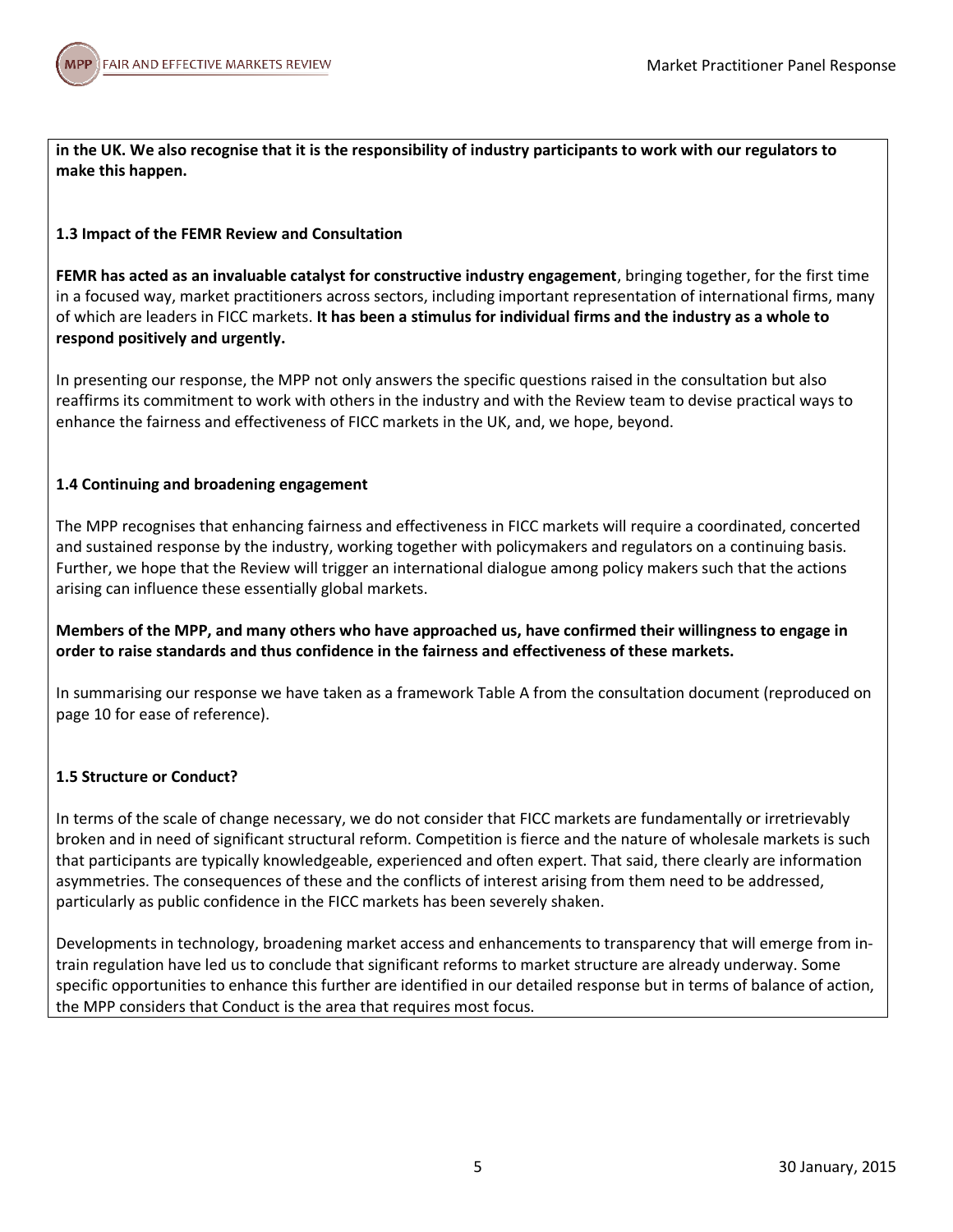**in the UK. We also recognise that it is the responsibility of industry participants to work with our regulators to make this happen.**

**1.3 Impact of the FEMR Review and Consultation**

**FEMR has acted as an invaluable catalyst for constructive industry engagement**, bringing together, for the first time in a focused way, market practitioners across sectors, including important representation of international firms, many of which are leaders in FICC markets. **It has been a stimulus for individual firms and the industry as a whole to respond positively and urgently.**

In presenting our response, the MPP not only answers the specific questions raised in the consultation but also reaffirms its commitment to work with others in the industry and with the Review team to devise practical ways to enhance the fairness and effectiveness of FICC markets in the UK, and, we hope, beyond.

**1.4 Continuing and broadening engagement**

The MPP recognises that enhancing fairness and effectiveness in FICC markets will require a coordinated, concerted and sustained response by the industry, working together with policymakers and regulators on a continuing basis. Further, we hope that the Review will trigger an international dialogue among policy makers such that the actions arising can influence these essentially global markets.

**Members of the MPP, and many others who have approached us, have confirmed their willingness to engage in order to raise standards and thus confidence in the fairness and effectiveness of these markets.**

In summarising our response we have taken as a framework Table A from the consultation document (reproduced on page 10 for ease of reference).

**1.5 Structure or Conduct?**

In terms of the scale of change necessary, we do not consider that FICC markets are fundamentally or irretrievably broken and in need of significant structural reform. Competition is fierce and the nature of wholesale markets is such that participants are typically knowledgeable, experienced and often expert. That said, there clearly are information asymmetries. The consequences of these and the conflicts of interest arising from them need to be addressed, particularly as public confidence in the FICC markets has been severely shaken.

Developments in technology, broadening market access and enhancements to transparency that will emerge from in-train regulation have led us to conclude that significant reforms to market structure are already underway. Some specific opportunities to enhance this further are identified in our detailed response but in terms of balance of action, the MPP considers that Conduct is the area that requires most focus.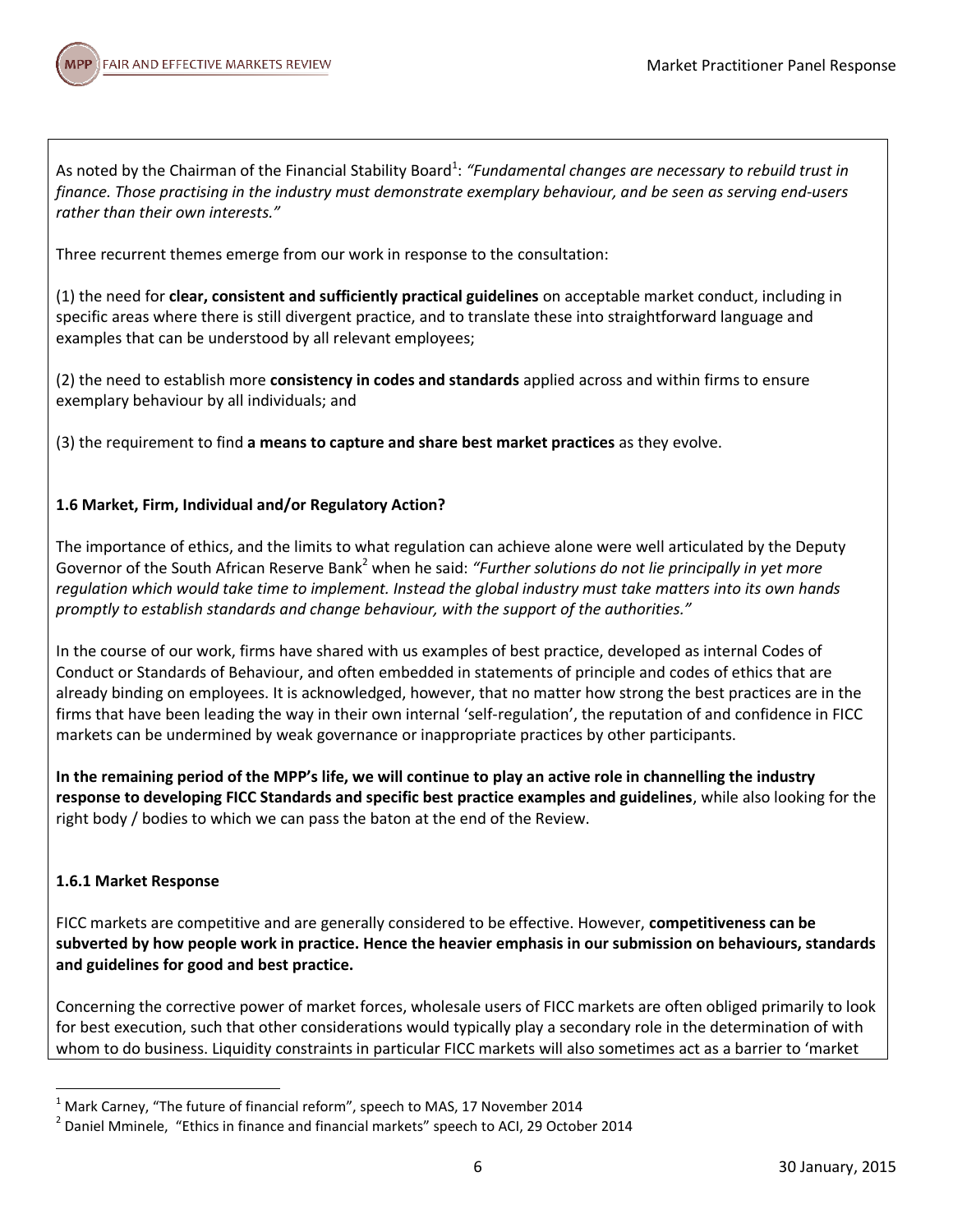As noted by the Chairman of the Financial Stability Board[1]: *"Fundamental changes are necessary to rebuild trust in finance. Those practising in the industry must demonstrate exemplary behaviour, and be seen as serving end-users rather than their own interests."*

Three recurrent themes emerge from our work in response to the consultation:

(1) the need for **clear, consistent and sufficiently practical guidelines** on acceptable market conduct, including in specific areas where there is still divergent practice, and to translate these into straightforward language and examples that can be understood by all relevant employees;

(2) the need to establish more **consistency in codes and standards** applied across and within firms to ensure exemplary behaviour by all individuals; and

(3) the requirement to find **a means to capture and share best market practices** as they evolve.

### 1.6 Market, Firm, Individual and/or Regulatory Action?

The importance of ethics, and the limits to what regulation can achieve alone were well articulated by the Deputy Governor of the South African Reserve Bank[2] when he said: *"Further solutions do not lie principally in yet more regulation which would take time to implement. Instead the global industry must take matters into its own hands promptly to establish standards and change behaviour, with the support of the authorities."*

In the course of our work, firms have shared with us examples of best practice, developed as internal Codes of Conduct or Standards of Behaviour, and often embedded in statements of principle and codes of ethics that are already binding on employees. It is acknowledged, however, that no matter how strong the best practices are in the firms that have been leading the way in their own internal 'self-regulation', the reputation of and confidence in FICC markets can be undermined by weak governance or inappropriate practices by other participants.

**In the remaining period of the MPP's life, we will continue to play an active role in channelling the industry response to developing FICC Standards and specific best practice examples and guidelines**, while also looking for the right body / bodies to which we can pass the baton at the end of the Review.

#### 1.6.1 Market Response

FICC markets are competitive and are generally considered to be effective. However, **competitiveness can be subverted by how people work in practice. Hence the heavier emphasis in our submission on behaviours, standards and guidelines for good and best practice.**

Concerning the corrective power of market forces, wholesale users of FICC markets are often obliged primarily to look for best execution, such that other considerations would typically play a secondary role in the determination of with whom to do business. Liquidity constraints in particular FICC markets will also sometimes act as a barrier to 'market

---

[1] Mark Carney, "The future of financial reform", speech to MAS, 17 November 2014

[2] Daniel Mminele, "Ethics in finance and financial markets" speech to ACI, 29 October 2014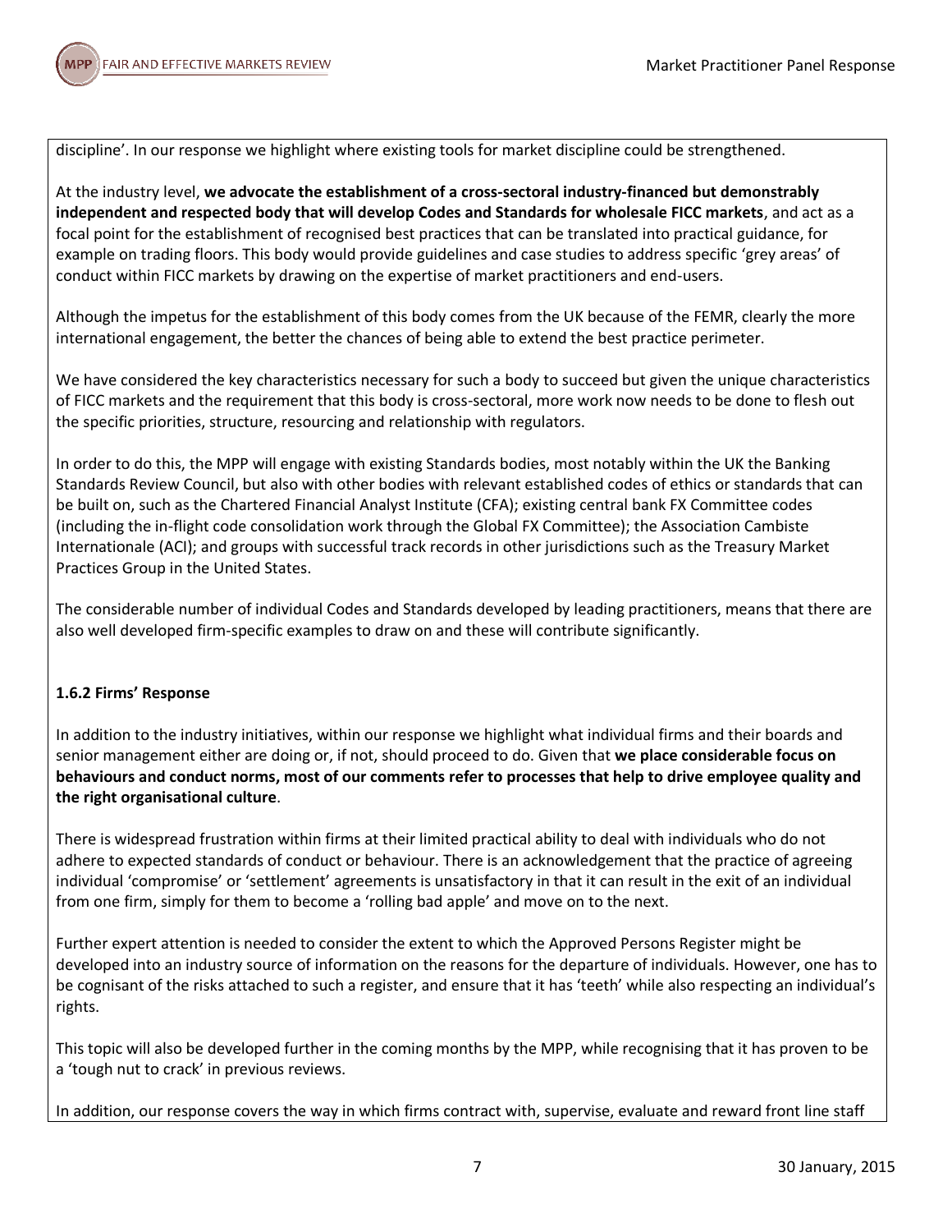discipline'. In our response we highlight where existing tools for market discipline could be strengthened.

At the industry level, **we advocate the establishment of a cross-sectoral industry-financed but demonstrably independent and respected body that will develop Codes and Standards for wholesale FICC markets**, and act as a focal point for the establishment of recognised best practices that can be translated into practical guidance, for example on trading floors. This body would provide guidelines and case studies to address specific 'grey areas' of conduct within FICC markets by drawing on the expertise of market practitioners and end-users.

Although the impetus for the establishment of this body comes from the UK because of the FEMR, clearly the more international engagement, the better the chances of being able to extend the best practice perimeter.

We have considered the key characteristics necessary for such a body to succeed but given the unique characteristics of FICC markets and the requirement that this body is cross-sectoral, more work now needs to be done to flesh out the specific priorities, structure, resourcing and relationship with regulators.

In order to do this, the MPP will engage with existing Standards bodies, most notably within the UK the Banking Standards Review Council, but also with other bodies with relevant established codes of ethics or standards that can be built on, such as the Chartered Financial Analyst Institute (CFA); existing central bank FX Committee codes (including the in-flight code consolidation work through the Global FX Committee); the Association Cambiste Internationale (ACI); and groups with successful track records in other jurisdictions such as the Treasury Market Practices Group in the United States.

The considerable number of individual Codes and Standards developed by leading practitioners, means that there are also well developed firm-specific examples to draw on and these will contribute significantly.

**1.6.2 Firms' Response**

In addition to the industry initiatives, within our response we highlight what individual firms and their boards and senior management either are doing or, if not, should proceed to do. Given that **we place considerable focus on behaviours and conduct norms, most of our comments refer to processes that help to drive employee quality and the right organisational culture**.

There is widespread frustration within firms at their limited practical ability to deal with individuals who do not adhere to expected standards of conduct or behaviour. There is an acknowledgement that the practice of agreeing individual 'compromise' or 'settlement' agreements is unsatisfactory in that it can result in the exit of an individual from one firm, simply for them to become a 'rolling bad apple' and move on to the next.

Further expert attention is needed to consider the extent to which the Approved Persons Register might be developed into an industry source of information on the reasons for the departure of individuals. However, one has to be cognisant of the risks attached to such a register, and ensure that it has 'teeth' while also respecting an individual's rights.

This topic will also be developed further in the coming months by the MPP, while recognising that it has proven to be a 'tough nut to crack' in previous reviews.

In addition, our response covers the way in which firms contract with, supervise, evaluate and reward front line staff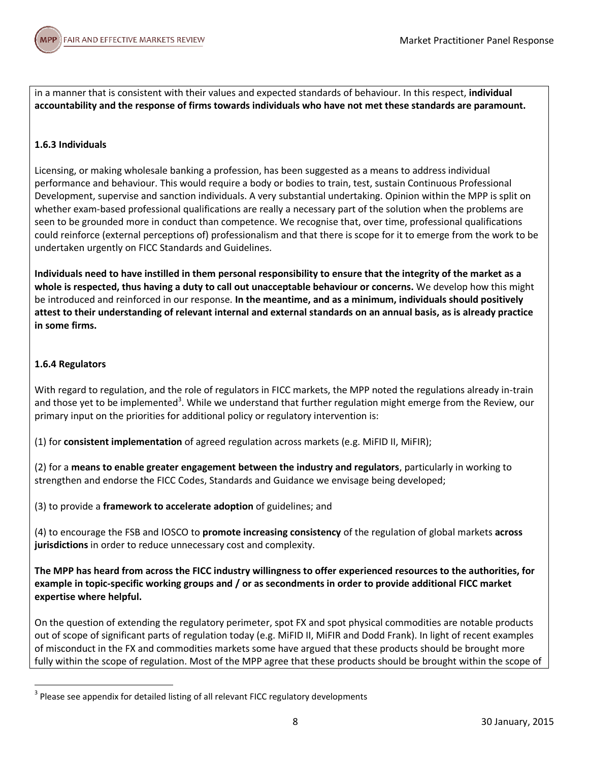in a manner that is consistent with their values and expected standards of behaviour. In this respect, **individual accountability and the response of firms towards individuals who have not met these standards are paramount.**

### 1.6.3 Individuals

Licensing, or making wholesale banking a profession, has been suggested as a means to address individual performance and behaviour. This would require a body or bodies to train, test, sustain Continuous Professional Development, supervise and sanction individuals. A very substantial undertaking. Opinion within the MPP is split on whether exam-based professional qualifications are really a necessary part of the solution when the problems are seen to be grounded more in conduct than competence. We recognise that, over time, professional qualifications could reinforce (external perceptions of) professionalism and that there is scope for it to emerge from the work to be undertaken urgently on FICC Standards and Guidelines.

**Individuals need to have instilled in them personal responsibility to ensure that the integrity of the market as a whole is respected, thus having a duty to call out unacceptable behaviour or concerns.** We develop how this might be introduced and reinforced in our response. **In the meantime, and as a minimum, individuals should positively attest to their understanding of relevant internal and external standards on an annual basis, as is already practice in some firms.**

### 1.6.4 Regulators

With regard to regulation, and the role of regulators in FICC markets, the MPP noted the regulations already in-train and those yet to be implemented[3]. While we understand that further regulation might emerge from the Review, our primary input on the priorities for additional policy or regulatory intervention is:

(1) for **consistent implementation** of agreed regulation across markets (e.g. MiFID II, MiFIR);

(2) for a **means to enable greater engagement between the industry and regulators**, particularly in working to strengthen and endorse the FICC Codes, Standards and Guidance we envisage being developed;

(3) to provide a **framework to accelerate adoption** of guidelines; and

(4) to encourage the FSB and IOSCO to **promote increasing consistency** of the regulation of global markets **across jurisdictions** in order to reduce unnecessary cost and complexity.

**The MPP has heard from across the FICC industry willingness to offer experienced resources to the authorities, for example in topic-specific working groups and / or as secondments in order to provide additional FICC market expertise where helpful.**

On the question of extending the regulatory perimeter, spot FX and spot physical commodities are notable products out of scope of significant parts of regulation today (e.g. MiFID II, MiFIR and Dodd Frank). In light of recent examples of misconduct in the FX and commodities markets some have argued that these products should be brought more fully within the scope of regulation. Most of the MPP agree that these products should be brought within the scope of

[3] Please see appendix for detailed listing of all relevant FICC regulatory developments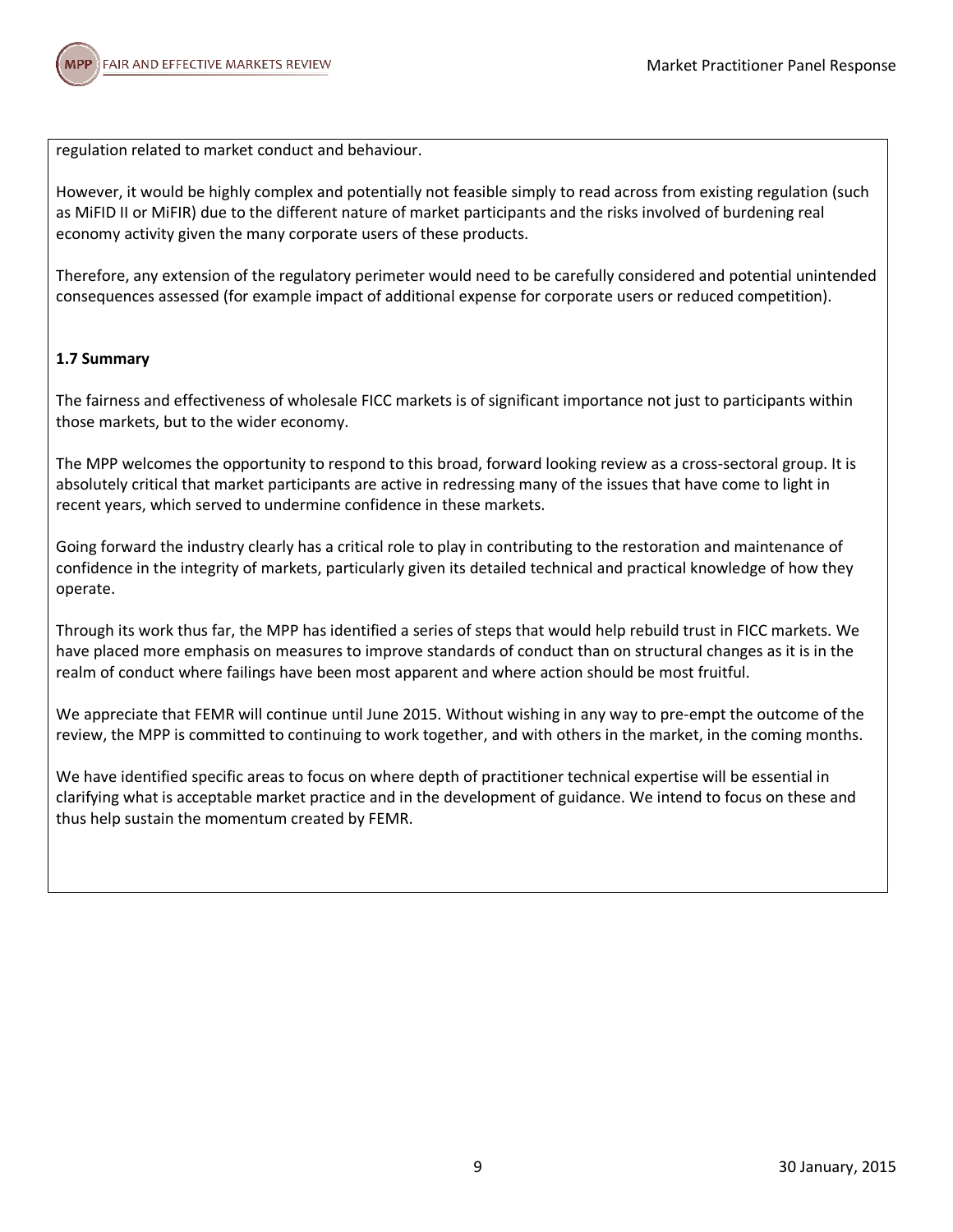regulation related to market conduct and behaviour.

However, it would be highly complex and potentially not feasible simply to read across from existing regulation (such as MiFID II or MiFIR) due to the different nature of market participants and the risks involved of burdening real economy activity given the many corporate users of these products.

Therefore, any extension of the regulatory perimeter would need to be carefully considered and potential unintended consequences assessed (for example impact of additional expense for corporate users or reduced competition).

**1.7 Summary**

The fairness and effectiveness of wholesale FICC markets is of significant importance not just to participants within those markets, but to the wider economy.

The MPP welcomes the opportunity to respond to this broad, forward looking review as a cross-sectoral group. It is absolutely critical that market participants are active in redressing many of the issues that have come to light in recent years, which served to undermine confidence in these markets.

Going forward the industry clearly has a critical role to play in contributing to the restoration and maintenance of confidence in the integrity of markets, particularly given its detailed technical and practical knowledge of how they operate.

Through its work thus far, the MPP has identified a series of steps that would help rebuild trust in FICC markets. We have placed more emphasis on measures to improve standards of conduct than on structural changes as it is in the realm of conduct where failings have been most apparent and where action should be most fruitful.

We appreciate that FEMR will continue until June 2015. Without wishing in any way to pre-empt the outcome of the review, the MPP is committed to continuing to work together, and with others in the market, in the coming months.

We have identified specific areas to focus on where depth of practitioner technical expertise will be essential in clarifying what is acceptable market practice and in the development of guidance. We intend to focus on these and thus help sustain the momentum created by FEMR.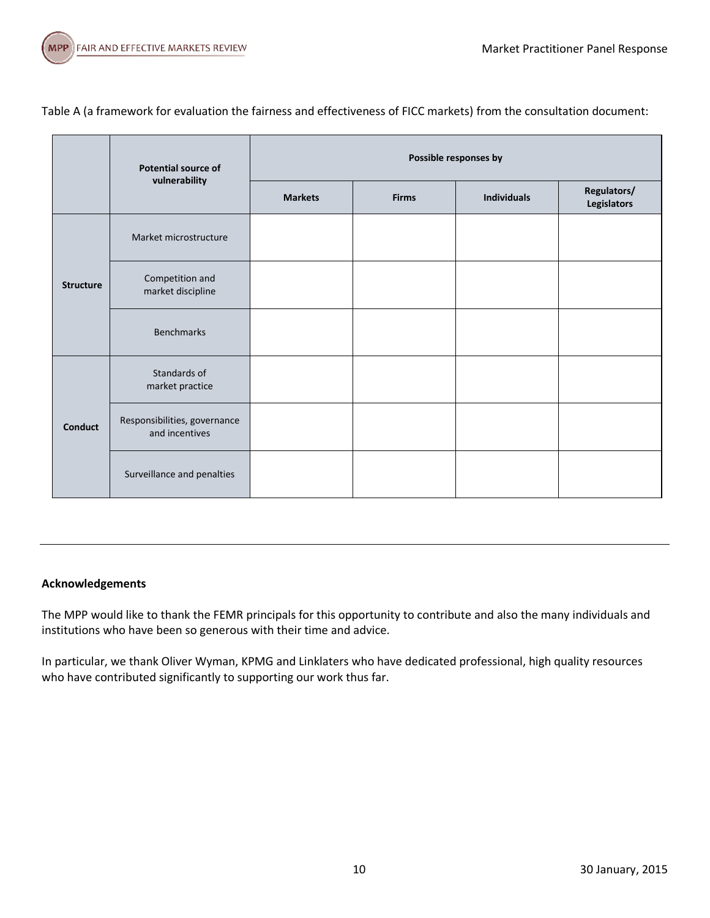Table A (a framework for evaluation the fairness and effectiveness of FICC markets) from the consultation document:

| | Potential source of vulnerability | Possible responses by | | | |
|---|---|---|---|---|---|
| | | Markets | Firms | Individuals | Regulators/ Legislators |
| Structure | Market microstructure | | | | |
| | Competition and market discipline | | | | |
| | Benchmarks | | | | |
| Conduct | Standards of market practice | | | | |
| | Responsibilities, governance and incentives | | | | |
| | Surveillance and penalties | | | | |

---

**Acknowledgements**

The MPP would like to thank the FEMR principals for this opportunity to contribute and also the many individuals and institutions who have been so generous with their time and advice.

In particular, we thank Oliver Wyman, KPMG and Linklaters who have dedicated professional, high quality resources who have contributed significantly to supporting our work thus far.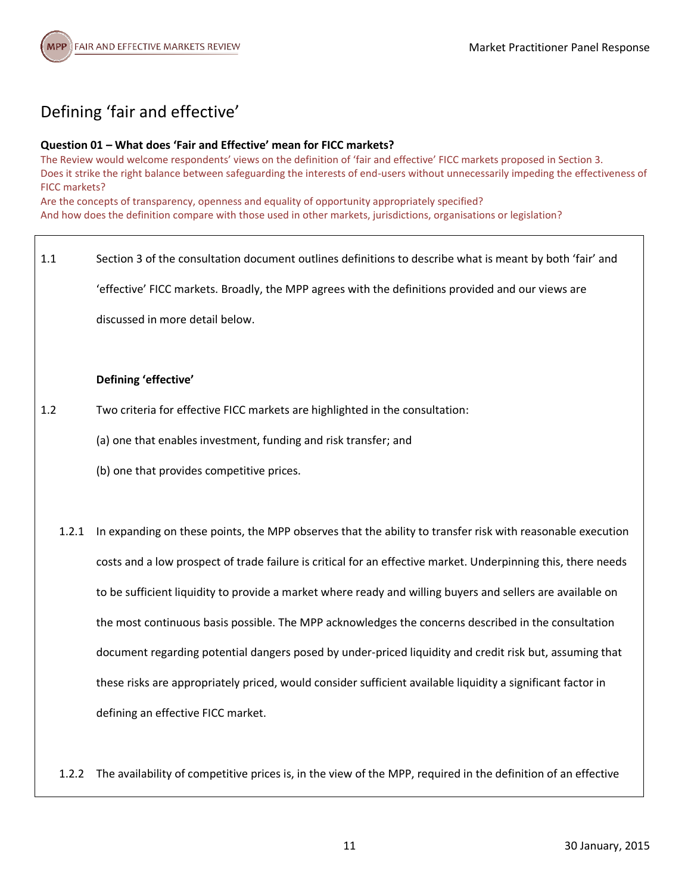# Defining 'fair and effective'

**Question 01 – What does 'Fair and Effective' mean for FICC markets?**

The Review would welcome respondents' views on the definition of 'fair and effective' FICC markets proposed in Section 3.
Does it strike the right balance between safeguarding the interests of end-users without unnecessarily impeding the effectiveness of FICC markets?
Are the concepts of transparency, openness and equality of opportunity appropriately specified?
And how does the definition compare with those used in other markets, jurisdictions, organisations or legislation?

1.1 Section 3 of the consultation document outlines definitions to describe what is meant by both 'fair' and 'effective' FICC markets. Broadly, the MPP agrees with the definitions provided and our views are discussed in more detail below.

**Defining 'effective'**

1.2 Two criteria for effective FICC markets are highlighted in the consultation:

(a) one that enables investment, funding and risk transfer; and

(b) one that provides competitive prices.

1.2.1 In expanding on these points, the MPP observes that the ability to transfer risk with reasonable execution costs and a low prospect of trade failure is critical for an effective market. Underpinning this, there needs to be sufficient liquidity to provide a market where ready and willing buyers and sellers are available on the most continuous basis possible. The MPP acknowledges the concerns described in the consultation document regarding potential dangers posed by under-priced liquidity and credit risk but, assuming that these risks are appropriately priced, would consider sufficient available liquidity a significant factor in defining an effective FICC market.

1.2.2 The availability of competitive prices is, in the view of the MPP, required in the definition of an effective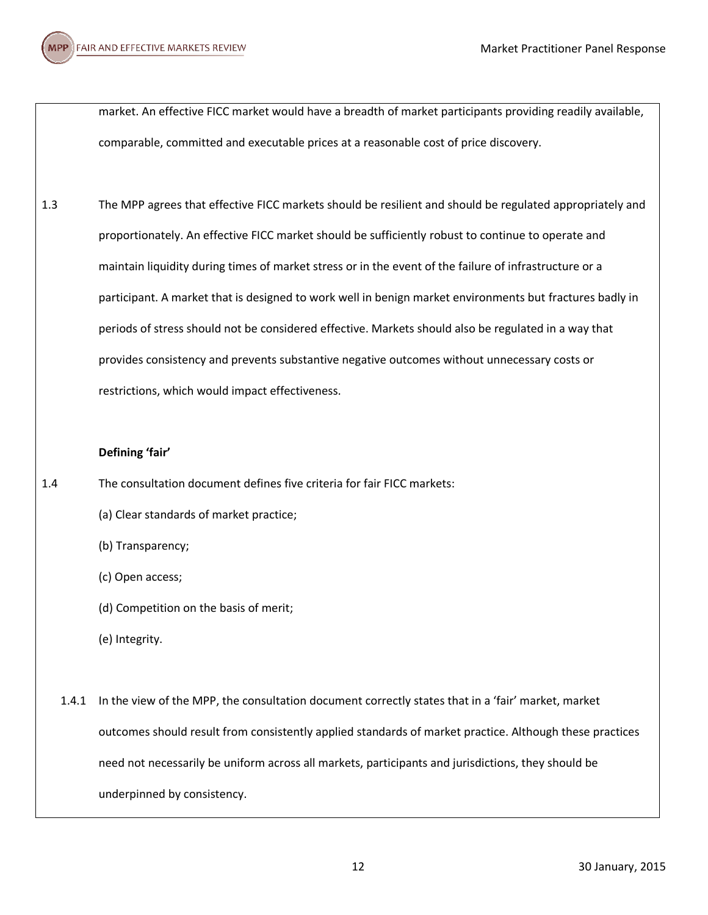market. An effective FICC market would have a breadth of market participants providing readily available, comparable, committed and executable prices at a reasonable cost of price discovery.

1.3 The MPP agrees that effective FICC markets should be resilient and should be regulated appropriately and proportionately. An effective FICC market should be sufficiently robust to continue to operate and maintain liquidity during times of market stress or in the event of the failure of infrastructure or a participant. A market that is designed to work well in benign market environments but fractures badly in periods of stress should not be considered effective. Markets should also be regulated in a way that provides consistency and prevents substantive negative outcomes without unnecessary costs or restrictions, which would impact effectiveness.

**Defining 'fair'**

1.4 The consultation document defines five criteria for fair FICC markets:

(a) Clear standards of market practice;

(b) Transparency;

(c) Open access;

(d) Competition on the basis of merit;

(e) Integrity.

1.4.1 In the view of the MPP, the consultation document correctly states that in a 'fair' market, market outcomes should result from consistently applied standards of market practice. Although these practices need not necessarily be uniform across all markets, participants and jurisdictions, they should be underpinned by consistency.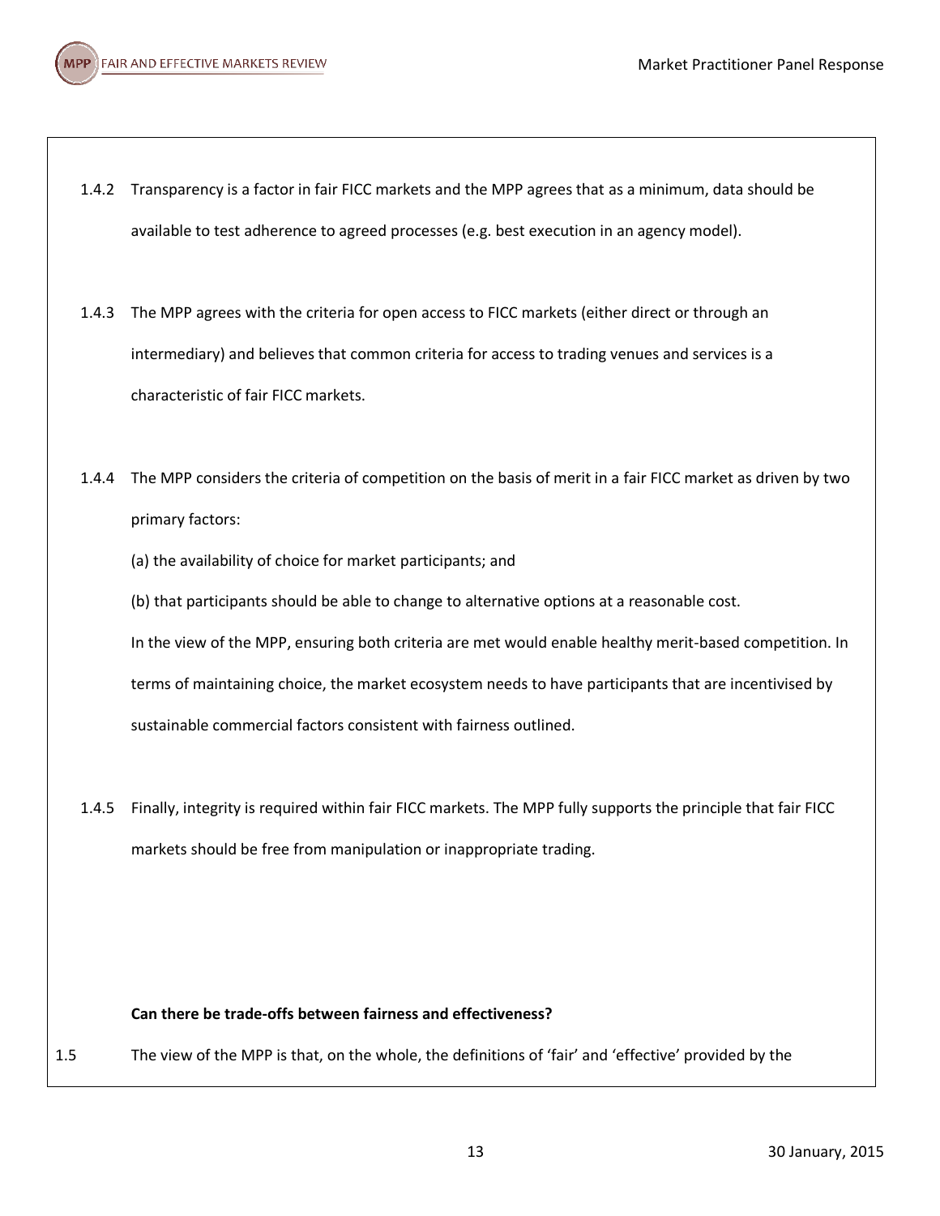1.4.2 Transparency is a factor in fair FICC markets and the MPP agrees that as a minimum, data should be available to test adherence to agreed processes (e.g. best execution in an agency model).

1.4.3 The MPP agrees with the criteria for open access to FICC markets (either direct or through an intermediary) and believes that common criteria for access to trading venues and services is a characteristic of fair FICC markets.

1.4.4 The MPP considers the criteria of competition on the basis of merit in a fair FICC market as driven by two primary factors:

(a) the availability of choice for market participants; and

(b) that participants should be able to change to alternative options at a reasonable cost.

In the view of the MPP, ensuring both criteria are met would enable healthy merit-based competition. In terms of maintaining choice, the market ecosystem needs to have participants that are incentivised by sustainable commercial factors consistent with fairness outlined.

1.4.5 Finally, integrity is required within fair FICC markets. The MPP fully supports the principle that fair FICC markets should be free from manipulation or inappropriate trading.

**Can there be trade-offs between fairness and effectiveness?**

1.5 The view of the MPP is that, on the whole, the definitions of 'fair' and 'effective' provided by the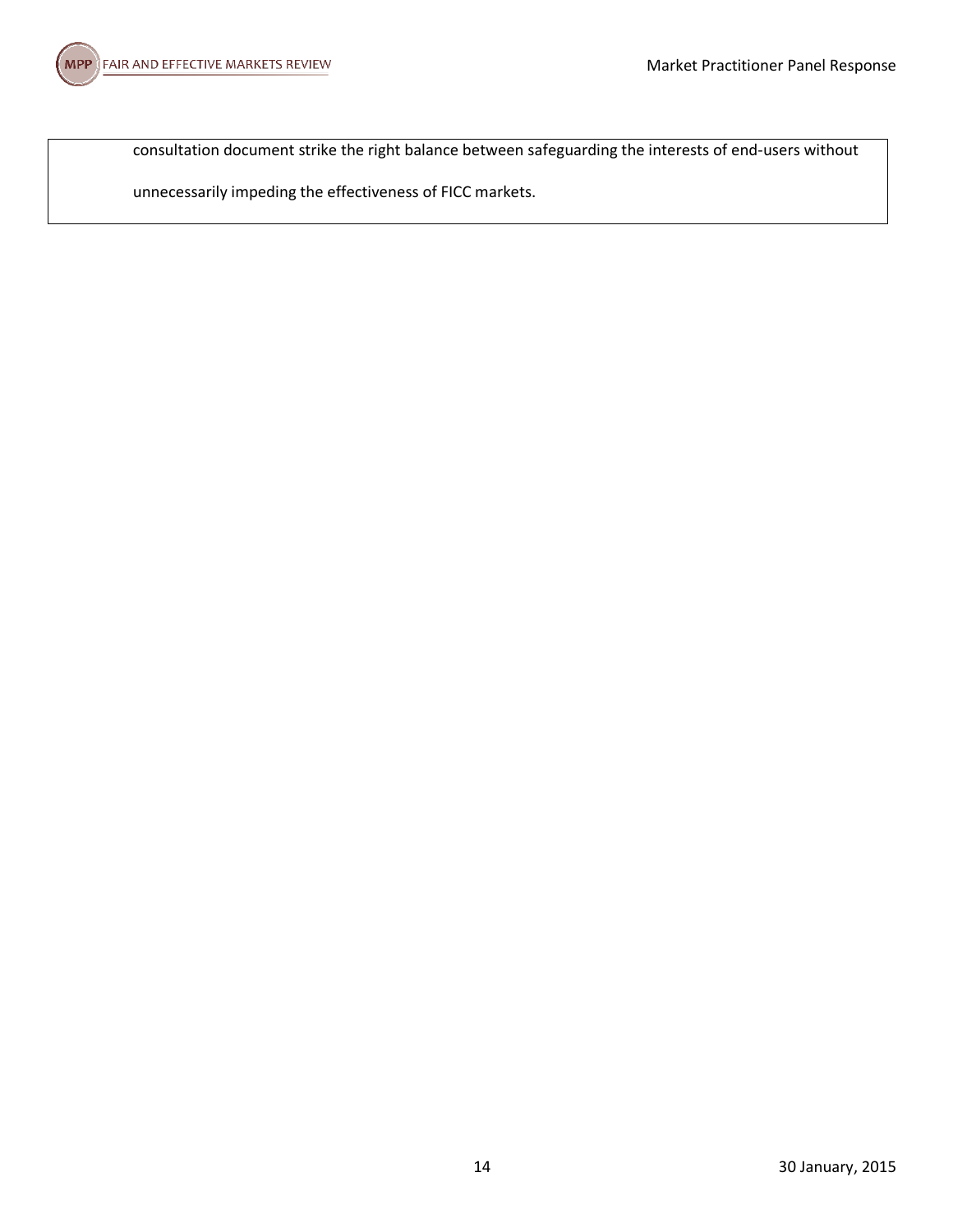consultation document strike the right balance between safeguarding the interests of end-users without unnecessarily impeding the effectiveness of FICC markets.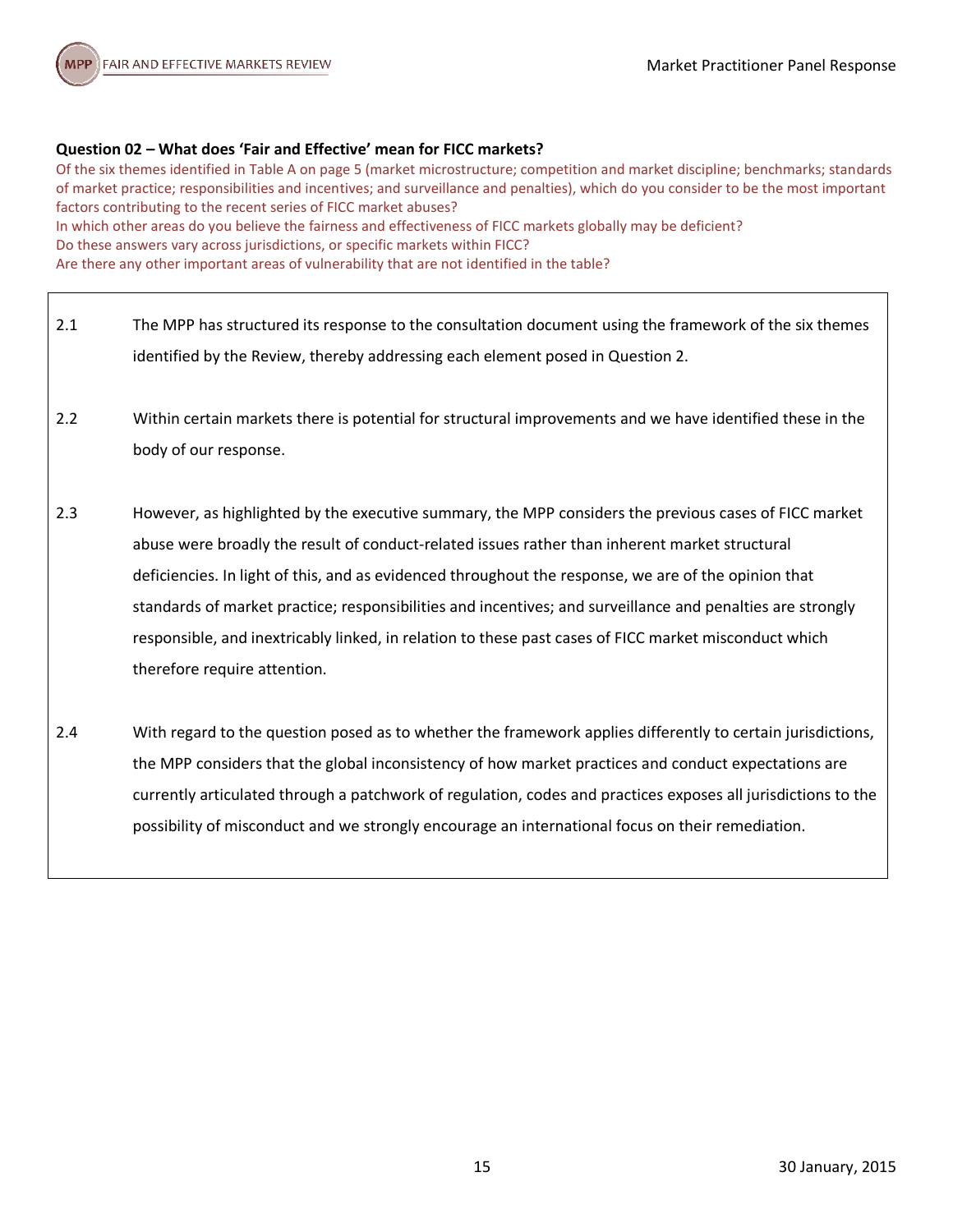**Question 02 – What does 'Fair and Effective' mean for FICC markets?**

Of the six themes identified in Table A on page 5 (market microstructure; competition and market discipline; benchmarks; standards of market practice; responsibilities and incentives; and surveillance and penalties), which do you consider to be the most important factors contributing to the recent series of FICC market abuses?
In which other areas do you believe the fairness and effectiveness of FICC markets globally may be deficient?
Do these answers vary across jurisdictions, or specific markets within FICC?
Are there any other important areas of vulnerability that are not identified in the table?

2.1 The MPP has structured its response to the consultation document using the framework of the six themes identified by the Review, thereby addressing each element posed in Question 2.

2.2 Within certain markets there is potential for structural improvements and we have identified these in the body of our response.

2.3 However, as highlighted by the executive summary, the MPP considers the previous cases of FICC market abuse were broadly the result of conduct-related issues rather than inherent market structural deficiencies. In light of this, and as evidenced throughout the response, we are of the opinion that standards of market practice; responsibilities and incentives; and surveillance and penalties are strongly responsible, and inextricably linked, in relation to these past cases of FICC market misconduct which therefore require attention.

2.4 With regard to the question posed as to whether the framework applies differently to certain jurisdictions, the MPP considers that the global inconsistency of how market practices and conduct expectations are currently articulated through a patchwork of regulation, codes and practices exposes all jurisdictions to the possibility of misconduct and we strongly encourage an international focus on their remediation.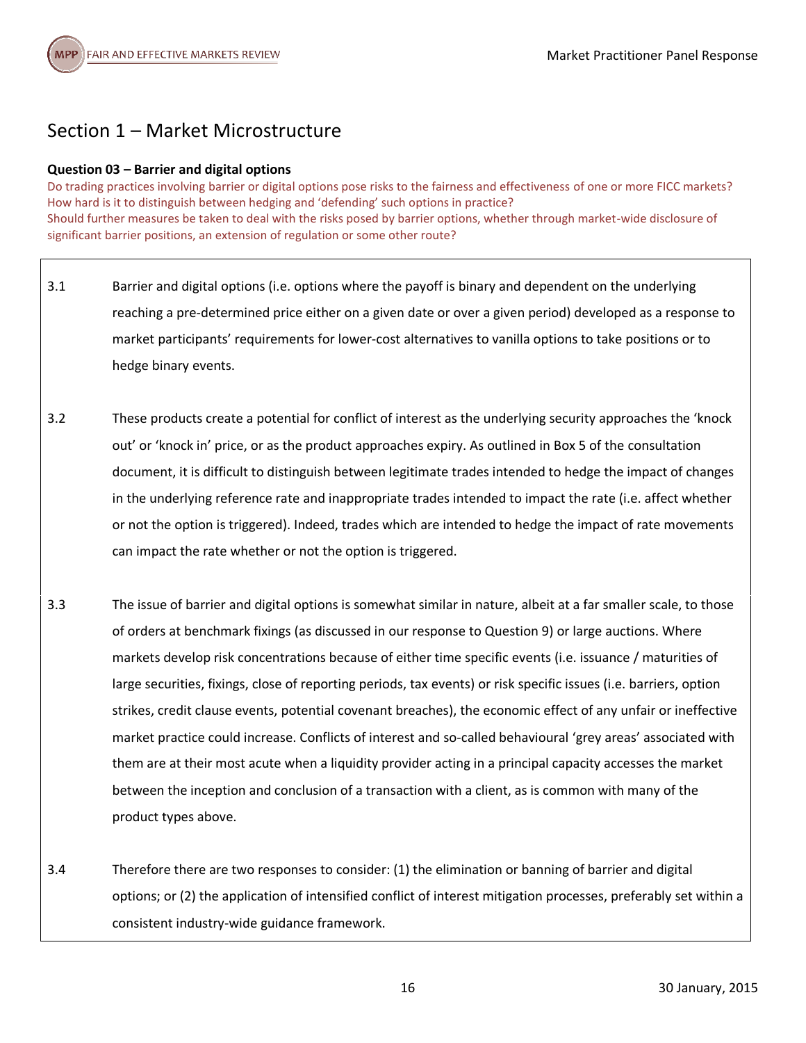## Section 1 – Market Microstructure

**Question 03 – Barrier and digital options**

Do trading practices involving barrier or digital options pose risks to the fairness and effectiveness of one or more FICC markets?
How hard is it to distinguish between hedging and 'defending' such options in practice?
Should further measures be taken to deal with the risks posed by barrier options, whether through market-wide disclosure of significant barrier positions, an extension of regulation or some other route?

3.1 Barrier and digital options (i.e. options where the payoff is binary and dependent on the underlying reaching a pre-determined price either on a given date or over a given period) developed as a response to market participants' requirements for lower-cost alternatives to vanilla options to take positions or to hedge binary events.

3.2 These products create a potential for conflict of interest as the underlying security approaches the 'knock out' or 'knock in' price, or as the product approaches expiry. As outlined in Box 5 of the consultation document, it is difficult to distinguish between legitimate trades intended to hedge the impact of changes in the underlying reference rate and inappropriate trades intended to impact the rate (i.e. affect whether or not the option is triggered). Indeed, trades which are intended to hedge the impact of rate movements can impact the rate whether or not the option is triggered.

3.3 The issue of barrier and digital options is somewhat similar in nature, albeit at a far smaller scale, to those of orders at benchmark fixings (as discussed in our response to Question 9) or large auctions. Where markets develop risk concentrations because of either time specific events (i.e. issuance / maturities of large securities, fixings, close of reporting periods, tax events) or risk specific issues (i.e. barriers, option strikes, credit clause events, potential covenant breaches), the economic effect of any unfair or ineffective market practice could increase. Conflicts of interest and so-called behavioural 'grey areas' associated with them are at their most acute when a liquidity provider acting in a principal capacity accesses the market between the inception and conclusion of a transaction with a client, as is common with many of the product types above.

3.4 Therefore there are two responses to consider: (1) the elimination or banning of barrier and digital options; or (2) the application of intensified conflict of interest mitigation processes, preferably set within a consistent industry-wide guidance framework.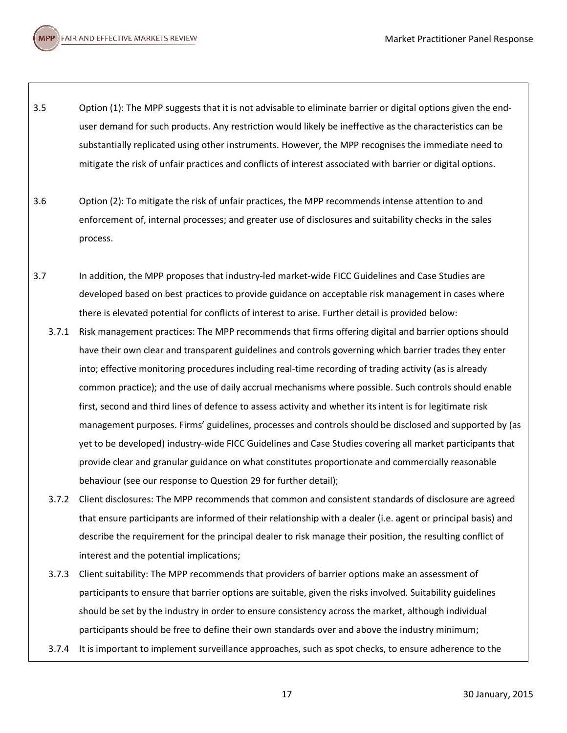3.5 Option (1): The MPP suggests that it is not advisable to eliminate barrier or digital options given the end-user demand for such products. Any restriction would likely be ineffective as the characteristics can be substantially replicated using other instruments. However, the MPP recognises the immediate need to mitigate the risk of unfair practices and conflicts of interest associated with barrier or digital options.

3.6 Option (2): To mitigate the risk of unfair practices, the MPP recommends intense attention to and enforcement of, internal processes; and greater use of disclosures and suitability checks in the sales process.

3.7 In addition, the MPP proposes that industry-led market-wide FICC Guidelines and Case Studies are developed based on best practices to provide guidance on acceptable risk management in cases where there is elevated potential for conflicts of interest to arise. Further detail is provided below:

- 3.7.1 Risk management practices: The MPP recommends that firms offering digital and barrier options should have their own clear and transparent guidelines and controls governing which barrier trades they enter into; effective monitoring procedures including real-time recording of trading activity (as is already common practice); and the use of daily accrual mechanisms where possible. Such controls should enable first, second and third lines of defence to assess activity and whether its intent is for legitimate risk management purposes. Firms' guidelines, processes and controls should be disclosed and supported by (as yet to be developed) industry-wide FICC Guidelines and Case Studies covering all market participants that provide clear and granular guidance on what constitutes proportionate and commercially reasonable behaviour (see our response to Question 29 for further detail);
- 3.7.2 Client disclosures: The MPP recommends that common and consistent standards of disclosure are agreed that ensure participants are informed of their relationship with a dealer (i.e. agent or principal basis) and describe the requirement for the principal dealer to risk manage their position, the resulting conflict of interest and the potential implications;
- 3.7.3 Client suitability: The MPP recommends that providers of barrier options make an assessment of participants to ensure that barrier options are suitable, given the risks involved. Suitability guidelines should be set by the industry in order to ensure consistency across the market, although individual participants should be free to define their own standards over and above the industry minimum;
- 3.7.4 It is important to implement surveillance approaches, such as spot checks, to ensure adherence to the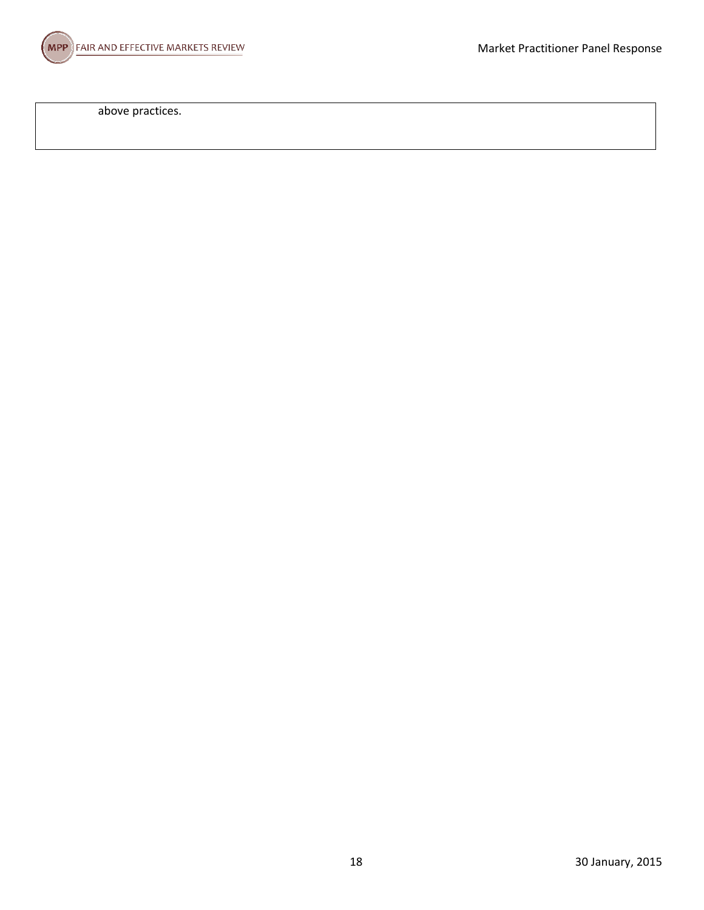above practices.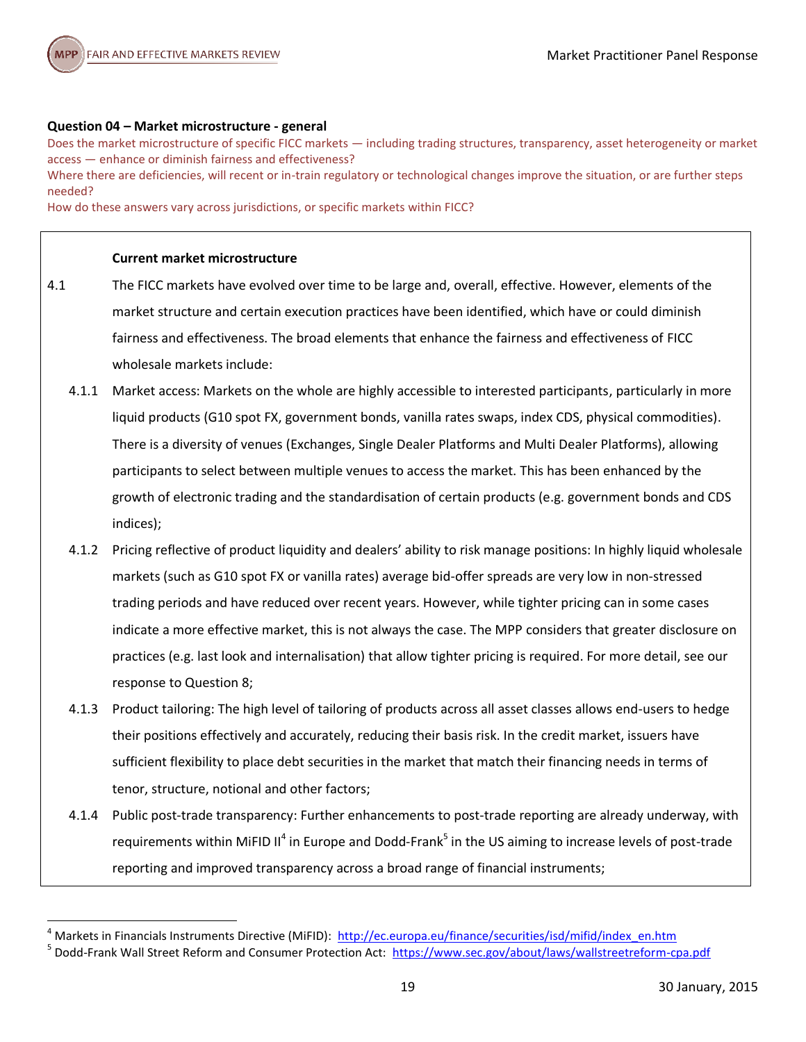### Question 04 – Market microstructure - general

Does the market microstructure of specific FICC markets — including trading structures, transparency, asset heterogeneity or market access — enhance or diminish fairness and effectiveness?

Where there are deficiencies, will recent or in-train regulatory or technological changes improve the situation, or are further steps needed?

How do these answers vary across jurisdictions, or specific markets within FICC?

**Current market microstructure**

4.1 The FICC markets have evolved over time to be large and, overall, effective. However, elements of the market structure and certain execution practices have been identified, which have or could diminish fairness and effectiveness. The broad elements that enhance the fairness and effectiveness of FICC wholesale markets include:

4.1.1 Market access: Markets on the whole are highly accessible to interested participants, particularly in more liquid products (G10 spot FX, government bonds, vanilla rates swaps, index CDS, physical commodities). There is a diversity of venues (Exchanges, Single Dealer Platforms and Multi Dealer Platforms), allowing participants to select between multiple venues to access the market. This has been enhanced by the growth of electronic trading and the standardisation of certain products (e.g. government bonds and CDS indices);

4.1.2 Pricing reflective of product liquidity and dealers' ability to risk manage positions: In highly liquid wholesale markets (such as G10 spot FX or vanilla rates) average bid-offer spreads are very low in non-stressed trading periods and have reduced over recent years. However, while tighter pricing can in some cases indicate a more effective market, this is not always the case. The MPP considers that greater disclosure on practices (e.g. last look and internalisation) that allow tighter pricing is required. For more detail, see our response to Question 8;

4.1.3 Product tailoring: The high level of tailoring of products across all asset classes allows end-users to hedge their positions effectively and accurately, reducing their basis risk. In the credit market, issuers have sufficient flexibility to place debt securities in the market that match their financing needs in terms of tenor, structure, notional and other factors;

4.1.4 Public post-trade transparency: Further enhancements to post-trade reporting are already underway, with requirements within MiFID II[4] in Europe and Dodd-Frank[5] in the US aiming to increase levels of post-trade reporting and improved transparency across a broad range of financial instruments;

---

[4] Markets in Financials Instruments Directive (MiFID): http://ec.europa.eu/finance/securities/isd/mifid/index_en.htm

[5] Dodd-Frank Wall Street Reform and Consumer Protection Act: https://www.sec.gov/about/laws/wallstreetreform-cpa.pdf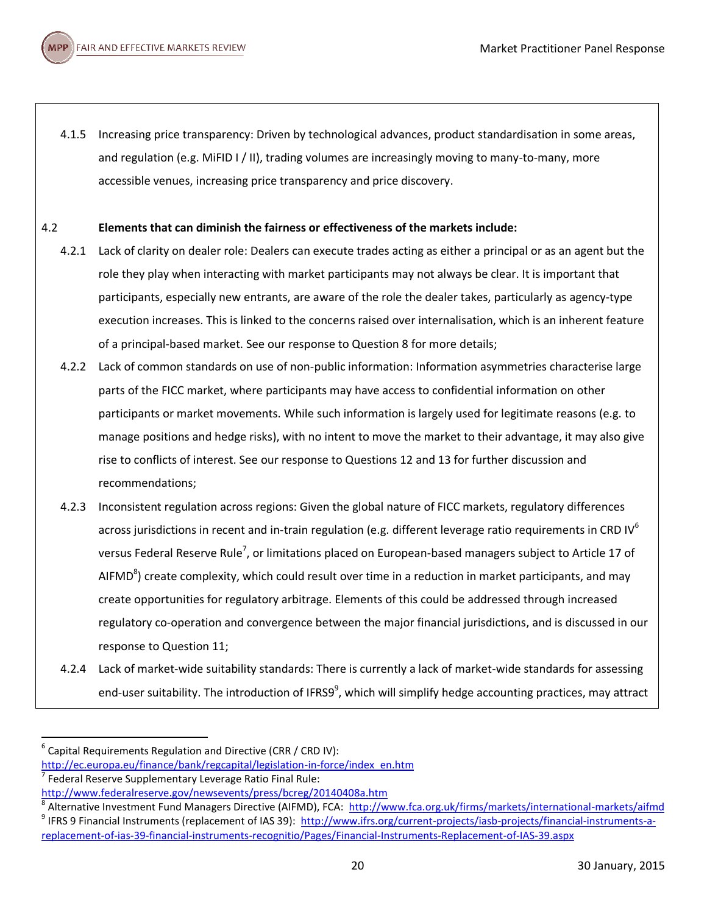4.1.5 Increasing price transparency: Driven by technological advances, product standardisation in some areas, and regulation (e.g. MiFID I / II), trading volumes are increasingly moving to many-to-many, more accessible venues, increasing price transparency and price discovery.

4.2 **Elements that can diminish the fairness or effectiveness of the markets include:**

4.2.1 Lack of clarity on dealer role: Dealers can execute trades acting as either a principal or as an agent but the role they play when interacting with market participants may not always be clear. It is important that participants, especially new entrants, are aware of the role the dealer takes, particularly as agency-type execution increases. This is linked to the concerns raised over internalisation, which is an inherent feature of a principal-based market. See our response to Question 8 for more details;

4.2.2 Lack of common standards on use of non-public information: Information asymmetries characterise large parts of the FICC market, where participants may have access to confidential information on other participants or market movements. While such information is largely used for legitimate reasons (e.g. to manage positions and hedge risks), with no intent to move the market to their advantage, it may also give rise to conflicts of interest. See our response to Questions 12 and 13 for further discussion and recommendations;

4.2.3 Inconsistent regulation across regions: Given the global nature of FICC markets, regulatory differences across jurisdictions in recent and in-train regulation (e.g. different leverage ratio requirements in CRD IV[6] versus Federal Reserve Rule[7], or limitations placed on European-based managers subject to Article 17 of AIFMD[8]) create complexity, which could result over time in a reduction in market participants, and may create opportunities for regulatory arbitrage. Elements of this could be addressed through increased regulatory co-operation and convergence between the major financial jurisdictions, and is discussed in our response to Question 11;

4.2.4 Lack of market-wide suitability standards: There is currently a lack of market-wide standards for assessing end-user suitability. The introduction of IFRS9[9], which will simplify hedge accounting practices, may attract

---

[6] Capital Requirements Regulation and Directive (CRR / CRD IV): http://ec.europa.eu/finance/bank/regcapital/legislation-in-force/index_en.htm

[7] Federal Reserve Supplementary Leverage Ratio Final Rule: http://www.federalreserve.gov/newsevents/press/bcreg/20140408a.htm

[8] Alternative Investment Fund Managers Directive (AIFMD), FCA: http://www.fca.org.uk/firms/markets/international-markets/aifmd

[9] IFRS 9 Financial Instruments (replacement of IAS 39): http://www.ifrs.org/current-projects/iasb-projects/financial-instruments-a-replacement-of-ias-39-financial-instruments-recognitio/Pages/Financial-Instruments-Replacement-of-IAS-39.aspx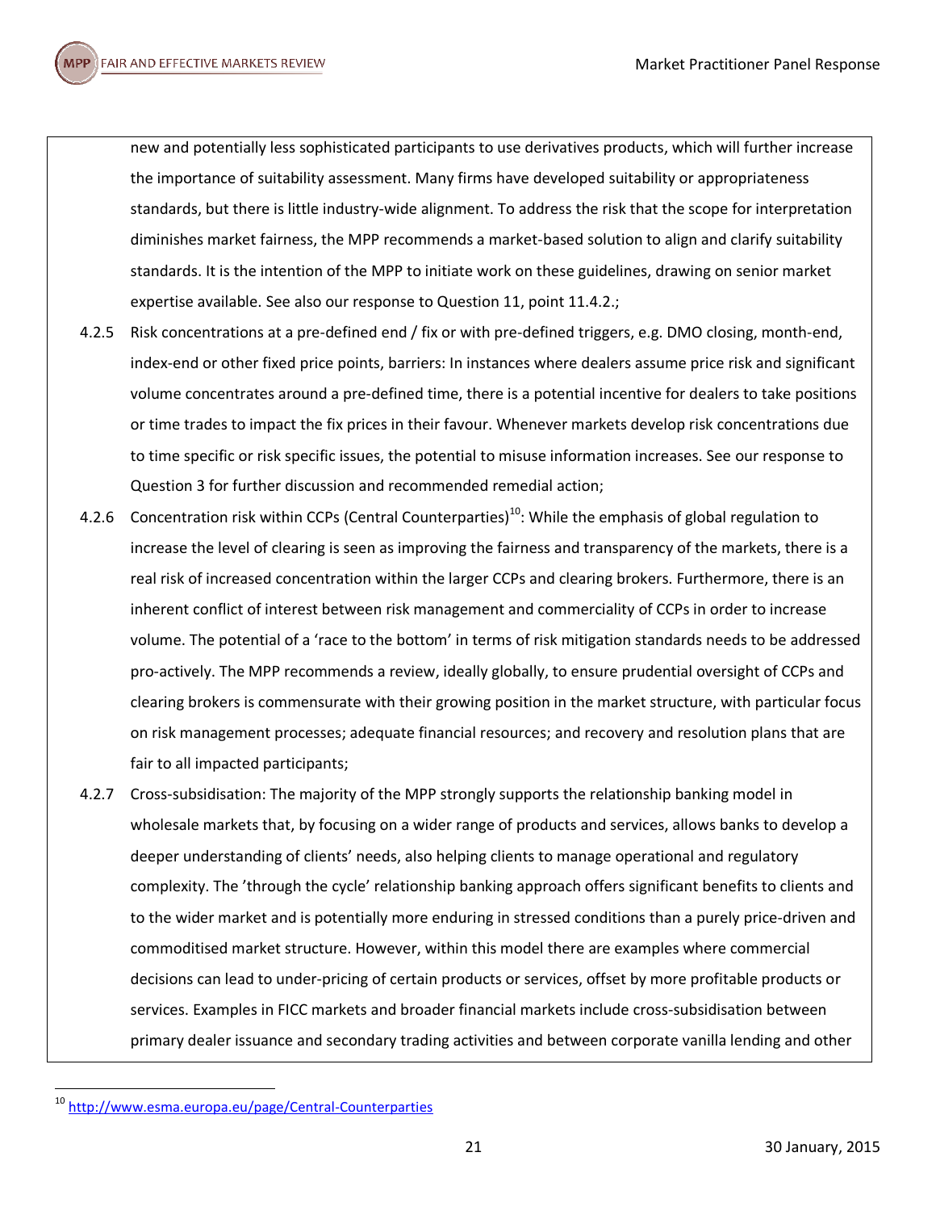new and potentially less sophisticated participants to use derivatives products, which will further increase the importance of suitability assessment. Many firms have developed suitability or appropriateness standards, but there is little industry-wide alignment. To address the risk that the scope for interpretation diminishes market fairness, the MPP recommends a market-based solution to align and clarify suitability standards. It is the intention of the MPP to initiate work on these guidelines, drawing on senior market expertise available. See also our response to Question 11, point 11.4.2.;

4.2.5 Risk concentrations at a pre-defined end / fix or with pre-defined triggers, e.g. DMO closing, month-end, index-end or other fixed price points, barriers: In instances where dealers assume price risk and significant volume concentrates around a pre-defined time, there is a potential incentive for dealers to take positions or time trades to impact the fix prices in their favour. Whenever markets develop risk concentrations due to time specific or risk specific issues, the potential to misuse information increases. See our response to Question 3 for further discussion and recommended remedial action;

4.2.6 Concentration risk within CCPs (Central Counterparties)[10]: While the emphasis of global regulation to increase the level of clearing is seen as improving the fairness and transparency of the markets, there is a real risk of increased concentration within the larger CCPs and clearing brokers. Furthermore, there is an inherent conflict of interest between risk management and commerciality of CCPs in order to increase volume. The potential of a 'race to the bottom' in terms of risk mitigation standards needs to be addressed pro-actively. The MPP recommends a review, ideally globally, to ensure prudential oversight of CCPs and clearing brokers is commensurate with their growing position in the market structure, with particular focus on risk management processes; adequate financial resources; and recovery and resolution plans that are fair to all impacted participants;

4.2.7 Cross-subsidisation: The majority of the MPP strongly supports the relationship banking model in wholesale markets that, by focusing on a wider range of products and services, allows banks to develop a deeper understanding of clients' needs, also helping clients to manage operational and regulatory complexity. The 'through the cycle' relationship banking approach offers significant benefits to clients and to the wider market and is potentially more enduring in stressed conditions than a purely price-driven and commoditised market structure. However, within this model there are examples where commercial decisions can lead to under-pricing of certain products or services, offset by more profitable products or services. Examples in FICC markets and broader financial markets include cross-subsidisation between primary dealer issuance and secondary trading activities and between corporate vanilla lending and other

[10] http://www.esma.europa.eu/page/Central-Counterparties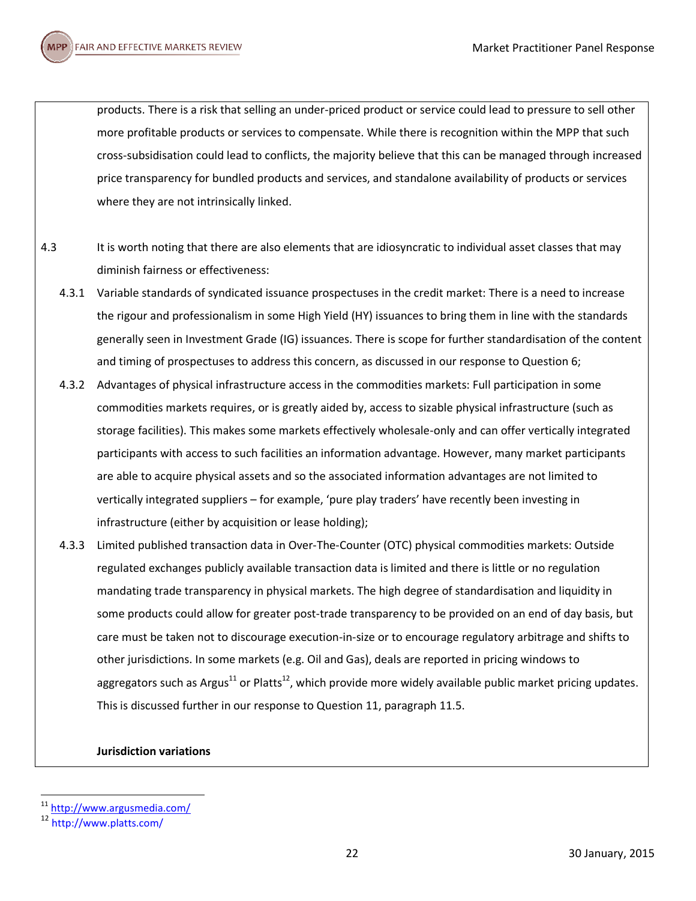products. There is a risk that selling an under-priced product or service could lead to pressure to sell other more profitable products or services to compensate. While there is recognition within the MPP that such cross-subsidisation could lead to conflicts, the majority believe that this can be managed through increased price transparency for bundled products and services, and standalone availability of products or services where they are not intrinsically linked.

4.3 It is worth noting that there are also elements that are idiosyncratic to individual asset classes that may diminish fairness or effectiveness:

4.3.1 Variable standards of syndicated issuance prospectuses in the credit market: There is a need to increase the rigour and professionalism in some High Yield (HY) issuances to bring them in line with the standards generally seen in Investment Grade (IG) issuances. There is scope for further standardisation of the content and timing of prospectuses to address this concern, as discussed in our response to Question 6;

4.3.2 Advantages of physical infrastructure access in the commodities markets: Full participation in some commodities markets requires, or is greatly aided by, access to sizable physical infrastructure (such as storage facilities). This makes some markets effectively wholesale-only and can offer vertically integrated participants with access to such facilities an information advantage. However, many market participants are able to acquire physical assets and so the associated information advantages are not limited to vertically integrated suppliers – for example, 'pure play traders' have recently been investing in infrastructure (either by acquisition or lease holding);

4.3.3 Limited published transaction data in Over-The-Counter (OTC) physical commodities markets: Outside regulated exchanges publicly available transaction data is limited and there is little or no regulation mandating trade transparency in physical markets. The high degree of standardisation and liquidity in some products could allow for greater post-trade transparency to be provided on an end of day basis, but care must be taken not to discourage execution-in-size or to encourage regulatory arbitrage and shifts to other jurisdictions. In some markets (e.g. Oil and Gas), deals are reported in pricing windows to aggregators such as Argus[11] or Platts[12], which provide more widely available public market pricing updates. This is discussed further in our response to Question 11, paragraph 11.5.

**Jurisdiction variations**

---

[11] http://www.argusmedia.com/

[12] http://www.platts.com/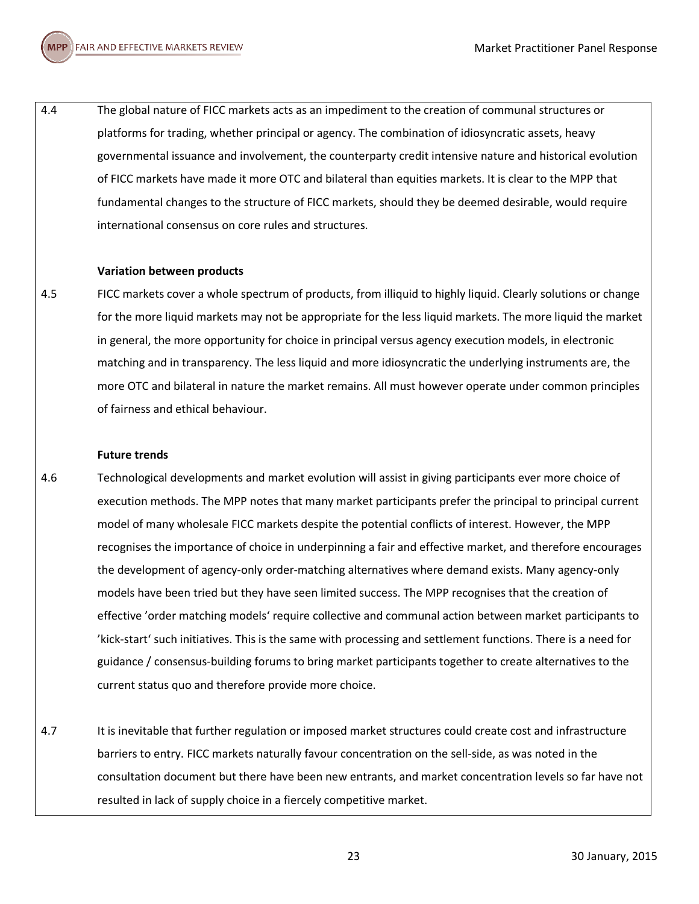4.4 The global nature of FICC markets acts as an impediment to the creation of communal structures or platforms for trading, whether principal or agency. The combination of idiosyncratic assets, heavy governmental issuance and involvement, the counterparty credit intensive nature and historical evolution of FICC markets have made it more OTC and bilateral than equities markets. It is clear to the MPP that fundamental changes to the structure of FICC markets, should they be deemed desirable, would require international consensus on core rules and structures.

**Variation between products**

4.5 FICC markets cover a whole spectrum of products, from illiquid to highly liquid. Clearly solutions or change for the more liquid markets may not be appropriate for the less liquid markets. The more liquid the market in general, the more opportunity for choice in principal versus agency execution models, in electronic matching and in transparency. The less liquid and more idiosyncratic the underlying instruments are, the more OTC and bilateral in nature the market remains. All must however operate under common principles of fairness and ethical behaviour.

**Future trends**

4.6 Technological developments and market evolution will assist in giving participants ever more choice of execution methods. The MPP notes that many market participants prefer the principal to principal current model of many wholesale FICC markets despite the potential conflicts of interest. However, the MPP recognises the importance of choice in underpinning a fair and effective market, and therefore encourages the development of agency-only order-matching alternatives where demand exists. Many agency-only models have been tried but they have seen limited success. The MPP recognises that the creation of effective 'order matching models' require collective and communal action between market participants to 'kick-start' such initiatives. This is the same with processing and settlement functions. There is a need for guidance / consensus-building forums to bring market participants together to create alternatives to the current status quo and therefore provide more choice.

4.7 It is inevitable that further regulation or imposed market structures could create cost and infrastructure barriers to entry. FICC markets naturally favour concentration on the sell-side, as was noted in the consultation document but there have been new entrants, and market concentration levels so far have not resulted in lack of supply choice in a fiercely competitive market.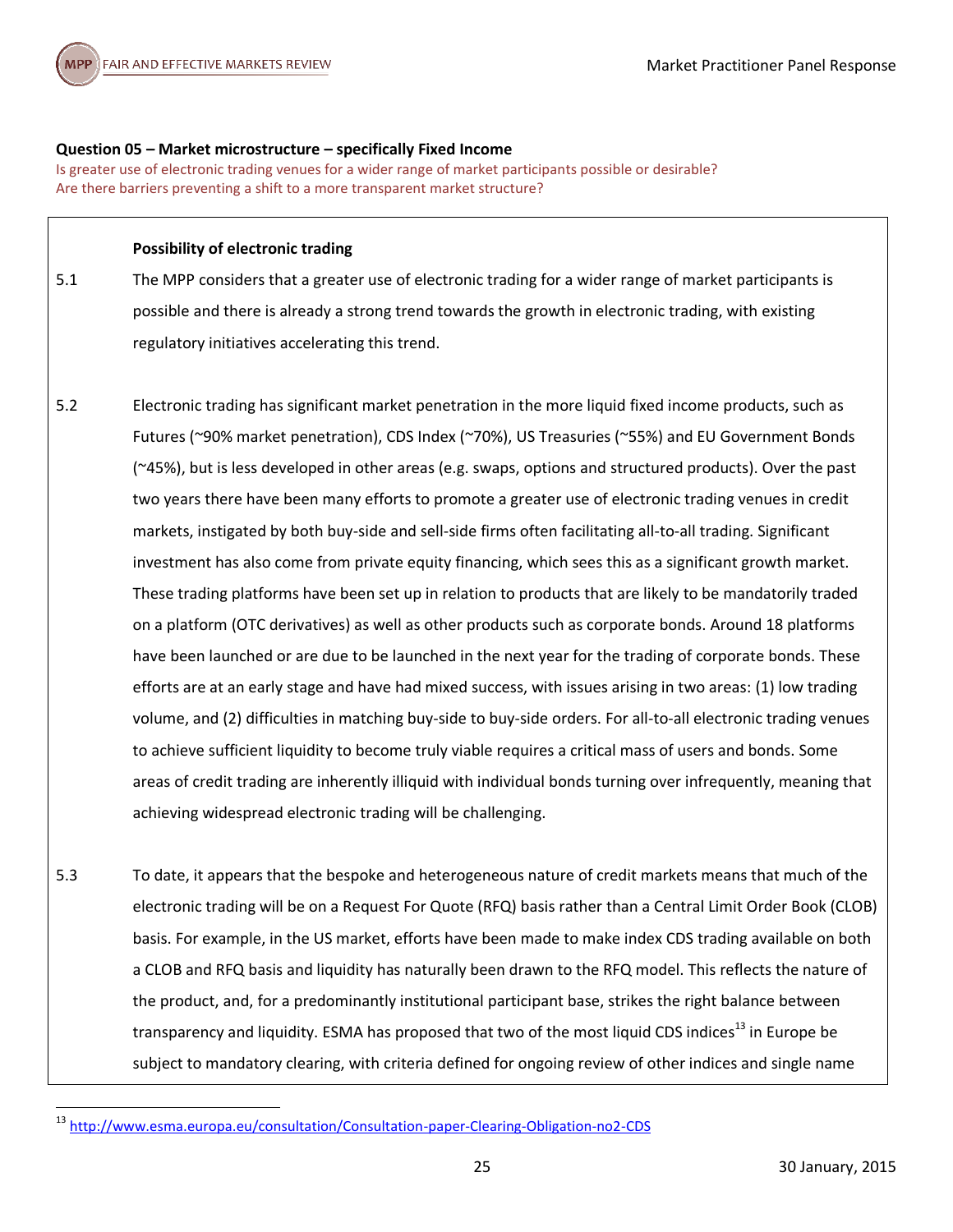**Question 05 – Market microstructure – specifically Fixed Income**

Is greater use of electronic trading venues for a wider range of market participants possible or desirable? Are there barriers preventing a shift to a more transparent market structure?

**Possibility of electronic trading**

5.1 The MPP considers that a greater use of electronic trading for a wider range of market participants is possible and there is already a strong trend towards the growth in electronic trading, with existing regulatory initiatives accelerating this trend.

5.2 Electronic trading has significant market penetration in the more liquid fixed income products, such as Futures (~90% market penetration), CDS Index (~70%), US Treasuries (~55%) and EU Government Bonds (~45%), but is less developed in other areas (e.g. swaps, options and structured products). Over the past two years there have been many efforts to promote a greater use of electronic trading venues in credit markets, instigated by both buy-side and sell-side firms often facilitating all-to-all trading. Significant investment has also come from private equity financing, which sees this as a significant growth market. These trading platforms have been set up in relation to products that are likely to be mandatorily traded on a platform (OTC derivatives) as well as other products such as corporate bonds. Around 18 platforms have been launched or are due to be launched in the next year for the trading of corporate bonds. These efforts are at an early stage and have had mixed success, with issues arising in two areas: (1) low trading volume, and (2) difficulties in matching buy-side to buy-side orders. For all-to-all electronic trading venues to achieve sufficient liquidity to become truly viable requires a critical mass of users and bonds. Some areas of credit trading are inherently illiquid with individual bonds turning over infrequently, meaning that achieving widespread electronic trading will be challenging.

5.3 To date, it appears that the bespoke and heterogeneous nature of credit markets means that much of the electronic trading will be on a Request For Quote (RFQ) basis rather than a Central Limit Order Book (CLOB) basis. For example, in the US market, efforts have been made to make index CDS trading available on both a CLOB and RFQ basis and liquidity has naturally been drawn to the RFQ model. This reflects the nature of the product, and, for a predominantly institutional participant base, strikes the right balance between transparency and liquidity. ESMA has proposed that two of the most liquid CDS indices[13] in Europe be subject to mandatory clearing, with criteria defined for ongoing review of other indices and single name

[13] http://www.esma.europa.eu/consultation/Consultation-paper-Clearing-Obligation-no2-CDS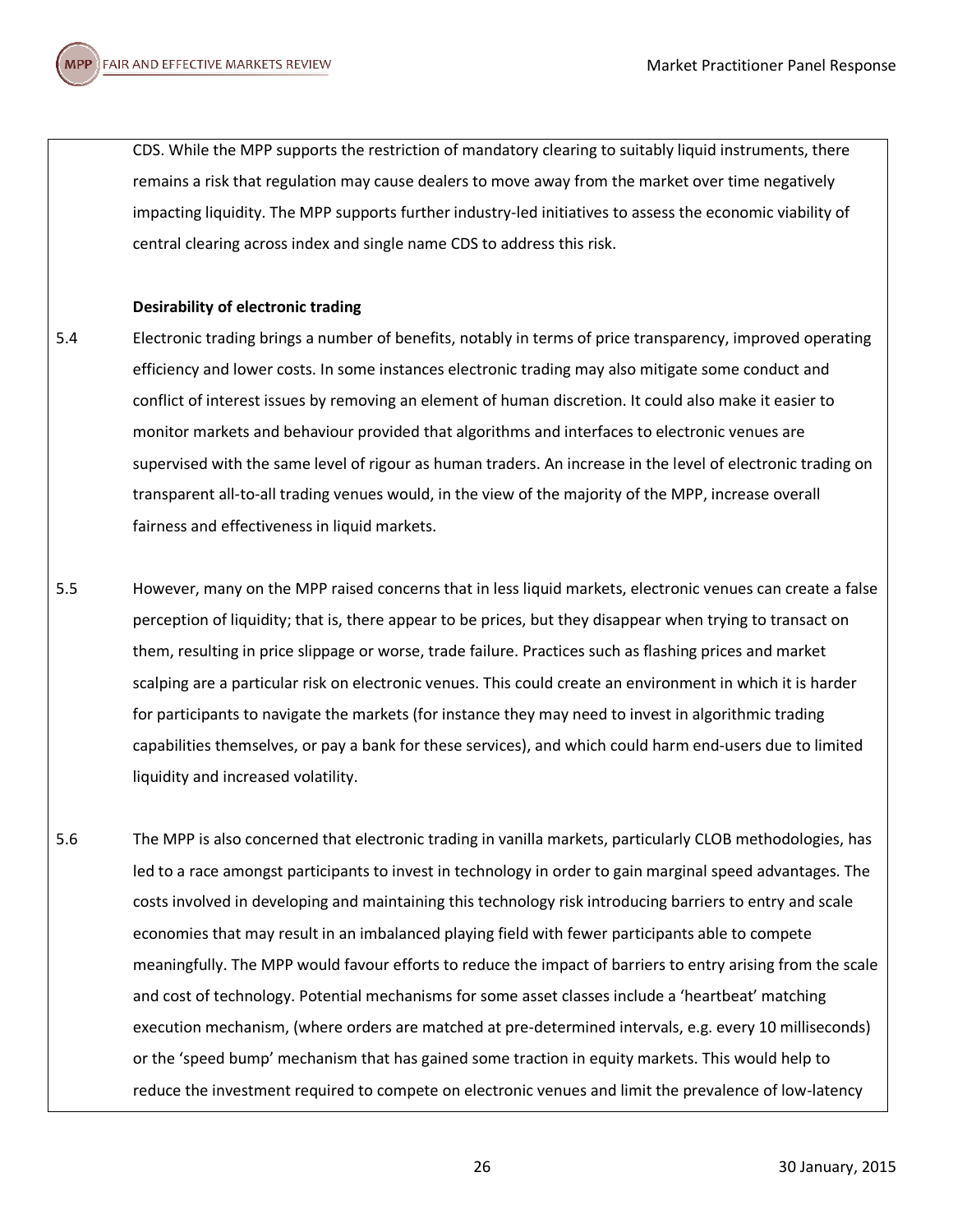CDS. While the MPP supports the restriction of mandatory clearing to suitably liquid instruments, there remains a risk that regulation may cause dealers to move away from the market over time negatively impacting liquidity. The MPP supports further industry-led initiatives to assess the economic viability of central clearing across index and single name CDS to address this risk.

**Desirability of electronic trading**

5.4 Electronic trading brings a number of benefits, notably in terms of price transparency, improved operating efficiency and lower costs. In some instances electronic trading may also mitigate some conduct and conflict of interest issues by removing an element of human discretion. It could also make it easier to monitor markets and behaviour provided that algorithms and interfaces to electronic venues are supervised with the same level of rigour as human traders. An increase in the level of electronic trading on transparent all-to-all trading venues would, in the view of the majority of the MPP, increase overall fairness and effectiveness in liquid markets.

5.5 However, many on the MPP raised concerns that in less liquid markets, electronic venues can create a false perception of liquidity; that is, there appear to be prices, but they disappear when trying to transact on them, resulting in price slippage or worse, trade failure. Practices such as flashing prices and market scalping are a particular risk on electronic venues. This could create an environment in which it is harder for participants to navigate the markets (for instance they may need to invest in algorithmic trading capabilities themselves, or pay a bank for these services), and which could harm end-users due to limited liquidity and increased volatility.

5.6 The MPP is also concerned that electronic trading in vanilla markets, particularly CLOB methodologies, has led to a race amongst participants to invest in technology in order to gain marginal speed advantages. The costs involved in developing and maintaining this technology risk introducing barriers to entry and scale economies that may result in an imbalanced playing field with fewer participants able to compete meaningfully. The MPP would favour efforts to reduce the impact of barriers to entry arising from the scale and cost of technology. Potential mechanisms for some asset classes include a 'heartbeat' matching execution mechanism, (where orders are matched at pre-determined intervals, e.g. every 10 milliseconds) or the 'speed bump' mechanism that has gained some traction in equity markets. This would help to reduce the investment required to compete on electronic venues and limit the prevalence of low-latency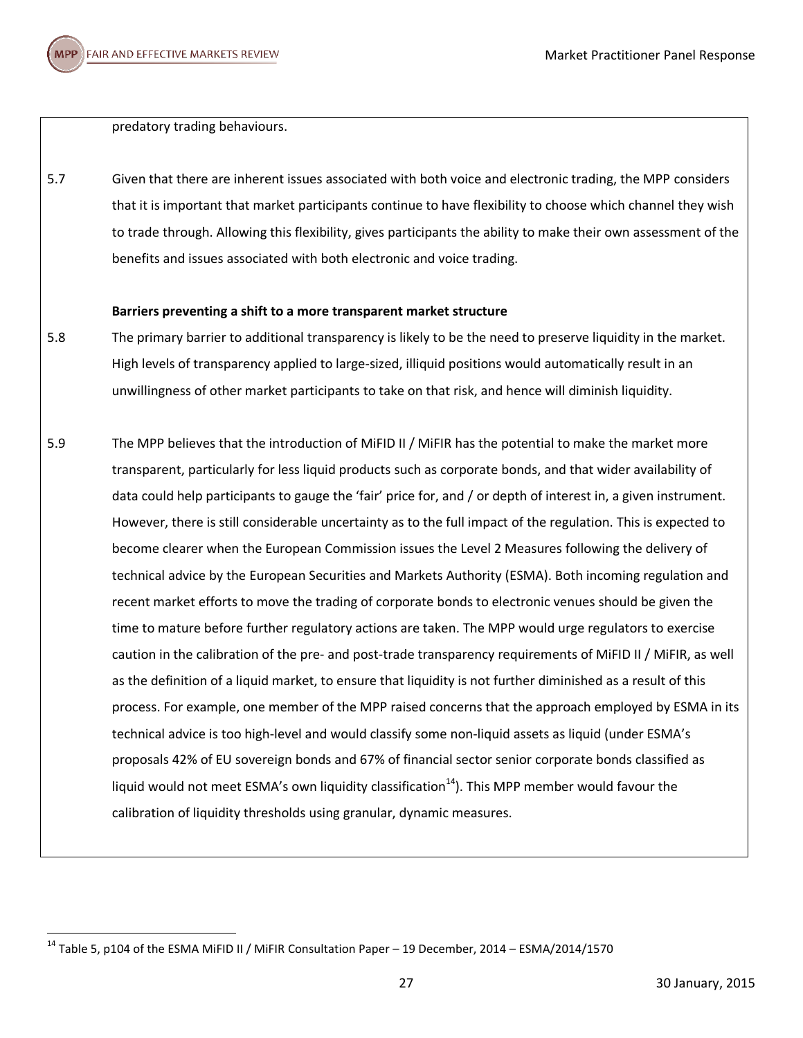predatory trading behaviours.

5.7 Given that there are inherent issues associated with both voice and electronic trading, the MPP considers that it is important that market participants continue to have flexibility to choose which channel they wish to trade through. Allowing this flexibility, gives participants the ability to make their own assessment of the benefits and issues associated with both electronic and voice trading.

**Barriers preventing a shift to a more transparent market structure**

5.8 The primary barrier to additional transparency is likely to be the need to preserve liquidity in the market. High levels of transparency applied to large-sized, illiquid positions would automatically result in an unwillingness of other market participants to take on that risk, and hence will diminish liquidity.

5.9 The MPP believes that the introduction of MiFID II / MiFIR has the potential to make the market more transparent, particularly for less liquid products such as corporate bonds, and that wider availability of data could help participants to gauge the 'fair' price for, and / or depth of interest in, a given instrument. However, there is still considerable uncertainty as to the full impact of the regulation. This is expected to become clearer when the European Commission issues the Level 2 Measures following the delivery of technical advice by the European Securities and Markets Authority (ESMA). Both incoming regulation and recent market efforts to move the trading of corporate bonds to electronic venues should be given the time to mature before further regulatory actions are taken. The MPP would urge regulators to exercise caution in the calibration of the pre- and post-trade transparency requirements of MiFID II / MiFIR, as well as the definition of a liquid market, to ensure that liquidity is not further diminished as a result of this process. For example, one member of the MPP raised concerns that the approach employed by ESMA in its technical advice is too high-level and would classify some non-liquid assets as liquid (under ESMA's proposals 42% of EU sovereign bonds and 67% of financial sector senior corporate bonds classified as liquid would not meet ESMA's own liquidity classification[14]). This MPP member would favour the calibration of liquidity thresholds using granular, dynamic measures.

[14] Table 5, p104 of the ESMA MiFID II / MiFIR Consultation Paper – 19 December, 2014 – ESMA/2014/1570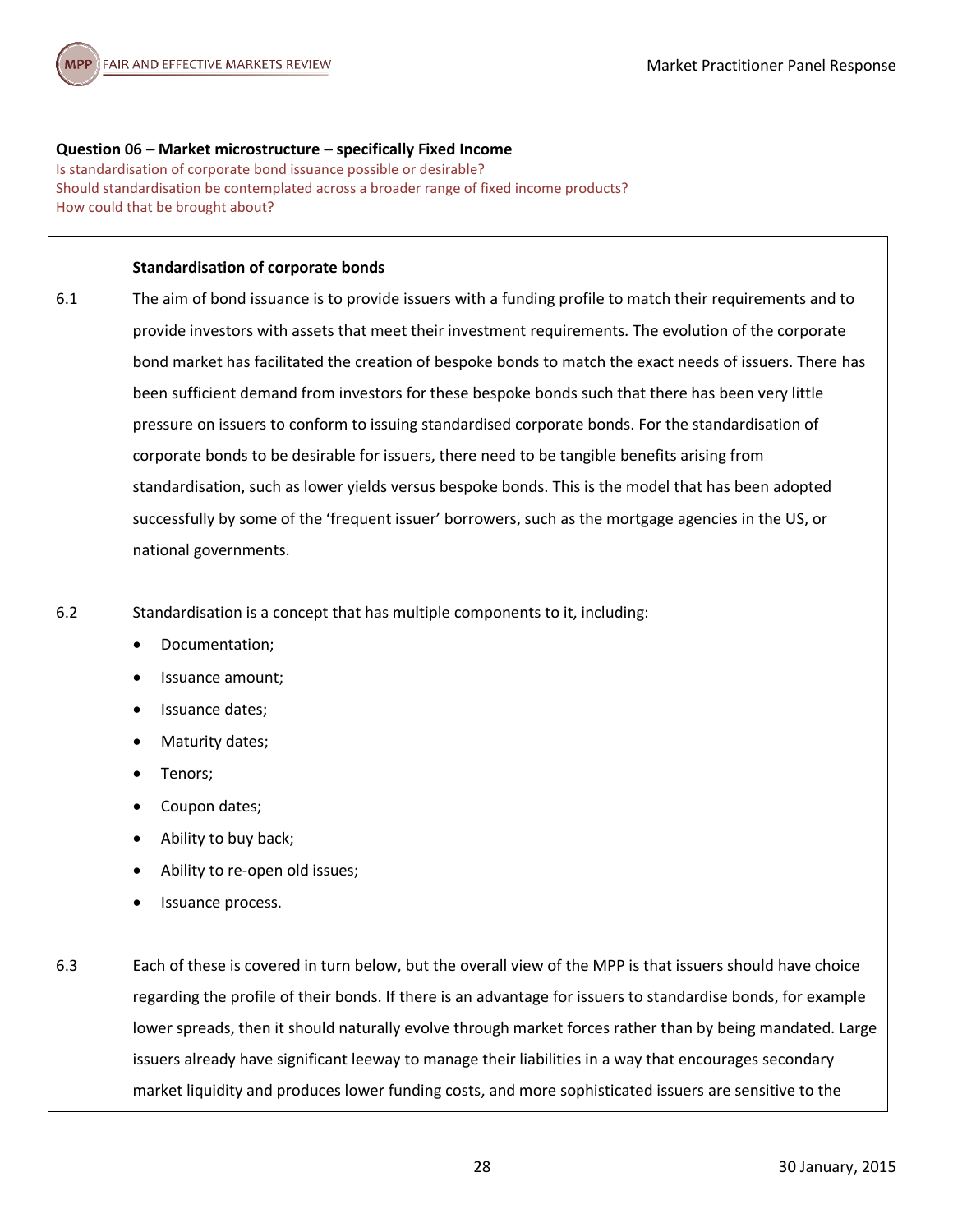**Question 06 – Market microstructure – specifically Fixed Income**

Is standardisation of corporate bond issuance possible or desirable?
Should standardisation be contemplated across a broader range of fixed income products?
How could that be brought about?

**Standardisation of corporate bonds**

6.1 The aim of bond issuance is to provide issuers with a funding profile to match their requirements and to provide investors with assets that meet their investment requirements. The evolution of the corporate bond market has facilitated the creation of bespoke bonds to match the exact needs of issuers. There has been sufficient demand from investors for these bespoke bonds such that there has been very little pressure on issuers to conform to issuing standardised corporate bonds. For the standardisation of corporate bonds to be desirable for issuers, there need to be tangible benefits arising from standardisation, such as lower yields versus bespoke bonds. This is the model that has been adopted successfully by some of the 'frequent issuer' borrowers, such as the mortgage agencies in the US, or national governments.

6.2 Standardisation is a concept that has multiple components to it, including:

- Documentation;
- Issuance amount;
- Issuance dates;
- Maturity dates;
- Tenors;
- Coupon dates;
- Ability to buy back;
- Ability to re-open old issues;
- Issuance process.

6.3 Each of these is covered in turn below, but the overall view of the MPP is that issuers should have choice regarding the profile of their bonds. If there is an advantage for issuers to standardise bonds, for example lower spreads, then it should naturally evolve through market forces rather than by being mandated. Large issuers already have significant leeway to manage their liabilities in a way that encourages secondary market liquidity and produces lower funding costs, and more sophisticated issuers are sensitive to the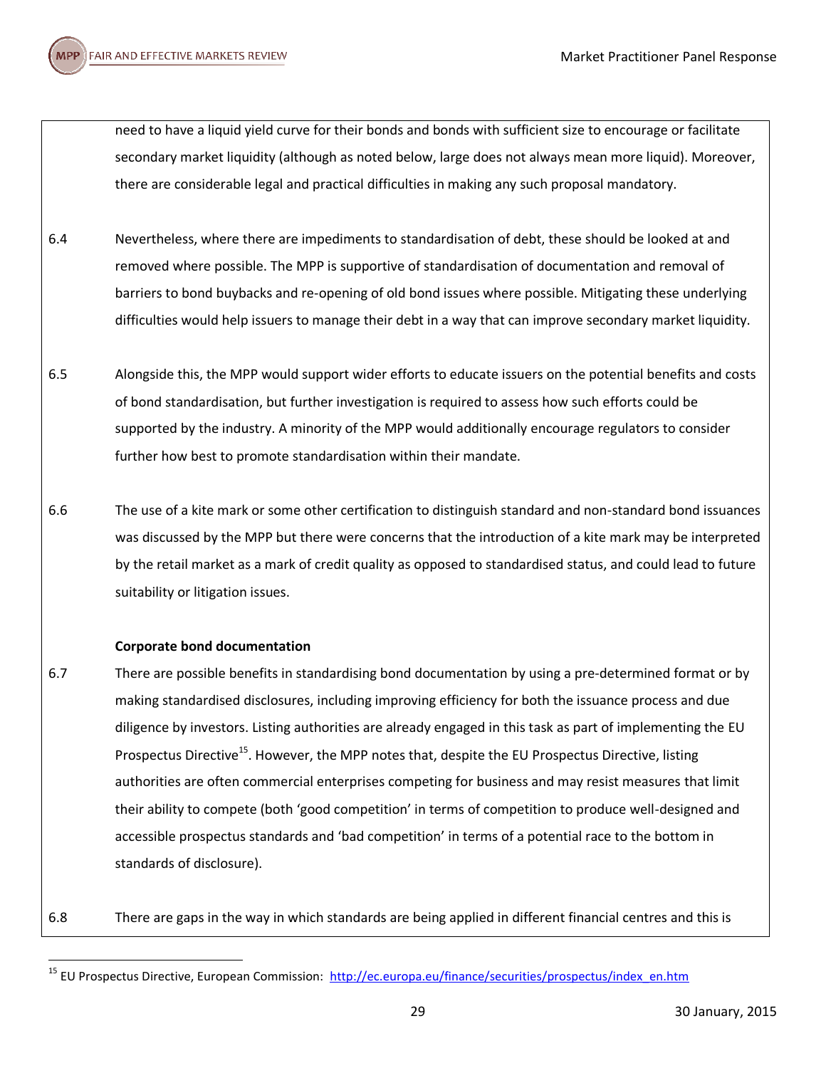need to have a liquid yield curve for their bonds and bonds with sufficient size to encourage or facilitate secondary market liquidity (although as noted below, large does not always mean more liquid). Moreover, there are considerable legal and practical difficulties in making any such proposal mandatory.

6.4 Nevertheless, where there are impediments to standardisation of debt, these should be looked at and removed where possible. The MPP is supportive of standardisation of documentation and removal of barriers to bond buybacks and re-opening of old bond issues where possible. Mitigating these underlying difficulties would help issuers to manage their debt in a way that can improve secondary market liquidity.

6.5 Alongside this, the MPP would support wider efforts to educate issuers on the potential benefits and costs of bond standardisation, but further investigation is required to assess how such efforts could be supported by the industry. A minority of the MPP would additionally encourage regulators to consider further how best to promote standardisation within their mandate.

6.6 The use of a kite mark or some other certification to distinguish standard and non-standard bond issuances was discussed by the MPP but there were concerns that the introduction of a kite mark may be interpreted by the retail market as a mark of credit quality as opposed to standardised status, and could lead to future suitability or litigation issues.

**Corporate bond documentation**

6.7 There are possible benefits in standardising bond documentation by using a pre-determined format or by making standardised disclosures, including improving efficiency for both the issuance process and due diligence by investors. Listing authorities are already engaged in this task as part of implementing the EU Prospectus Directive[15]. However, the MPP notes that, despite the EU Prospectus Directive, listing authorities are often commercial enterprises competing for business and may resist measures that limit their ability to compete (both 'good competition' in terms of competition to produce well-designed and accessible prospectus standards and 'bad competition' in terms of a potential race to the bottom in standards of disclosure).

6.8 There are gaps in the way in which standards are being applied in different financial centres and this is

[15] EU Prospectus Directive, European Commission: http://ec.europa.eu/finance/securities/prospectus/index_en.htm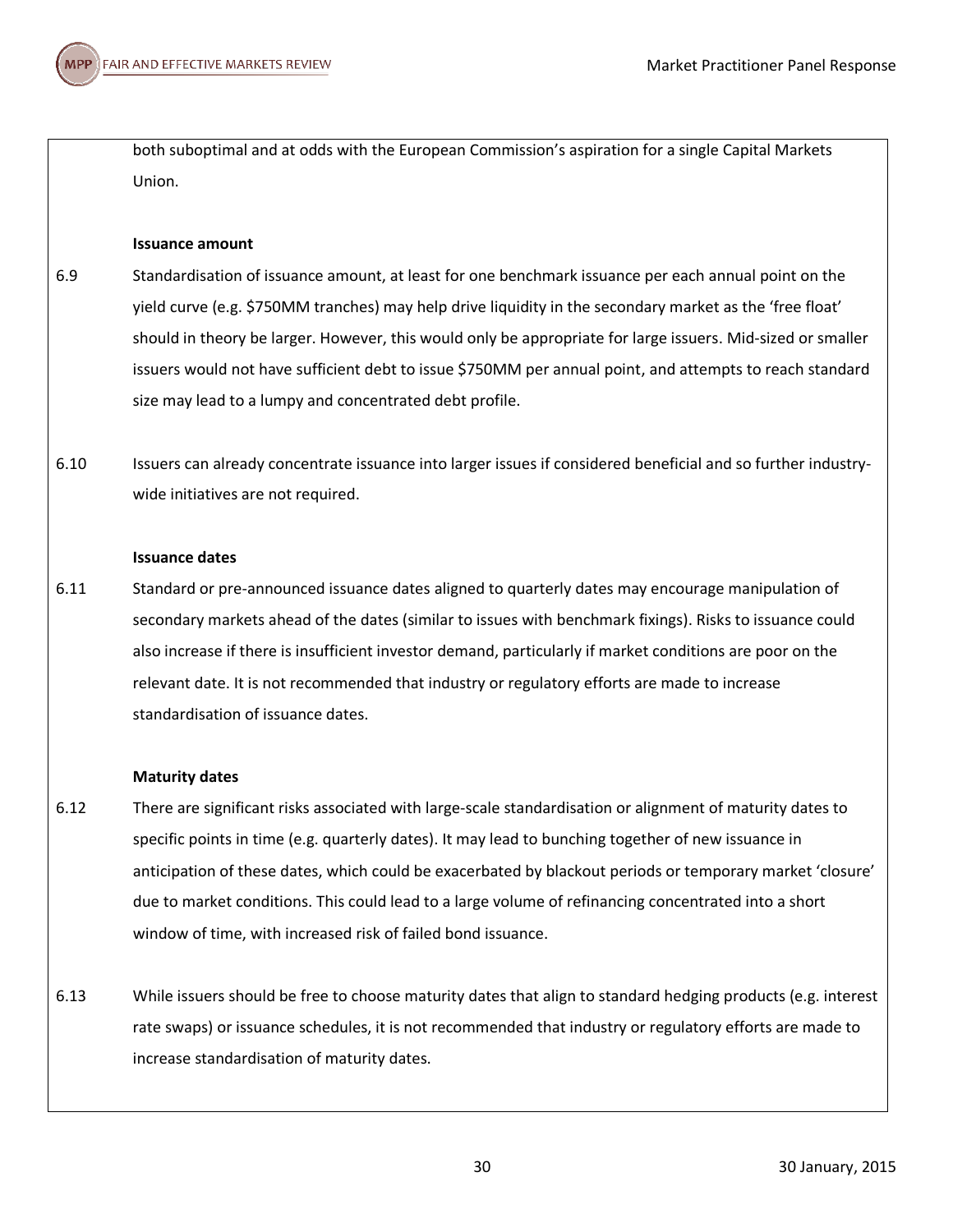both suboptimal and at odds with the European Commission's aspiration for a single Capital Markets Union.

**Issuance amount**

6.9 Standardisation of issuance amount, at least for one benchmark issuance per each annual point on the yield curve (e.g. $750MM tranches) may help drive liquidity in the secondary market as the 'free float' should in theory be larger. However, this would only be appropriate for large issuers. Mid-sized or smaller issuers would not have sufficient debt to issue $750MM per annual point, and attempts to reach standard size may lead to a lumpy and concentrated debt profile.

6.10 Issuers can already concentrate issuance into larger issues if considered beneficial and so further industry-wide initiatives are not required.

**Issuance dates**

6.11 Standard or pre-announced issuance dates aligned to quarterly dates may encourage manipulation of secondary markets ahead of the dates (similar to issues with benchmark fixings). Risks to issuance could also increase if there is insufficient investor demand, particularly if market conditions are poor on the relevant date. It is not recommended that industry or regulatory efforts are made to increase standardisation of issuance dates.

**Maturity dates**

6.12 There are significant risks associated with large-scale standardisation or alignment of maturity dates to specific points in time (e.g. quarterly dates). It may lead to bunching together of new issuance in anticipation of these dates, which could be exacerbated by blackout periods or temporary market 'closure' due to market conditions. This could lead to a large volume of refinancing concentrated into a short window of time, with increased risk of failed bond issuance.

6.13 While issuers should be free to choose maturity dates that align to standard hedging products (e.g. interest rate swaps) or issuance schedules, it is not recommended that industry or regulatory efforts are made to increase standardisation of maturity dates.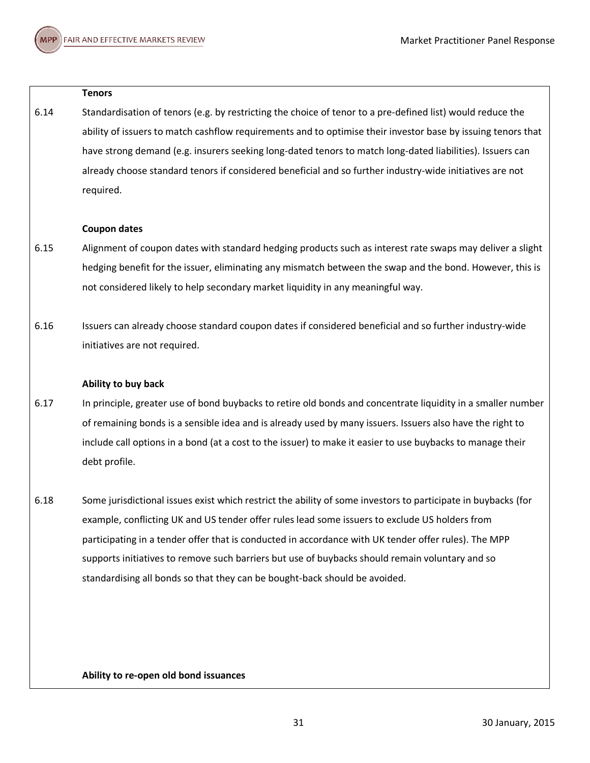**Tenors**

6.14 Standardisation of tenors (e.g. by restricting the choice of tenor to a pre-defined list) would reduce the ability of issuers to match cashflow requirements and to optimise their investor base by issuing tenors that have strong demand (e.g. insurers seeking long-dated tenors to match long-dated liabilities). Issuers can already choose standard tenors if considered beneficial and so further industry-wide initiatives are not required.

**Coupon dates**

6.15 Alignment of coupon dates with standard hedging products such as interest rate swaps may deliver a slight hedging benefit for the issuer, eliminating any mismatch between the swap and the bond. However, this is not considered likely to help secondary market liquidity in any meaningful way.

6.16 Issuers can already choose standard coupon dates if considered beneficial and so further industry-wide initiatives are not required.

**Ability to buy back**

6.17 In principle, greater use of bond buybacks to retire old bonds and concentrate liquidity in a smaller number of remaining bonds is a sensible idea and is already used by many issuers. Issuers also have the right to include call options in a bond (at a cost to the issuer) to make it easier to use buybacks to manage their debt profile.

6.18 Some jurisdictional issues exist which restrict the ability of some investors to participate in buybacks (for example, conflicting UK and US tender offer rules lead some issuers to exclude US holders from participating in a tender offer that is conducted in accordance with UK tender offer rules). The MPP supports initiatives to remove such barriers but use of buybacks should remain voluntary and so standardising all bonds so that they can be bought-back should be avoided.

**Ability to re-open old bond issuances**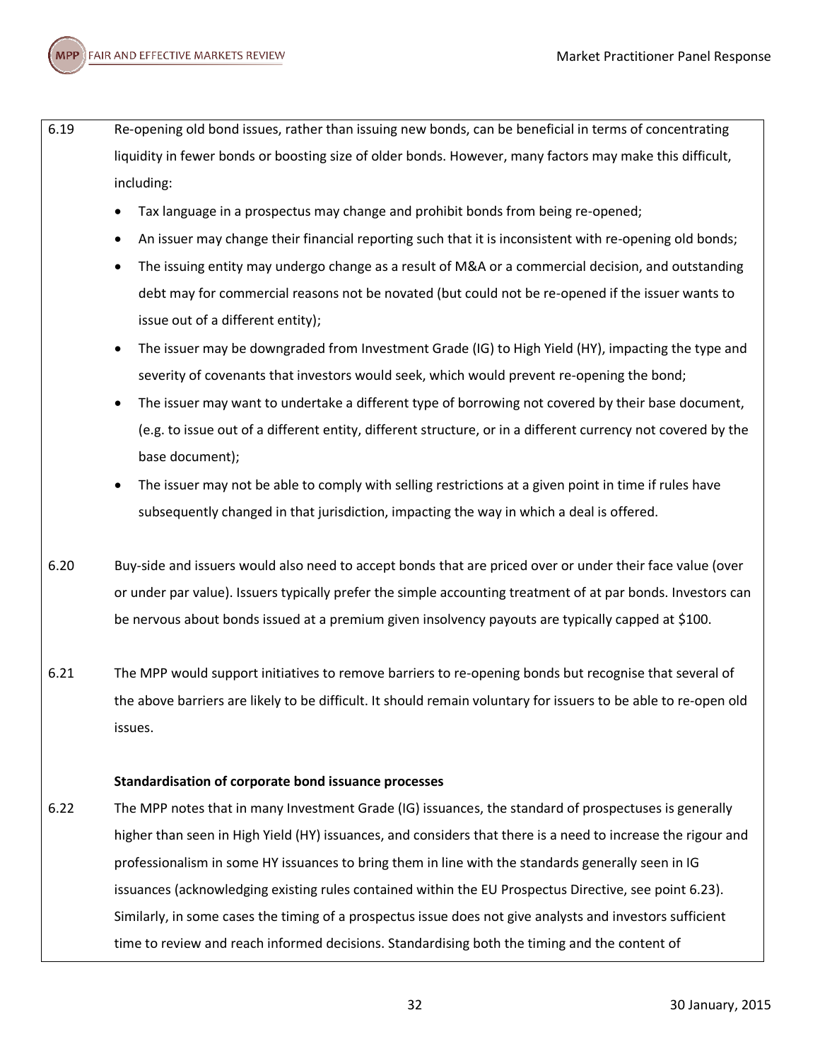6.19 Re-opening old bond issues, rather than issuing new bonds, can be beneficial in terms of concentrating liquidity in fewer bonds or boosting size of older bonds. However, many factors may make this difficult, including:

- Tax language in a prospectus may change and prohibit bonds from being re-opened;
- An issuer may change their financial reporting such that it is inconsistent with re-opening old bonds;
- The issuing entity may undergo change as a result of M&A or a commercial decision, and outstanding debt may for commercial reasons not be novated (but could not be re-opened if the issuer wants to issue out of a different entity);
- The issuer may be downgraded from Investment Grade (IG) to High Yield (HY), impacting the type and severity of covenants that investors would seek, which would prevent re-opening the bond;
- The issuer may want to undertake a different type of borrowing not covered by their base document, (e.g. to issue out of a different entity, different structure, or in a different currency not covered by the base document);
- The issuer may not be able to comply with selling restrictions at a given point in time if rules have subsequently changed in that jurisdiction, impacting the way in which a deal is offered.

6.20 Buy-side and issuers would also need to accept bonds that are priced over or under their face value (over or under par value). Issuers typically prefer the simple accounting treatment of at par bonds. Investors can be nervous about bonds issued at a premium given insolvency payouts are typically capped at $100.

6.21 The MPP would support initiatives to remove barriers to re-opening bonds but recognise that several of the above barriers are likely to be difficult. It should remain voluntary for issuers to be able to re-open old issues.

**Standardisation of corporate bond issuance processes**

6.22 The MPP notes that in many Investment Grade (IG) issuances, the standard of prospectuses is generally higher than seen in High Yield (HY) issuances, and considers that there is a need to increase the rigour and professionalism in some HY issuances to bring them in line with the standards generally seen in IG issuances (acknowledging existing rules contained within the EU Prospectus Directive, see point 6.23). Similarly, in some cases the timing of a prospectus issue does not give analysts and investors sufficient time to review and reach informed decisions. Standardising both the timing and the content of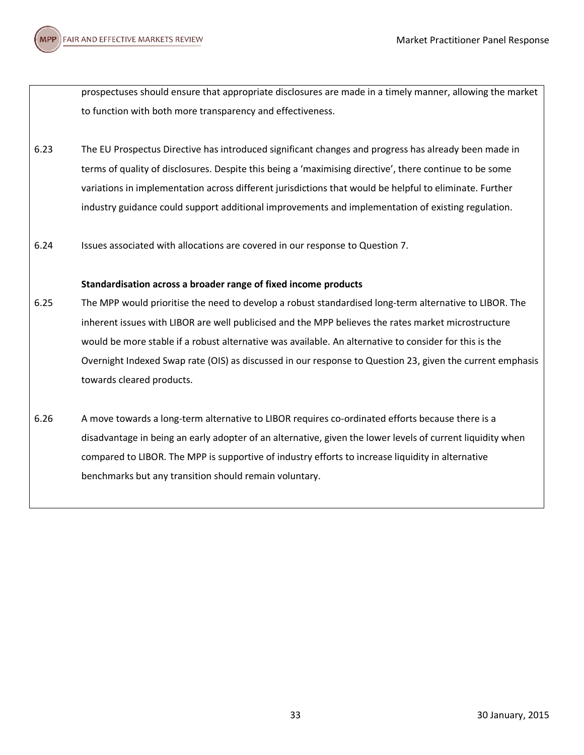prospectuses should ensure that appropriate disclosures are made in a timely manner, allowing the market to function with both more transparency and effectiveness.

6.23 The EU Prospectus Directive has introduced significant changes and progress has already been made in terms of quality of disclosures. Despite this being a 'maximising directive', there continue to be some variations in implementation across different jurisdictions that would be helpful to eliminate. Further industry guidance could support additional improvements and implementation of existing regulation.

6.24 Issues associated with allocations are covered in our response to Question 7.

**Standardisation across a broader range of fixed income products**

6.25 The MPP would prioritise the need to develop a robust standardised long-term alternative to LIBOR. The inherent issues with LIBOR are well publicised and the MPP believes the rates market microstructure would be more stable if a robust alternative was available. An alternative to consider for this is the Overnight Indexed Swap rate (OIS) as discussed in our response to Question 23, given the current emphasis towards cleared products.

6.26 A move towards a long-term alternative to LIBOR requires co-ordinated efforts because there is a disadvantage in being an early adopter of an alternative, given the lower levels of current liquidity when compared to LIBOR. The MPP is supportive of industry efforts to increase liquidity in alternative benchmarks but any transition should remain voluntary.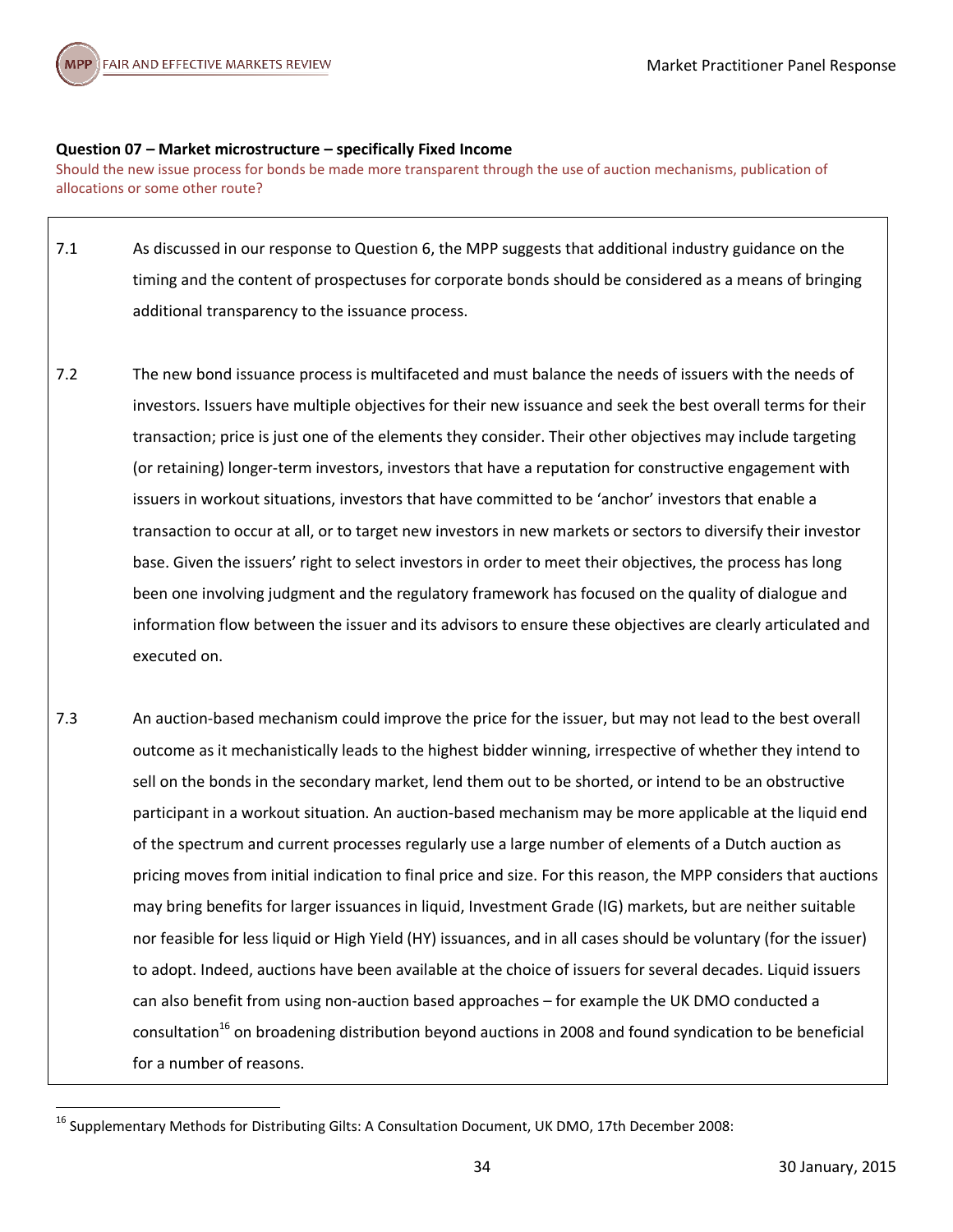**Question 07 – Market microstructure – specifically Fixed Income**

Should the new issue process for bonds be made more transparent through the use of auction mechanisms, publication of allocations or some other route?

7.1 As discussed in our response to Question 6, the MPP suggests that additional industry guidance on the timing and the content of prospectuses for corporate bonds should be considered as a means of bringing additional transparency to the issuance process.

7.2 The new bond issuance process is multifaceted and must balance the needs of issuers with the needs of investors. Issuers have multiple objectives for their new issuance and seek the best overall terms for their transaction; price is just one of the elements they consider. Their other objectives may include targeting (or retaining) longer-term investors, investors that have a reputation for constructive engagement with issuers in workout situations, investors that have committed to be 'anchor' investors that enable a transaction to occur at all, or to target new investors in new markets or sectors to diversify their investor base. Given the issuers' right to select investors in order to meet their objectives, the process has long been one involving judgment and the regulatory framework has focused on the quality of dialogue and information flow between the issuer and its advisors to ensure these objectives are clearly articulated and executed on.

7.3 An auction-based mechanism could improve the price for the issuer, but may not lead to the best overall outcome as it mechanistically leads to the highest bidder winning, irrespective of whether they intend to sell on the bonds in the secondary market, lend them out to be shorted, or intend to be an obstructive participant in a workout situation. An auction-based mechanism may be more applicable at the liquid end of the spectrum and current processes regularly use a large number of elements of a Dutch auction as pricing moves from initial indication to final price and size. For this reason, the MPP considers that auctions may bring benefits for larger issuances in liquid, Investment Grade (IG) markets, but are neither suitable nor feasible for less liquid or High Yield (HY) issuances, and in all cases should be voluntary (for the issuer) to adopt. Indeed, auctions have been available at the choice of issuers for several decades. Liquid issuers can also benefit from using non-auction based approaches – for example the UK DMO conducted a consultation[16] on broadening distribution beyond auctions in 2008 and found syndication to be beneficial for a number of reasons.

[16] Supplementary Methods for Distributing Gilts: A Consultation Document, UK DMO, 17th December 2008: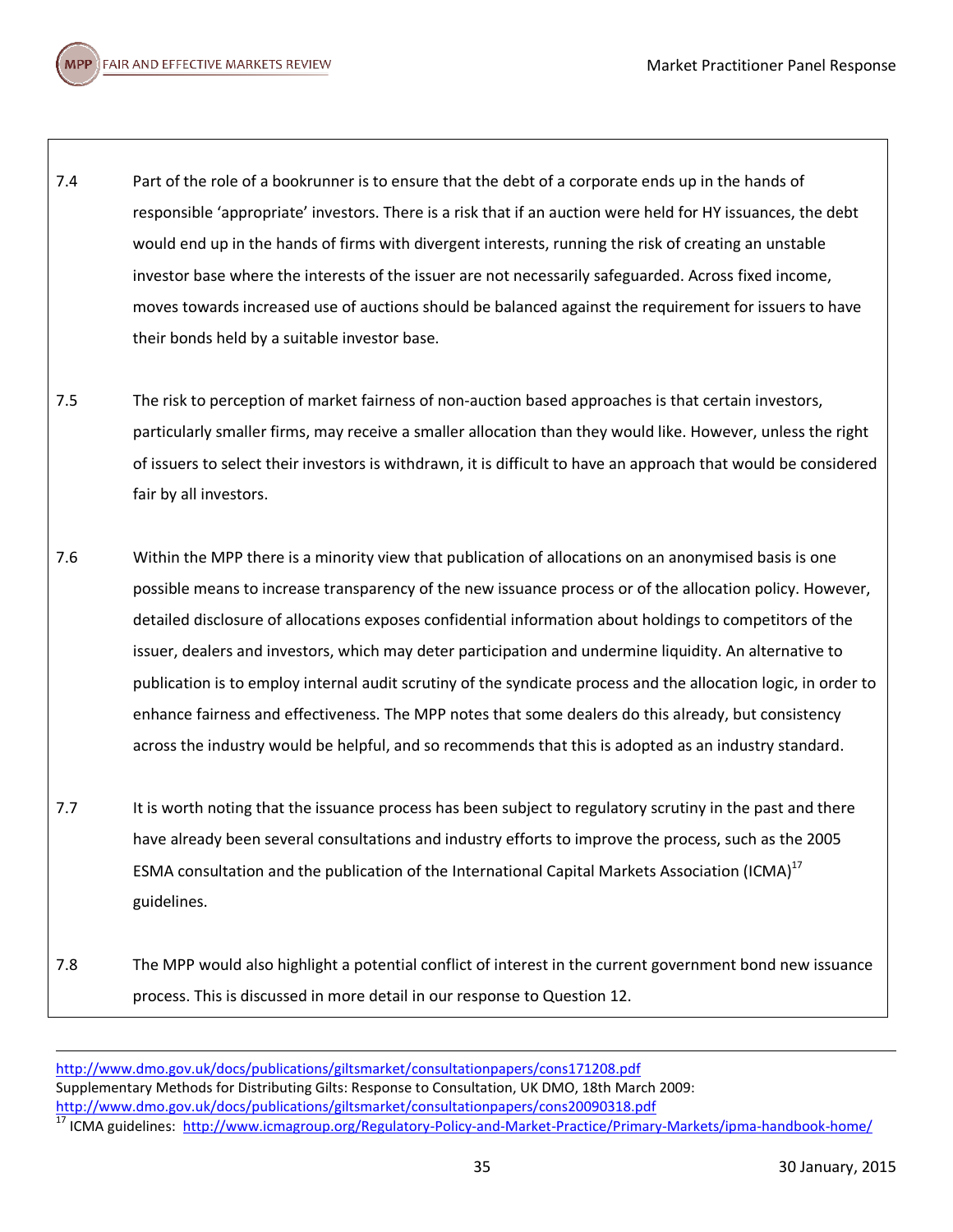7.4 Part of the role of a bookrunner is to ensure that the debt of a corporate ends up in the hands of responsible 'appropriate' investors. There is a risk that if an auction were held for HY issuances, the debt would end up in the hands of firms with divergent interests, running the risk of creating an unstable investor base where the interests of the issuer are not necessarily safeguarded. Across fixed income, moves towards increased use of auctions should be balanced against the requirement for issuers to have their bonds held by a suitable investor base.

7.5 The risk to perception of market fairness of non-auction based approaches is that certain investors, particularly smaller firms, may receive a smaller allocation than they would like. However, unless the right of issuers to select their investors is withdrawn, it is difficult to have an approach that would be considered fair by all investors.

7.6 Within the MPP there is a minority view that publication of allocations on an anonymised basis is one possible means to increase transparency of the new issuance process or of the allocation policy. However, detailed disclosure of allocations exposes confidential information about holdings to competitors of the issuer, dealers and investors, which may deter participation and undermine liquidity. An alternative to publication is to employ internal audit scrutiny of the syndicate process and the allocation logic, in order to enhance fairness and effectiveness. The MPP notes that some dealers do this already, but consistency across the industry would be helpful, and so recommends that this is adopted as an industry standard.

7.7 It is worth noting that the issuance process has been subject to regulatory scrutiny in the past and there have already been several consultations and industry efforts to improve the process, such as the 2005 ESMA consultation and the publication of the International Capital Markets Association (ICMA)[17] guidelines.

7.8 The MPP would also highlight a potential conflict of interest in the current government bond new issuance process. This is discussed in more detail in our response to Question 12.

---

http://www.dmo.gov.uk/docs/publications/giltsmarket/consultationpapers/cons171208.pdf
Supplementary Methods for Distributing Gilts: Response to Consultation, UK DMO, 18th March 2009:
http://www.dmo.gov.uk/docs/publications/giltsmarket/consultationpapers/cons20090318.pdf

[17] ICMA guidelines: http://www.icmagroup.org/Regulatory-Policy-and-Market-Practice/Primary-Markets/ipma-handbook-home/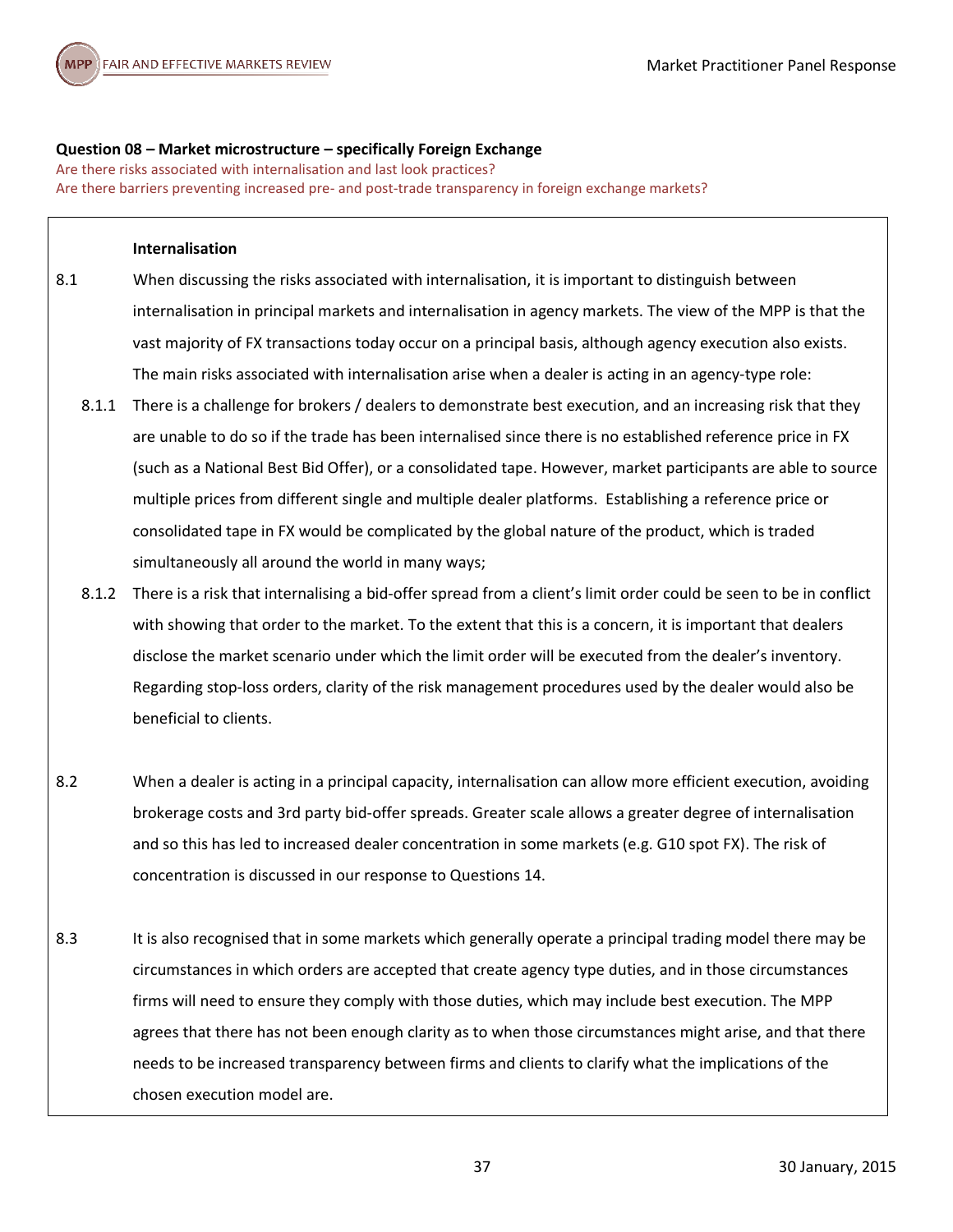**Question 08 – Market microstructure – specifically Foreign Exchange**

Are there risks associated with internalisation and last look practices?

Are there barriers preventing increased pre- and post-trade transparency in foreign exchange markets?

**Internalisation**

8.1 When discussing the risks associated with internalisation, it is important to distinguish between internalisation in principal markets and internalisation in agency markets. The view of the MPP is that the vast majority of FX transactions today occur on a principal basis, although agency execution also exists. The main risks associated with internalisation arise when a dealer is acting in an agency-type role:

8.1.1 There is a challenge for brokers / dealers to demonstrate best execution, and an increasing risk that they are unable to do so if the trade has been internalised since there is no established reference price in FX (such as a National Best Bid Offer), or a consolidated tape. However, market participants are able to source multiple prices from different single and multiple dealer platforms. Establishing a reference price or consolidated tape in FX would be complicated by the global nature of the product, which is traded simultaneously all around the world in many ways;

8.1.2 There is a risk that internalising a bid-offer spread from a client's limit order could be seen to be in conflict with showing that order to the market. To the extent that this is a concern, it is important that dealers disclose the market scenario under which the limit order will be executed from the dealer's inventory. Regarding stop-loss orders, clarity of the risk management procedures used by the dealer would also be beneficial to clients.

8.2 When a dealer is acting in a principal capacity, internalisation can allow more efficient execution, avoiding brokerage costs and 3rd party bid-offer spreads. Greater scale allows a greater degree of internalisation and so this has led to increased dealer concentration in some markets (e.g. G10 spot FX). The risk of concentration is discussed in our response to Questions 14.

8.3 It is also recognised that in some markets which generally operate a principal trading model there may be circumstances in which orders are accepted that create agency type duties, and in those circumstances firms will need to ensure they comply with those duties, which may include best execution. The MPP agrees that there has not been enough clarity as to when those circumstances might arise, and that there needs to be increased transparency between firms and clients to clarify what the implications of the chosen execution model are.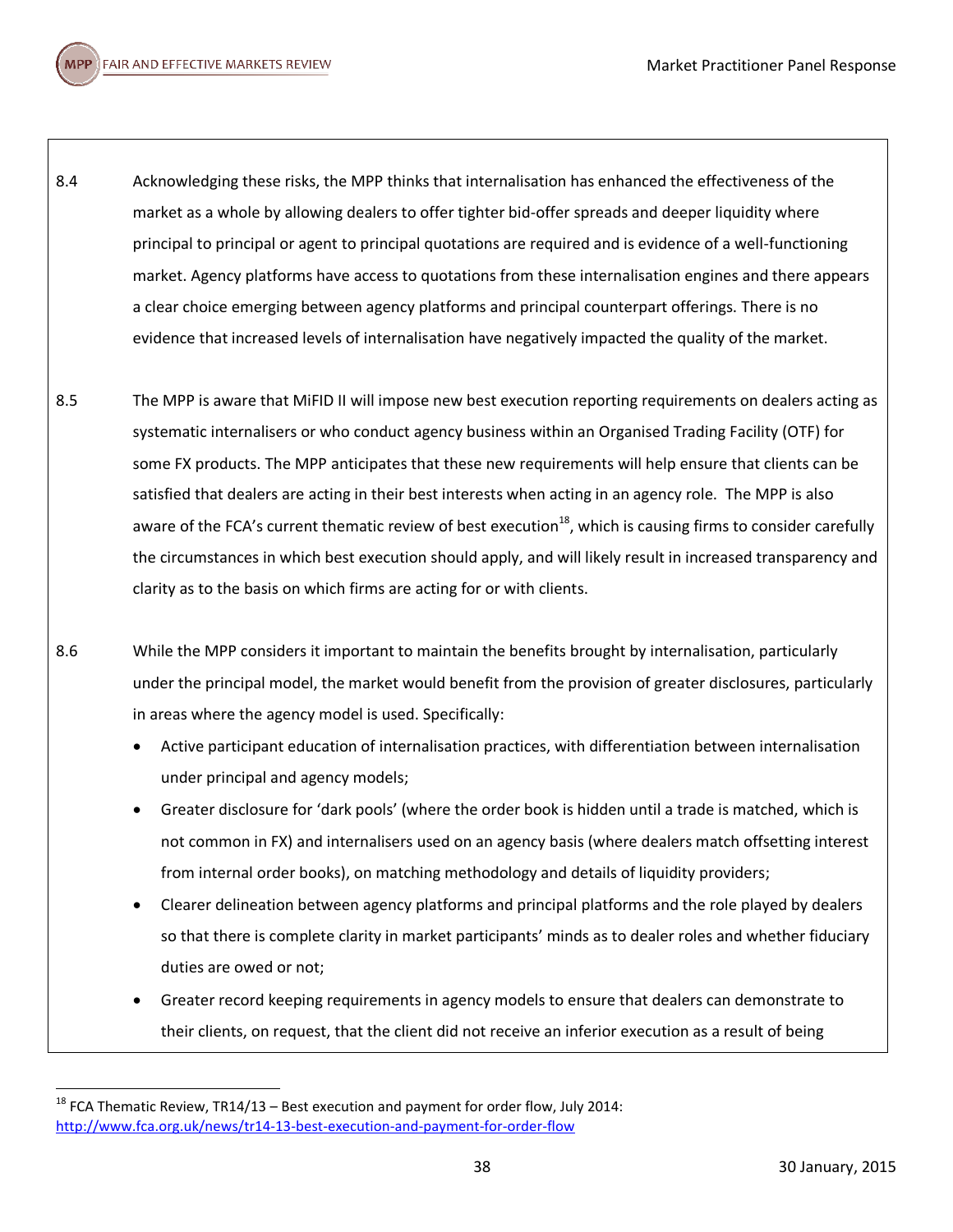8.4 Acknowledging these risks, the MPP thinks that internalisation has enhanced the effectiveness of the market as a whole by allowing dealers to offer tighter bid-offer spreads and deeper liquidity where principal to principal or agent to principal quotations are required and is evidence of a well-functioning market. Agency platforms have access to quotations from these internalisation engines and there appears a clear choice emerging between agency platforms and principal counterpart offerings. There is no evidence that increased levels of internalisation have negatively impacted the quality of the market.

8.5 The MPP is aware that MiFID II will impose new best execution reporting requirements on dealers acting as systematic internalisers or who conduct agency business within an Organised Trading Facility (OTF) for some FX products. The MPP anticipates that these new requirements will help ensure that clients can be satisfied that dealers are acting in their best interests when acting in an agency role. The MPP is also aware of the FCA's current thematic review of best execution[18], which is causing firms to consider carefully the circumstances in which best execution should apply, and will likely result in increased transparency and clarity as to the basis on which firms are acting for or with clients.

8.6 While the MPP considers it important to maintain the benefits brought by internalisation, particularly under the principal model, the market would benefit from the provision of greater disclosures, particularly in areas where the agency model is used. Specifically:

- Active participant education of internalisation practices, with differentiation between internalisation under principal and agency models;
- Greater disclosure for 'dark pools' (where the order book is hidden until a trade is matched, which is not common in FX) and internalisers used on an agency basis (where dealers match offsetting interest from internal order books), on matching methodology and details of liquidity providers;
- Clearer delineation between agency platforms and principal platforms and the role played by dealers so that there is complete clarity in market participants' minds as to dealer roles and whether fiduciary duties are owed or not;
- Greater record keeping requirements in agency models to ensure that dealers can demonstrate to their clients, on request, that the client did not receive an inferior execution as a result of being

[18] FCA Thematic Review, TR14/13 – Best execution and payment for order flow, July 2014: http://www.fca.org.uk/news/tr14-13-best-execution-and-payment-for-order-flow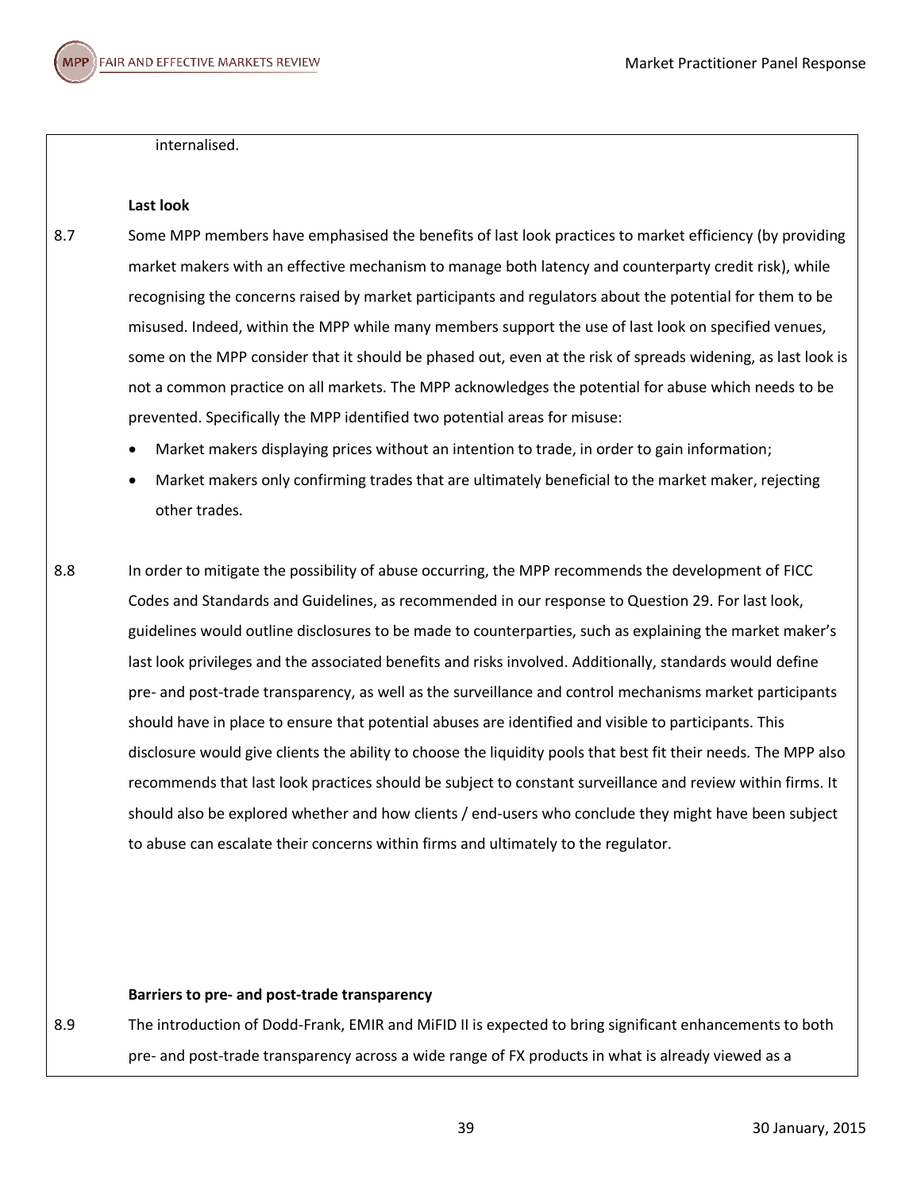internalised.

**Last look**

8.7 Some MPP members have emphasised the benefits of last look practices to market efficiency (by providing market makers with an effective mechanism to manage both latency and counterparty credit risk), while recognising the concerns raised by market participants and regulators about the potential for them to be misused. Indeed, within the MPP while many members support the use of last look on specified venues, some on the MPP consider that it should be phased out, even at the risk of spreads widening, as last look is not a common practice on all markets. The MPP acknowledges the potential for abuse which needs to be prevented. Specifically the MPP identified two potential areas for misuse:

- Market makers displaying prices without an intention to trade, in order to gain information;
- Market makers only confirming trades that are ultimately beneficial to the market maker, rejecting other trades.

8.8 In order to mitigate the possibility of abuse occurring, the MPP recommends the development of FICC Codes and Standards and Guidelines, as recommended in our response to Question 29. For last look, guidelines would outline disclosures to be made to counterparties, such as explaining the market maker's last look privileges and the associated benefits and risks involved. Additionally, standards would define pre- and post-trade transparency, as well as the surveillance and control mechanisms market participants should have in place to ensure that potential abuses are identified and visible to participants. This disclosure would give clients the ability to choose the liquidity pools that best fit their needs. The MPP also recommends that last look practices should be subject to constant surveillance and review within firms. It should also be explored whether and how clients / end-users who conclude they might have been subject to abuse can escalate their concerns within firms and ultimately to the regulator.

**Barriers to pre- and post-trade transparency**

8.9 The introduction of Dodd-Frank, EMIR and MiFID II is expected to bring significant enhancements to both pre- and post-trade transparency across a wide range of FX products in what is already viewed as a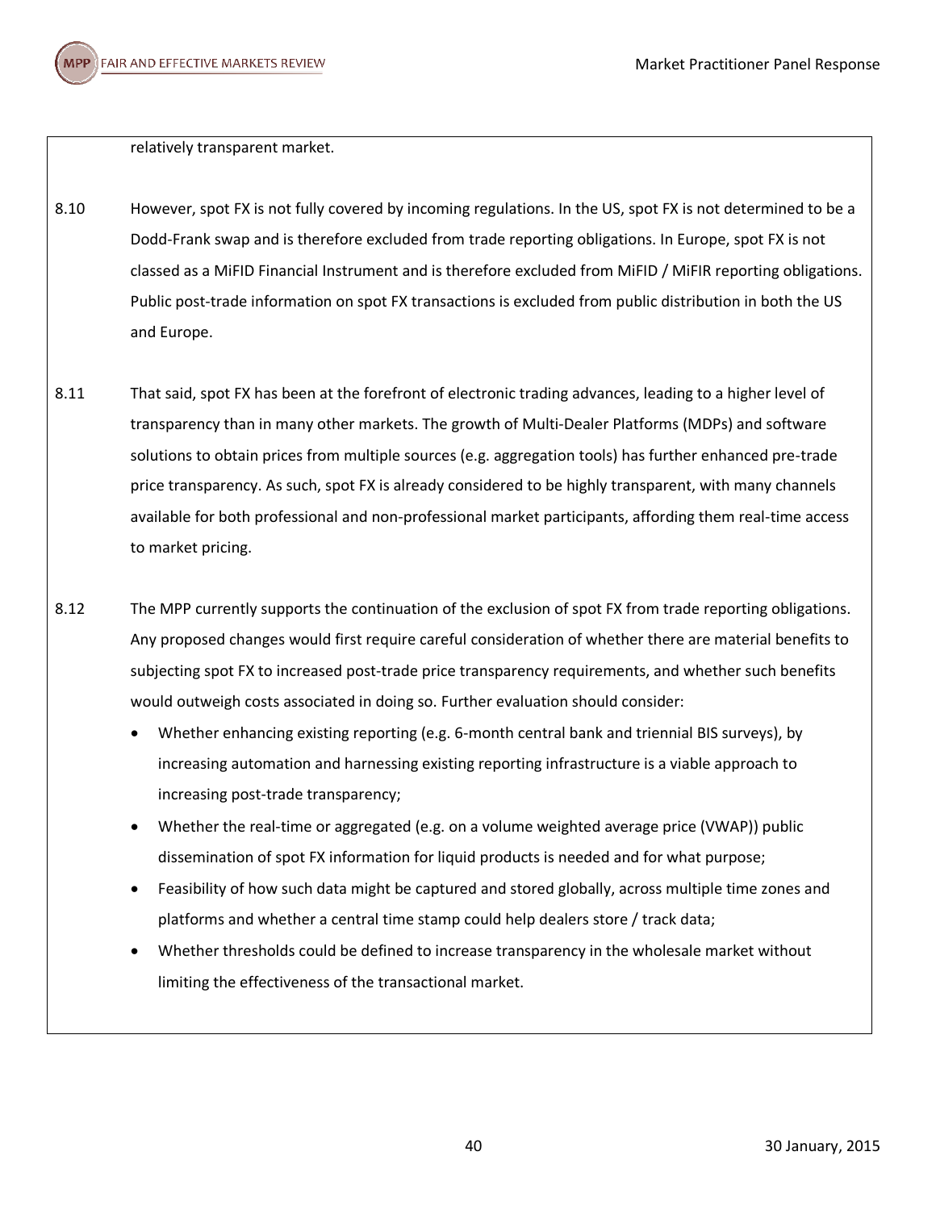relatively transparent market.

8.10 However, spot FX is not fully covered by incoming regulations. In the US, spot FX is not determined to be a Dodd-Frank swap and is therefore excluded from trade reporting obligations. In Europe, spot FX is not classed as a MiFID Financial Instrument and is therefore excluded from MiFID / MiFIR reporting obligations. Public post-trade information on spot FX transactions is excluded from public distribution in both the US and Europe.

8.11 That said, spot FX has been at the forefront of electronic trading advances, leading to a higher level of transparency than in many other markets. The growth of Multi-Dealer Platforms (MDPs) and software solutions to obtain prices from multiple sources (e.g. aggregation tools) has further enhanced pre-trade price transparency. As such, spot FX is already considered to be highly transparent, with many channels available for both professional and non-professional market participants, affording them real-time access to market pricing.

8.12 The MPP currently supports the continuation of the exclusion of spot FX from trade reporting obligations. Any proposed changes would first require careful consideration of whether there are material benefits to subjecting spot FX to increased post-trade price transparency requirements, and whether such benefits would outweigh costs associated in doing so. Further evaluation should consider:

- Whether enhancing existing reporting (e.g. 6-month central bank and triennial BIS surveys), by increasing automation and harnessing existing reporting infrastructure is a viable approach to increasing post-trade transparency;
- Whether the real-time or aggregated (e.g. on a volume weighted average price (VWAP)) public dissemination of spot FX information for liquid products is needed and for what purpose;
- Feasibility of how such data might be captured and stored globally, across multiple time zones and platforms and whether a central time stamp could help dealers store / track data;
- Whether thresholds could be defined to increase transparency in the wholesale market without limiting the effectiveness of the transactional market.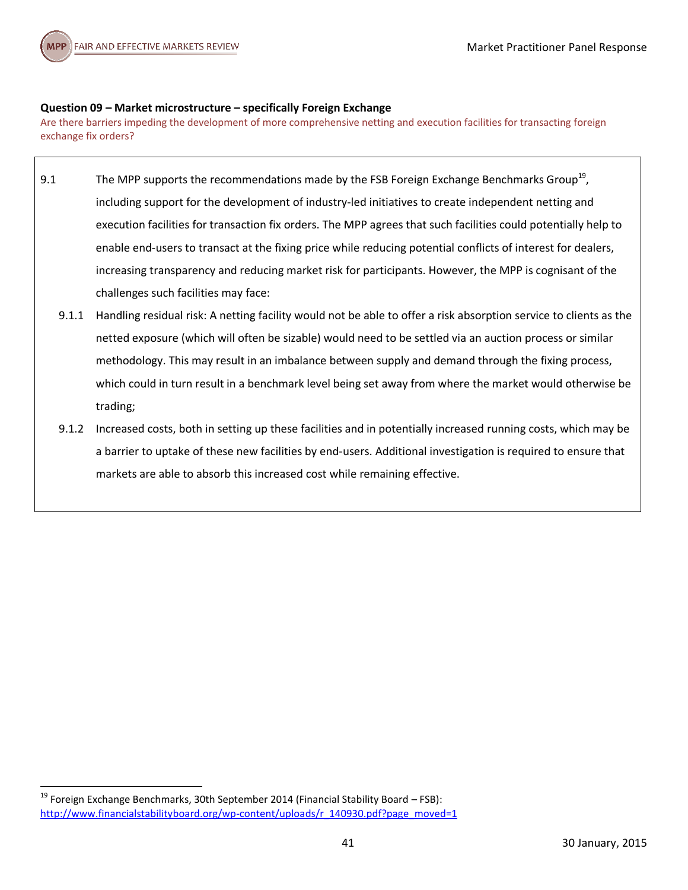**Question 09 – Market microstructure – specifically Foreign Exchange**

Are there barriers impeding the development of more comprehensive netting and execution facilities for transacting foreign exchange fix orders?

9.1 The MPP supports the recommendations made by the FSB Foreign Exchange Benchmarks Group[19], including support for the development of industry-led initiatives to create independent netting and execution facilities for transaction fix orders. The MPP agrees that such facilities could potentially help to enable end-users to transact at the fixing price while reducing potential conflicts of interest for dealers, increasing transparency and reducing market risk for participants. However, the MPP is cognisant of the challenges such facilities may face:

- 9.1.1 Handling residual risk: A netting facility would not be able to offer a risk absorption service to clients as the netted exposure (which will often be sizable) would need to be settled via an auction process or similar methodology. This may result in an imbalance between supply and demand through the fixing process, which could in turn result in a benchmark level being set away from where the market would otherwise be trading;
- 9.1.2 Increased costs, both in setting up these facilities and in potentially increased running costs, which may be a barrier to uptake of these new facilities by end-users. Additional investigation is required to ensure that markets are able to absorb this increased cost while remaining effective.

---

[19] Foreign Exchange Benchmarks, 30th September 2014 (Financial Stability Board – FSB): http://www.financialstabilityboard.org/wp-content/uploads/r_140930.pdf?page_moved=1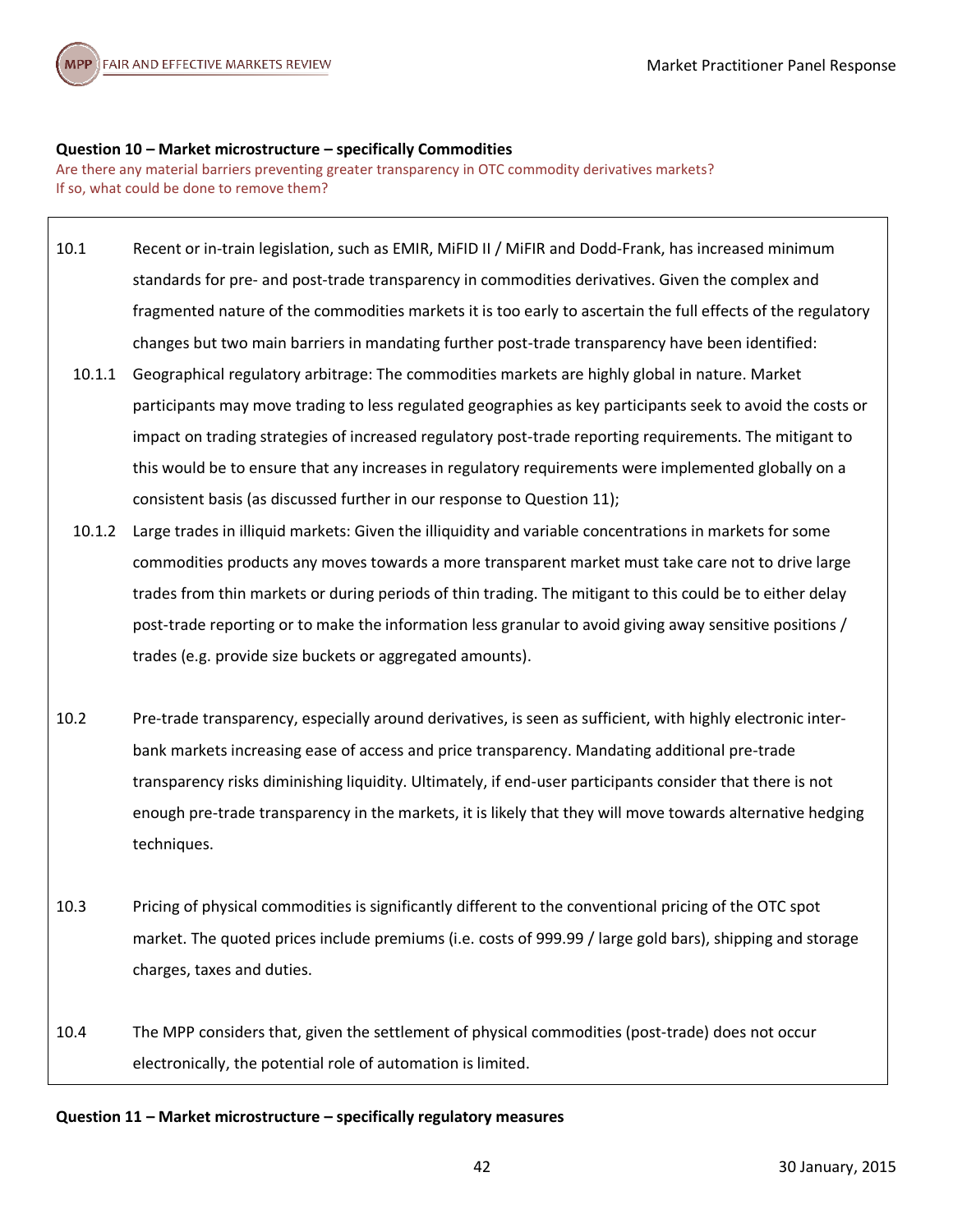**Question 10 – Market microstructure – specifically Commodities**

Are there any material barriers preventing greater transparency in OTC commodity derivatives markets? If so, what could be done to remove them?

10.1 Recent or in-train legislation, such as EMIR, MiFID II / MiFIR and Dodd-Frank, has increased minimum standards for pre- and post-trade transparency in commodities derivatives. Given the complex and fragmented nature of the commodities markets it is too early to ascertain the full effects of the regulatory changes but two main barriers in mandating further post-trade transparency have been identified:

10.1.1 Geographical regulatory arbitrage: The commodities markets are highly global in nature. Market participants may move trading to less regulated geographies as key participants seek to avoid the costs or impact on trading strategies of increased regulatory post-trade reporting requirements. The mitigant to this would be to ensure that any increases in regulatory requirements were implemented globally on a consistent basis (as discussed further in our response to Question 11);

10.1.2 Large trades in illiquid markets: Given the illiquidity and variable concentrations in markets for some commodities products any moves towards a more transparent market must take care not to drive large trades from thin markets or during periods of thin trading. The mitigant to this could be to either delay post-trade reporting or to make the information less granular to avoid giving away sensitive positions / trades (e.g. provide size buckets or aggregated amounts).

10.2 Pre-trade transparency, especially around derivatives, is seen as sufficient, with highly electronic inter-bank markets increasing ease of access and price transparency. Mandating additional pre-trade transparency risks diminishing liquidity. Ultimately, if end-user participants consider that there is not enough pre-trade transparency in the markets, it is likely that they will move towards alternative hedging techniques.

10.3 Pricing of physical commodities is significantly different to the conventional pricing of the OTC spot market. The quoted prices include premiums (i.e. costs of 999.99 / large gold bars), shipping and storage charges, taxes and duties.

10.4 The MPP considers that, given the settlement of physical commodities (post-trade) does not occur electronically, the potential role of automation is limited.

**Question 11 – Market microstructure – specifically regulatory measures**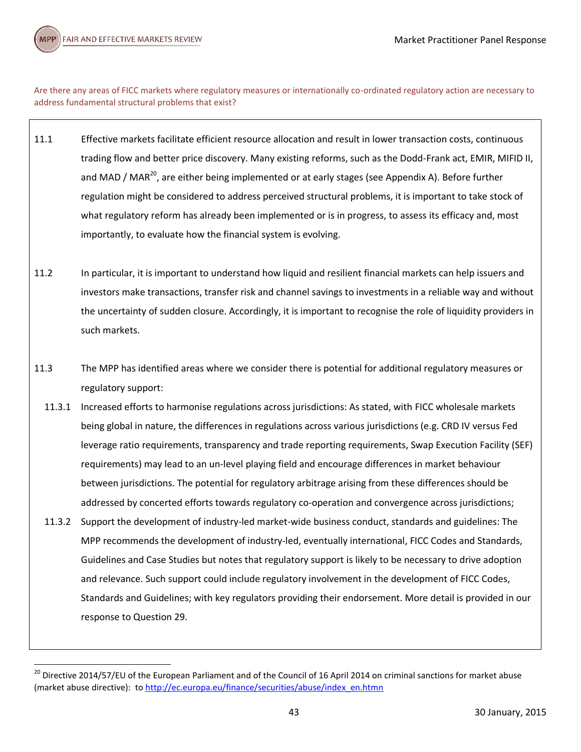Are there any areas of FICC markets where regulatory measures or internationally co-ordinated regulatory action are necessary to address fundamental structural problems that exist?

11.1 Effective markets facilitate efficient resource allocation and result in lower transaction costs, continuous trading flow and better price discovery. Many existing reforms, such as the Dodd-Frank act, EMIR, MIFID II, and MAD / MAR[20], are either being implemented or at early stages (see Appendix A). Before further regulation might be considered to address perceived structural problems, it is important to take stock of what regulatory reform has already been implemented or is in progress, to assess its efficacy and, most importantly, to evaluate how the financial system is evolving.

11.2 In particular, it is important to understand how liquid and resilient financial markets can help issuers and investors make transactions, transfer risk and channel savings to investments in a reliable way and without the uncertainty of sudden closure. Accordingly, it is important to recognise the role of liquidity providers in such markets.

11.3 The MPP has identified areas where we consider there is potential for additional regulatory measures or regulatory support:

11.3.1 Increased efforts to harmonise regulations across jurisdictions: As stated, with FICC wholesale markets being global in nature, the differences in regulations across various jurisdictions (e.g. CRD IV versus Fed leverage ratio requirements, transparency and trade reporting requirements, Swap Execution Facility (SEF) requirements) may lead to an un-level playing field and encourage differences in market behaviour between jurisdictions. The potential for regulatory arbitrage arising from these differences should be addressed by concerted efforts towards regulatory co-operation and convergence across jurisdictions;

11.3.2 Support the development of industry-led market-wide business conduct, standards and guidelines: The MPP recommends the development of industry-led, eventually international, FICC Codes and Standards, Guidelines and Case Studies but notes that regulatory support is likely to be necessary to drive adoption and relevance. Such support could include regulatory involvement in the development of FICC Codes, Standards and Guidelines; with key regulators providing their endorsement. More detail is provided in our response to Question 29.

[20] Directive 2014/57/EU of the European Parliament and of the Council of 16 April 2014 on criminal sanctions for market abuse (market abuse directive): to http://ec.europa.eu/finance/securities/abuse/index_en.htmn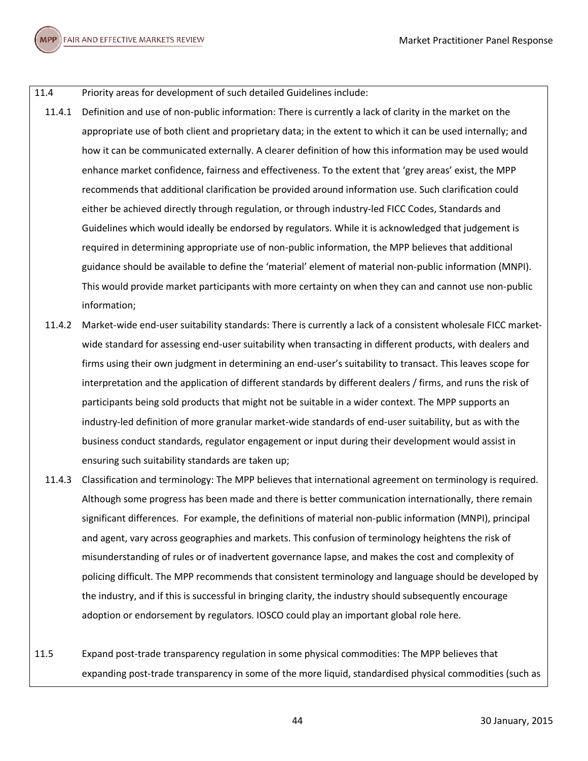11.4 Priority areas for development of such detailed Guidelines include:

11.4.1 Definition and use of non-public information: There is currently a lack of clarity in the market on the appropriate use of both client and proprietary data; in the extent to which it can be used internally; and how it can be communicated externally. A clearer definition of how this information may be used would enhance market confidence, fairness and effectiveness. To the extent that 'grey areas' exist, the MPP recommends that additional clarification be provided around information use. Such clarification could either be achieved directly through regulation, or through industry-led FICC Codes, Standards and Guidelines which would ideally be endorsed by regulators. While it is acknowledged that judgement is required in determining appropriate use of non-public information, the MPP believes that additional guidance should be available to define the 'material' element of material non-public information (MNPI). This would provide market participants with more certainty on when they can and cannot use non-public information;

11.4.2 Market-wide end-user suitability standards: There is currently a lack of a consistent wholesale FICC market-wide standard for assessing end-user suitability when transacting in different products, with dealers and firms using their own judgment in determining an end-user's suitability to transact. This leaves scope for interpretation and the application of different standards by different dealers / firms, and runs the risk of participants being sold products that might not be suitable in a wider context. The MPP supports an industry-led definition of more granular market-wide standards of end-user suitability, but as with the business conduct standards, regulator engagement or input during their development would assist in ensuring such suitability standards are taken up;

11.4.3 Classification and terminology: The MPP believes that international agreement on terminology is required. Although some progress has been made and there is better communication internationally, there remain significant differences. For example, the definitions of material non-public information (MNPI), principal and agent, vary across geographies and markets. This confusion of terminology heightens the risk of misunderstanding of rules or of inadvertent governance lapse, and makes the cost and complexity of policing difficult. The MPP recommends that consistent terminology and language should be developed by the industry, and if this is successful in bringing clarity, the industry should subsequently encourage adoption or endorsement by regulators. IOSCO could play an important global role here.

11.5 Expand post-trade transparency regulation in some physical commodities: The MPP believes that expanding post-trade transparency in some of the more liquid, standardised physical commodities (such as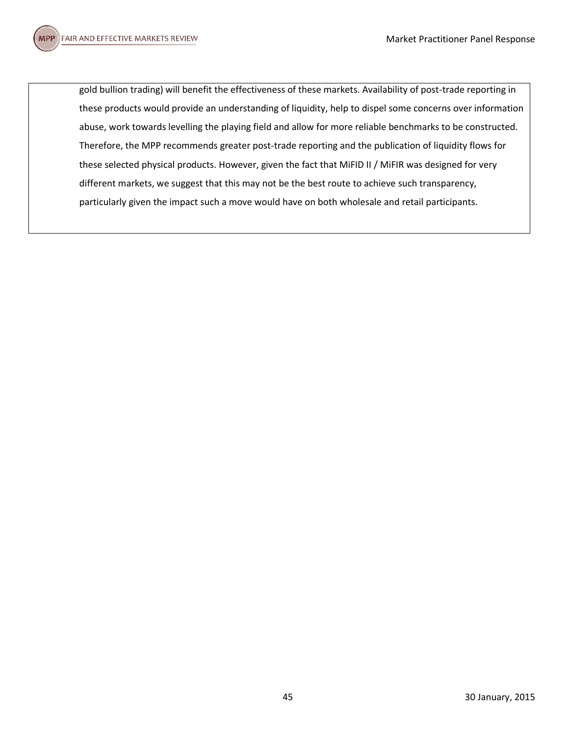gold bullion trading) will benefit the effectiveness of these markets. Availability of post-trade reporting in these products would provide an understanding of liquidity, help to dispel some concerns over information abuse, work towards levelling the playing field and allow for more reliable benchmarks to be constructed. Therefore, the MPP recommends greater post-trade reporting and the publication of liquidity flows for these selected physical products. However, given the fact that MiFID II / MiFIR was designed for very different markets, we suggest that this may not be the best route to achieve such transparency, particularly given the impact such a move would have on both wholesale and retail participants.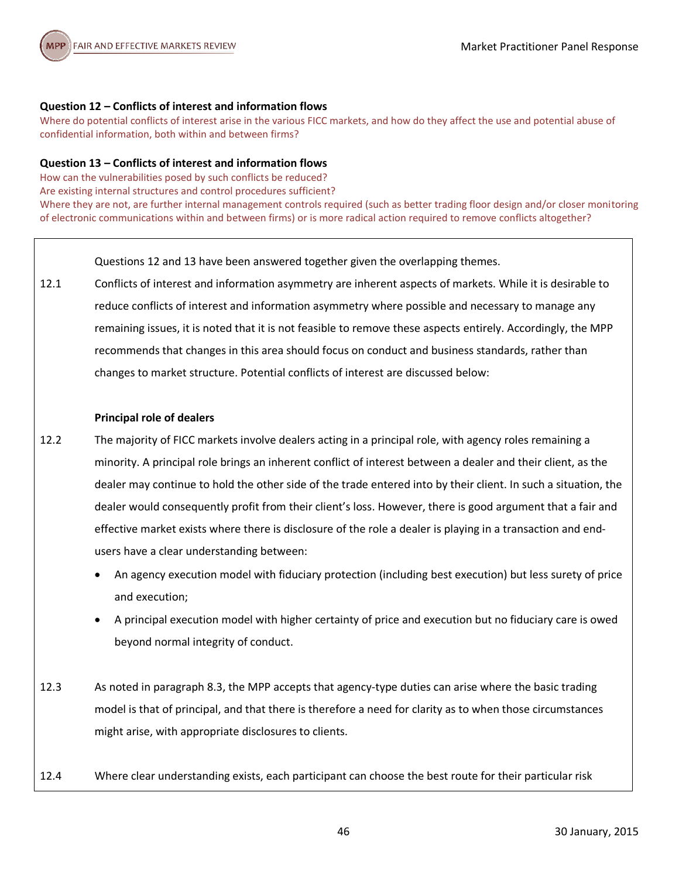**Question 12 – Conflicts of interest and information flows**

Where do potential conflicts of interest arise in the various FICC markets, and how do they affect the use and potential abuse of confidential information, both within and between firms?

**Question 13 – Conflicts of interest and information flows**

How can the vulnerabilities posed by such conflicts be reduced?

Are existing internal structures and control procedures sufficient?

Where they are not, are further internal management controls required (such as better trading floor design and/or closer monitoring of electronic communications within and between firms) or is more radical action required to remove conflicts altogether?

Questions 12 and 13 have been answered together given the overlapping themes.

12.1 Conflicts of interest and information asymmetry are inherent aspects of markets. While it is desirable to reduce conflicts of interest and information asymmetry where possible and necessary to manage any remaining issues, it is noted that it is not feasible to remove these aspects entirely. Accordingly, the MPP recommends that changes in this area should focus on conduct and business standards, rather than changes to market structure. Potential conflicts of interest are discussed below:

**Principal role of dealers**

12.2 The majority of FICC markets involve dealers acting in a principal role, with agency roles remaining a minority. A principal role brings an inherent conflict of interest between a dealer and their client, as the dealer may continue to hold the other side of the trade entered into by their client. In such a situation, the dealer would consequently profit from their client's loss. However, there is good argument that a fair and effective market exists where there is disclosure of the role a dealer is playing in a transaction and end-users have a clear understanding between:

- An agency execution model with fiduciary protection (including best execution) but less surety of price and execution;
- A principal execution model with higher certainty of price and execution but no fiduciary care is owed beyond normal integrity of conduct.

12.3 As noted in paragraph 8.3, the MPP accepts that agency-type duties can arise where the basic trading model is that of principal, and that there is therefore a need for clarity as to when those circumstances might arise, with appropriate disclosures to clients.

12.4 Where clear understanding exists, each participant can choose the best route for their particular risk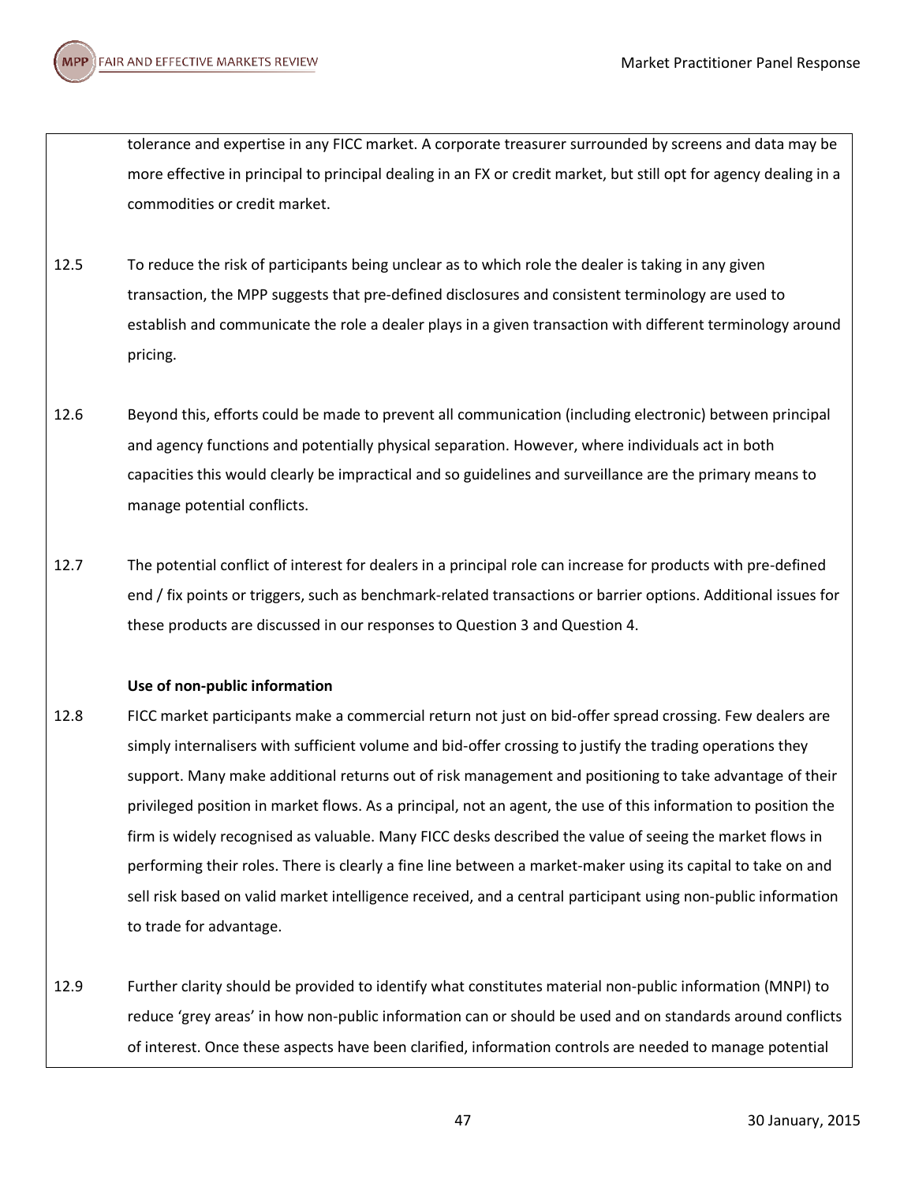tolerance and expertise in any FICC market. A corporate treasurer surrounded by screens and data may be more effective in principal to principal dealing in an FX or credit market, but still opt for agency dealing in a commodities or credit market.

12.5 To reduce the risk of participants being unclear as to which role the dealer is taking in any given transaction, the MPP suggests that pre-defined disclosures and consistent terminology are used to establish and communicate the role a dealer plays in a given transaction with different terminology around pricing.

12.6 Beyond this, efforts could be made to prevent all communication (including electronic) between principal and agency functions and potentially physical separation. However, where individuals act in both capacities this would clearly be impractical and so guidelines and surveillance are the primary means to manage potential conflicts.

12.7 The potential conflict of interest for dealers in a principal role can increase for products with pre-defined end / fix points or triggers, such as benchmark-related transactions or barrier options. Additional issues for these products are discussed in our responses to Question 3 and Question 4.

**Use of non-public information**

12.8 FICC market participants make a commercial return not just on bid-offer spread crossing. Few dealers are simply internalisers with sufficient volume and bid-offer crossing to justify the trading operations they support. Many make additional returns out of risk management and positioning to take advantage of their privileged position in market flows. As a principal, not an agent, the use of this information to position the firm is widely recognised as valuable. Many FICC desks described the value of seeing the market flows in performing their roles. There is clearly a fine line between a market-maker using its capital to take on and sell risk based on valid market intelligence received, and a central participant using non-public information to trade for advantage.

12.9 Further clarity should be provided to identify what constitutes material non-public information (MNPI) to reduce 'grey areas' in how non-public information can or should be used and on standards around conflicts of interest. Once these aspects have been clarified, information controls are needed to manage potential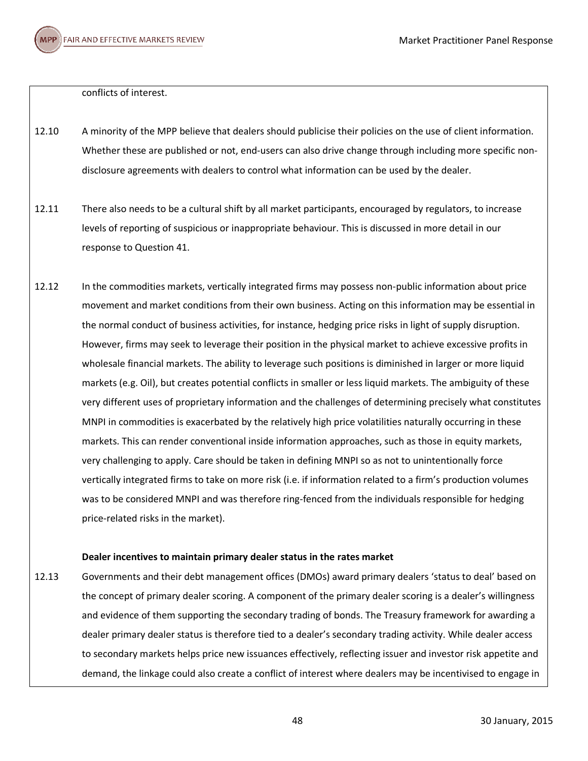conflicts of interest.

12.10 A minority of the MPP believe that dealers should publicise their policies on the use of client information. Whether these are published or not, end-users can also drive change through including more specific non-disclosure agreements with dealers to control what information can be used by the dealer.

12.11 There also needs to be a cultural shift by all market participants, encouraged by regulators, to increase levels of reporting of suspicious or inappropriate behaviour. This is discussed in more detail in our response to Question 41.

12.12 In the commodities markets, vertically integrated firms may possess non-public information about price movement and market conditions from their own business. Acting on this information may be essential in the normal conduct of business activities, for instance, hedging price risks in light of supply disruption. However, firms may seek to leverage their position in the physical market to achieve excessive profits in wholesale financial markets. The ability to leverage such positions is diminished in larger or more liquid markets (e.g. Oil), but creates potential conflicts in smaller or less liquid markets. The ambiguity of these very different uses of proprietary information and the challenges of determining precisely what constitutes MNPI in commodities is exacerbated by the relatively high price volatilities naturally occurring in these markets. This can render conventional inside information approaches, such as those in equity markets, very challenging to apply. Care should be taken in defining MNPI so as not to unintentionally force vertically integrated firms to take on more risk (i.e. if information related to a firm's production volumes was to be considered MNPI and was therefore ring-fenced from the individuals responsible for hedging price-related risks in the market).

**Dealer incentives to maintain primary dealer status in the rates market**

12.13 Governments and their debt management offices (DMOs) award primary dealers 'status to deal' based on the concept of primary dealer scoring. A component of the primary dealer scoring is a dealer's willingness and evidence of them supporting the secondary trading of bonds. The Treasury framework for awarding a dealer primary dealer status is therefore tied to a dealer's secondary trading activity. While dealer access to secondary markets helps price new issuances effectively, reflecting issuer and investor risk appetite and demand, the linkage could also create a conflict of interest where dealers may be incentivised to engage in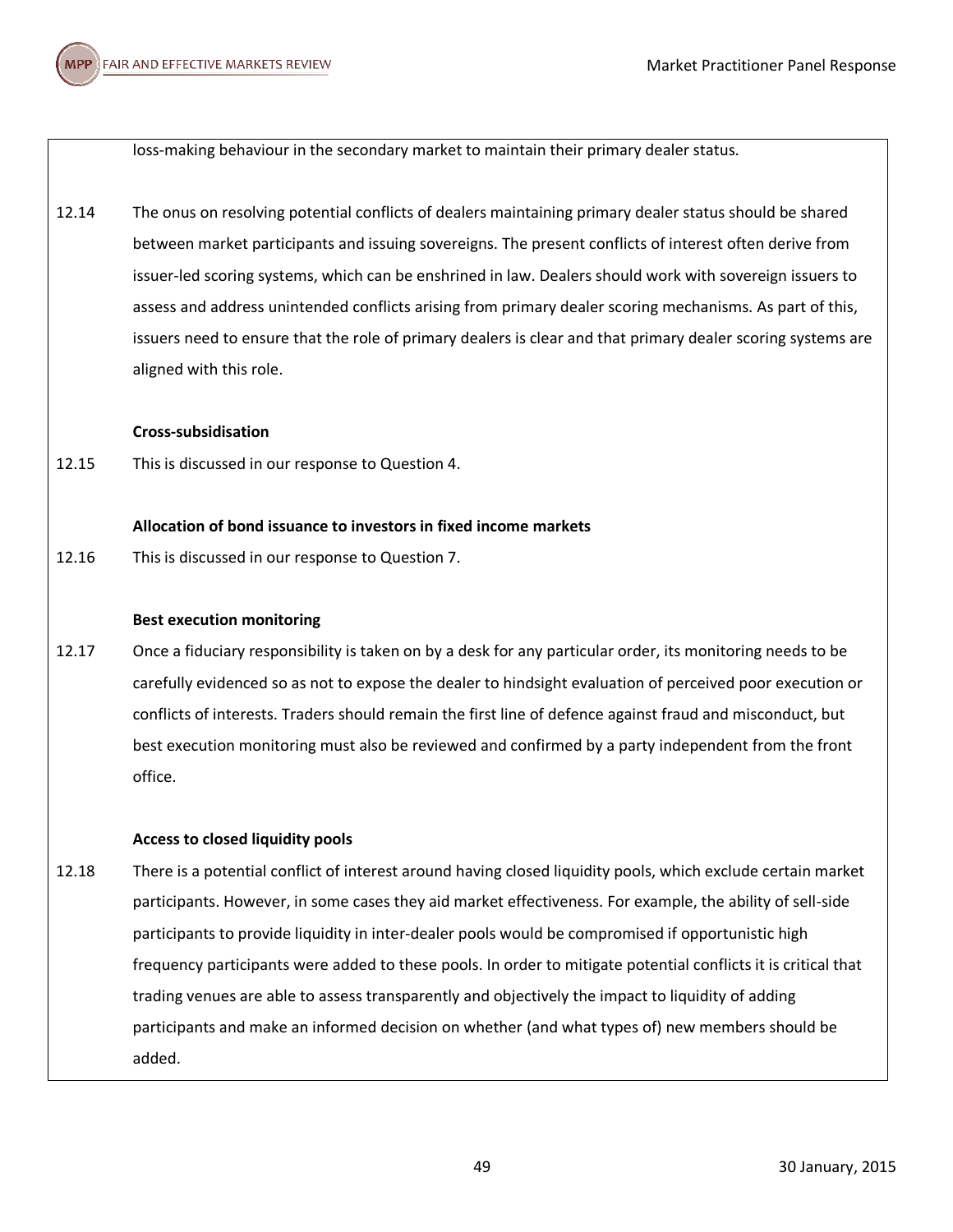loss-making behaviour in the secondary market to maintain their primary dealer status.

12.14 The onus on resolving potential conflicts of dealers maintaining primary dealer status should be shared between market participants and issuing sovereigns. The present conflicts of interest often derive from issuer-led scoring systems, which can be enshrined in law. Dealers should work with sovereign issuers to assess and address unintended conflicts arising from primary dealer scoring mechanisms. As part of this, issuers need to ensure that the role of primary dealers is clear and that primary dealer scoring systems are aligned with this role.

**Cross-subsidisation**

12.15 This is discussed in our response to Question 4.

**Allocation of bond issuance to investors in fixed income markets**

12.16 This is discussed in our response to Question 7.

**Best execution monitoring**

12.17 Once a fiduciary responsibility is taken on by a desk for any particular order, its monitoring needs to be carefully evidenced so as not to expose the dealer to hindsight evaluation of perceived poor execution or conflicts of interests. Traders should remain the first line of defence against fraud and misconduct, but best execution monitoring must also be reviewed and confirmed by a party independent from the front office.

**Access to closed liquidity pools**

12.18 There is a potential conflict of interest around having closed liquidity pools, which exclude certain market participants. However, in some cases they aid market effectiveness. For example, the ability of sell-side participants to provide liquidity in inter-dealer pools would be compromised if opportunistic high frequency participants were added to these pools. In order to mitigate potential conflicts it is critical that trading venues are able to assess transparently and objectively the impact to liquidity of adding participants and make an informed decision on whether (and what types of) new members should be added.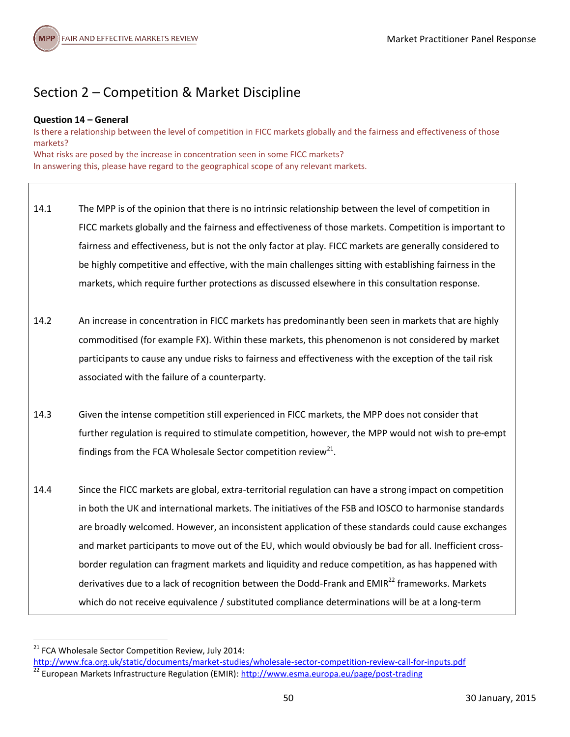## Section 2 – Competition & Market Discipline

**Question 14 – General**

Is there a relationship between the level of competition in FICC markets globally and the fairness and effectiveness of those markets?
What risks are posed by the increase in concentration seen in some FICC markets?
In answering this, please have regard to the geographical scope of any relevant markets.

14.1 The MPP is of the opinion that there is no intrinsic relationship between the level of competition in FICC markets globally and the fairness and effectiveness of those markets. Competition is important to fairness and effectiveness, but is not the only factor at play. FICC markets are generally considered to be highly competitive and effective, with the main challenges sitting with establishing fairness in the markets, which require further protections as discussed elsewhere in this consultation response.

14.2 An increase in concentration in FICC markets has predominantly been seen in markets that are highly commoditised (for example FX). Within these markets, this phenomenon is not considered by market participants to cause any undue risks to fairness and effectiveness with the exception of the tail risk associated with the failure of a counterparty.

14.3 Given the intense competition still experienced in FICC markets, the MPP does not consider that further regulation is required to stimulate competition, however, the MPP would not wish to pre-empt findings from the FCA Wholesale Sector competition review[21].

14.4 Since the FICC markets are global, extra-territorial regulation can have a strong impact on competition in both the UK and international markets. The initiatives of the FSB and IOSCO to harmonise standards are broadly welcomed. However, an inconsistent application of these standards could cause exchanges and market participants to move out of the EU, which would obviously be bad for all. Inefficient cross-border regulation can fragment markets and liquidity and reduce competition, as has happened with derivatives due to a lack of recognition between the Dodd-Frank and EMIR[22] frameworks. Markets which do not receive equivalence / substituted compliance determinations will be at a long-term

---

[21] FCA Wholesale Sector Competition Review, July 2014: http://www.fca.org.uk/static/documents/market-studies/wholesale-sector-competition-review-call-for-inputs.pdf

[22] European Markets Infrastructure Regulation (EMIR): http://www.esma.europa.eu/page/post-trading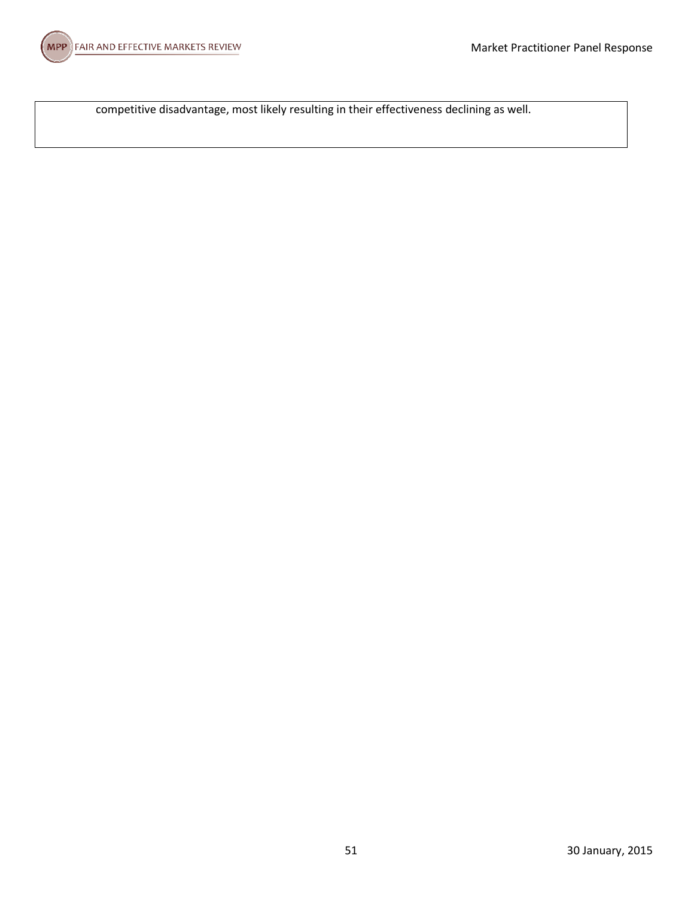competitive disadvantage, most likely resulting in their effectiveness declining as well.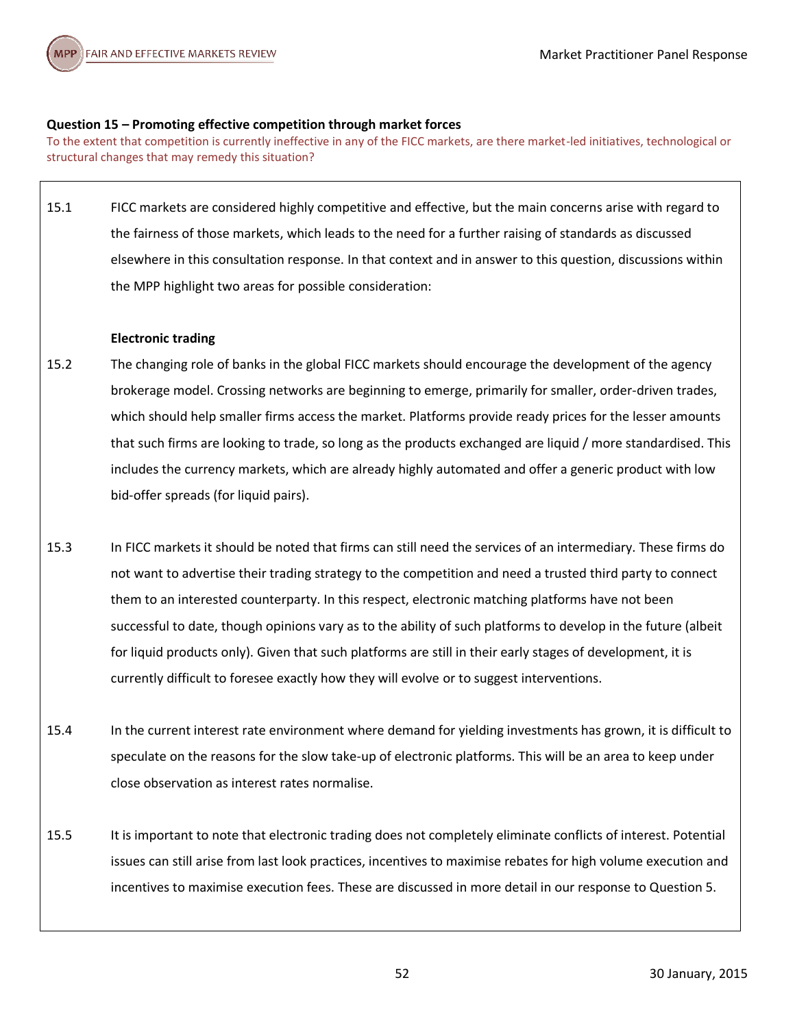**Question 15 – Promoting effective competition through market forces**

To the extent that competition is currently ineffective in any of the FICC markets, are there market-led initiatives, technological or structural changes that may remedy this situation?

15.1 FICC markets are considered highly competitive and effective, but the main concerns arise with regard to the fairness of those markets, which leads to the need for a further raising of standards as discussed elsewhere in this consultation response. In that context and in answer to this question, discussions within the MPP highlight two areas for possible consideration:

**Electronic trading**

15.2 The changing role of banks in the global FICC markets should encourage the development of the agency brokerage model. Crossing networks are beginning to emerge, primarily for smaller, order-driven trades, which should help smaller firms access the market. Platforms provide ready prices for the lesser amounts that such firms are looking to trade, so long as the products exchanged are liquid / more standardised. This includes the currency markets, which are already highly automated and offer a generic product with low bid-offer spreads (for liquid pairs).

15.3 In FICC markets it should be noted that firms can still need the services of an intermediary. These firms do not want to advertise their trading strategy to the competition and need a trusted third party to connect them to an interested counterparty. In this respect, electronic matching platforms have not been successful to date, though opinions vary as to the ability of such platforms to develop in the future (albeit for liquid products only). Given that such platforms are still in their early stages of development, it is currently difficult to foresee exactly how they will evolve or to suggest interventions.

15.4 In the current interest rate environment where demand for yielding investments has grown, it is difficult to speculate on the reasons for the slow take-up of electronic platforms. This will be an area to keep under close observation as interest rates normalise.

15.5 It is important to note that electronic trading does not completely eliminate conflicts of interest. Potential issues can still arise from last look practices, incentives to maximise rebates for high volume execution and incentives to maximise execution fees. These are discussed in more detail in our response to Question 5.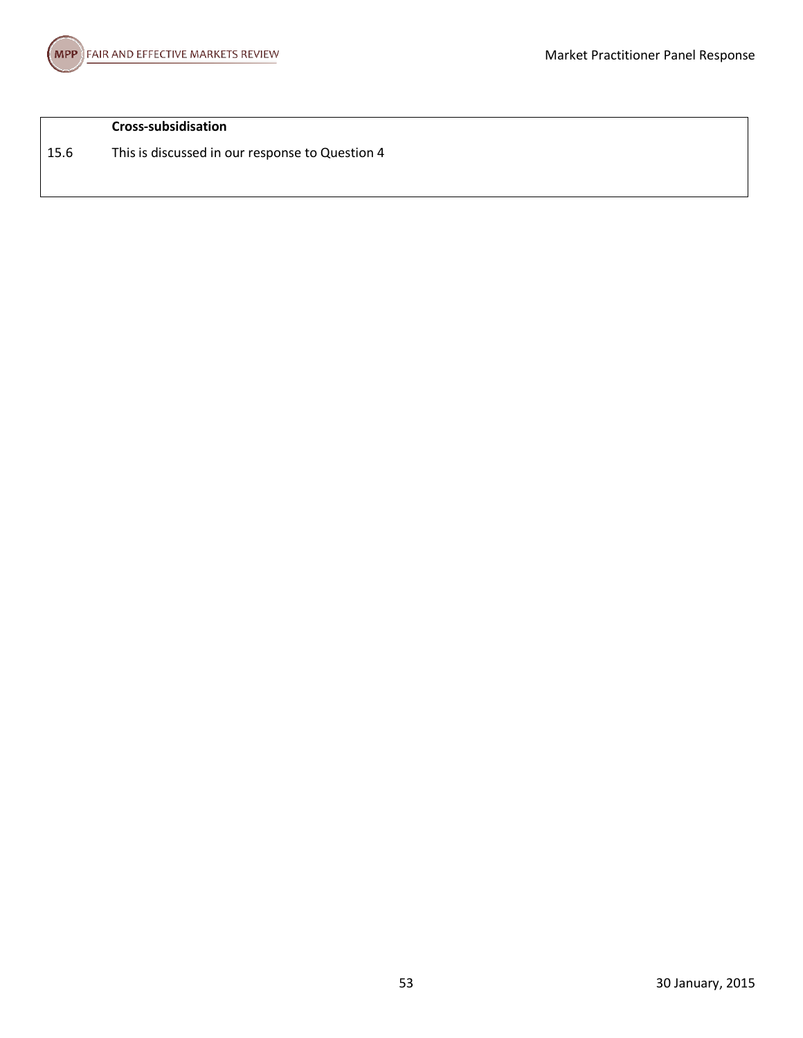| | **Cross-subsidisation** |
|---|---|
| 15.6 | This is discussed in our response to Question 4 |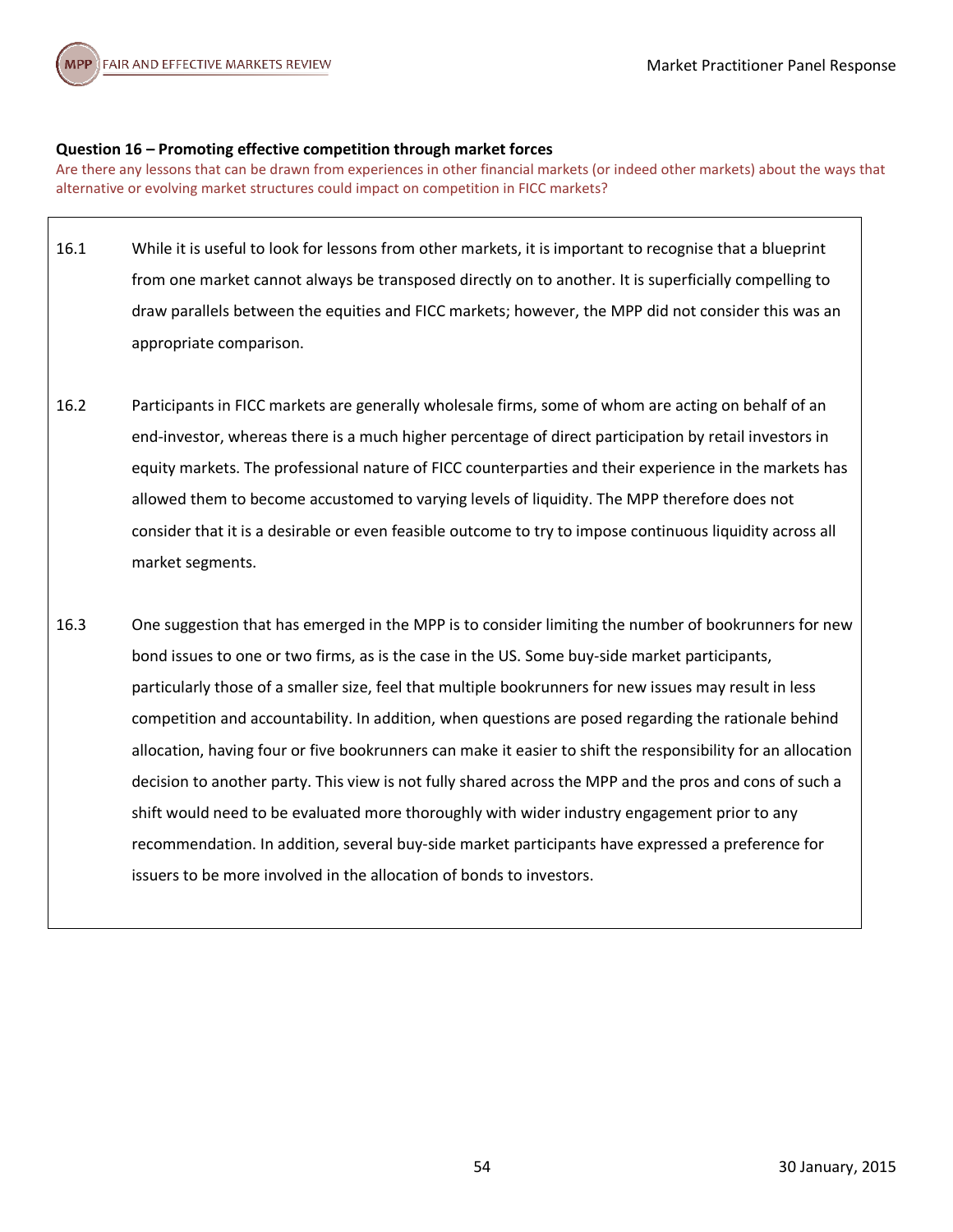**Question 16 – Promoting effective competition through market forces**

Are there any lessons that can be drawn from experiences in other financial markets (or indeed other markets) about the ways that alternative or evolving market structures could impact on competition in FICC markets?

16.1 While it is useful to look for lessons from other markets, it is important to recognise that a blueprint from one market cannot always be transposed directly on to another. It is superficially compelling to draw parallels between the equities and FICC markets; however, the MPP did not consider this was an appropriate comparison.

16.2 Participants in FICC markets are generally wholesale firms, some of whom are acting on behalf of an end-investor, whereas there is a much higher percentage of direct participation by retail investors in equity markets. The professional nature of FICC counterparties and their experience in the markets has allowed them to become accustomed to varying levels of liquidity. The MPP therefore does not consider that it is a desirable or even feasible outcome to try to impose continuous liquidity across all market segments.

16.3 One suggestion that has emerged in the MPP is to consider limiting the number of bookrunners for new bond issues to one or two firms, as is the case in the US. Some buy-side market participants, particularly those of a smaller size, feel that multiple bookrunners for new issues may result in less competition and accountability. In addition, when questions are posed regarding the rationale behind allocation, having four or five bookrunners can make it easier to shift the responsibility for an allocation decision to another party. This view is not fully shared across the MPP and the pros and cons of such a shift would need to be evaluated more thoroughly with wider industry engagement prior to any recommendation. In addition, several buy-side market participants have expressed a preference for issuers to be more involved in the allocation of bonds to investors.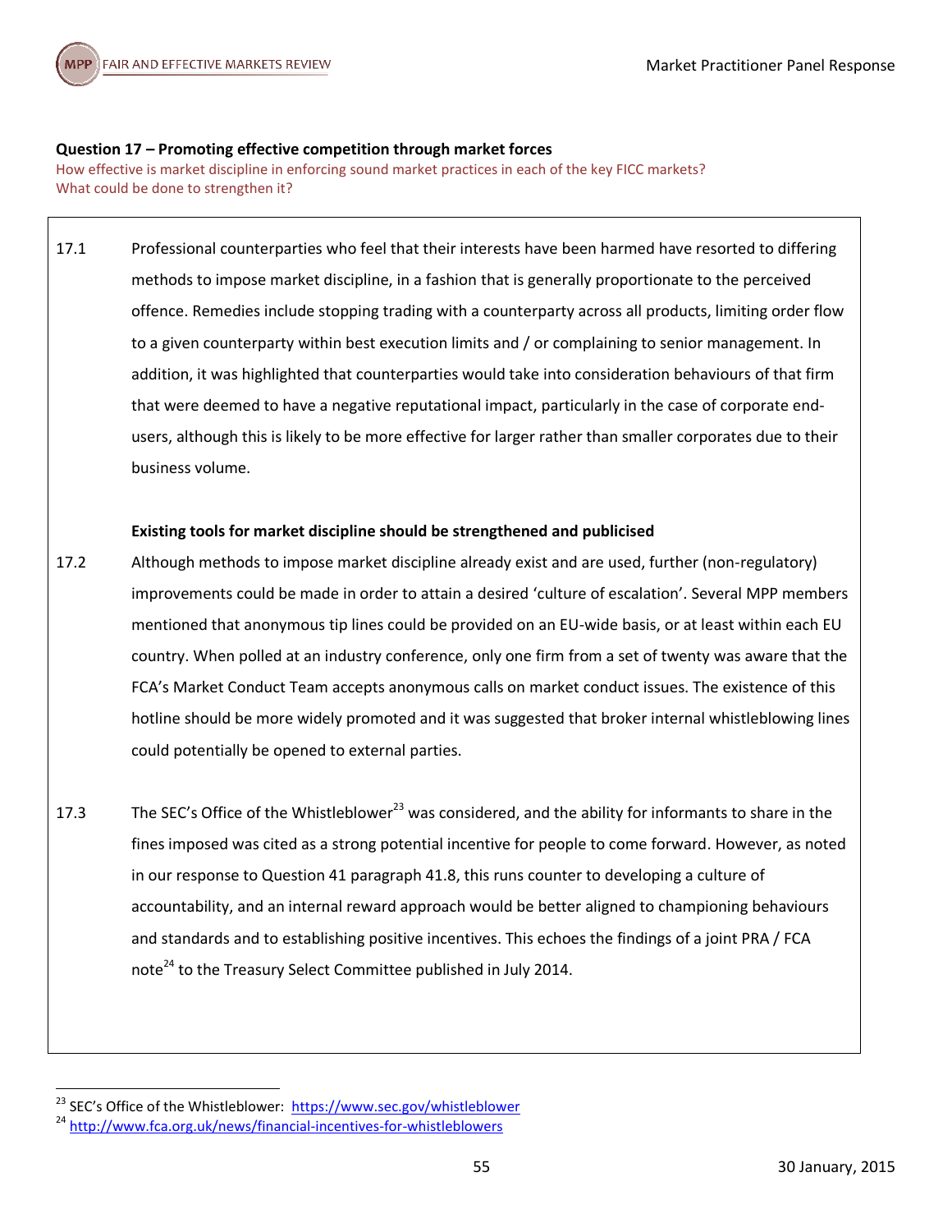**Question 17 – Promoting effective competition through market forces**

How effective is market discipline in enforcing sound market practices in each of the key FICC markets? What could be done to strengthen it?

17.1 Professional counterparties who feel that their interests have been harmed have resorted to differing methods to impose market discipline, in a fashion that is generally proportionate to the perceived offence. Remedies include stopping trading with a counterparty across all products, limiting order flow to a given counterparty within best execution limits and / or complaining to senior management. In addition, it was highlighted that counterparties would take into consideration behaviours of that firm that were deemed to have a negative reputational impact, particularly in the case of corporate end-users, although this is likely to be more effective for larger rather than smaller corporates due to their business volume.

**Existing tools for market discipline should be strengthened and publicised**

17.2 Although methods to impose market discipline already exist and are used, further (non-regulatory) improvements could be made in order to attain a desired 'culture of escalation'. Several MPP members mentioned that anonymous tip lines could be provided on an EU-wide basis, or at least within each EU country. When polled at an industry conference, only one firm from a set of twenty was aware that the FCA's Market Conduct Team accepts anonymous calls on market conduct issues. The existence of this hotline should be more widely promoted and it was suggested that broker internal whistleblowing lines could potentially be opened to external parties.

17.3 The SEC's Office of the Whistleblower[23] was considered, and the ability for informants to share in the fines imposed was cited as a strong potential incentive for people to come forward. However, as noted in our response to Question 41 paragraph 41.8, this runs counter to developing a culture of accountability, and an internal reward approach would be better aligned to championing behaviours and standards and to establishing positive incentives. This echoes the findings of a joint PRA / FCA note[24] to the Treasury Select Committee published in July 2014.

---

[23] SEC's Office of the Whistleblower: https://www.sec.gov/whistleblower

[24] http://www.fca.org.uk/news/financial-incentives-for-whistleblowers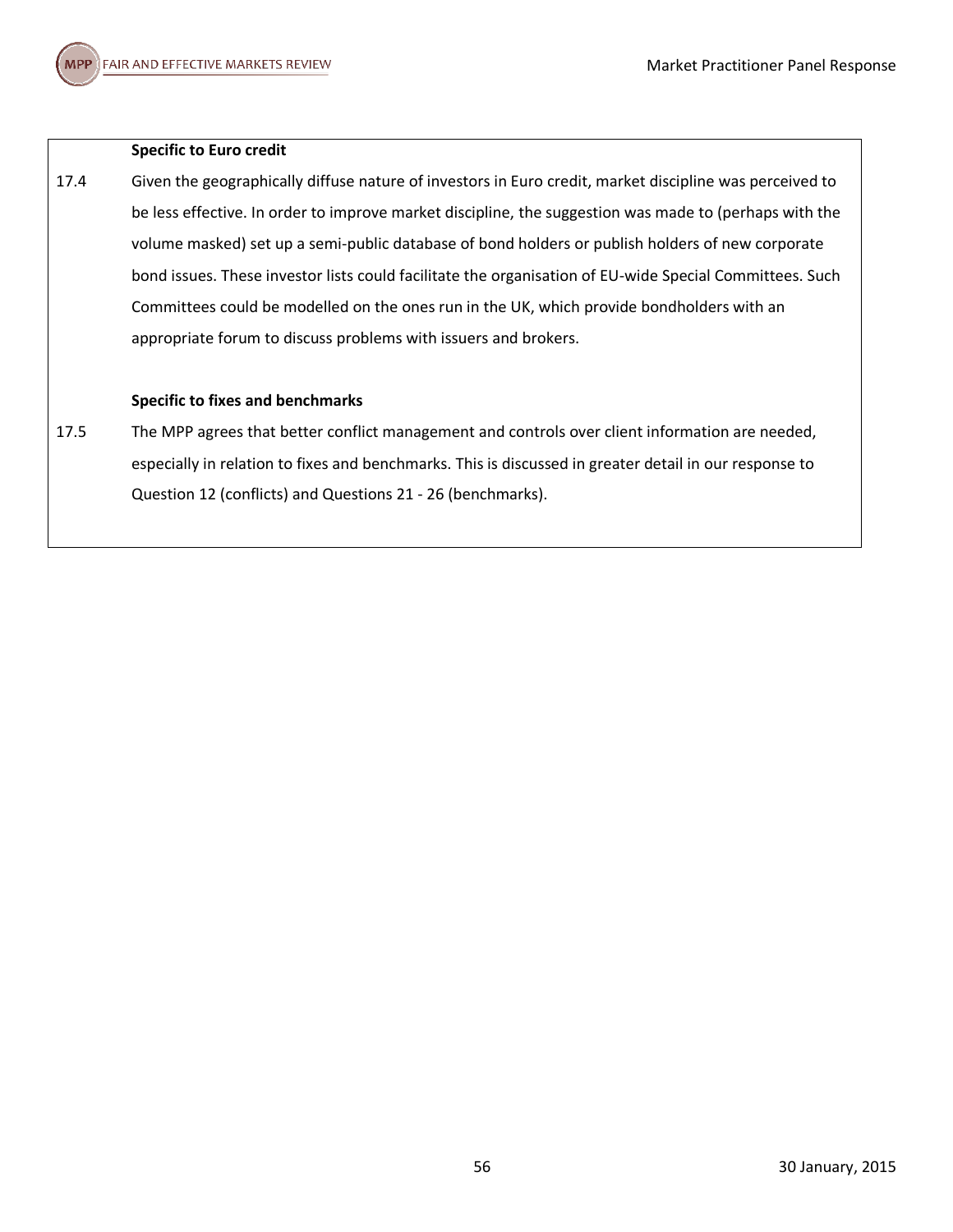**Specific to Euro credit**

17.4 Given the geographically diffuse nature of investors in Euro credit, market discipline was perceived to be less effective. In order to improve market discipline, the suggestion was made to (perhaps with the volume masked) set up a semi-public database of bond holders or publish holders of new corporate bond issues. These investor lists could facilitate the organisation of EU-wide Special Committees. Such Committees could be modelled on the ones run in the UK, which provide bondholders with an appropriate forum to discuss problems with issuers and brokers.

**Specific to fixes and benchmarks**

17.5 The MPP agrees that better conflict management and controls over client information are needed, especially in relation to fixes and benchmarks. This is discussed in greater detail in our response to Question 12 (conflicts) and Questions 21 - 26 (benchmarks).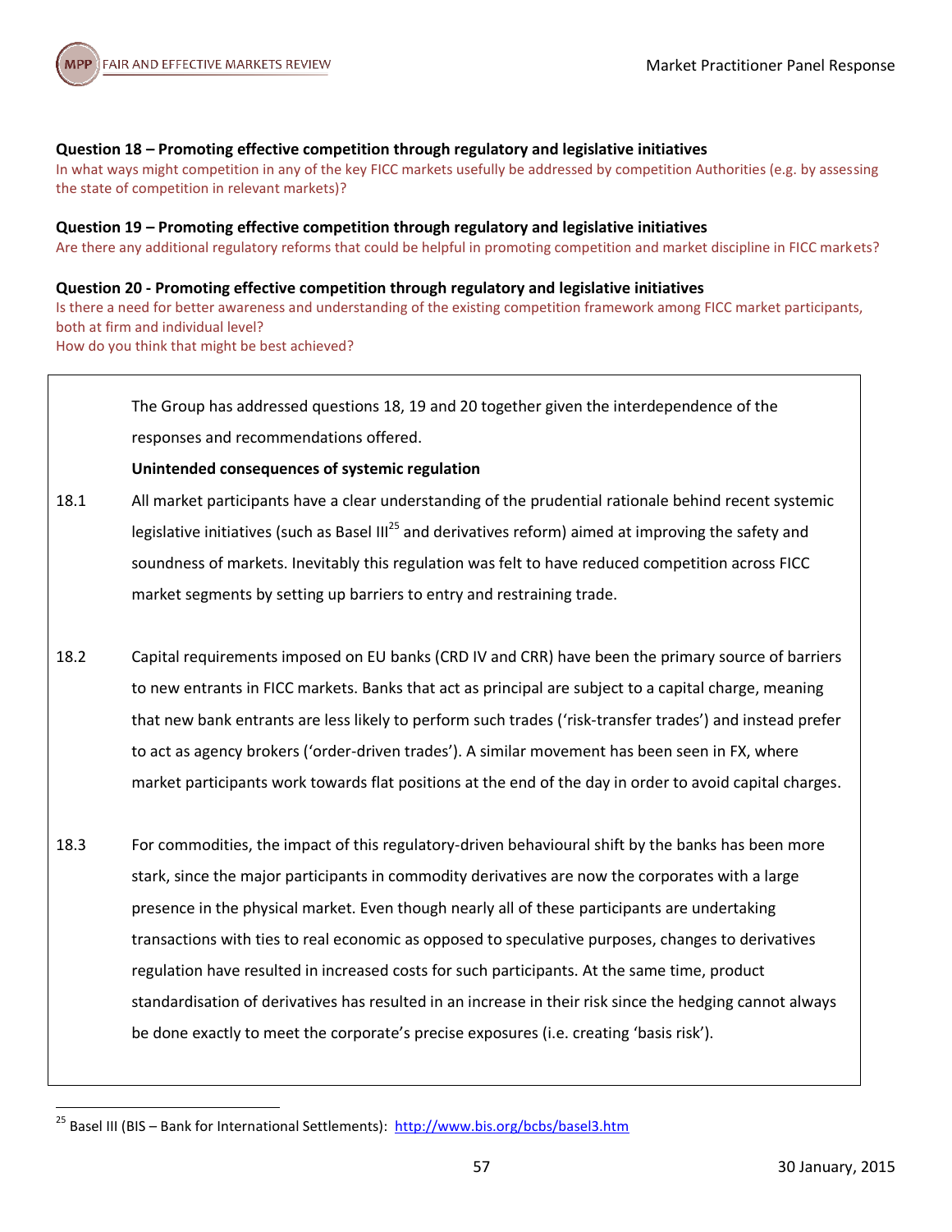**Question 18 – Promoting effective competition through regulatory and legislative initiatives**

In what ways might competition in any of the key FICC markets usefully be addressed by competition Authorities (e.g. by assessing the state of competition in relevant markets)?

**Question 19 – Promoting effective competition through regulatory and legislative initiatives**

Are there any additional regulatory reforms that could be helpful in promoting competition and market discipline in FICC markets?

**Question 20 - Promoting effective competition through regulatory and legislative initiatives**

Is there a need for better awareness and understanding of the existing competition framework among FICC market participants, both at firm and individual level?

How do you think that might be best achieved?

The Group has addressed questions 18, 19 and 20 together given the interdependence of the responses and recommendations offered.

**Unintended consequences of systemic regulation**

18.1 All market participants have a clear understanding of the prudential rationale behind recent systemic legislative initiatives (such as Basel III[25] and derivatives reform) aimed at improving the safety and soundness of markets. Inevitably this regulation was felt to have reduced competition across FICC market segments by setting up barriers to entry and restraining trade.

18.2 Capital requirements imposed on EU banks (CRD IV and CRR) have been the primary source of barriers to new entrants in FICC markets. Banks that act as principal are subject to a capital charge, meaning that new bank entrants are less likely to perform such trades ('risk-transfer trades') and instead prefer to act as agency brokers ('order-driven trades'). A similar movement has been seen in FX, where market participants work towards flat positions at the end of the day in order to avoid capital charges.

18.3 For commodities, the impact of this regulatory-driven behavioural shift by the banks has been more stark, since the major participants in commodity derivatives are now the corporates with a large presence in the physical market. Even though nearly all of these participants are undertaking transactions with ties to real economic as opposed to speculative purposes, changes to derivatives regulation have resulted in increased costs for such participants. At the same time, product standardisation of derivatives has resulted in an increase in their risk since the hedging cannot always be done exactly to meet the corporate's precise exposures (i.e. creating 'basis risk').

---

[25] Basel III (BIS – Bank for International Settlements): http://www.bis.org/bcbs/basel3.htm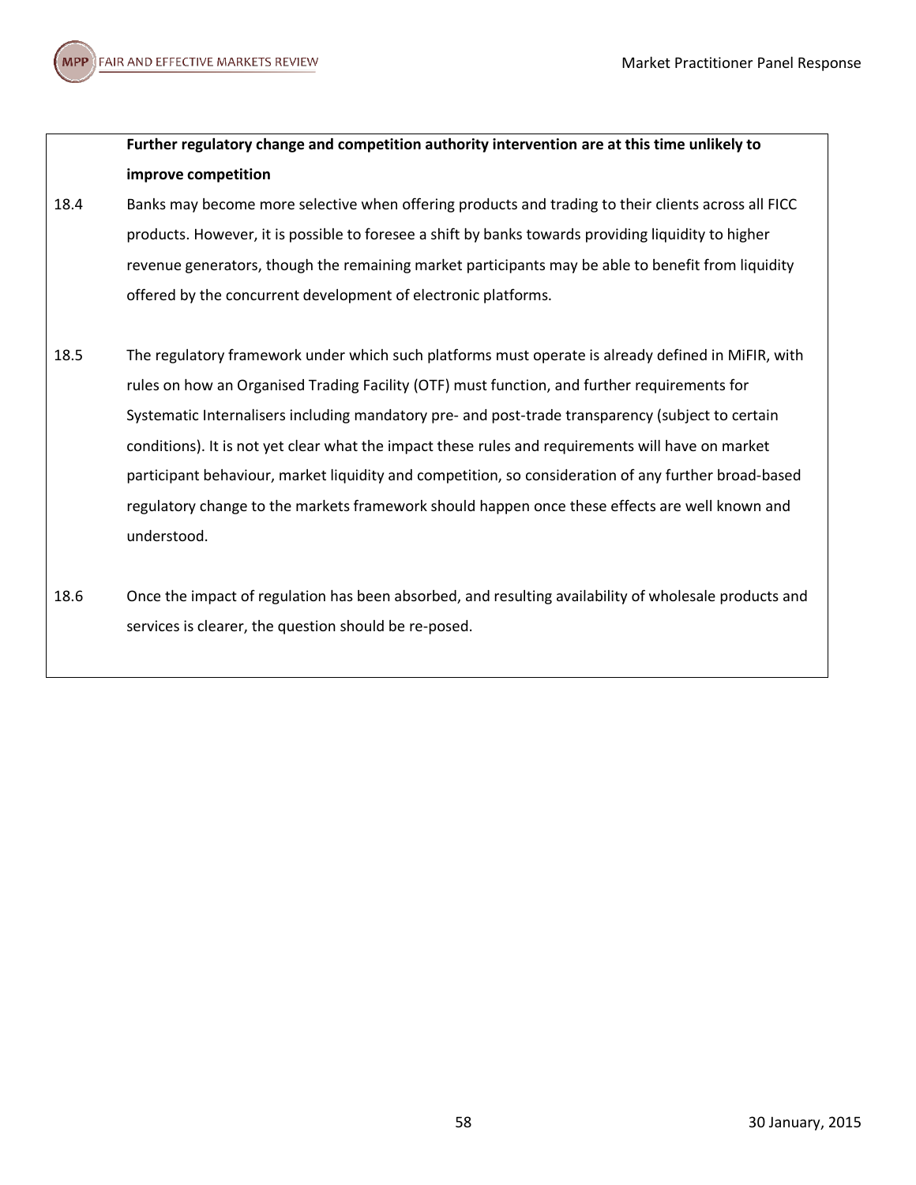**Further regulatory change and competition authority intervention are at this time unlikely to improve competition**

18.4 Banks may become more selective when offering products and trading to their clients across all FICC products. However, it is possible to foresee a shift by banks towards providing liquidity to higher revenue generators, though the remaining market participants may be able to benefit from liquidity offered by the concurrent development of electronic platforms.

18.5 The regulatory framework under which such platforms must operate is already defined in MiFIR, with rules on how an Organised Trading Facility (OTF) must function, and further requirements for Systematic Internalisers including mandatory pre- and post-trade transparency (subject to certain conditions). It is not yet clear what the impact these rules and requirements will have on market participant behaviour, market liquidity and competition, so consideration of any further broad-based regulatory change to the markets framework should happen once these effects are well known and understood.

18.6 Once the impact of regulation has been absorbed, and resulting availability of wholesale products and services is clearer, the question should be re-posed.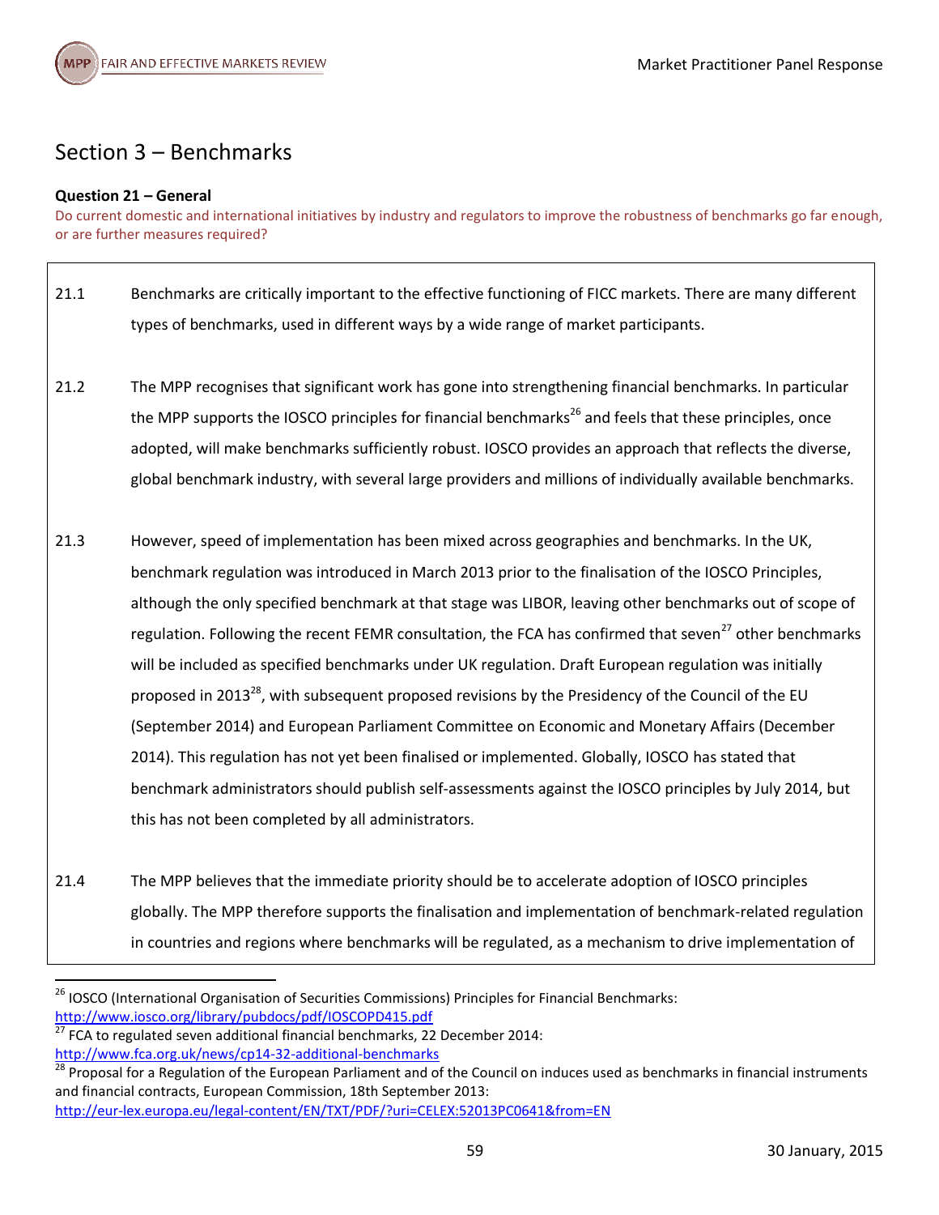## Section 3 – Benchmarks

**Question 21 – General**

Do current domestic and international initiatives by industry and regulators to improve the robustness of benchmarks go far enough, or are further measures required?

21.1 Benchmarks are critically important to the effective functioning of FICC markets. There are many different types of benchmarks, used in different ways by a wide range of market participants.

21.2 The MPP recognises that significant work has gone into strengthening financial benchmarks. In particular the MPP supports the IOSCO principles for financial benchmarks[26] and feels that these principles, once adopted, will make benchmarks sufficiently robust. IOSCO provides an approach that reflects the diverse, global benchmark industry, with several large providers and millions of individually available benchmarks.

21.3 However, speed of implementation has been mixed across geographies and benchmarks. In the UK, benchmark regulation was introduced in March 2013 prior to the finalisation of the IOSCO Principles, although the only specified benchmark at that stage was LIBOR, leaving other benchmarks out of scope of regulation. Following the recent FEMR consultation, the FCA has confirmed that seven[27] other benchmarks will be included as specified benchmarks under UK regulation. Draft European regulation was initially proposed in 2013[28], with subsequent proposed revisions by the Presidency of the Council of the EU (September 2014) and European Parliament Committee on Economic and Monetary Affairs (December 2014). This regulation has not yet been finalised or implemented. Globally, IOSCO has stated that benchmark administrators should publish self-assessments against the IOSCO principles by July 2014, but this has not been completed by all administrators.

21.4 The MPP believes that the immediate priority should be to accelerate adoption of IOSCO principles globally. The MPP therefore supports the finalisation and implementation of benchmark-related regulation in countries and regions where benchmarks will be regulated, as a mechanism to drive implementation of

---

[26] IOSCO (International Organisation of Securities Commissions) Principles for Financial Benchmarks: http://www.iosco.org/library/pubdocs/pdf/IOSCOPD415.pdf

[27] FCA to regulated seven additional financial benchmarks, 22 December 2014: http://www.fca.org.uk/news/cp14-32-additional-benchmarks

[28] Proposal for a Regulation of the European Parliament and of the Council on induces used as benchmarks in financial instruments and financial contracts, European Commission, 18th September 2013: http://eur-lex.europa.eu/legal-content/EN/TXT/PDF/?uri=CELEX:52013PC0641&from=EN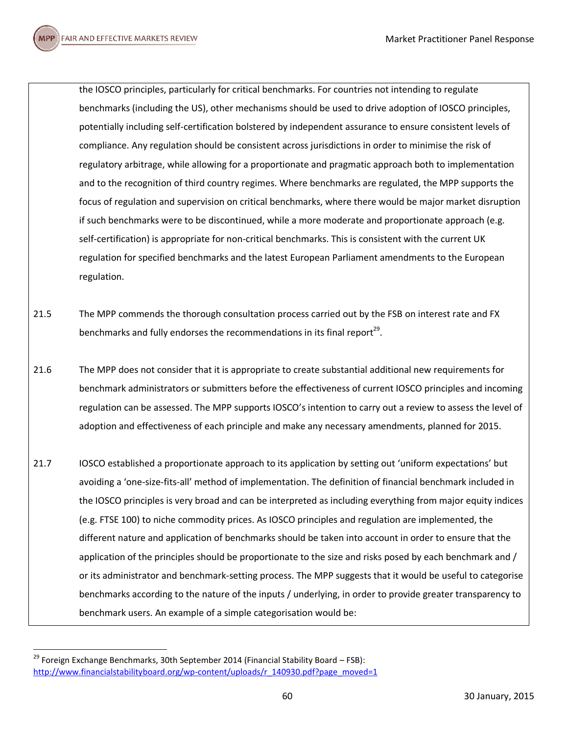the IOSCO principles, particularly for critical benchmarks. For countries not intending to regulate benchmarks (including the US), other mechanisms should be used to drive adoption of IOSCO principles, potentially including self-certification bolstered by independent assurance to ensure consistent levels of compliance. Any regulation should be consistent across jurisdictions in order to minimise the risk of regulatory arbitrage, while allowing for a proportionate and pragmatic approach both to implementation and to the recognition of third country regimes. Where benchmarks are regulated, the MPP supports the focus of regulation and supervision on critical benchmarks, where there would be major market disruption if such benchmarks were to be discontinued, while a more moderate and proportionate approach (e.g. self-certification) is appropriate for non-critical benchmarks. This is consistent with the current UK regulation for specified benchmarks and the latest European Parliament amendments to the European regulation.

21.5 The MPP commends the thorough consultation process carried out by the FSB on interest rate and FX benchmarks and fully endorses the recommendations in its final report[29].

21.6 The MPP does not consider that it is appropriate to create substantial additional new requirements for benchmark administrators or submitters before the effectiveness of current IOSCO principles and incoming regulation can be assessed. The MPP supports IOSCO's intention to carry out a review to assess the level of adoption and effectiveness of each principle and make any necessary amendments, planned for 2015.

21.7 IOSCO established a proportionate approach to its application by setting out 'uniform expectations' but avoiding a 'one-size-fits-all' method of implementation. The definition of financial benchmark included in the IOSCO principles is very broad and can be interpreted as including everything from major equity indices (e.g. FTSE 100) to niche commodity prices. As IOSCO principles and regulation are implemented, the different nature and application of benchmarks should be taken into account in order to ensure that the application of the principles should be proportionate to the size and risks posed by each benchmark and / or its administrator and benchmark-setting process. The MPP suggests that it would be useful to categorise benchmarks according to the nature of the inputs / underlying, in order to provide greater transparency to benchmark users. An example of a simple categorisation would be:

[29] Foreign Exchange Benchmarks, 30th September 2014 (Financial Stability Board – FSB): http://www.financialstabilityboard.org/wp-content/uploads/r_140930.pdf?page_moved=1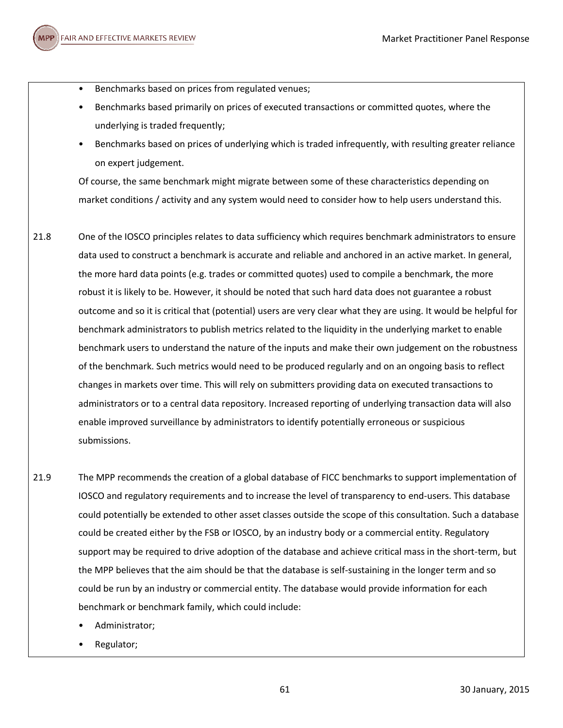- Benchmarks based on prices from regulated venues;
- Benchmarks based primarily on prices of executed transactions or committed quotes, where the underlying is traded frequently;
- Benchmarks based on prices of underlying which is traded infrequently, with resulting greater reliance on expert judgement.

Of course, the same benchmark might migrate between some of these characteristics depending on market conditions / activity and any system would need to consider how to help users understand this.

21.8 One of the IOSCO principles relates to data sufficiency which requires benchmark administrators to ensure data used to construct a benchmark is accurate and reliable and anchored in an active market. In general, the more hard data points (e.g. trades or committed quotes) used to compile a benchmark, the more robust it is likely to be. However, it should be noted that such hard data does not guarantee a robust outcome and so it is critical that (potential) users are very clear what they are using. It would be helpful for benchmark administrators to publish metrics related to the liquidity in the underlying market to enable benchmark users to understand the nature of the inputs and make their own judgement on the robustness of the benchmark. Such metrics would need to be produced regularly and on an ongoing basis to reflect changes in markets over time. This will rely on submitters providing data on executed transactions to administrators or to a central data repository. Increased reporting of underlying transaction data will also enable improved surveillance by administrators to identify potentially erroneous or suspicious submissions.

21.9 The MPP recommends the creation of a global database of FICC benchmarks to support implementation of IOSCO and regulatory requirements and to increase the level of transparency to end-users. This database could potentially be extended to other asset classes outside the scope of this consultation. Such a database could be created either by the FSB or IOSCO, by an industry body or a commercial entity. Regulatory support may be required to drive adoption of the database and achieve critical mass in the short-term, but the MPP believes that the aim should be that the database is self-sustaining in the longer term and so could be run by an industry or commercial entity. The database would provide information for each benchmark or benchmark family, which could include:

- Administrator;
- Regulator;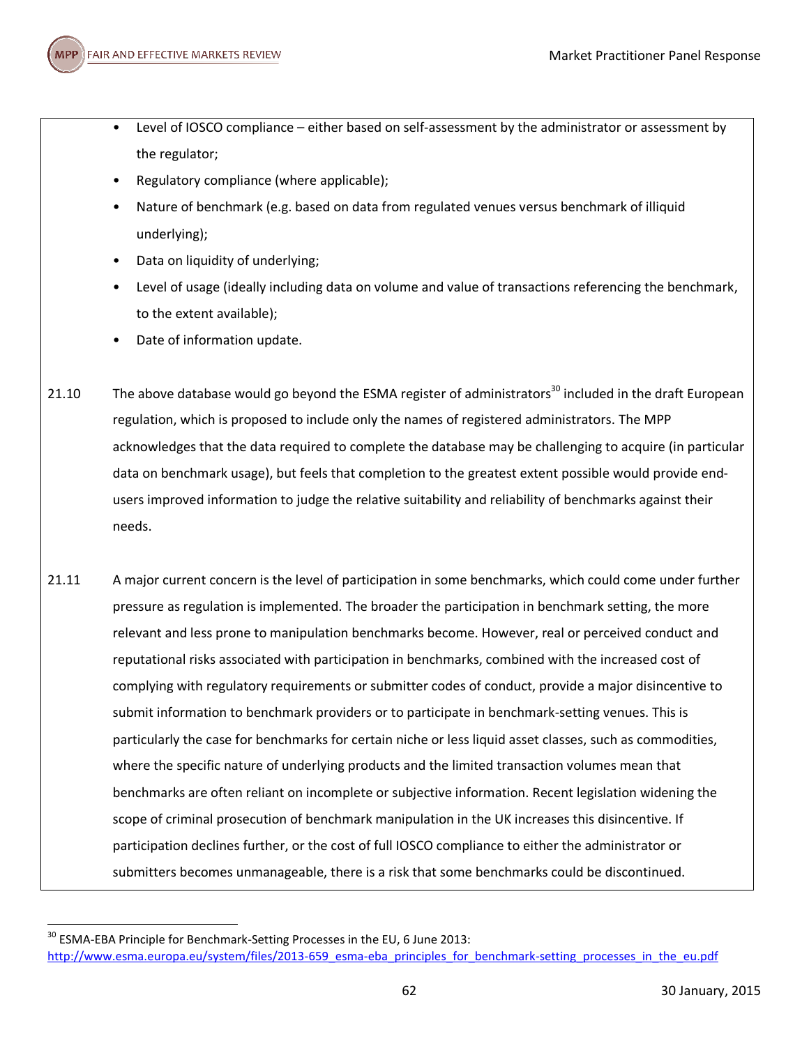- Level of IOSCO compliance – either based on self-assessment by the administrator or assessment by the regulator;
- Regulatory compliance (where applicable);
- Nature of benchmark (e.g. based on data from regulated venues versus benchmark of illiquid underlying);
- Data on liquidity of underlying;
- Level of usage (ideally including data on volume and value of transactions referencing the benchmark, to the extent available);
- Date of information update.

21.10 The above database would go beyond the ESMA register of administrators[30] included in the draft European regulation, which is proposed to include only the names of registered administrators. The MPP acknowledges that the data required to complete the database may be challenging to acquire (in particular data on benchmark usage), but feels that completion to the greatest extent possible would provide end-users improved information to judge the relative suitability and reliability of benchmarks against their needs.

21.11 A major current concern is the level of participation in some benchmarks, which could come under further pressure as regulation is implemented. The broader the participation in benchmark setting, the more relevant and less prone to manipulation benchmarks become. However, real or perceived conduct and reputational risks associated with participation in benchmarks, combined with the increased cost of complying with regulatory requirements or submitter codes of conduct, provide a major disincentive to submit information to benchmark providers or to participate in benchmark-setting venues. This is particularly the case for benchmarks for certain niche or less liquid asset classes, such as commodities, where the specific nature of underlying products and the limited transaction volumes mean that benchmarks are often reliant on incomplete or subjective information. Recent legislation widening the scope of criminal prosecution of benchmark manipulation in the UK increases this disincentive. If participation declines further, or the cost of full IOSCO compliance to either the administrator or submitters becomes unmanageable, there is a risk that some benchmarks could be discontinued.

[30] ESMA-EBA Principle for Benchmark-Setting Processes in the EU, 6 June 2013: http://www.esma.europa.eu/system/files/2013-659_esma-eba_principles_for_benchmark-setting_processes_in_the_eu.pdf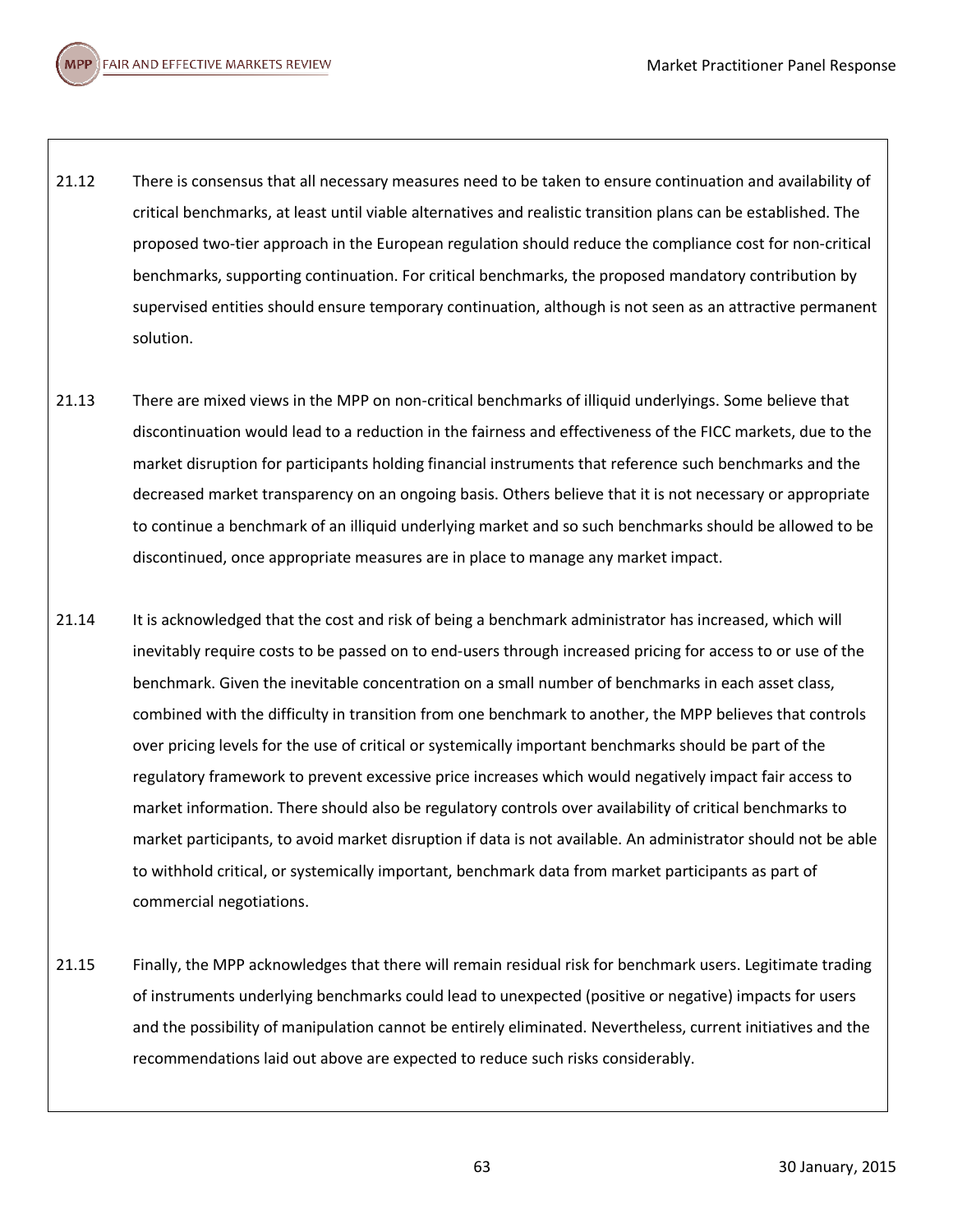21.12 There is consensus that all necessary measures need to be taken to ensure continuation and availability of critical benchmarks, at least until viable alternatives and realistic transition plans can be established. The proposed two-tier approach in the European regulation should reduce the compliance cost for non-critical benchmarks, supporting continuation. For critical benchmarks, the proposed mandatory contribution by supervised entities should ensure temporary continuation, although is not seen as an attractive permanent solution.

21.13 There are mixed views in the MPP on non-critical benchmarks of illiquid underlyings. Some believe that discontinuation would lead to a reduction in the fairness and effectiveness of the FICC markets, due to the market disruption for participants holding financial instruments that reference such benchmarks and the decreased market transparency on an ongoing basis. Others believe that it is not necessary or appropriate to continue a benchmark of an illiquid underlying market and so such benchmarks should be allowed to be discontinued, once appropriate measures are in place to manage any market impact.

21.14 It is acknowledged that the cost and risk of being a benchmark administrator has increased, which will inevitably require costs to be passed on to end-users through increased pricing for access to or use of the benchmark. Given the inevitable concentration on a small number of benchmarks in each asset class, combined with the difficulty in transition from one benchmark to another, the MPP believes that controls over pricing levels for the use of critical or systemically important benchmarks should be part of the regulatory framework to prevent excessive price increases which would negatively impact fair access to market information. There should also be regulatory controls over availability of critical benchmarks to market participants, to avoid market disruption if data is not available. An administrator should not be able to withhold critical, or systemically important, benchmark data from market participants as part of commercial negotiations.

21.15 Finally, the MPP acknowledges that there will remain residual risk for benchmark users. Legitimate trading of instruments underlying benchmarks could lead to unexpected (positive or negative) impacts for users and the possibility of manipulation cannot be entirely eliminated. Nevertheless, current initiatives and the recommendations laid out above are expected to reduce such risks considerably.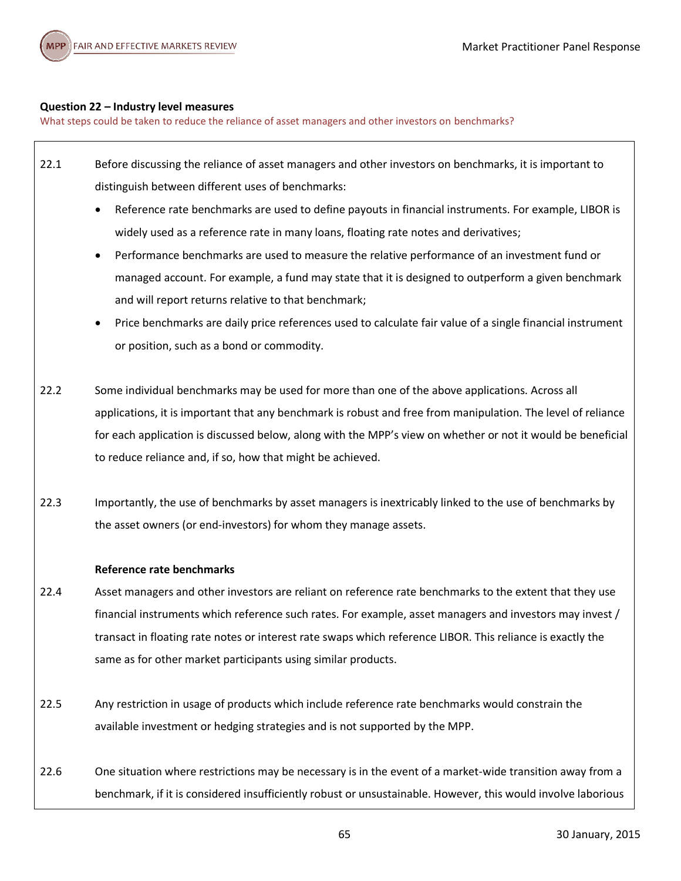**Question 22 – Industry level measures**

What steps could be taken to reduce the reliance of asset managers and other investors on benchmarks?

22.1 Before discussing the reliance of asset managers and other investors on benchmarks, it is important to distinguish between different uses of benchmarks:

- Reference rate benchmarks are used to define payouts in financial instruments. For example, LIBOR is widely used as a reference rate in many loans, floating rate notes and derivatives;
- Performance benchmarks are used to measure the relative performance of an investment fund or managed account. For example, a fund may state that it is designed to outperform a given benchmark and will report returns relative to that benchmark;
- Price benchmarks are daily price references used to calculate fair value of a single financial instrument or position, such as a bond or commodity.

22.2 Some individual benchmarks may be used for more than one of the above applications. Across all applications, it is important that any benchmark is robust and free from manipulation. The level of reliance for each application is discussed below, along with the MPP's view on whether or not it would be beneficial to reduce reliance and, if so, how that might be achieved.

22.3 Importantly, the use of benchmarks by asset managers is inextricably linked to the use of benchmarks by the asset owners (or end-investors) for whom they manage assets.

**Reference rate benchmarks**

22.4 Asset managers and other investors are reliant on reference rate benchmarks to the extent that they use financial instruments which reference such rates. For example, asset managers and investors may invest / transact in floating rate notes or interest rate swaps which reference LIBOR. This reliance is exactly the same as for other market participants using similar products.

22.5 Any restriction in usage of products which include reference rate benchmarks would constrain the available investment or hedging strategies and is not supported by the MPP.

22.6 One situation where restrictions may be necessary is in the event of a market-wide transition away from a benchmark, if it is considered insufficiently robust or unsustainable. However, this would involve laborious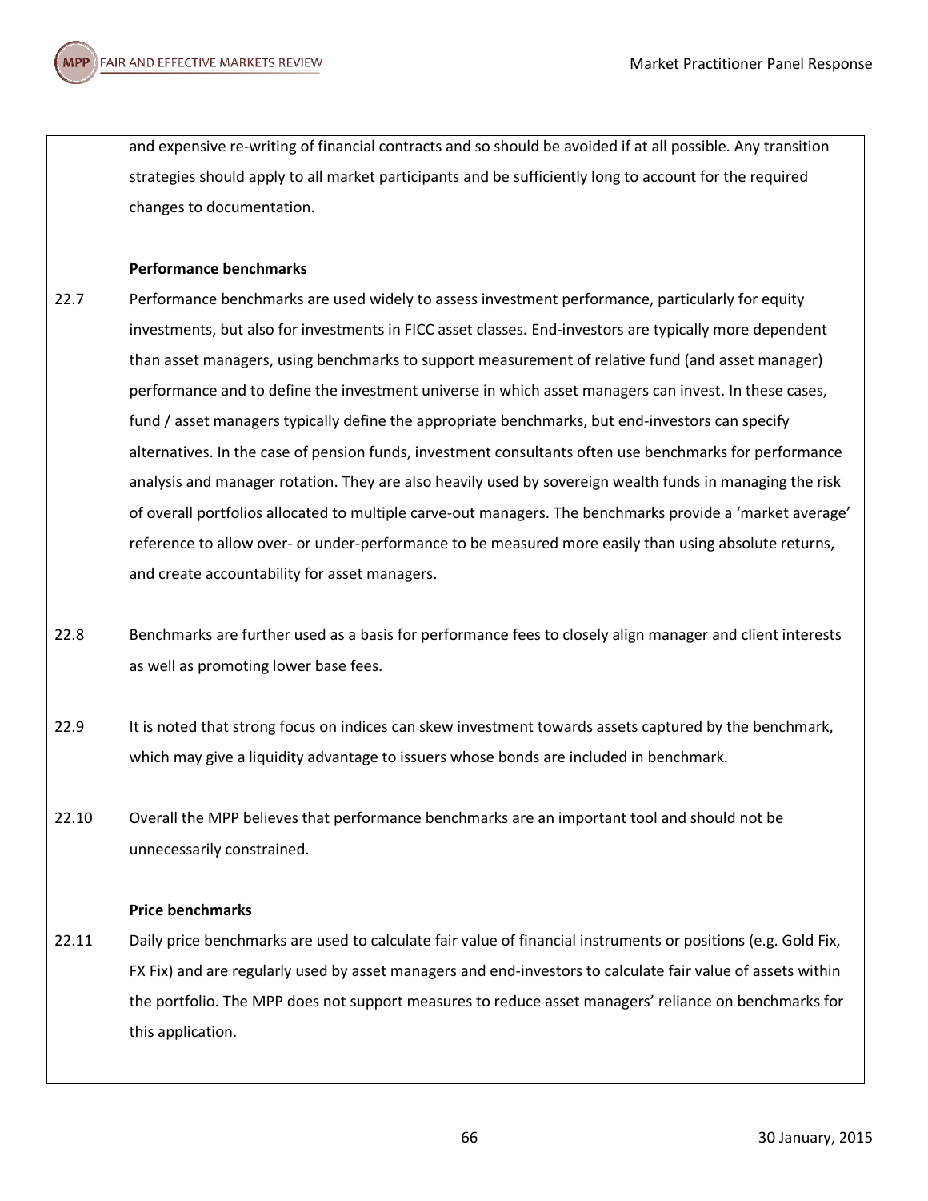and expensive re-writing of financial contracts and so should be avoided if at all possible. Any transition strategies should apply to all market participants and be sufficiently long to account for the required changes to documentation.

**Performance benchmarks**

22.7 Performance benchmarks are used widely to assess investment performance, particularly for equity investments, but also for investments in FICC asset classes. End-investors are typically more dependent than asset managers, using benchmarks to support measurement of relative fund (and asset manager) performance and to define the investment universe in which asset managers can invest. In these cases, fund / asset managers typically define the appropriate benchmarks, but end-investors can specify alternatives. In the case of pension funds, investment consultants often use benchmarks for performance analysis and manager rotation. They are also heavily used by sovereign wealth funds in managing the risk of overall portfolios allocated to multiple carve-out managers. The benchmarks provide a 'market average' reference to allow over- or under-performance to be measured more easily than using absolute returns, and create accountability for asset managers.

22.8 Benchmarks are further used as a basis for performance fees to closely align manager and client interests as well as promoting lower base fees.

22.9 It is noted that strong focus on indices can skew investment towards assets captured by the benchmark, which may give a liquidity advantage to issuers whose bonds are included in benchmark.

22.10 Overall the MPP believes that performance benchmarks are an important tool and should not be unnecessarily constrained.

**Price benchmarks**

22.11 Daily price benchmarks are used to calculate fair value of financial instruments or positions (e.g. Gold Fix, FX Fix) and are regularly used by asset managers and end-investors to calculate fair value of assets within the portfolio. The MPP does not support measures to reduce asset managers' reliance on benchmarks for this application.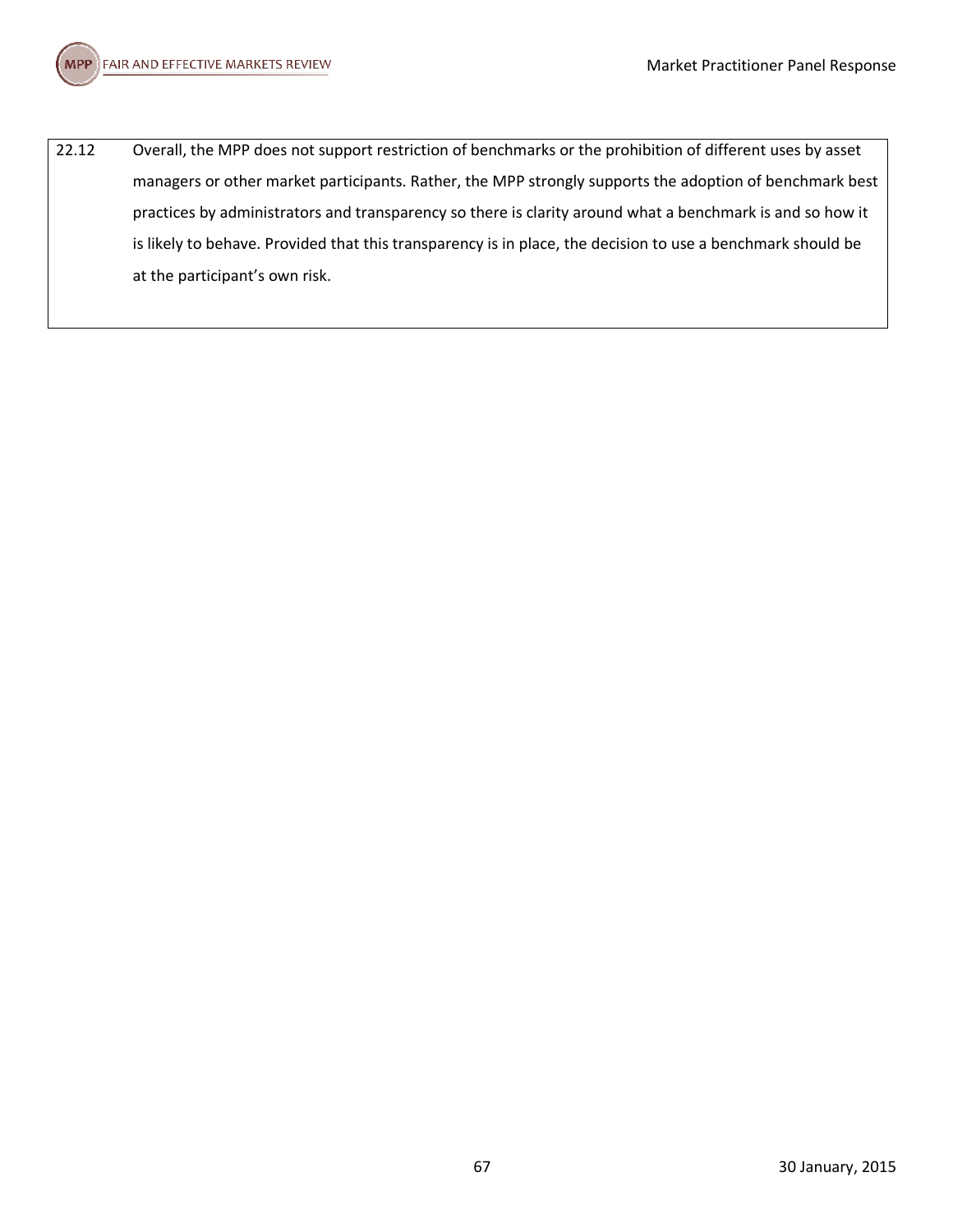| | |
|---|---|
| 22.12 | Overall, the MPP does not support restriction of benchmarks or the prohibition of different uses by asset managers or other market participants. Rather, the MPP strongly supports the adoption of benchmark best practices by administrators and transparency so there is clarity around what a benchmark is and so how it is likely to behave. Provided that this transparency is in place, the decision to use a benchmark should be at the participant's own risk. |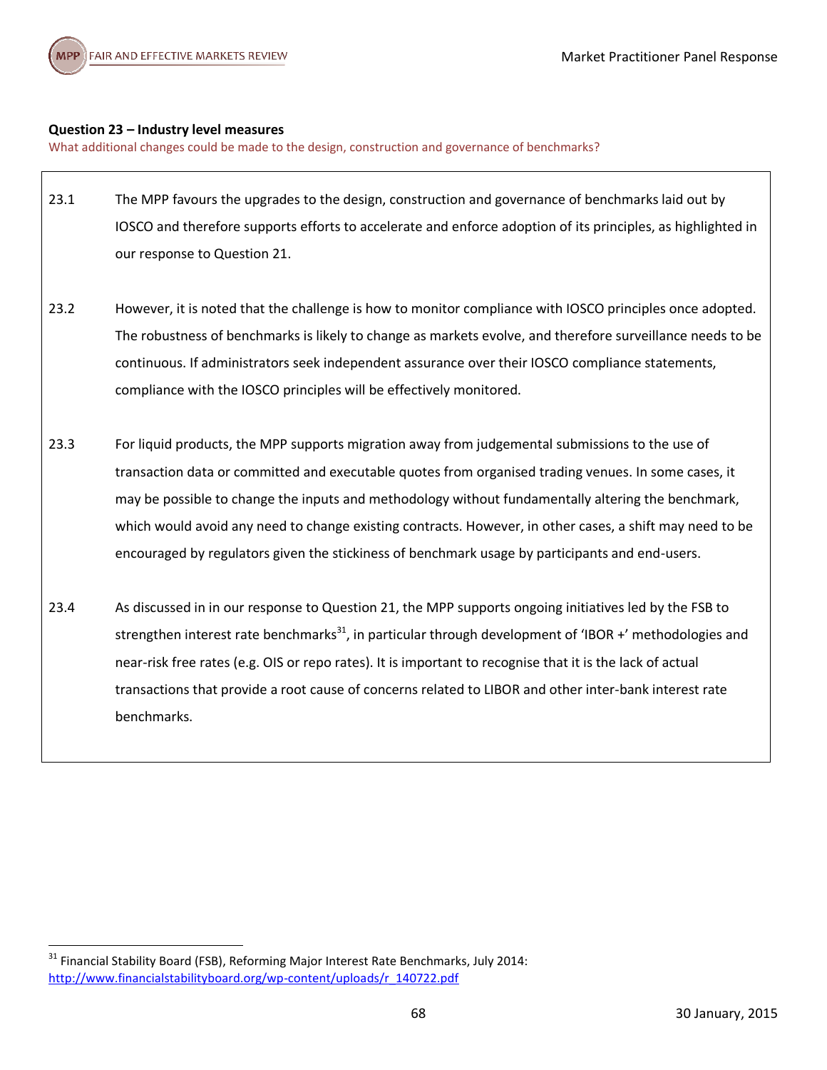**Question 23 – Industry level measures**

What additional changes could be made to the design, construction and governance of benchmarks?

23.1 The MPP favours the upgrades to the design, construction and governance of benchmarks laid out by IOSCO and therefore supports efforts to accelerate and enforce adoption of its principles, as highlighted in our response to Question 21.

23.2 However, it is noted that the challenge is how to monitor compliance with IOSCO principles once adopted. The robustness of benchmarks is likely to change as markets evolve, and therefore surveillance needs to be continuous. If administrators seek independent assurance over their IOSCO compliance statements, compliance with the IOSCO principles will be effectively monitored.

23.3 For liquid products, the MPP supports migration away from judgemental submissions to the use of transaction data or committed and executable quotes from organised trading venues. In some cases, it may be possible to change the inputs and methodology without fundamentally altering the benchmark, which would avoid any need to change existing contracts. However, in other cases, a shift may need to be encouraged by regulators given the stickiness of benchmark usage by participants and end-users.

23.4 As discussed in in our response to Question 21, the MPP supports ongoing initiatives led by the FSB to strengthen interest rate benchmarks[31], in particular through development of 'IBOR +' methodologies and near-risk free rates (e.g. OIS or repo rates). It is important to recognise that it is the lack of actual transactions that provide a root cause of concerns related to LIBOR and other inter-bank interest rate benchmarks.

[31] Financial Stability Board (FSB), Reforming Major Interest Rate Benchmarks, July 2014: http://www.financialstabilityboard.org/wp-content/uploads/r_140722.pdf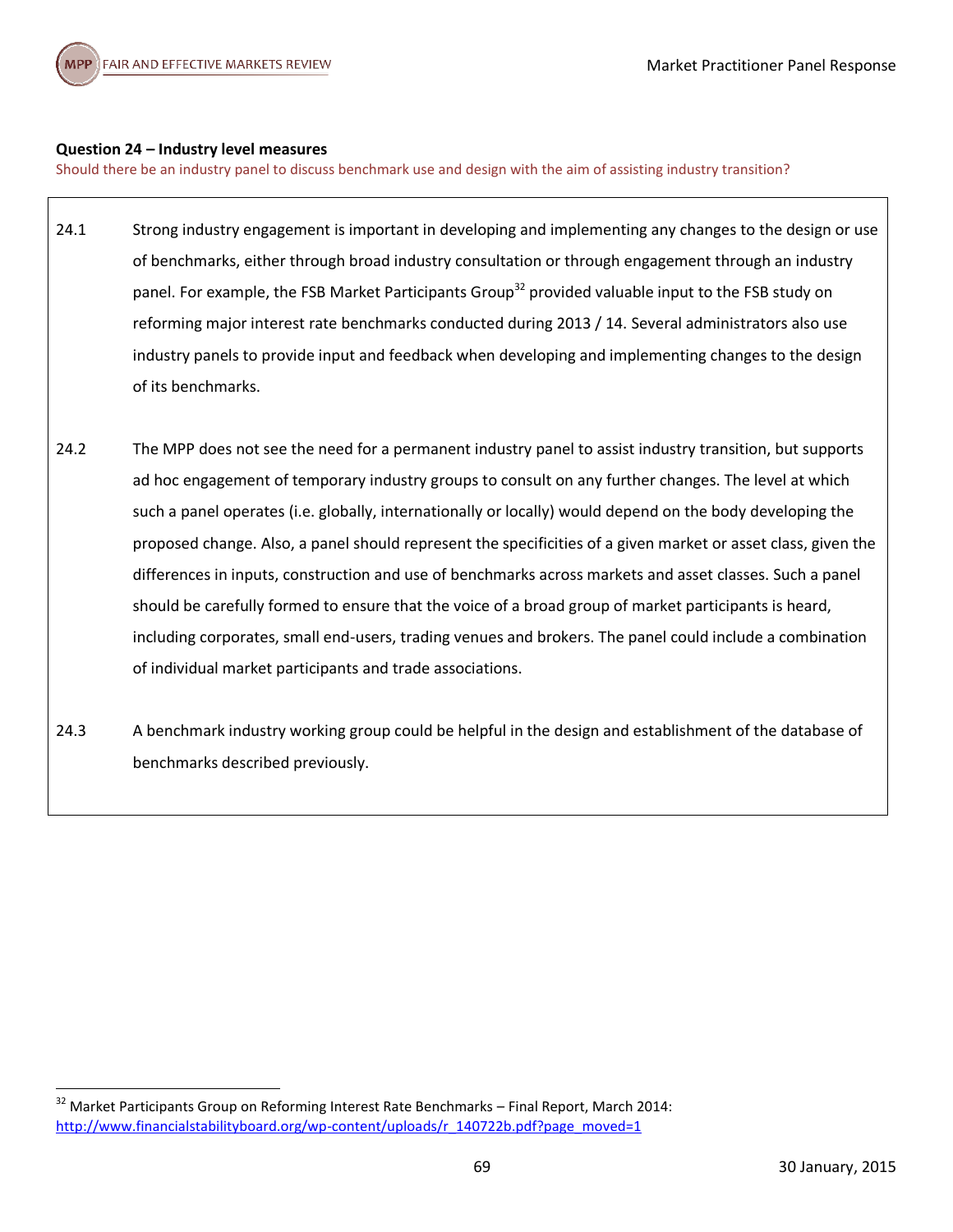**Question 24 – Industry level measures**

Should there be an industry panel to discuss benchmark use and design with the aim of assisting industry transition?

24.1 Strong industry engagement is important in developing and implementing any changes to the design or use of benchmarks, either through broad industry consultation or through engagement through an industry panel. For example, the FSB Market Participants Group[32] provided valuable input to the FSB study on reforming major interest rate benchmarks conducted during 2013 / 14. Several administrators also use industry panels to provide input and feedback when developing and implementing changes to the design of its benchmarks.

24.2 The MPP does not see the need for a permanent industry panel to assist industry transition, but supports ad hoc engagement of temporary industry groups to consult on any further changes. The level at which such a panel operates (i.e. globally, internationally or locally) would depend on the body developing the proposed change. Also, a panel should represent the specificities of a given market or asset class, given the differences in inputs, construction and use of benchmarks across markets and asset classes. Such a panel should be carefully formed to ensure that the voice of a broad group of market participants is heard, including corporates, small end-users, trading venues and brokers. The panel could include a combination of individual market participants and trade associations.

24.3 A benchmark industry working group could be helpful in the design and establishment of the database of benchmarks described previously.

[32] Market Participants Group on Reforming Interest Rate Benchmarks – Final Report, March 2014: http://www.financialstabilityboard.org/wp-content/uploads/r_140722b.pdf?page_moved=1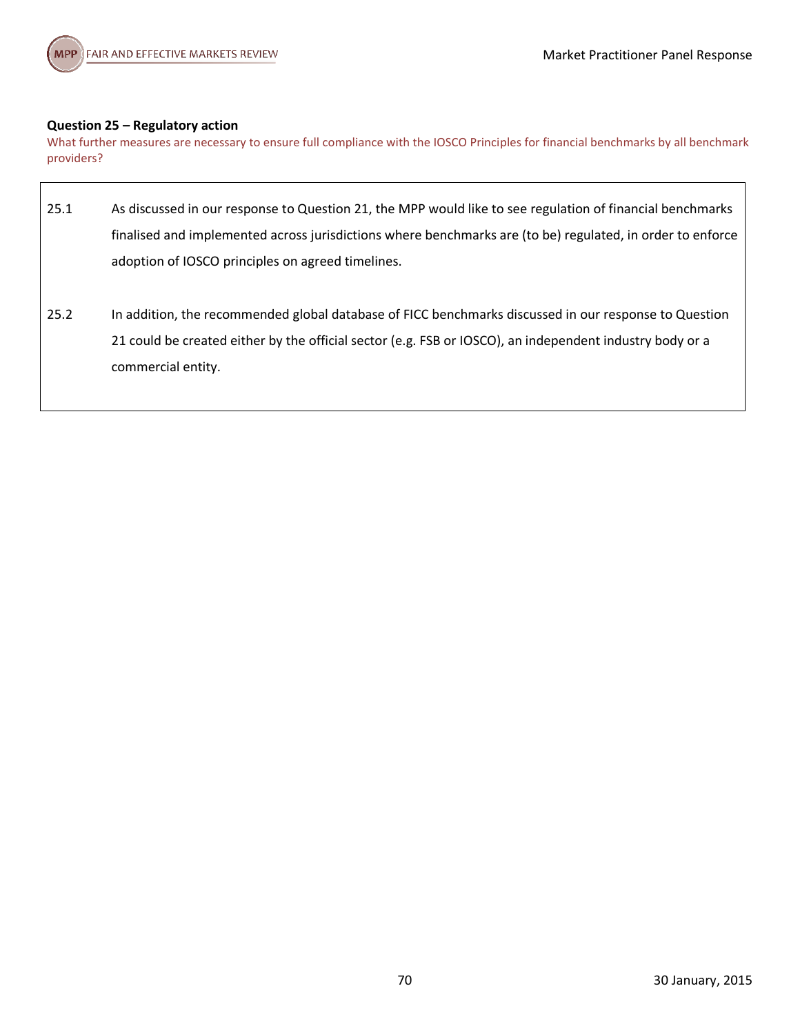**Question 25 – Regulatory action**

What further measures are necessary to ensure full compliance with the IOSCO Principles for financial benchmarks by all benchmark providers?

25.1 As discussed in our response to Question 21, the MPP would like to see regulation of financial benchmarks finalised and implemented across jurisdictions where benchmarks are (to be) regulated, in order to enforce adoption of IOSCO principles on agreed timelines.

25.2 In addition, the recommended global database of FICC benchmarks discussed in our response to Question 21 could be created either by the official sector (e.g. FSB or IOSCO), an independent industry body or a commercial entity.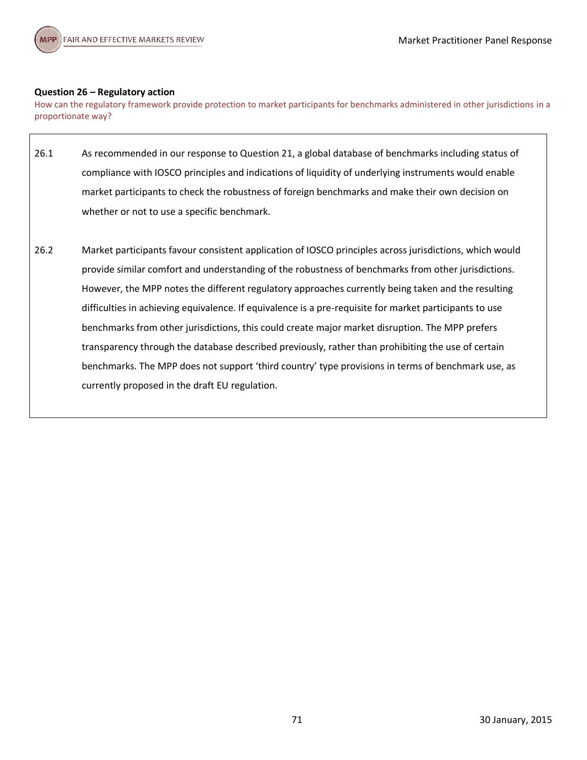**Question 26 – Regulatory action**

How can the regulatory framework provide protection to market participants for benchmarks administered in other jurisdictions in a proportionate way?

26.1 As recommended in our response to Question 21, a global database of benchmarks including status of compliance with IOSCO principles and indications of liquidity of underlying instruments would enable market participants to check the robustness of foreign benchmarks and make their own decision on whether or not to use a specific benchmark.

26.2 Market participants favour consistent application of IOSCO principles across jurisdictions, which would provide similar comfort and understanding of the robustness of benchmarks from other jurisdictions. However, the MPP notes the different regulatory approaches currently being taken and the resulting difficulties in achieving equivalence. If equivalence is a pre-requisite for market participants to use benchmarks from other jurisdictions, this could create major market disruption. The MPP prefers transparency through the database described previously, rather than prohibiting the use of certain benchmarks. The MPP does not support 'third country' type provisions in terms of benchmark use, as currently proposed in the draft EU regulation.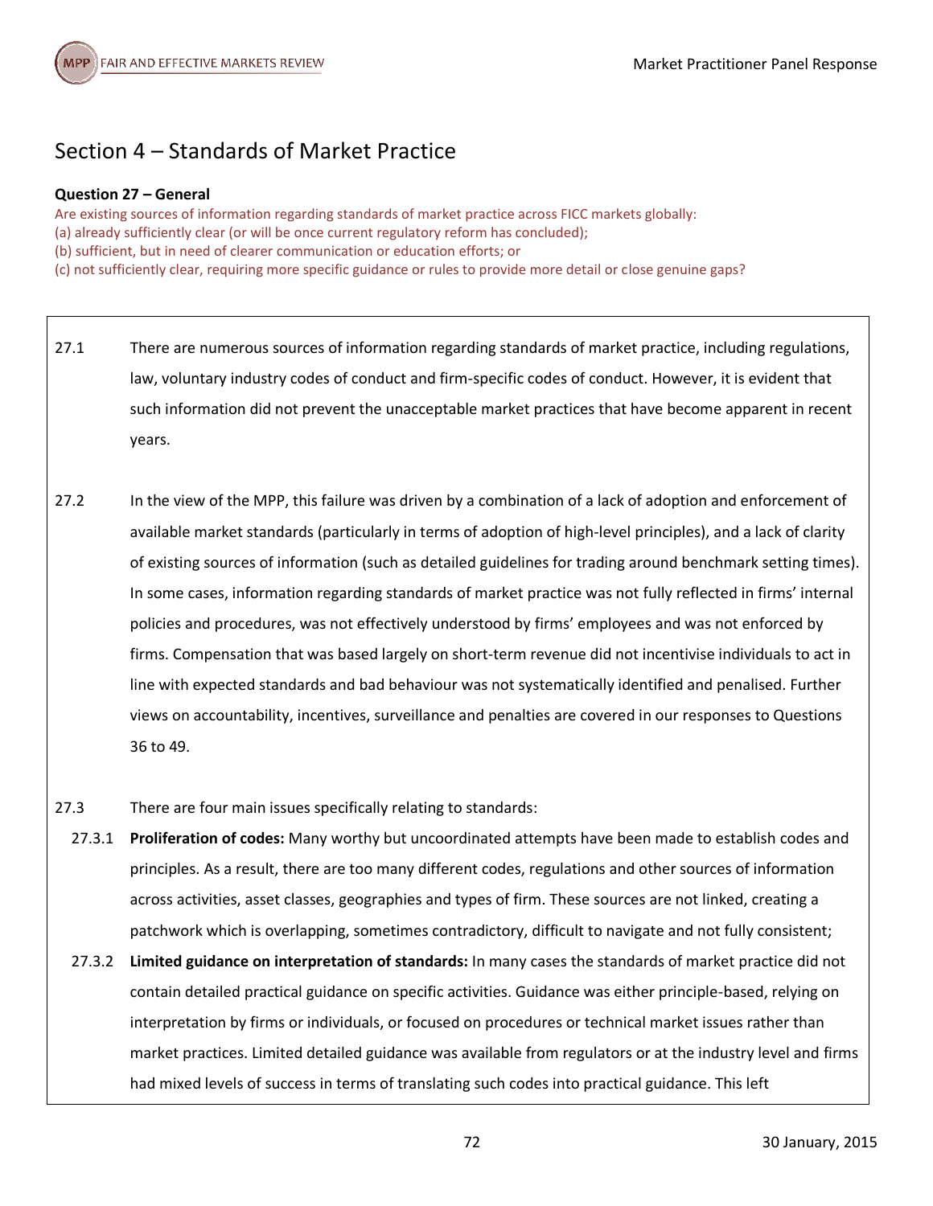# Section 4 – Standards of Market Practice

**Question 27 – General**

Are existing sources of information regarding standards of market practice across FICC markets globally:
(a) already sufficiently clear (or will be once current regulatory reform has concluded);
(b) sufficient, but in need of clearer communication or education efforts; or
(c) not sufficiently clear, requiring more specific guidance or rules to provide more detail or close genuine gaps?

27.1 There are numerous sources of information regarding standards of market practice, including regulations, law, voluntary industry codes of conduct and firm-specific codes of conduct. However, it is evident that such information did not prevent the unacceptable market practices that have become apparent in recent years.

27.2 In the view of the MPP, this failure was driven by a combination of a lack of adoption and enforcement of available market standards (particularly in terms of adoption of high-level principles), and a lack of clarity of existing sources of information (such as detailed guidelines for trading around benchmark setting times). In some cases, information regarding standards of market practice was not fully reflected in firms' internal policies and procedures, was not effectively understood by firms' employees and was not enforced by firms. Compensation that was based largely on short-term revenue did not incentivise individuals to act in line with expected standards and bad behaviour was not systematically identified and penalised. Further views on accountability, incentives, surveillance and penalties are covered in our responses to Questions 36 to 49.

27.3 There are four main issues specifically relating to standards:

27.3.1 **Proliferation of codes:** Many worthy but uncoordinated attempts have been made to establish codes and principles. As a result, there are too many different codes, regulations and other sources of information across activities, asset classes, geographies and types of firm. These sources are not linked, creating a patchwork which is overlapping, sometimes contradictory, difficult to navigate and not fully consistent;

27.3.2 **Limited guidance on interpretation of standards:** In many cases the standards of market practice did not contain detailed practical guidance on specific activities. Guidance was either principle-based, relying on interpretation by firms or individuals, or focused on procedures or technical market issues rather than market practices. Limited detailed guidance was available from regulators or at the industry level and firms had mixed levels of success in terms of translating such codes into practical guidance. This left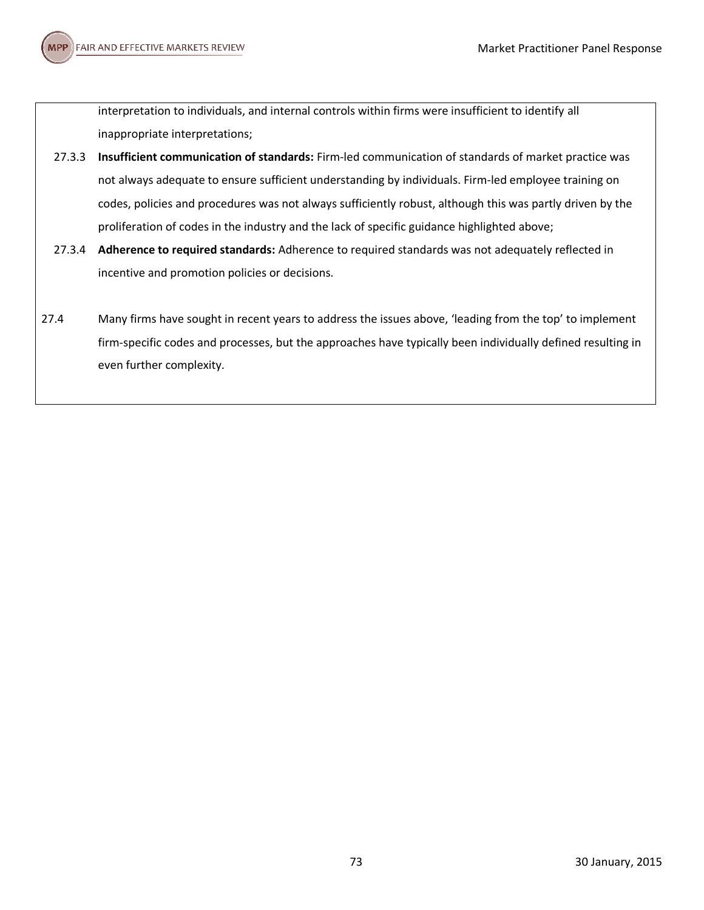interpretation to individuals, and internal controls within firms were insufficient to identify all inappropriate interpretations;

27.3.3 **Insufficient communication of standards:** Firm-led communication of standards of market practice was not always adequate to ensure sufficient understanding by individuals. Firm-led employee training on codes, policies and procedures was not always sufficiently robust, although this was partly driven by the proliferation of codes in the industry and the lack of specific guidance highlighted above;

27.3.4 **Adherence to required standards:** Adherence to required standards was not adequately reflected in incentive and promotion policies or decisions.

27.4 Many firms have sought in recent years to address the issues above, 'leading from the top' to implement firm-specific codes and processes, but the approaches have typically been individually defined resulting in even further complexity.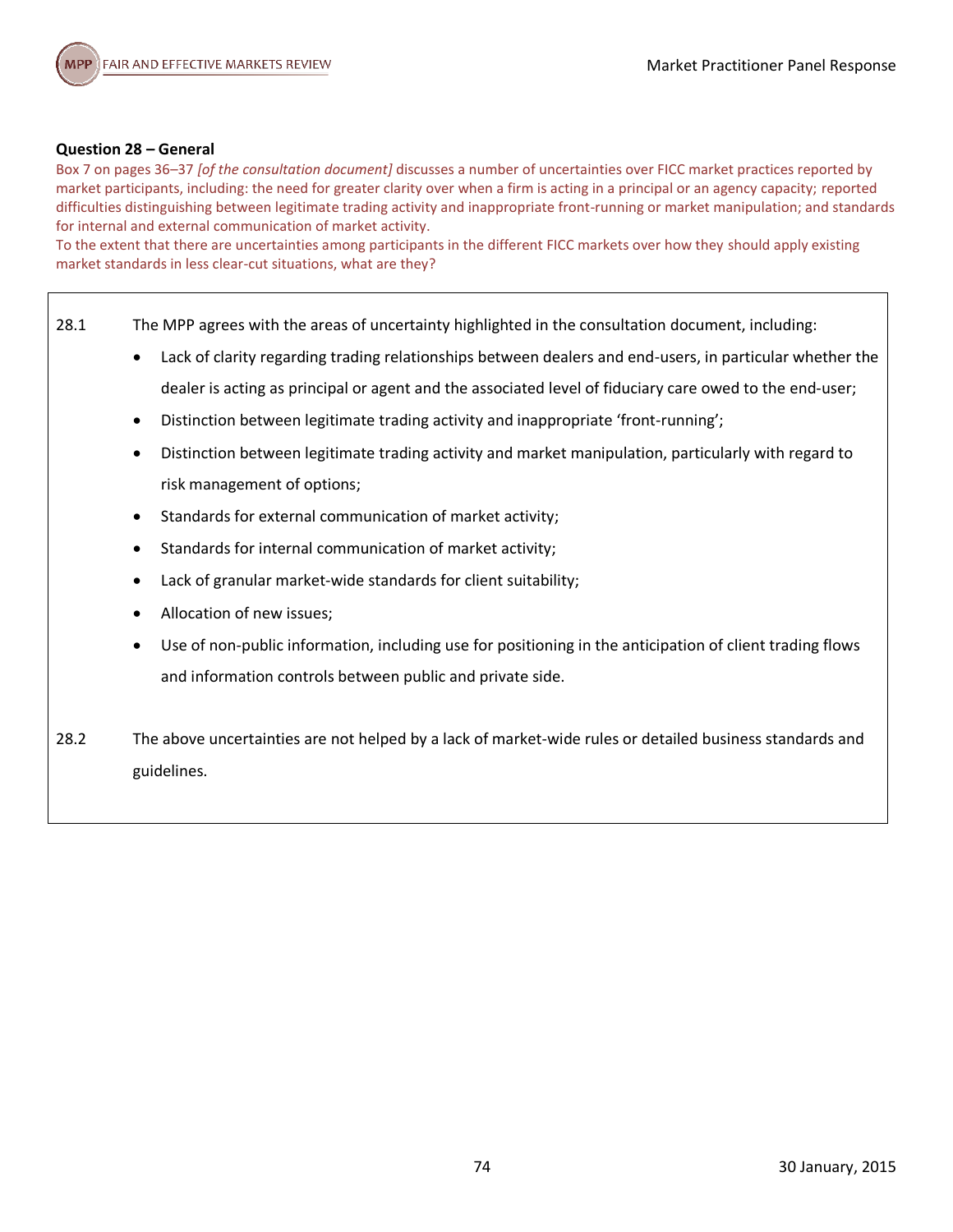**Question 28 – General**

Box 7 on pages 36–37 *[of the consultation document]* discusses a number of uncertainties over FICC market practices reported by market participants, including: the need for greater clarity over when a firm is acting in a principal or an agency capacity; reported difficulties distinguishing between legitimate trading activity and inappropriate front-running or market manipulation; and standards for internal and external communication of market activity.

To the extent that there are uncertainties among participants in the different FICC markets over how they should apply existing market standards in less clear-cut situations, what are they?

28.1 The MPP agrees with the areas of uncertainty highlighted in the consultation document, including:

- Lack of clarity regarding trading relationships between dealers and end-users, in particular whether the dealer is acting as principal or agent and the associated level of fiduciary care owed to the end-user;
- Distinction between legitimate trading activity and inappropriate 'front-running';
- Distinction between legitimate trading activity and market manipulation, particularly with regard to risk management of options;
- Standards for external communication of market activity;
- Standards for internal communication of market activity;
- Lack of granular market-wide standards for client suitability;
- Allocation of new issues;
- Use of non-public information, including use for positioning in the anticipation of client trading flows and information controls between public and private side.

28.2 The above uncertainties are not helped by a lack of market-wide rules or detailed business standards and guidelines.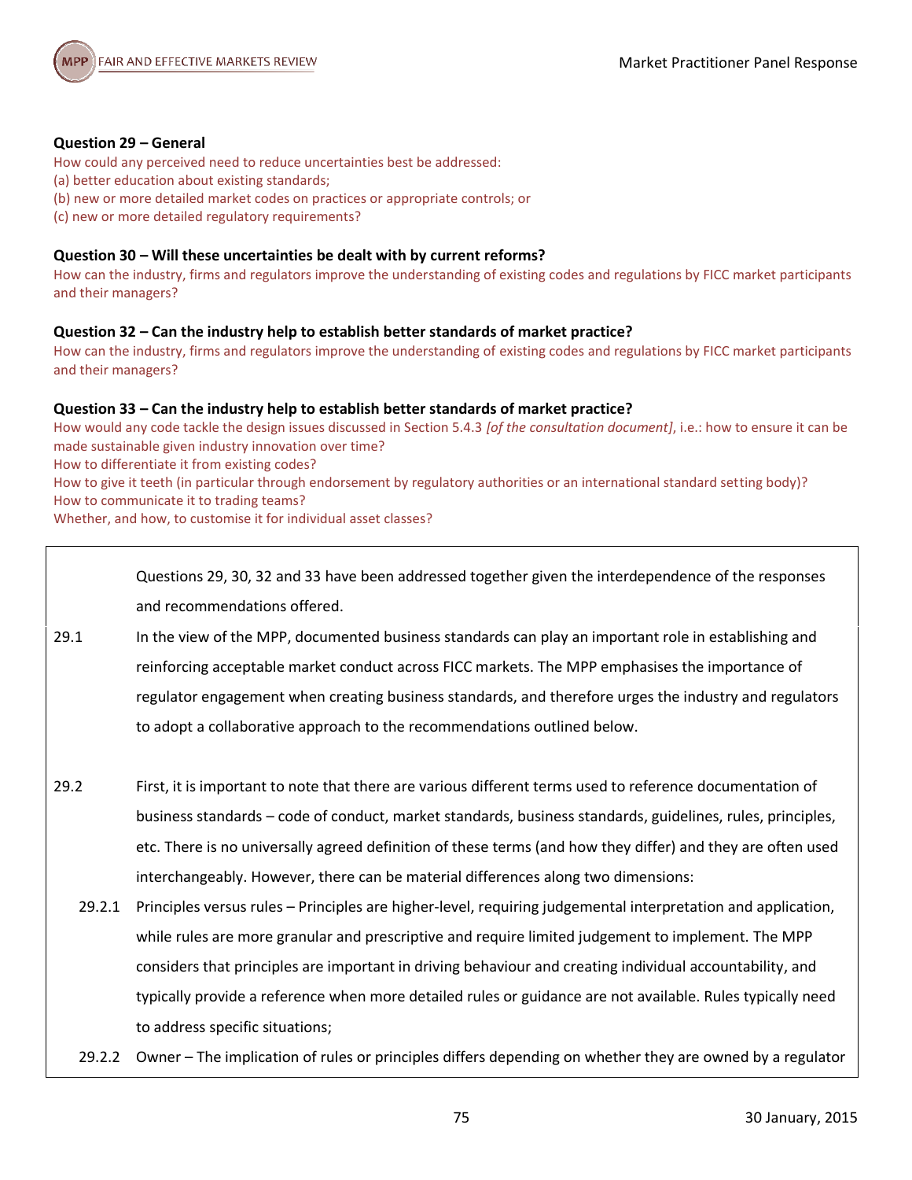**Question 29 – General**

How could any perceived need to reduce uncertainties best be addressed:
(a) better education about existing standards;
(b) new or more detailed market codes on practices or appropriate controls; or
(c) new or more detailed regulatory requirements?

**Question 30 – Will these uncertainties be dealt with by current reforms?**

How can the industry, firms and regulators improve the understanding of existing codes and regulations by FICC market participants and their managers?

**Question 32 – Can the industry help to establish better standards of market practice?**

How can the industry, firms and regulators improve the understanding of existing codes and regulations by FICC market participants and their managers?

**Question 33 – Can the industry help to establish better standards of market practice?**

How would any code tackle the design issues discussed in Section 5.4.3 *[of the consultation document]*, i.e.: how to ensure it can be made sustainable given industry innovation over time?
How to differentiate it from existing codes?
How to give it teeth (in particular through endorsement by regulatory authorities or an international standard setting body)?
How to communicate it to trading teams?
Whether, and how, to customise it for individual asset classes?

Questions 29, 30, 32 and 33 have been addressed together given the interdependence of the responses and recommendations offered.

29.1 In the view of the MPP, documented business standards can play an important role in establishing and reinforcing acceptable market conduct across FICC markets. The MPP emphasises the importance of regulator engagement when creating business standards, and therefore urges the industry and regulators to adopt a collaborative approach to the recommendations outlined below.

29.2 First, it is important to note that there are various different terms used to reference documentation of business standards – code of conduct, market standards, business standards, guidelines, rules, principles, etc. There is no universally agreed definition of these terms (and how they differ) and they are often used interchangeably. However, there can be material differences along two dimensions:

29.2.1 Principles versus rules – Principles are higher-level, requiring judgemental interpretation and application, while rules are more granular and prescriptive and require limited judgement to implement. The MPP considers that principles are important in driving behaviour and creating individual accountability, and typically provide a reference when more detailed rules or guidance are not available. Rules typically need to address specific situations;

29.2.2 Owner – The implication of rules or principles differs depending on whether they are owned by a regulator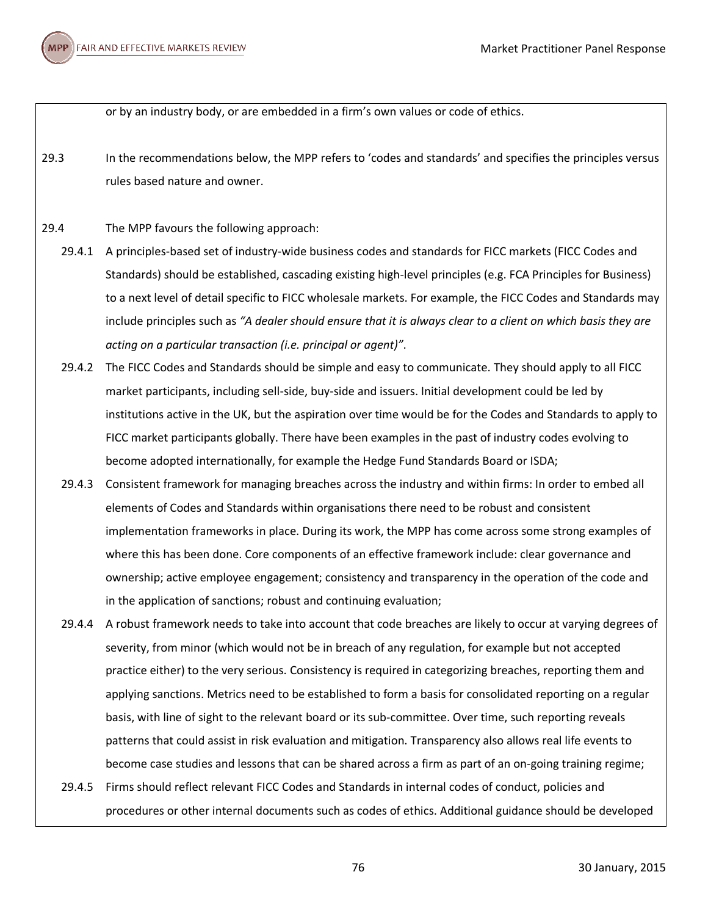or by an industry body, or are embedded in a firm's own values or code of ethics.

29.3 In the recommendations below, the MPP refers to 'codes and standards' and specifies the principles versus rules based nature and owner.

29.4 The MPP favours the following approach:

29.4.1 A principles-based set of industry-wide business codes and standards for FICC markets (FICC Codes and Standards) should be established, cascading existing high-level principles (e.g. FCA Principles for Business) to a next level of detail specific to FICC wholesale markets. For example, the FICC Codes and Standards may include principles such as *"A dealer should ensure that it is always clear to a client on which basis they are acting on a particular transaction (i.e. principal or agent)"*.

29.4.2 The FICC Codes and Standards should be simple and easy to communicate. They should apply to all FICC market participants, including sell-side, buy-side and issuers. Initial development could be led by institutions active in the UK, but the aspiration over time would be for the Codes and Standards to apply to FICC market participants globally. There have been examples in the past of industry codes evolving to become adopted internationally, for example the Hedge Fund Standards Board or ISDA;

29.4.3 Consistent framework for managing breaches across the industry and within firms: In order to embed all elements of Codes and Standards within organisations there need to be robust and consistent implementation frameworks in place. During its work, the MPP has come across some strong examples of where this has been done. Core components of an effective framework include: clear governance and ownership; active employee engagement; consistency and transparency in the operation of the code and in the application of sanctions; robust and continuing evaluation;

29.4.4 A robust framework needs to take into account that code breaches are likely to occur at varying degrees of severity, from minor (which would not be in breach of any regulation, for example but not accepted practice either) to the very serious. Consistency is required in categorizing breaches, reporting them and applying sanctions. Metrics need to be established to form a basis for consolidated reporting on a regular basis, with line of sight to the relevant board or its sub-committee. Over time, such reporting reveals patterns that could assist in risk evaluation and mitigation. Transparency also allows real life events to become case studies and lessons that can be shared across a firm as part of an on-going training regime;

29.4.5 Firms should reflect relevant FICC Codes and Standards in internal codes of conduct, policies and procedures or other internal documents such as codes of ethics. Additional guidance should be developed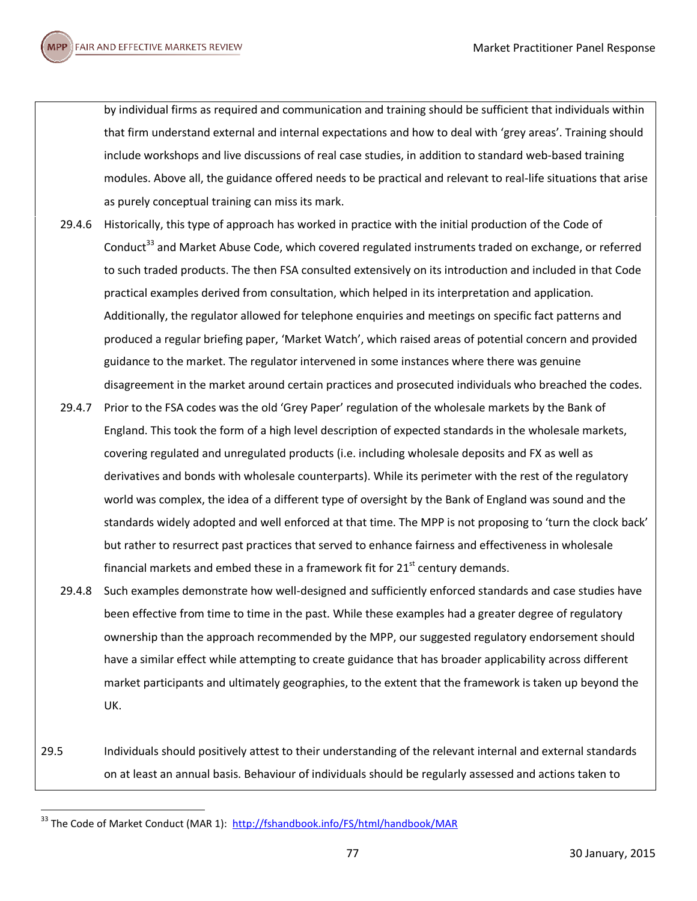by individual firms as required and communication and training should be sufficient that individuals within that firm understand external and internal expectations and how to deal with 'grey areas'. Training should include workshops and live discussions of real case studies, in addition to standard web-based training modules. Above all, the guidance offered needs to be practical and relevant to real-life situations that arise as purely conceptual training can miss its mark.

29.4.6 Historically, this type of approach has worked in practice with the initial production of the Code of Conduct[33] and Market Abuse Code, which covered regulated instruments traded on exchange, or referred to such traded products. The then FSA consulted extensively on its introduction and included in that Code practical examples derived from consultation, which helped in its interpretation and application. Additionally, the regulator allowed for telephone enquiries and meetings on specific fact patterns and produced a regular briefing paper, 'Market Watch', which raised areas of potential concern and provided guidance to the market. The regulator intervened in some instances where there was genuine disagreement in the market around certain practices and prosecuted individuals who breached the codes.

29.4.7 Prior to the FSA codes was the old 'Grey Paper' regulation of the wholesale markets by the Bank of England. This took the form of a high level description of expected standards in the wholesale markets, covering regulated and unregulated products (i.e. including wholesale deposits and FX as well as derivatives and bonds with wholesale counterparts). While its perimeter with the rest of the regulatory world was complex, the idea of a different type of oversight by the Bank of England was sound and the standards widely adopted and well enforced at that time. The MPP is not proposing to 'turn the clock back' but rather to resurrect past practices that served to enhance fairness and effectiveness in wholesale financial markets and embed these in a framework fit for 21st century demands.

29.4.8 Such examples demonstrate how well-designed and sufficiently enforced standards and case studies have been effective from time to time in the past. While these examples had a greater degree of regulatory ownership than the approach recommended by the MPP, our suggested regulatory endorsement should have a similar effect while attempting to create guidance that has broader applicability across different market participants and ultimately geographies, to the extent that the framework is taken up beyond the UK.

29.5 Individuals should positively attest to their understanding of the relevant internal and external standards on at least an annual basis. Behaviour of individuals should be regularly assessed and actions taken to

[33] The Code of Market Conduct (MAR 1): http://fshandbook.info/FS/html/handbook/MAR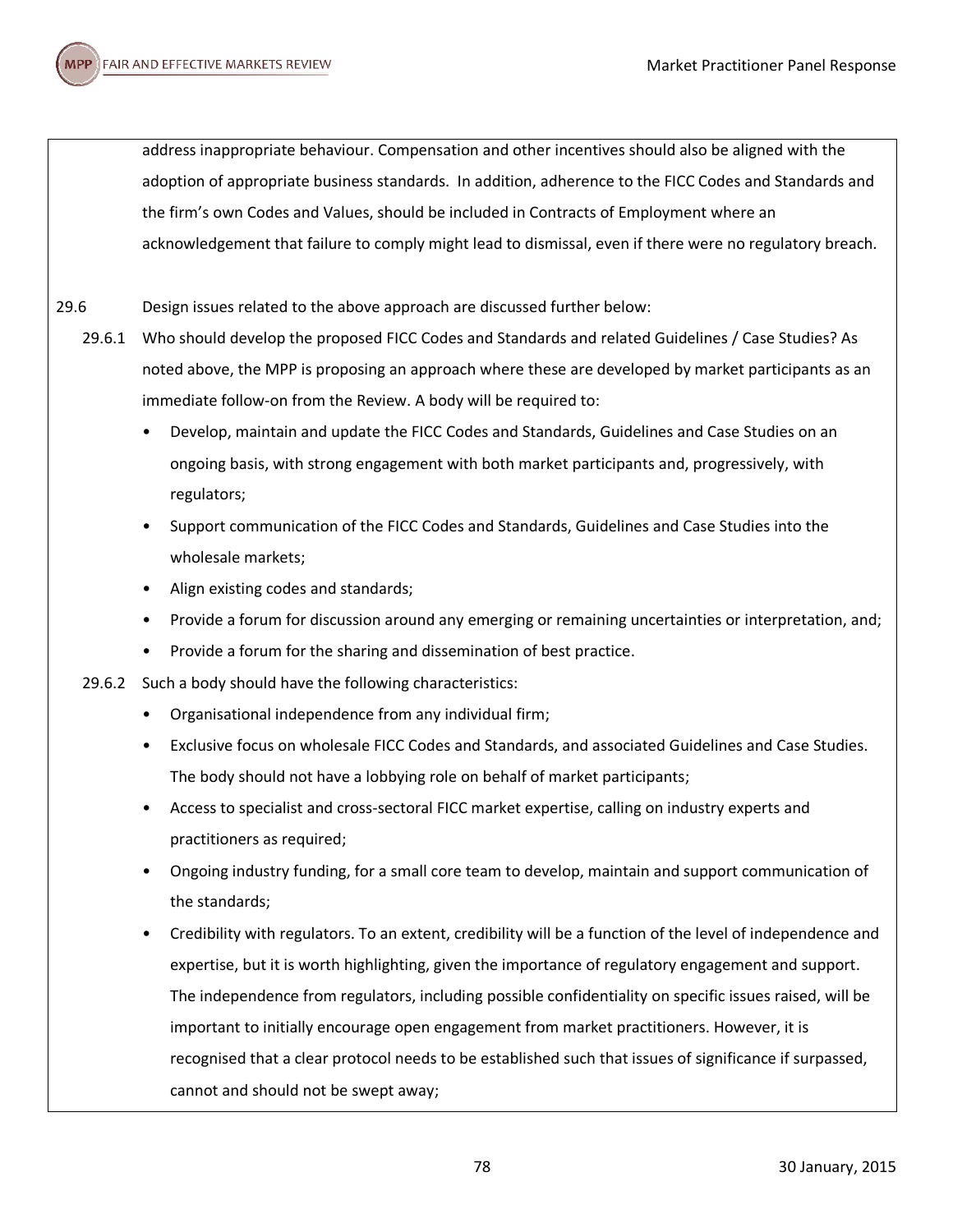address inappropriate behaviour. Compensation and other incentives should also be aligned with the adoption of appropriate business standards. In addition, adherence to the FICC Codes and Standards and the firm's own Codes and Values, should be included in Contracts of Employment where an acknowledgement that failure to comply might lead to dismissal, even if there were no regulatory breach.

29.6 Design issues related to the above approach are discussed further below:

29.6.1 Who should develop the proposed FICC Codes and Standards and related Guidelines / Case Studies? As noted above, the MPP is proposing an approach where these are developed by market participants as an immediate follow-on from the Review. A body will be required to:

- Develop, maintain and update the FICC Codes and Standards, Guidelines and Case Studies on an ongoing basis, with strong engagement with both market participants and, progressively, with regulators;
- Support communication of the FICC Codes and Standards, Guidelines and Case Studies into the wholesale markets;
- Align existing codes and standards;
- Provide a forum for discussion around any emerging or remaining uncertainties or interpretation, and;
- Provide a forum for the sharing and dissemination of best practice.

29.6.2 Such a body should have the following characteristics:

- Organisational independence from any individual firm;
- Exclusive focus on wholesale FICC Codes and Standards, and associated Guidelines and Case Studies. The body should not have a lobbying role on behalf of market participants;
- Access to specialist and cross-sectoral FICC market expertise, calling on industry experts and practitioners as required;
- Ongoing industry funding, for a small core team to develop, maintain and support communication of the standards;
- Credibility with regulators. To an extent, credibility will be a function of the level of independence and expertise, but it is worth highlighting, given the importance of regulatory engagement and support. The independence from regulators, including possible confidentiality on specific issues raised, will be important to initially encourage open engagement from market practitioners. However, it is recognised that a clear protocol needs to be established such that issues of significance if surpassed, cannot and should not be swept away;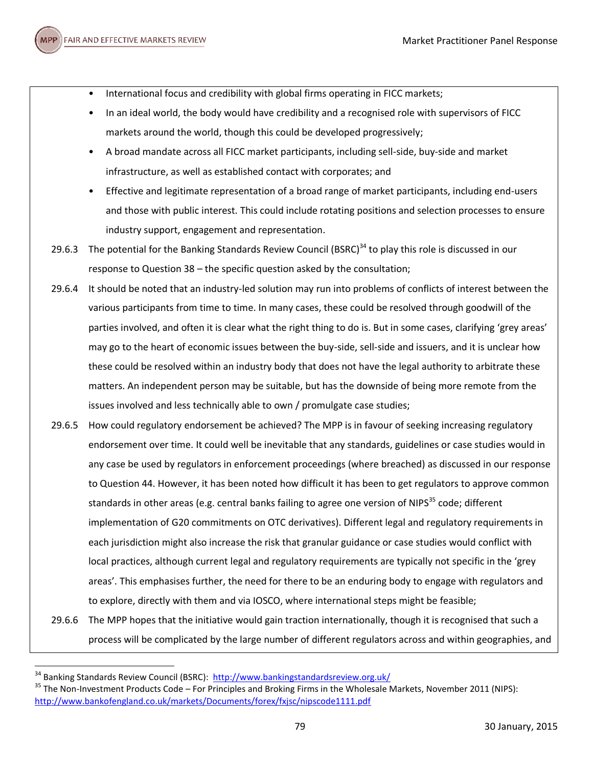- International focus and credibility with global firms operating in FICC markets;
- In an ideal world, the body would have credibility and a recognised role with supervisors of FICC markets around the world, though this could be developed progressively;
- A broad mandate across all FICC market participants, including sell-side, buy-side and market infrastructure, as well as established contact with corporates; and
- Effective and legitimate representation of a broad range of market participants, including end-users and those with public interest. This could include rotating positions and selection processes to ensure industry support, engagement and representation.

29.6.3 The potential for the Banking Standards Review Council (BSRC)[34] to play this role is discussed in our response to Question 38 – the specific question asked by the consultation;

29.6.4 It should be noted that an industry-led solution may run into problems of conflicts of interest between the various participants from time to time. In many cases, these could be resolved through goodwill of the parties involved, and often it is clear what the right thing to do is. But in some cases, clarifying 'grey areas' may go to the heart of economic issues between the buy-side, sell-side and issuers, and it is unclear how these could be resolved within an industry body that does not have the legal authority to arbitrate these matters. An independent person may be suitable, but has the downside of being more remote from the issues involved and less technically able to own / promulgate case studies;

29.6.5 How could regulatory endorsement be achieved? The MPP is in favour of seeking increasing regulatory endorsement over time. It could well be inevitable that any standards, guidelines or case studies would in any case be used by regulators in enforcement proceedings (where breached) as discussed in our response to Question 44. However, it has been noted how difficult it has been to get regulators to approve common standards in other areas (e.g. central banks failing to agree one version of NIPS[35] code; different implementation of G20 commitments on OTC derivatives). Different legal and regulatory requirements in each jurisdiction might also increase the risk that granular guidance or case studies would conflict with local practices, although current legal and regulatory requirements are typically not specific in the 'grey areas'. This emphasises further, the need for there to be an enduring body to engage with regulators and to explore, directly with them and via IOSCO, where international steps might be feasible;

29.6.6 The MPP hopes that the initiative would gain traction internationally, though it is recognised that such a process will be complicated by the large number of different regulators across and within geographies, and

---

[34] Banking Standards Review Council (BSRC): http://www.bankingstandardsreview.org.uk/

[35] The Non-Investment Products Code – For Principles and Broking Firms in the Wholesale Markets, November 2011 (NIPS): http://www.bankofengland.co.uk/markets/Documents/forex/fxjsc/nipscode1111.pdf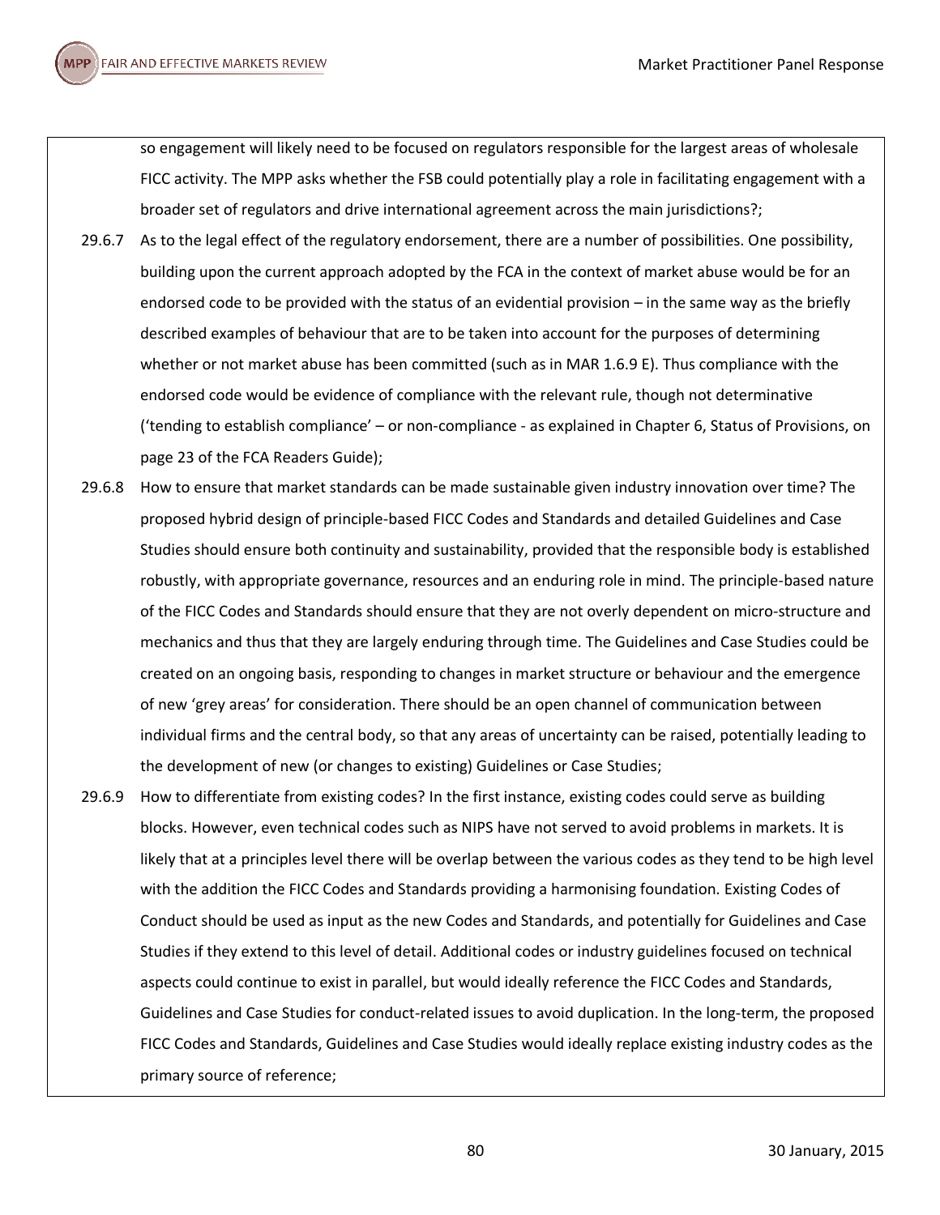so engagement will likely need to be focused on regulators responsible for the largest areas of wholesale FICC activity. The MPP asks whether the FSB could potentially play a role in facilitating engagement with a broader set of regulators and drive international agreement across the main jurisdictions?;

29.6.7 As to the legal effect of the regulatory endorsement, there are a number of possibilities. One possibility, building upon the current approach adopted by the FCA in the context of market abuse would be for an endorsed code to be provided with the status of an evidential provision – in the same way as the briefly described examples of behaviour that are to be taken into account for the purposes of determining whether or not market abuse has been committed (such as in MAR 1.6.9 E). Thus compliance with the endorsed code would be evidence of compliance with the relevant rule, though not determinative ('tending to establish compliance' – or non-compliance - as explained in Chapter 6, Status of Provisions, on page 23 of the FCA Readers Guide);

29.6.8 How to ensure that market standards can be made sustainable given industry innovation over time? The proposed hybrid design of principle-based FICC Codes and Standards and detailed Guidelines and Case Studies should ensure both continuity and sustainability, provided that the responsible body is established robustly, with appropriate governance, resources and an enduring role in mind. The principle-based nature of the FICC Codes and Standards should ensure that they are not overly dependent on micro-structure and mechanics and thus that they are largely enduring through time. The Guidelines and Case Studies could be created on an ongoing basis, responding to changes in market structure or behaviour and the emergence of new 'grey areas' for consideration. There should be an open channel of communication between individual firms and the central body, so that any areas of uncertainty can be raised, potentially leading to the development of new (or changes to existing) Guidelines or Case Studies;

29.6.9 How to differentiate from existing codes? In the first instance, existing codes could serve as building blocks. However, even technical codes such as NIPS have not served to avoid problems in markets. It is likely that at a principles level there will be overlap between the various codes as they tend to be high level with the addition the FICC Codes and Standards providing a harmonising foundation. Existing Codes of Conduct should be used as input as the new Codes and Standards, and potentially for Guidelines and Case Studies if they extend to this level of detail. Additional codes or industry guidelines focused on technical aspects could continue to exist in parallel, but would ideally reference the FICC Codes and Standards, Guidelines and Case Studies for conduct-related issues to avoid duplication. In the long-term, the proposed FICC Codes and Standards, Guidelines and Case Studies would ideally replace existing industry codes as the primary source of reference;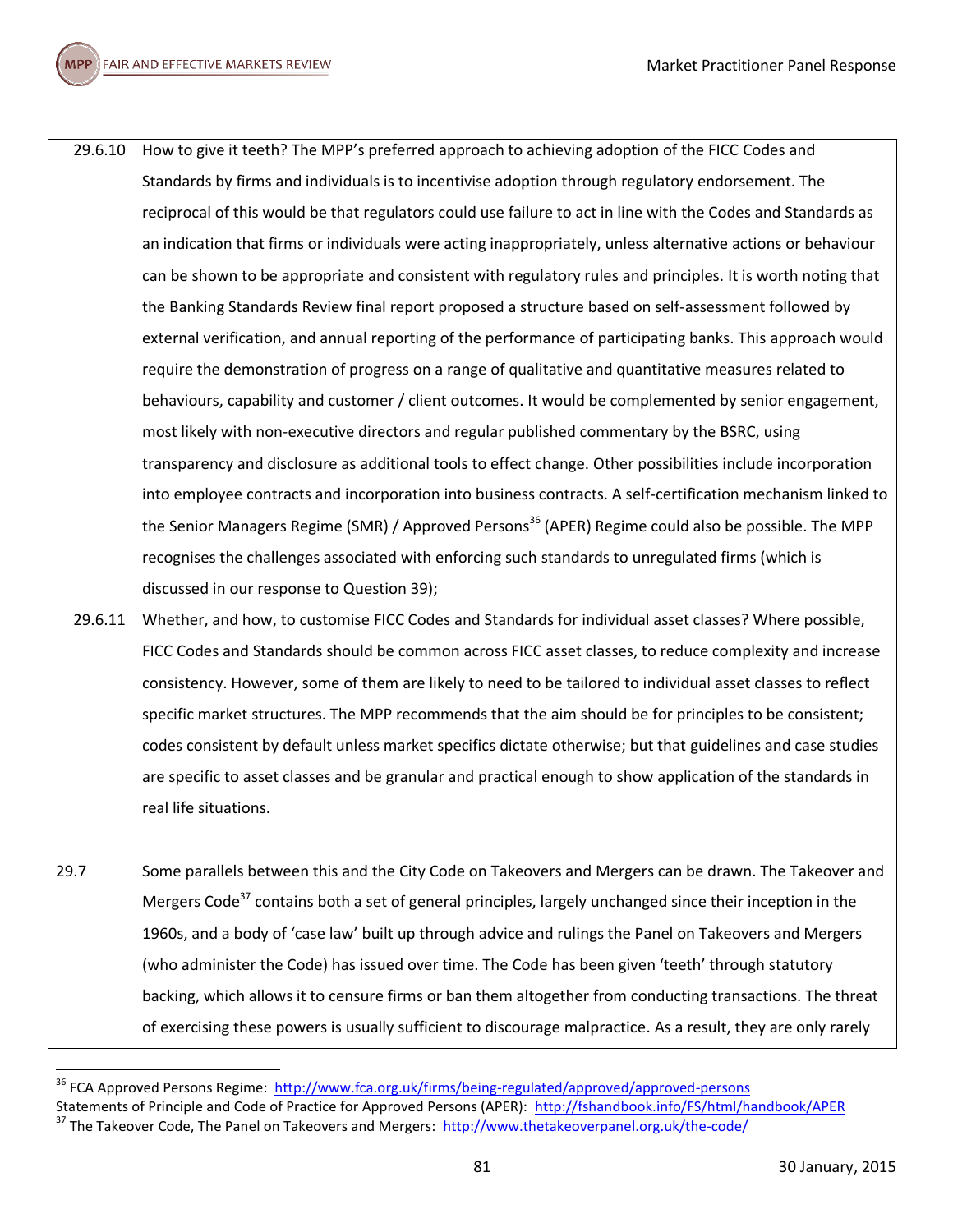29.6.10 How to give it teeth? The MPP's preferred approach to achieving adoption of the FICC Codes and Standards by firms and individuals is to incentivise adoption through regulatory endorsement. The reciprocal of this would be that regulators could use failure to act in line with the Codes and Standards as an indication that firms or individuals were acting inappropriately, unless alternative actions or behaviour can be shown to be appropriate and consistent with regulatory rules and principles. It is worth noting that the Banking Standards Review final report proposed a structure based on self-assessment followed by external verification, and annual reporting of the performance of participating banks. This approach would require the demonstration of progress on a range of qualitative and quantitative measures related to behaviours, capability and customer / client outcomes. It would be complemented by senior engagement, most likely with non-executive directors and regular published commentary by the BSRC, using transparency and disclosure as additional tools to effect change. Other possibilities include incorporation into employee contracts and incorporation into business contracts. A self-certification mechanism linked to the Senior Managers Regime (SMR) / Approved Persons[36] (APER) Regime could also be possible. The MPP recognises the challenges associated with enforcing such standards to unregulated firms (which is discussed in our response to Question 39);

29.6.11 Whether, and how, to customise FICC Codes and Standards for individual asset classes? Where possible, FICC Codes and Standards should be common across FICC asset classes, to reduce complexity and increase consistency. However, some of them are likely to need to be tailored to individual asset classes to reflect specific market structures. The MPP recommends that the aim should be for principles to be consistent; codes consistent by default unless market specifics dictate otherwise; but that guidelines and case studies are specific to asset classes and be granular and practical enough to show application of the standards in real life situations.

29.7 Some parallels between this and the City Code on Takeovers and Mergers can be drawn. The Takeover and Mergers Code[37] contains both a set of general principles, largely unchanged since their inception in the 1960s, and a body of 'case law' built up through advice and rulings the Panel on Takeovers and Mergers (who administer the Code) has issued over time. The Code has been given 'teeth' through statutory backing, which allows it to censure firms or ban them altogether from conducting transactions. The threat of exercising these powers is usually sufficient to discourage malpractice. As a result, they are only rarely

[36] FCA Approved Persons Regime: http://www.fca.org.uk/firms/being-regulated/approved/approved-persons
Statements of Principle and Code of Practice for Approved Persons (APER): http://fshandbook.info/FS/html/handbook/APER
[37] The Takeover Code, The Panel on Takeovers and Mergers: http://www.thetakeoverpanel.org.uk/the-code/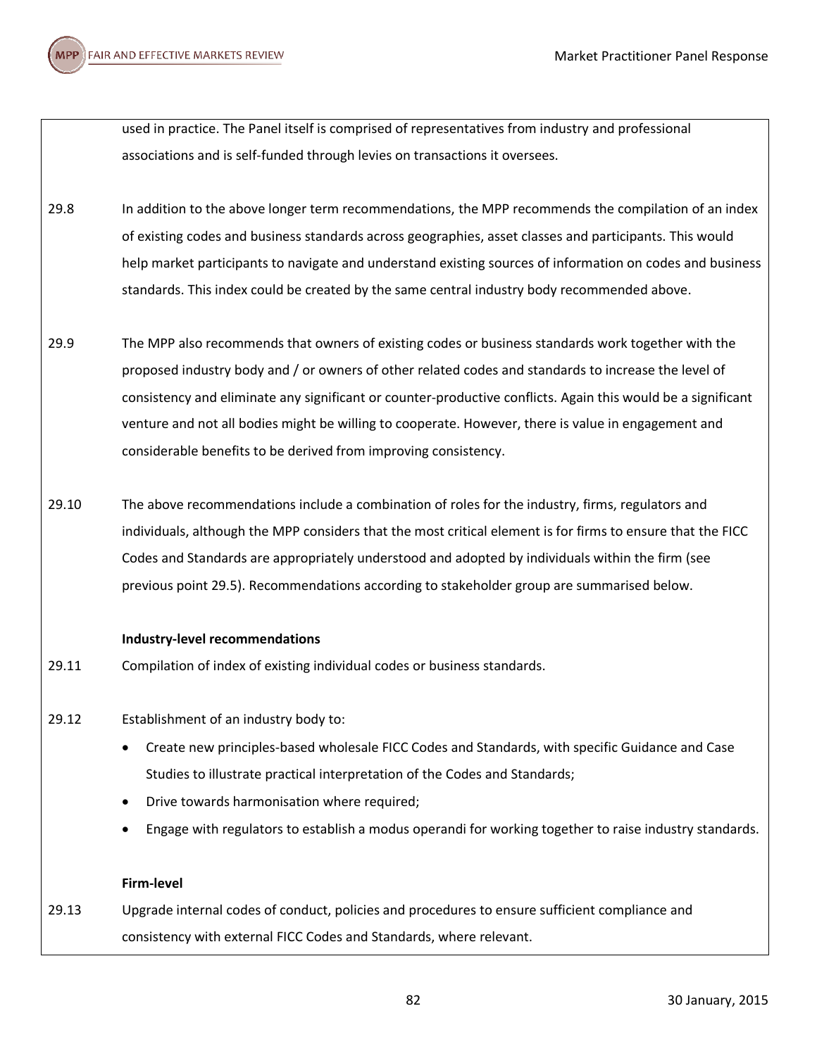used in practice. The Panel itself is comprised of representatives from industry and professional associations and is self-funded through levies on transactions it oversees.

29.8 In addition to the above longer term recommendations, the MPP recommends the compilation of an index of existing codes and business standards across geographies, asset classes and participants. This would help market participants to navigate and understand existing sources of information on codes and business standards. This index could be created by the same central industry body recommended above.

29.9 The MPP also recommends that owners of existing codes or business standards work together with the proposed industry body and / or owners of other related codes and standards to increase the level of consistency and eliminate any significant or counter-productive conflicts. Again this would be a significant venture and not all bodies might be willing to cooperate. However, there is value in engagement and considerable benefits to be derived from improving consistency.

29.10 The above recommendations include a combination of roles for the industry, firms, regulators and individuals, although the MPP considers that the most critical element is for firms to ensure that the FICC Codes and Standards are appropriately understood and adopted by individuals within the firm (see previous point 29.5). Recommendations according to stakeholder group are summarised below.

**Industry-level recommendations**

29.11 Compilation of index of existing individual codes or business standards.

29.12 Establishment of an industry body to:

- Create new principles-based wholesale FICC Codes and Standards, with specific Guidance and Case Studies to illustrate practical interpretation of the Codes and Standards;
- Drive towards harmonisation where required;
- Engage with regulators to establish a modus operandi for working together to raise industry standards.

**Firm-level**

29.13 Upgrade internal codes of conduct, policies and procedures to ensure sufficient compliance and consistency with external FICC Codes and Standards, where relevant.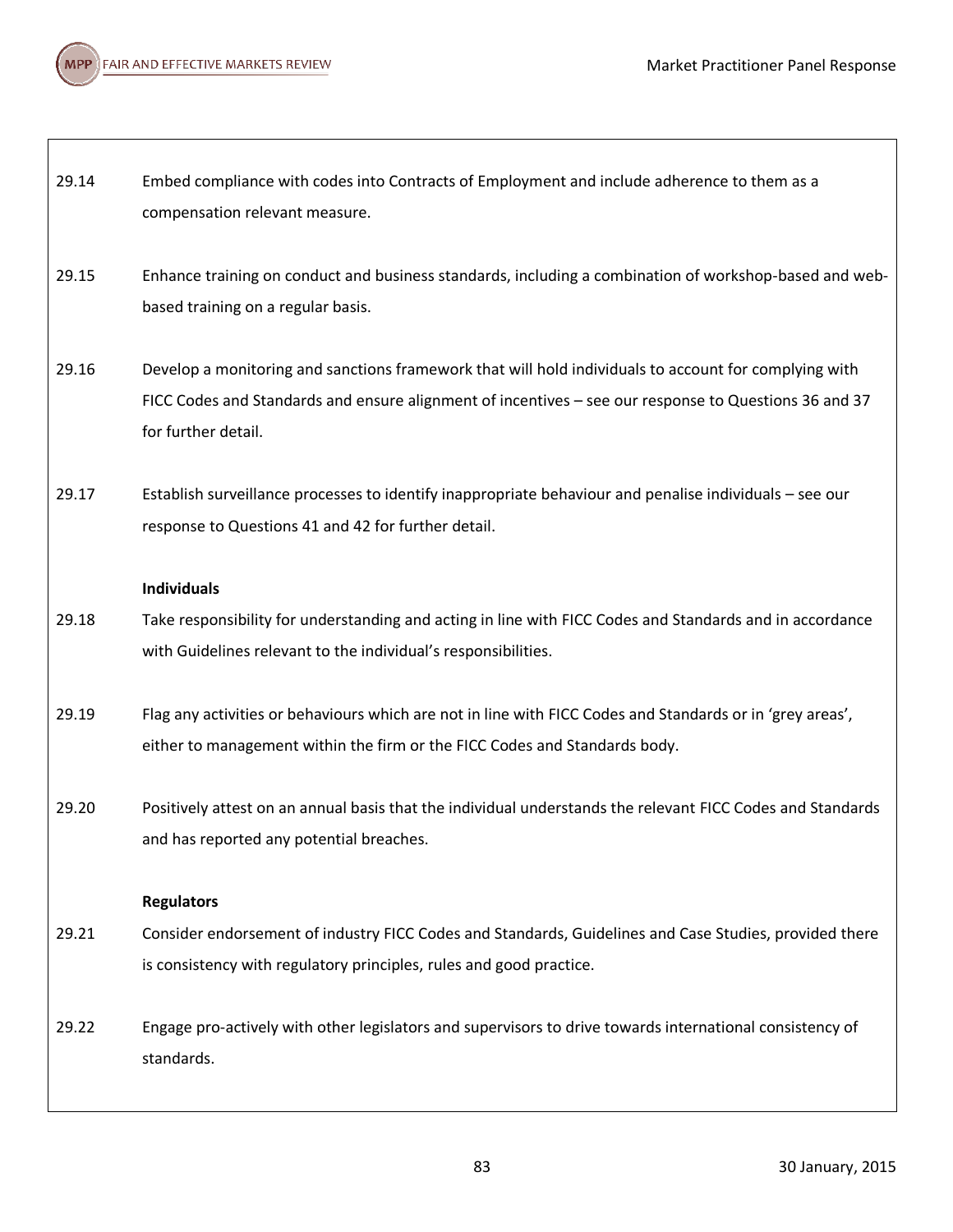29.14 Embed compliance with codes into Contracts of Employment and include adherence to them as a compensation relevant measure.

29.15 Enhance training on conduct and business standards, including a combination of workshop-based and web-based training on a regular basis.

29.16 Develop a monitoring and sanctions framework that will hold individuals to account for complying with FICC Codes and Standards and ensure alignment of incentives – see our response to Questions 36 and 37 for further detail.

29.17 Establish surveillance processes to identify inappropriate behaviour and penalise individuals – see our response to Questions 41 and 42 for further detail.

**Individuals**

29.18 Take responsibility for understanding and acting in line with FICC Codes and Standards and in accordance with Guidelines relevant to the individual's responsibilities.

29.19 Flag any activities or behaviours which are not in line with FICC Codes and Standards or in 'grey areas', either to management within the firm or the FICC Codes and Standards body.

29.20 Positively attest on an annual basis that the individual understands the relevant FICC Codes and Standards and has reported any potential breaches.

**Regulators**

29.21 Consider endorsement of industry FICC Codes and Standards, Guidelines and Case Studies, provided there is consistency with regulatory principles, rules and good practice.

29.22 Engage pro-actively with other legislators and supervisors to drive towards international consistency of standards.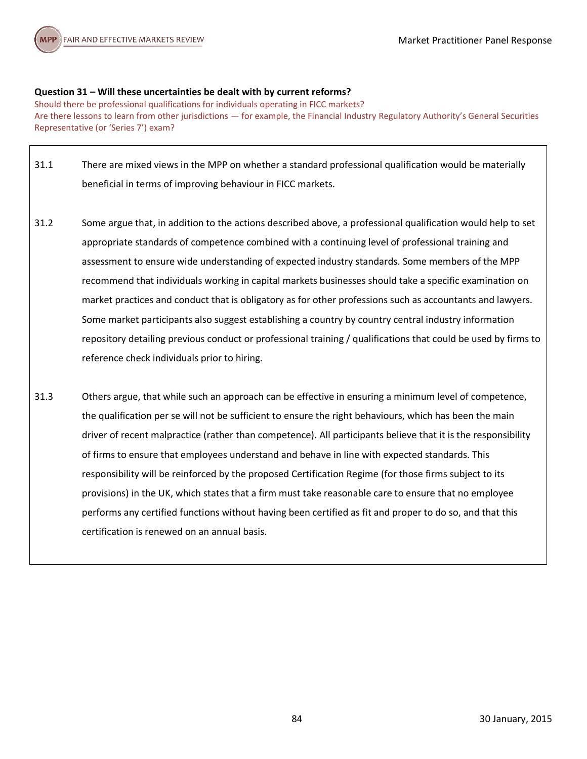**Question 31 – Will these uncertainties be dealt with by current reforms?**

Should there be professional qualifications for individuals operating in FICC markets?

Are there lessons to learn from other jurisdictions — for example, the Financial Industry Regulatory Authority's General Securities Representative (or 'Series 7') exam?

31.1 There are mixed views in the MPP on whether a standard professional qualification would be materially beneficial in terms of improving behaviour in FICC markets.

31.2 Some argue that, in addition to the actions described above, a professional qualification would help to set appropriate standards of competence combined with a continuing level of professional training and assessment to ensure wide understanding of expected industry standards. Some members of the MPP recommend that individuals working in capital markets businesses should take a specific examination on market practices and conduct that is obligatory as for other professions such as accountants and lawyers. Some market participants also suggest establishing a country by country central industry information repository detailing previous conduct or professional training / qualifications that could be used by firms to reference check individuals prior to hiring.

31.3 Others argue, that while such an approach can be effective in ensuring a minimum level of competence, the qualification per se will not be sufficient to ensure the right behaviours, which has been the main driver of recent malpractice (rather than competence). All participants believe that it is the responsibility of firms to ensure that employees understand and behave in line with expected standards. This responsibility will be reinforced by the proposed Certification Regime (for those firms subject to its provisions) in the UK, which states that a firm must take reasonable care to ensure that no employee performs any certified functions without having been certified as fit and proper to do so, and that this certification is renewed on an annual basis.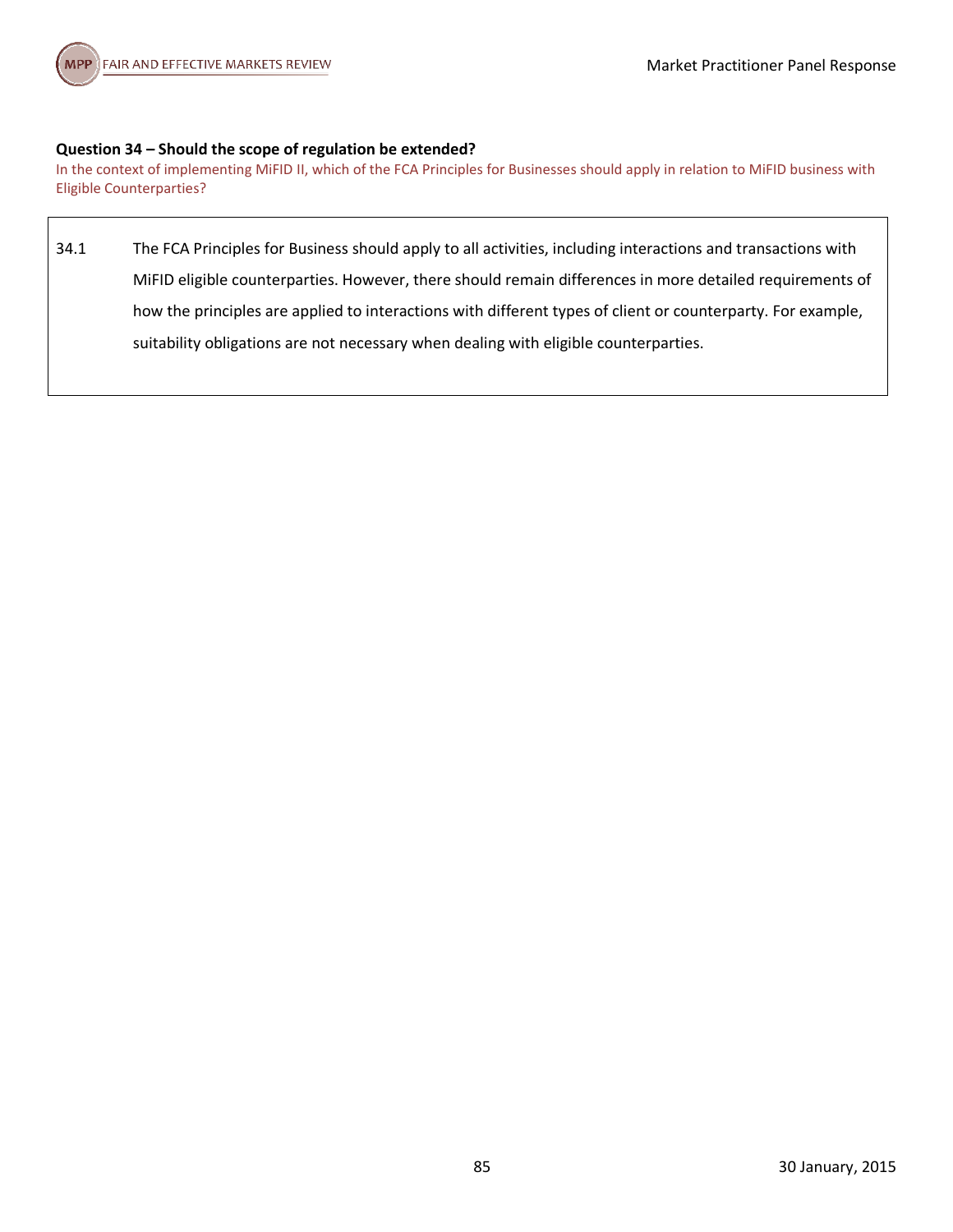**Question 34 – Should the scope of regulation be extended?**

In the context of implementing MiFID II, which of the FCA Principles for Businesses should apply in relation to MiFID business with Eligible Counterparties?

34.1 The FCA Principles for Business should apply to all activities, including interactions and transactions with MiFID eligible counterparties. However, there should remain differences in more detailed requirements of how the principles are applied to interactions with different types of client or counterparty. For example, suitability obligations are not necessary when dealing with eligible counterparties.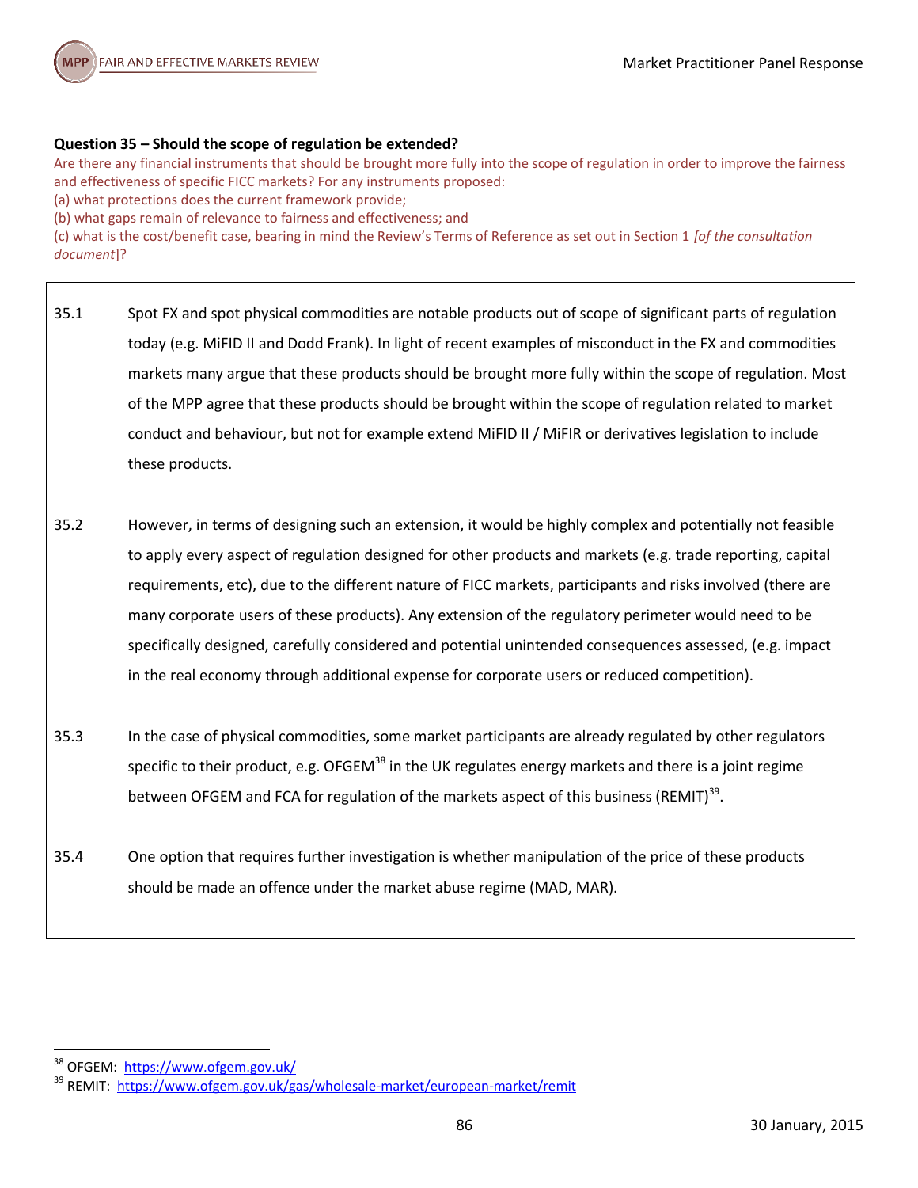**Question 35 – Should the scope of regulation be extended?**

Are there any financial instruments that should be brought more fully into the scope of regulation in order to improve the fairness and effectiveness of specific FICC markets? For any instruments proposed:

(a) what protections does the current framework provide;

(b) what gaps remain of relevance to fairness and effectiveness; and

(c) what is the cost/benefit case, bearing in mind the Review's Terms of Reference as set out in Section 1 *[of the consultation document*]?

35.1 Spot FX and spot physical commodities are notable products out of scope of significant parts of regulation today (e.g. MiFID II and Dodd Frank). In light of recent examples of misconduct in the FX and commodities markets many argue that these products should be brought more fully within the scope of regulation. Most of the MPP agree that these products should be brought within the scope of regulation related to market conduct and behaviour, but not for example extend MiFID II / MiFIR or derivatives legislation to include these products.

35.2 However, in terms of designing such an extension, it would be highly complex and potentially not feasible to apply every aspect of regulation designed for other products and markets (e.g. trade reporting, capital requirements, etc), due to the different nature of FICC markets, participants and risks involved (there are many corporate users of these products). Any extension of the regulatory perimeter would need to be specifically designed, carefully considered and potential unintended consequences assessed, (e.g. impact in the real economy through additional expense for corporate users or reduced competition).

35.3 In the case of physical commodities, some market participants are already regulated by other regulators specific to their product, e.g. OFGEM[38] in the UK regulates energy markets and there is a joint regime between OFGEM and FCA for regulation of the markets aspect of this business (REMIT)[39].

35.4 One option that requires further investigation is whether manipulation of the price of these products should be made an offence under the market abuse regime (MAD, MAR).

[38] OFGEM: https://www.ofgem.gov.uk/

[39] REMIT: https://www.ofgem.gov.uk/gas/wholesale-market/european-market/remit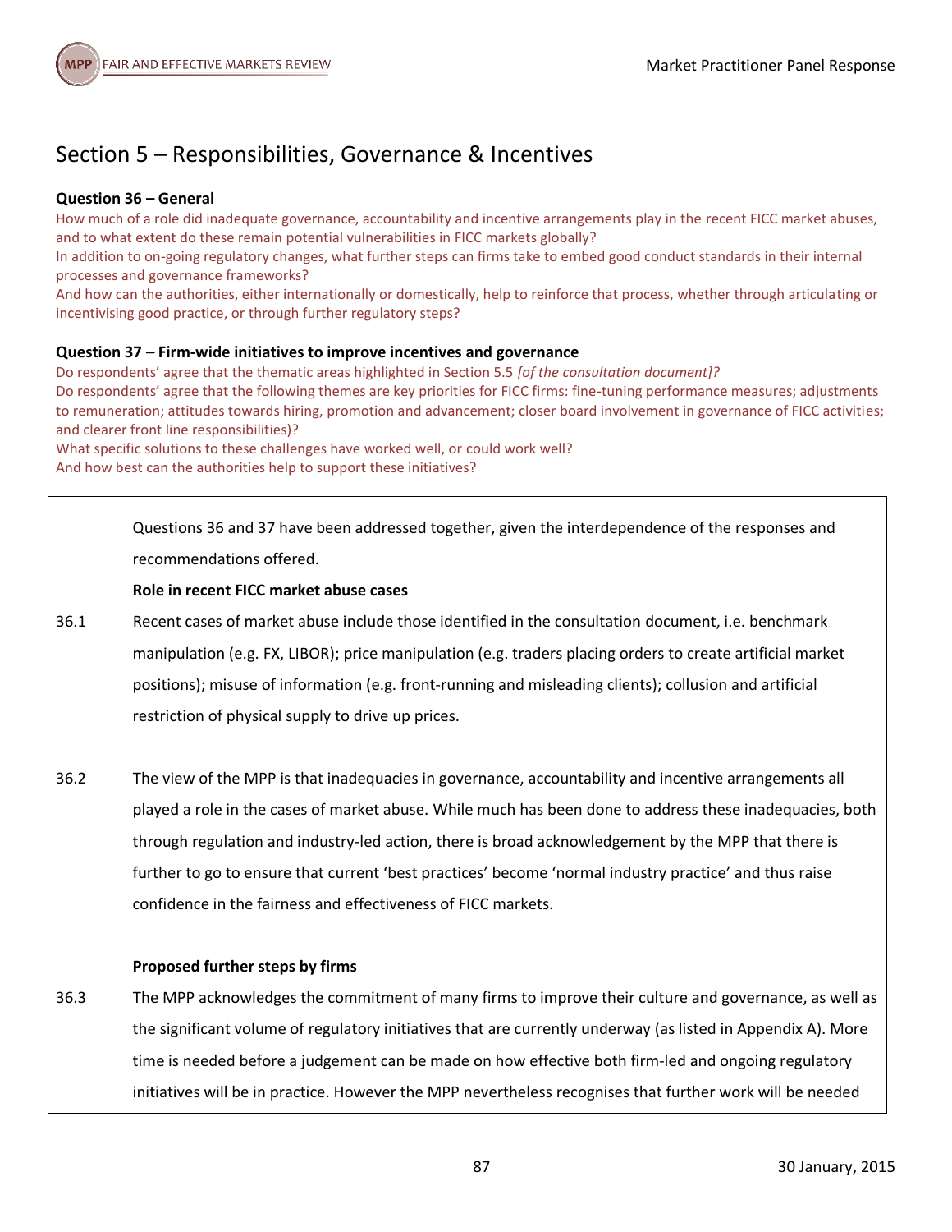## Section 5 – Responsibilities, Governance & Incentives

**Question 36 – General**

How much of a role did inadequate governance, accountability and incentive arrangements play in the recent FICC market abuses, and to what extent do these remain potential vulnerabilities in FICC markets globally?

In addition to on-going regulatory changes, what further steps can firms take to embed good conduct standards in their internal processes and governance frameworks?

And how can the authorities, either internationally or domestically, help to reinforce that process, whether through articulating or incentivising good practice, or through further regulatory steps?

**Question 37 – Firm-wide initiatives to improve incentives and governance**

Do respondents' agree that the thematic areas highlighted in Section 5.5 *[of the consultation document]?*

Do respondents' agree that the following themes are key priorities for FICC firms: fine-tuning performance measures; adjustments to remuneration; attitudes towards hiring, promotion and advancement; closer board involvement in governance of FICC activities; and clearer front line responsibilities)?

What specific solutions to these challenges have worked well, or could work well?

And how best can the authorities help to support these initiatives?

Questions 36 and 37 have been addressed together, given the interdependence of the responses and recommendations offered.

**Role in recent FICC market abuse cases**

36.1 Recent cases of market abuse include those identified in the consultation document, i.e. benchmark manipulation (e.g. FX, LIBOR); price manipulation (e.g. traders placing orders to create artificial market positions); misuse of information (e.g. front-running and misleading clients); collusion and artificial restriction of physical supply to drive up prices.

36.2 The view of the MPP is that inadequacies in governance, accountability and incentive arrangements all played a role in the cases of market abuse. While much has been done to address these inadequacies, both through regulation and industry-led action, there is broad acknowledgement by the MPP that there is further to go to ensure that current 'best practices' become 'normal industry practice' and thus raise confidence in the fairness and effectiveness of FICC markets.

**Proposed further steps by firms**

36.3 The MPP acknowledges the commitment of many firms to improve their culture and governance, as well as the significant volume of regulatory initiatives that are currently underway (as listed in Appendix A). More time is needed before a judgement can be made on how effective both firm-led and ongoing regulatory initiatives will be in practice. However the MPP nevertheless recognises that further work will be needed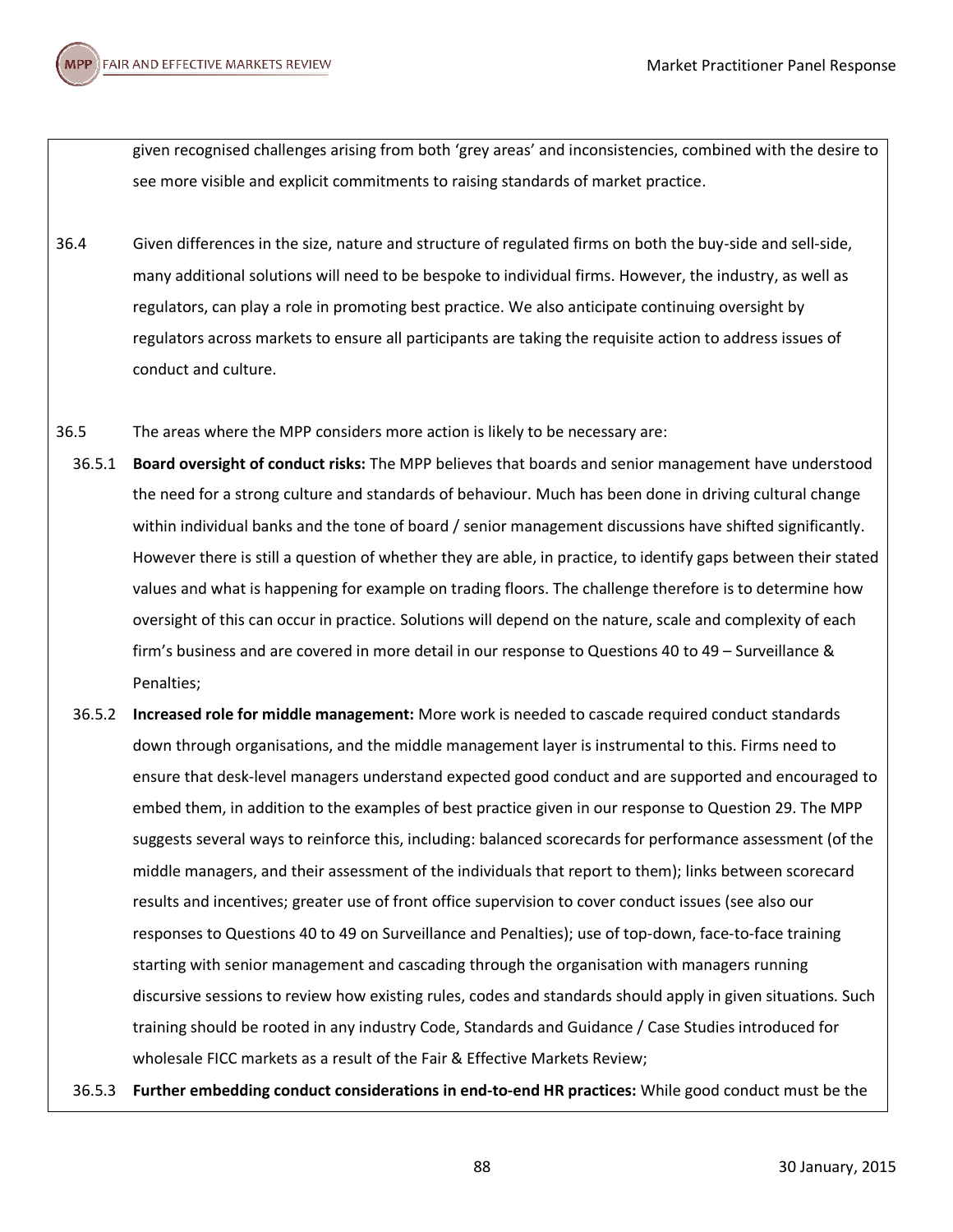given recognised challenges arising from both 'grey areas' and inconsistencies, combined with the desire to see more visible and explicit commitments to raising standards of market practice.

36.4 Given differences in the size, nature and structure of regulated firms on both the buy-side and sell-side, many additional solutions will need to be bespoke to individual firms. However, the industry, as well as regulators, can play a role in promoting best practice. We also anticipate continuing oversight by regulators across markets to ensure all participants are taking the requisite action to address issues of conduct and culture.

36.5 The areas where the MPP considers more action is likely to be necessary are:

36.5.1 **Board oversight of conduct risks:** The MPP believes that boards and senior management have understood the need for a strong culture and standards of behaviour. Much has been done in driving cultural change within individual banks and the tone of board / senior management discussions have shifted significantly. However there is still a question of whether they are able, in practice, to identify gaps between their stated values and what is happening for example on trading floors. The challenge therefore is to determine how oversight of this can occur in practice. Solutions will depend on the nature, scale and complexity of each firm's business and are covered in more detail in our response to Questions 40 to 49 – Surveillance & Penalties;

36.5.2 **Increased role for middle management:** More work is needed to cascade required conduct standards down through organisations, and the middle management layer is instrumental to this. Firms need to ensure that desk-level managers understand expected good conduct and are supported and encouraged to embed them, in addition to the examples of best practice given in our response to Question 29. The MPP suggests several ways to reinforce this, including: balanced scorecards for performance assessment (of the middle managers, and their assessment of the individuals that report to them); links between scorecard results and incentives; greater use of front office supervision to cover conduct issues (see also our responses to Questions 40 to 49 on Surveillance and Penalties); use of top-down, face-to-face training starting with senior management and cascading through the organisation with managers running discursive sessions to review how existing rules, codes and standards should apply in given situations. Such training should be rooted in any industry Code, Standards and Guidance / Case Studies introduced for wholesale FICC markets as a result of the Fair & Effective Markets Review;

36.5.3 **Further embedding conduct considerations in end-to-end HR practices:** While good conduct must be the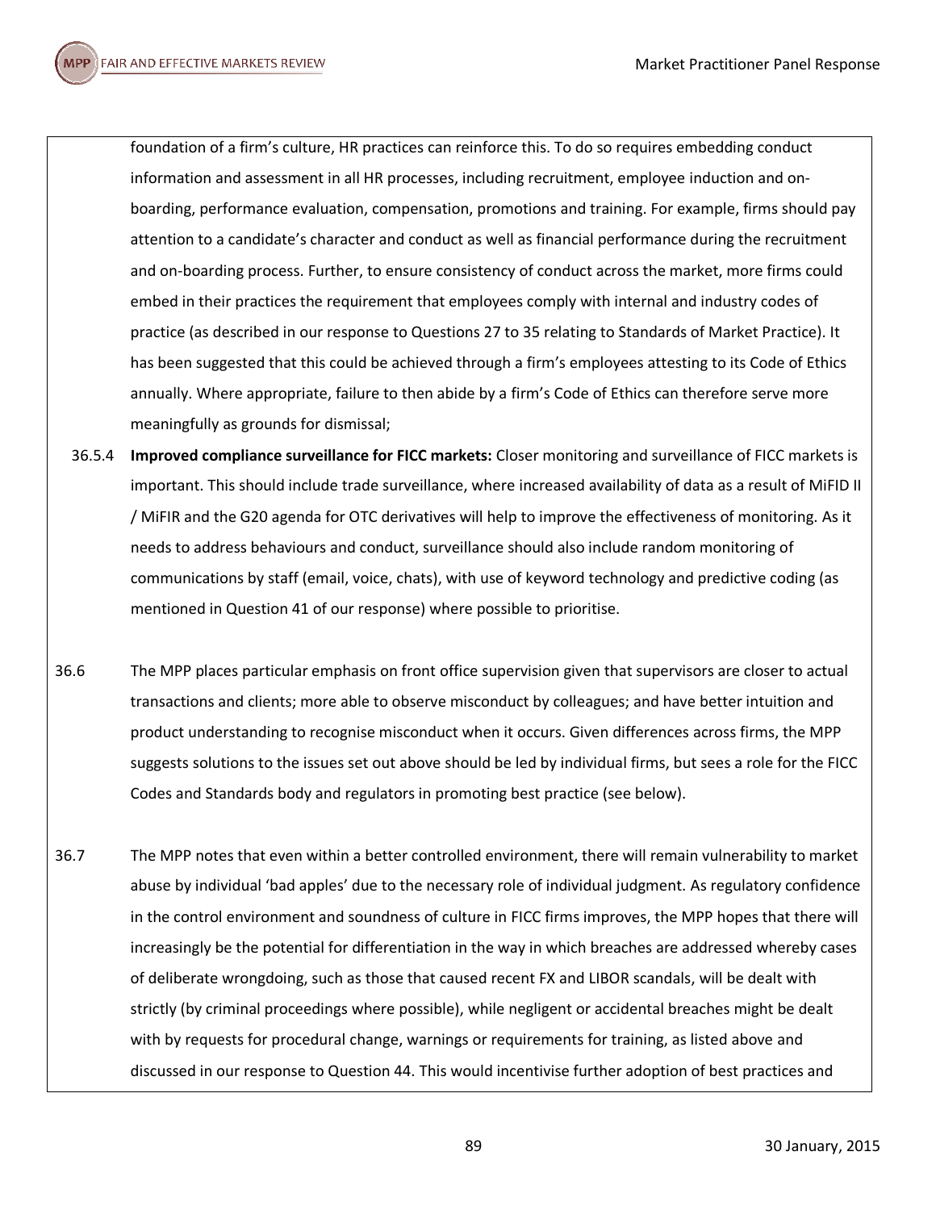foundation of a firm's culture, HR practices can reinforce this. To do so requires embedding conduct information and assessment in all HR processes, including recruitment, employee induction and on-boarding, performance evaluation, compensation, promotions and training. For example, firms should pay attention to a candidate's character and conduct as well as financial performance during the recruitment and on-boarding process. Further, to ensure consistency of conduct across the market, more firms could embed in their practices the requirement that employees comply with internal and industry codes of practice (as described in our response to Questions 27 to 35 relating to Standards of Market Practice). It has been suggested that this could be achieved through a firm's employees attesting to its Code of Ethics annually. Where appropriate, failure to then abide by a firm's Code of Ethics can therefore serve more meaningfully as grounds for dismissal;

36.5.4 **Improved compliance surveillance for FICC markets:** Closer monitoring and surveillance of FICC markets is important. This should include trade surveillance, where increased availability of data as a result of MiFID II / MiFIR and the G20 agenda for OTC derivatives will help to improve the effectiveness of monitoring. As it needs to address behaviours and conduct, surveillance should also include random monitoring of communications by staff (email, voice, chats), with use of keyword technology and predictive coding (as mentioned in Question 41 of our response) where possible to prioritise.

36.6 The MPP places particular emphasis on front office supervision given that supervisors are closer to actual transactions and clients; more able to observe misconduct by colleagues; and have better intuition and product understanding to recognise misconduct when it occurs. Given differences across firms, the MPP suggests solutions to the issues set out above should be led by individual firms, but sees a role for the FICC Codes and Standards body and regulators in promoting best practice (see below).

36.7 The MPP notes that even within a better controlled environment, there will remain vulnerability to market abuse by individual 'bad apples' due to the necessary role of individual judgment. As regulatory confidence in the control environment and soundness of culture in FICC firms improves, the MPP hopes that there will increasingly be the potential for differentiation in the way in which breaches are addressed whereby cases of deliberate wrongdoing, such as those that caused recent FX and LIBOR scandals, will be dealt with strictly (by criminal proceedings where possible), while negligent or accidental breaches might be dealt with by requests for procedural change, warnings or requirements for training, as listed above and discussed in our response to Question 44. This would incentivise further adoption of best practices and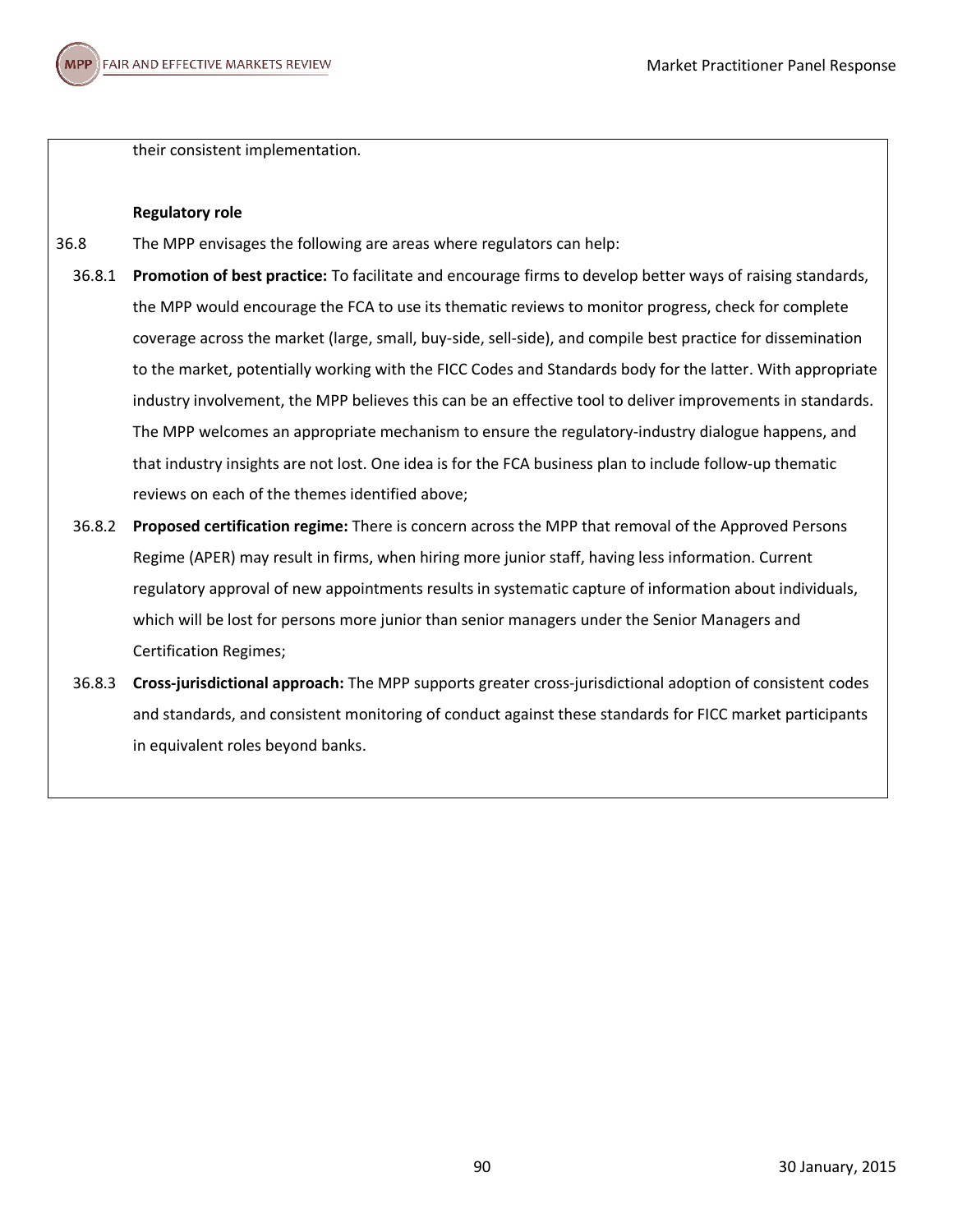their consistent implementation.

**Regulatory role**

36.8 The MPP envisages the following are areas where regulators can help:

36.8.1 **Promotion of best practice:** To facilitate and encourage firms to develop better ways of raising standards, the MPP would encourage the FCA to use its thematic reviews to monitor progress, check for complete coverage across the market (large, small, buy-side, sell-side), and compile best practice for dissemination to the market, potentially working with the FICC Codes and Standards body for the latter. With appropriate industry involvement, the MPP believes this can be an effective tool to deliver improvements in standards. The MPP welcomes an appropriate mechanism to ensure the regulatory-industry dialogue happens, and that industry insights are not lost. One idea is for the FCA business plan to include follow-up thematic reviews on each of the themes identified above;

36.8.2 **Proposed certification regime:** There is concern across the MPP that removal of the Approved Persons Regime (APER) may result in firms, when hiring more junior staff, having less information. Current regulatory approval of new appointments results in systematic capture of information about individuals, which will be lost for persons more junior than senior managers under the Senior Managers and Certification Regimes;

36.8.3 **Cross-jurisdictional approach:** The MPP supports greater cross-jurisdictional adoption of consistent codes and standards, and consistent monitoring of conduct against these standards for FICC market participants in equivalent roles beyond banks.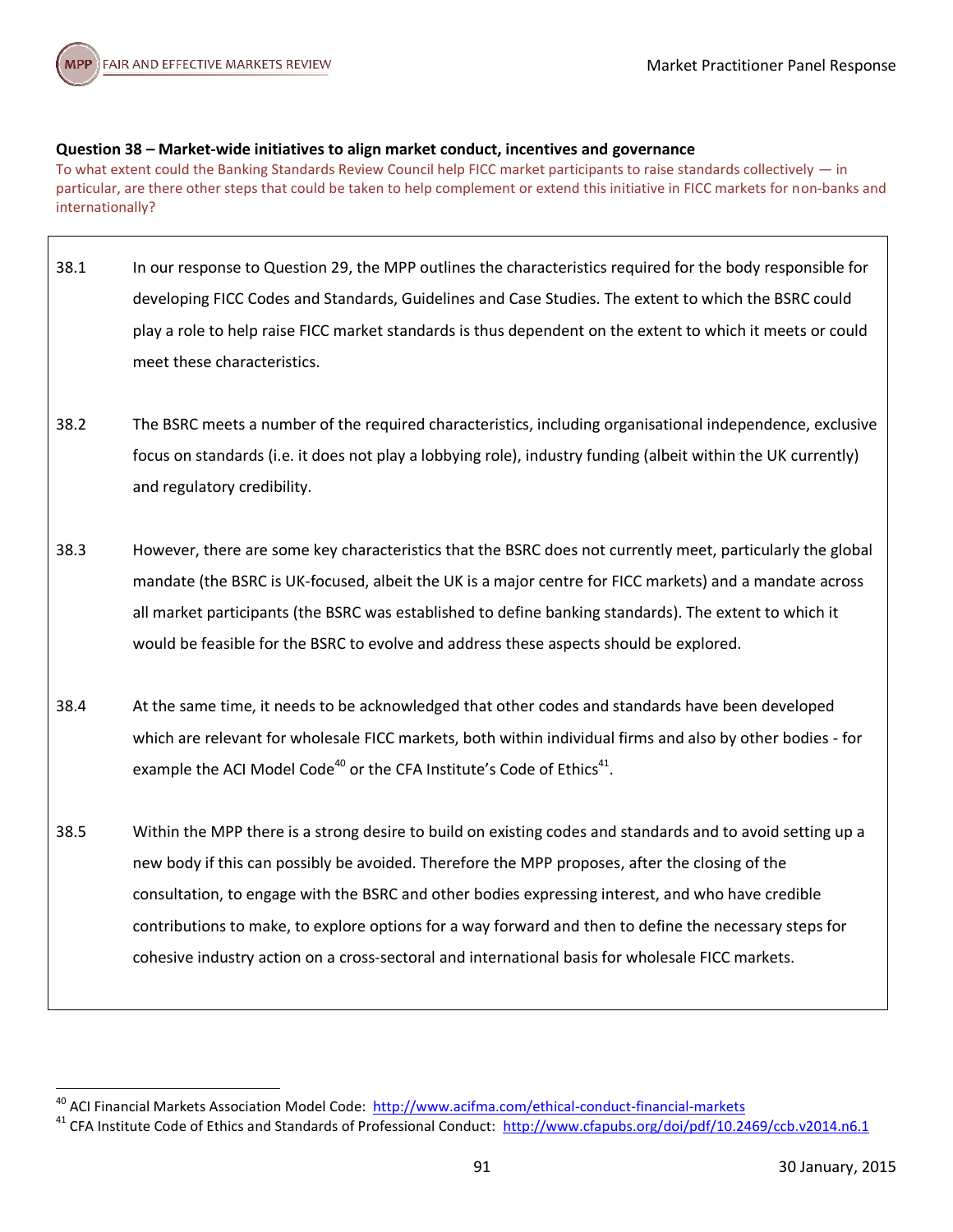**Question 38 – Market-wide initiatives to align market conduct, incentives and governance**

To what extent could the Banking Standards Review Council help FICC market participants to raise standards collectively — in particular, are there other steps that could be taken to help complement or extend this initiative in FICC markets for non-banks and internationally?

38.1 In our response to Question 29, the MPP outlines the characteristics required for the body responsible for developing FICC Codes and Standards, Guidelines and Case Studies. The extent to which the BSRC could play a role to help raise FICC market standards is thus dependent on the extent to which it meets or could meet these characteristics.

38.2 The BSRC meets a number of the required characteristics, including organisational independence, exclusive focus on standards (i.e. it does not play a lobbying role), industry funding (albeit within the UK currently) and regulatory credibility.

38.3 However, there are some key characteristics that the BSRC does not currently meet, particularly the global mandate (the BSRC is UK-focused, albeit the UK is a major centre for FICC markets) and a mandate across all market participants (the BSRC was established to define banking standards). The extent to which it would be feasible for the BSRC to evolve and address these aspects should be explored.

38.4 At the same time, it needs to be acknowledged that other codes and standards have been developed which are relevant for wholesale FICC markets, both within individual firms and also by other bodies - for example the ACI Model Code[40] or the CFA Institute's Code of Ethics[41].

38.5 Within the MPP there is a strong desire to build on existing codes and standards and to avoid setting up a new body if this can possibly be avoided. Therefore the MPP proposes, after the closing of the consultation, to engage with the BSRC and other bodies expressing interest, and who have credible contributions to make, to explore options for a way forward and then to define the necessary steps for cohesive industry action on a cross-sectoral and international basis for wholesale FICC markets.

---

[40] ACI Financial Markets Association Model Code: http://www.acifma.com/ethical-conduct-financial-markets

[41] CFA Institute Code of Ethics and Standards of Professional Conduct: http://www.cfapubs.org/doi/pdf/10.2469/ccb.v2014.n6.1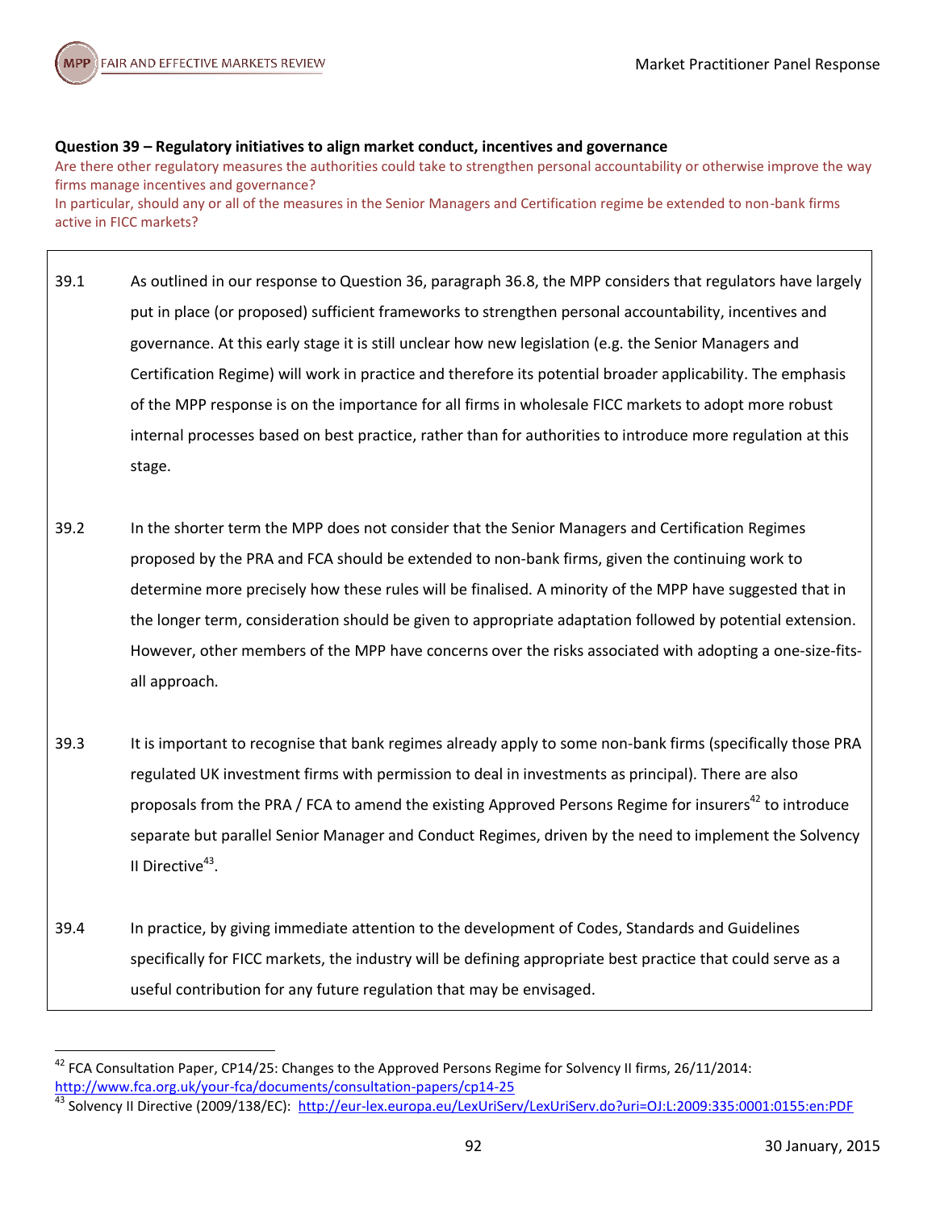**Question 39 – Regulatory initiatives to align market conduct, incentives and governance**

Are there other regulatory measures the authorities could take to strengthen personal accountability or otherwise improve the way firms manage incentives and governance?

In particular, should any or all of the measures in the Senior Managers and Certification regime be extended to non-bank firms active in FICC markets?

39.1 As outlined in our response to Question 36, paragraph 36.8, the MPP considers that regulators have largely put in place (or proposed) sufficient frameworks to strengthen personal accountability, incentives and governance. At this early stage it is still unclear how new legislation (e.g. the Senior Managers and Certification Regime) will work in practice and therefore its potential broader applicability. The emphasis of the MPP response is on the importance for all firms in wholesale FICC markets to adopt more robust internal processes based on best practice, rather than for authorities to introduce more regulation at this stage.

39.2 In the shorter term the MPP does not consider that the Senior Managers and Certification Regimes proposed by the PRA and FCA should be extended to non-bank firms, given the continuing work to determine more precisely how these rules will be finalised. A minority of the MPP have suggested that in the longer term, consideration should be given to appropriate adaptation followed by potential extension. However, other members of the MPP have concerns over the risks associated with adopting a one-size-fits-all approach.

39.3 It is important to recognise that bank regimes already apply to some non-bank firms (specifically those PRA regulated UK investment firms with permission to deal in investments as principal). There are also proposals from the PRA / FCA to amend the existing Approved Persons Regime for insurers[42] to introduce separate but parallel Senior Manager and Conduct Regimes, driven by the need to implement the Solvency II Directive[43].

39.4 In practice, by giving immediate attention to the development of Codes, Standards and Guidelines specifically for FICC markets, the industry will be defining appropriate best practice that could serve as a useful contribution for any future regulation that may be envisaged.

[42] FCA Consultation Paper, CP14/25: Changes to the Approved Persons Regime for Solvency II firms, 26/11/2014: http://www.fca.org.uk/your-fca/documents/consultation-papers/cp14-25

[43] Solvency II Directive (2009/138/EC): http://eur-lex.europa.eu/LexUriServ/LexUriServ.do?uri=OJ:L:2009:335:0001:0155:en:PDF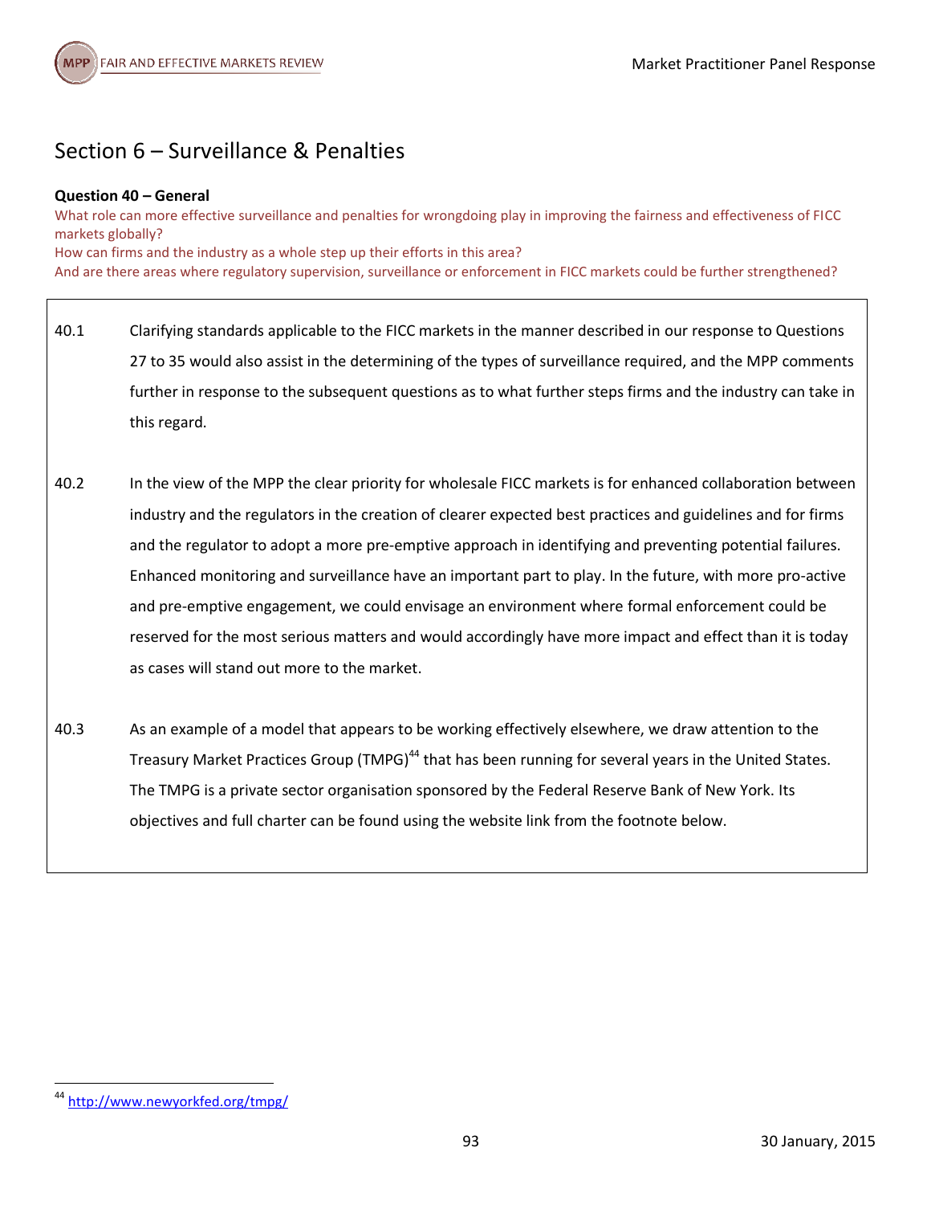## Section 6 – Surveillance & Penalties

**Question 40 – General**

What role can more effective surveillance and penalties for wrongdoing play in improving the fairness and effectiveness of FICC markets globally?
How can firms and the industry as a whole step up their efforts in this area?
And are there areas where regulatory supervision, surveillance or enforcement in FICC markets could be further strengthened?

40.1 Clarifying standards applicable to the FICC markets in the manner described in our response to Questions 27 to 35 would also assist in the determining of the types of surveillance required, and the MPP comments further in response to the subsequent questions as to what further steps firms and the industry can take in this regard.

40.2 In the view of the MPP the clear priority for wholesale FICC markets is for enhanced collaboration between industry and the regulators in the creation of clearer expected best practices and guidelines and for firms and the regulator to adopt a more pre-emptive approach in identifying and preventing potential failures. Enhanced monitoring and surveillance have an important part to play. In the future, with more pro-active and pre-emptive engagement, we could envisage an environment where formal enforcement could be reserved for the most serious matters and would accordingly have more impact and effect than it is today as cases will stand out more to the market.

40.3 As an example of a model that appears to be working effectively elsewhere, we draw attention to the Treasury Market Practices Group (TMPG)[44] that has been running for several years in the United States. The TMPG is a private sector organisation sponsored by the Federal Reserve Bank of New York. Its objectives and full charter can be found using the website link from the footnote below.

---

[44] http://www.newyorkfed.org/tmpg/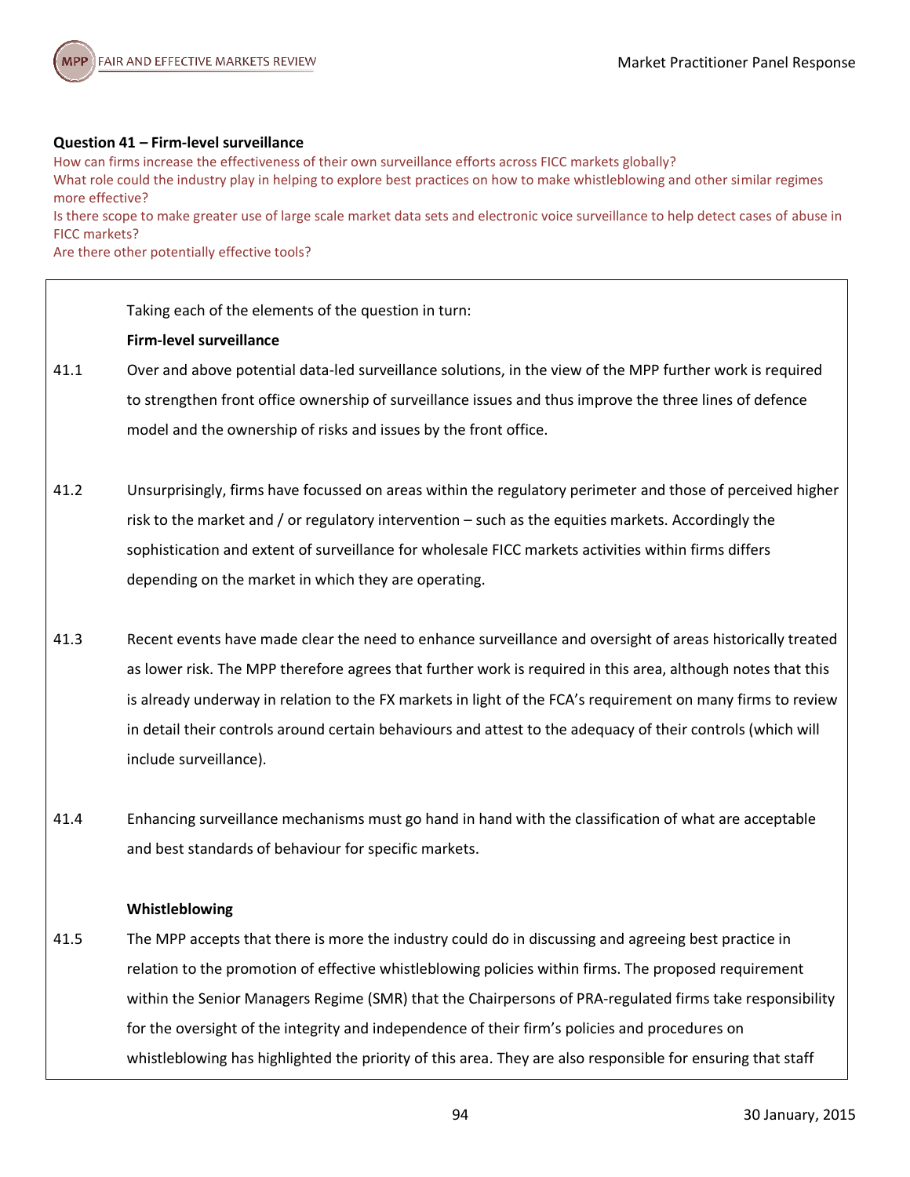**Question 41 – Firm-level surveillance**

How can firms increase the effectiveness of their own surveillance efforts across FICC markets globally?
What role could the industry play in helping to explore best practices on how to make whistleblowing and other similar regimes more effective?
Is there scope to make greater use of large scale market data sets and electronic voice surveillance to help detect cases of abuse in FICC markets?
Are there other potentially effective tools?

Taking each of the elements of the question in turn:

**Firm-level surveillance**

41.1 Over and above potential data-led surveillance solutions, in the view of the MPP further work is required to strengthen front office ownership of surveillance issues and thus improve the three lines of defence model and the ownership of risks and issues by the front office.

41.2 Unsurprisingly, firms have focussed on areas within the regulatory perimeter and those of perceived higher risk to the market and / or regulatory intervention – such as the equities markets. Accordingly the sophistication and extent of surveillance for wholesale FICC markets activities within firms differs depending on the market in which they are operating.

41.3 Recent events have made clear the need to enhance surveillance and oversight of areas historically treated as lower risk. The MPP therefore agrees that further work is required in this area, although notes that this is already underway in relation to the FX markets in light of the FCA's requirement on many firms to review in detail their controls around certain behaviours and attest to the adequacy of their controls (which will include surveillance).

41.4 Enhancing surveillance mechanisms must go hand in hand with the classification of what are acceptable and best standards of behaviour for specific markets.

**Whistleblowing**

41.5 The MPP accepts that there is more the industry could do in discussing and agreeing best practice in relation to the promotion of effective whistleblowing policies within firms. The proposed requirement within the Senior Managers Regime (SMR) that the Chairpersons of PRA-regulated firms take responsibility for the oversight of the integrity and independence of their firm's policies and procedures on whistleblowing has highlighted the priority of this area. They are also responsible for ensuring that staff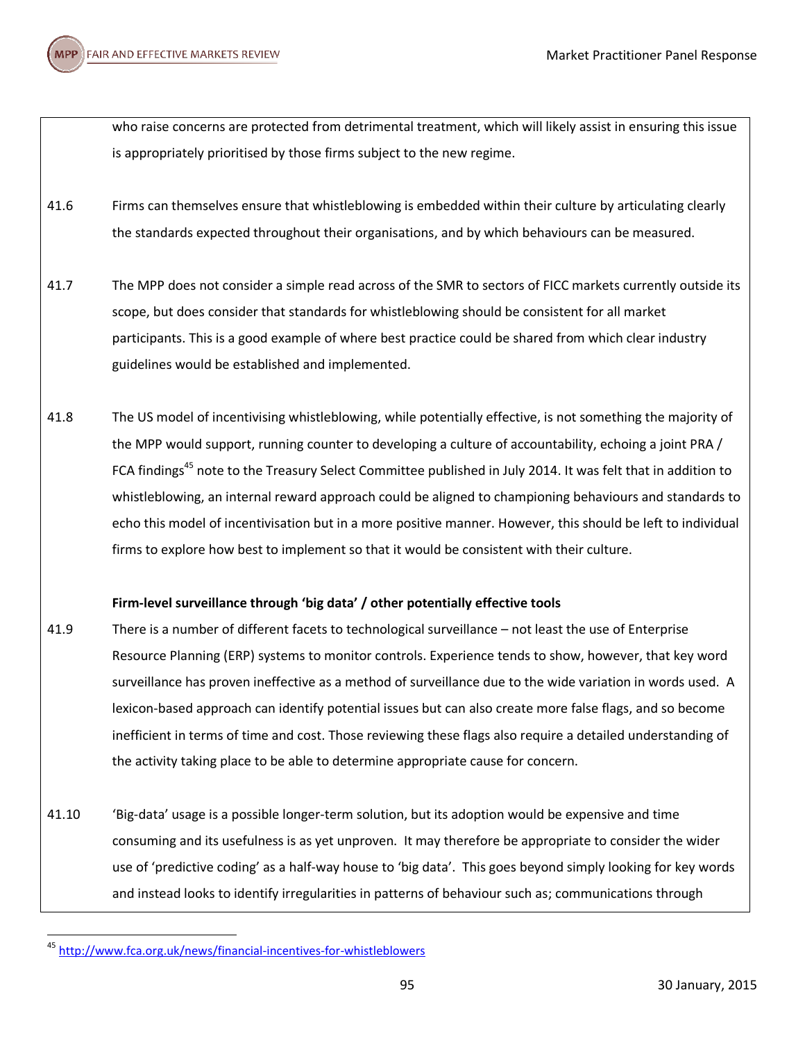who raise concerns are protected from detrimental treatment, which will likely assist in ensuring this issue is appropriately prioritised by those firms subject to the new regime.

41.6 Firms can themselves ensure that whistleblowing is embedded within their culture by articulating clearly the standards expected throughout their organisations, and by which behaviours can be measured.

41.7 The MPP does not consider a simple read across of the SMR to sectors of FICC markets currently outside its scope, but does consider that standards for whistleblowing should be consistent for all market participants. This is a good example of where best practice could be shared from which clear industry guidelines would be established and implemented.

41.8 The US model of incentivising whistleblowing, while potentially effective, is not something the majority of the MPP would support, running counter to developing a culture of accountability, echoing a joint PRA / FCA findings[45] note to the Treasury Select Committee published in July 2014. It was felt that in addition to whistleblowing, an internal reward approach could be aligned to championing behaviours and standards to echo this model of incentivisation but in a more positive manner. However, this should be left to individual firms to explore how best to implement so that it would be consistent with their culture.

**Firm-level surveillance through 'big data' / other potentially effective tools**

41.9 There is a number of different facets to technological surveillance – not least the use of Enterprise Resource Planning (ERP) systems to monitor controls. Experience tends to show, however, that key word surveillance has proven ineffective as a method of surveillance due to the wide variation in words used. A lexicon-based approach can identify potential issues but can also create more false flags, and so become inefficient in terms of time and cost. Those reviewing these flags also require a detailed understanding of the activity taking place to be able to determine appropriate cause for concern.

41.10 'Big-data' usage is a possible longer-term solution, but its adoption would be expensive and time consuming and its usefulness is as yet unproven. It may therefore be appropriate to consider the wider use of 'predictive coding' as a half-way house to 'big data'. This goes beyond simply looking for key words and instead looks to identify irregularities in patterns of behaviour such as; communications through

---

[45] http://www.fca.org.uk/news/financial-incentives-for-whistleblowers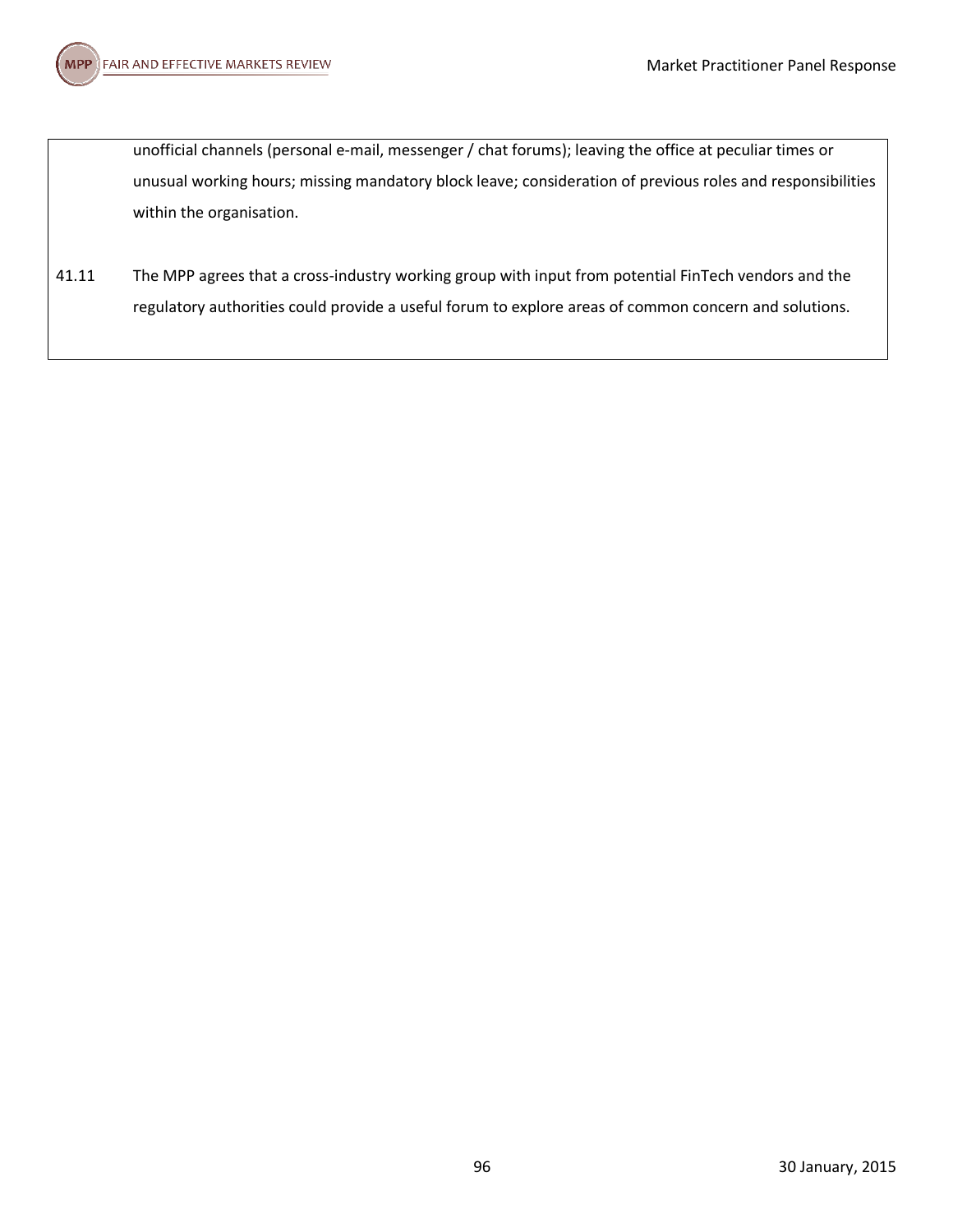unofficial channels (personal e-mail, messenger / chat forums); leaving the office at peculiar times or unusual working hours; missing mandatory block leave; consideration of previous roles and responsibilities within the organisation.

41.11 The MPP agrees that a cross-industry working group with input from potential FinTech vendors and the regulatory authorities could provide a useful forum to explore areas of common concern and solutions.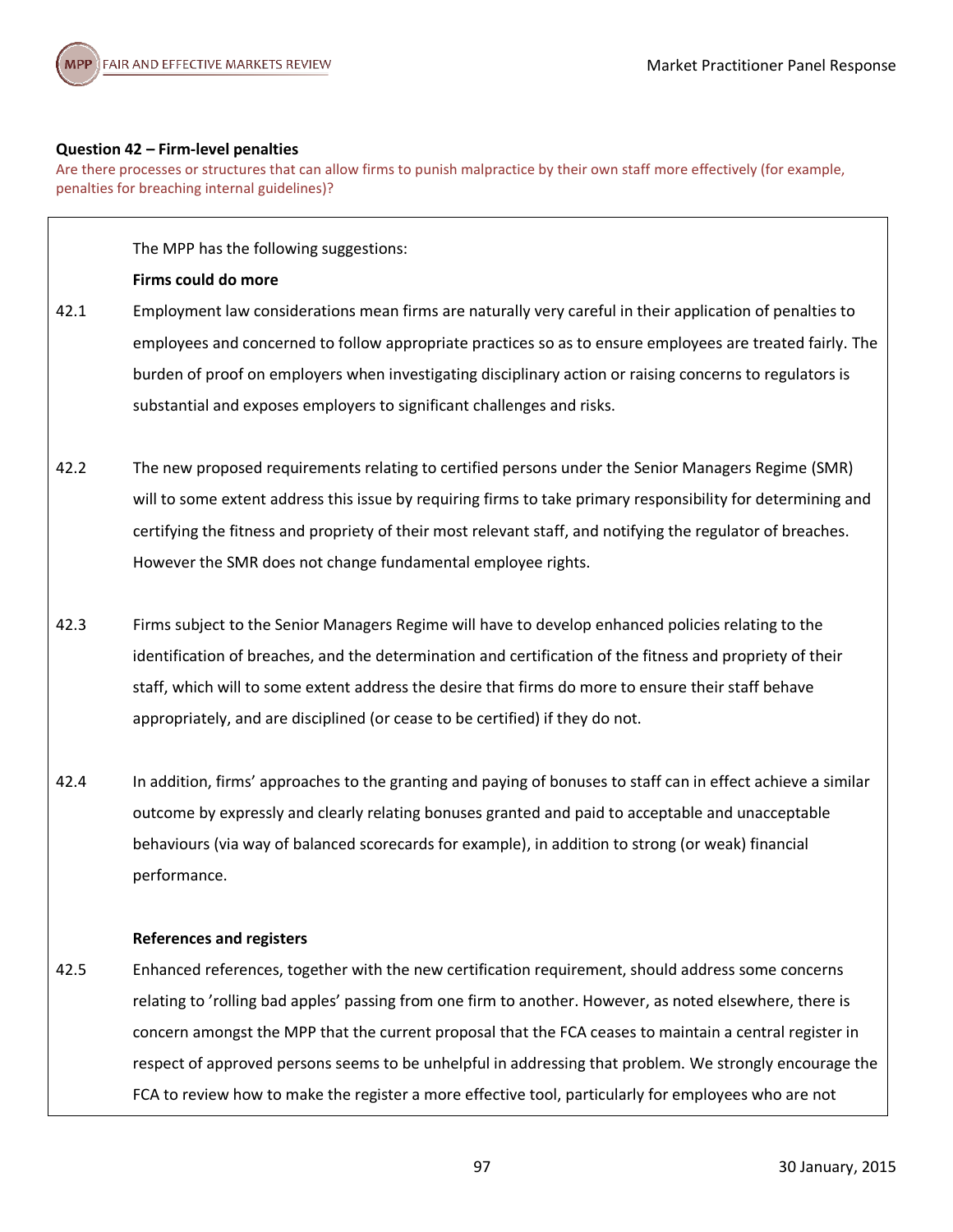**Question 42 – Firm-level penalties**

Are there processes or structures that can allow firms to punish malpractice by their own staff more effectively (for example, penalties for breaching internal guidelines)?

The MPP has the following suggestions:

**Firms could do more**

42.1 Employment law considerations mean firms are naturally very careful in their application of penalties to employees and concerned to follow appropriate practices so as to ensure employees are treated fairly. The burden of proof on employers when investigating disciplinary action or raising concerns to regulators is substantial and exposes employers to significant challenges and risks.

42.2 The new proposed requirements relating to certified persons under the Senior Managers Regime (SMR) will to some extent address this issue by requiring firms to take primary responsibility for determining and certifying the fitness and propriety of their most relevant staff, and notifying the regulator of breaches. However the SMR does not change fundamental employee rights.

42.3 Firms subject to the Senior Managers Regime will have to develop enhanced policies relating to the identification of breaches, and the determination and certification of the fitness and propriety of their staff, which will to some extent address the desire that firms do more to ensure their staff behave appropriately, and are disciplined (or cease to be certified) if they do not.

42.4 In addition, firms' approaches to the granting and paying of bonuses to staff can in effect achieve a similar outcome by expressly and clearly relating bonuses granted and paid to acceptable and unacceptable behaviours (via way of balanced scorecards for example), in addition to strong (or weak) financial performance.

**References and registers**

42.5 Enhanced references, together with the new certification requirement, should address some concerns relating to 'rolling bad apples' passing from one firm to another. However, as noted elsewhere, there is concern amongst the MPP that the current proposal that the FCA ceases to maintain a central register in respect of approved persons seems to be unhelpful in addressing that problem. We strongly encourage the FCA to review how to make the register a more effective tool, particularly for employees who are not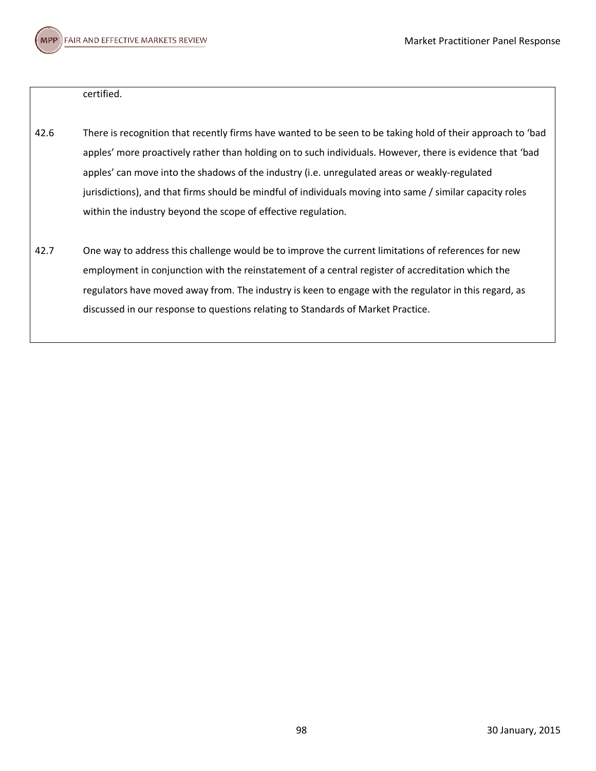certified.

42.6 There is recognition that recently firms have wanted to be seen to be taking hold of their approach to 'bad apples' more proactively rather than holding on to such individuals. However, there is evidence that 'bad apples' can move into the shadows of the industry (i.e. unregulated areas or weakly-regulated jurisdictions), and that firms should be mindful of individuals moving into same / similar capacity roles within the industry beyond the scope of effective regulation.

42.7 One way to address this challenge would be to improve the current limitations of references for new employment in conjunction with the reinstatement of a central register of accreditation which the regulators have moved away from. The industry is keen to engage with the regulator in this regard, as discussed in our response to questions relating to Standards of Market Practice.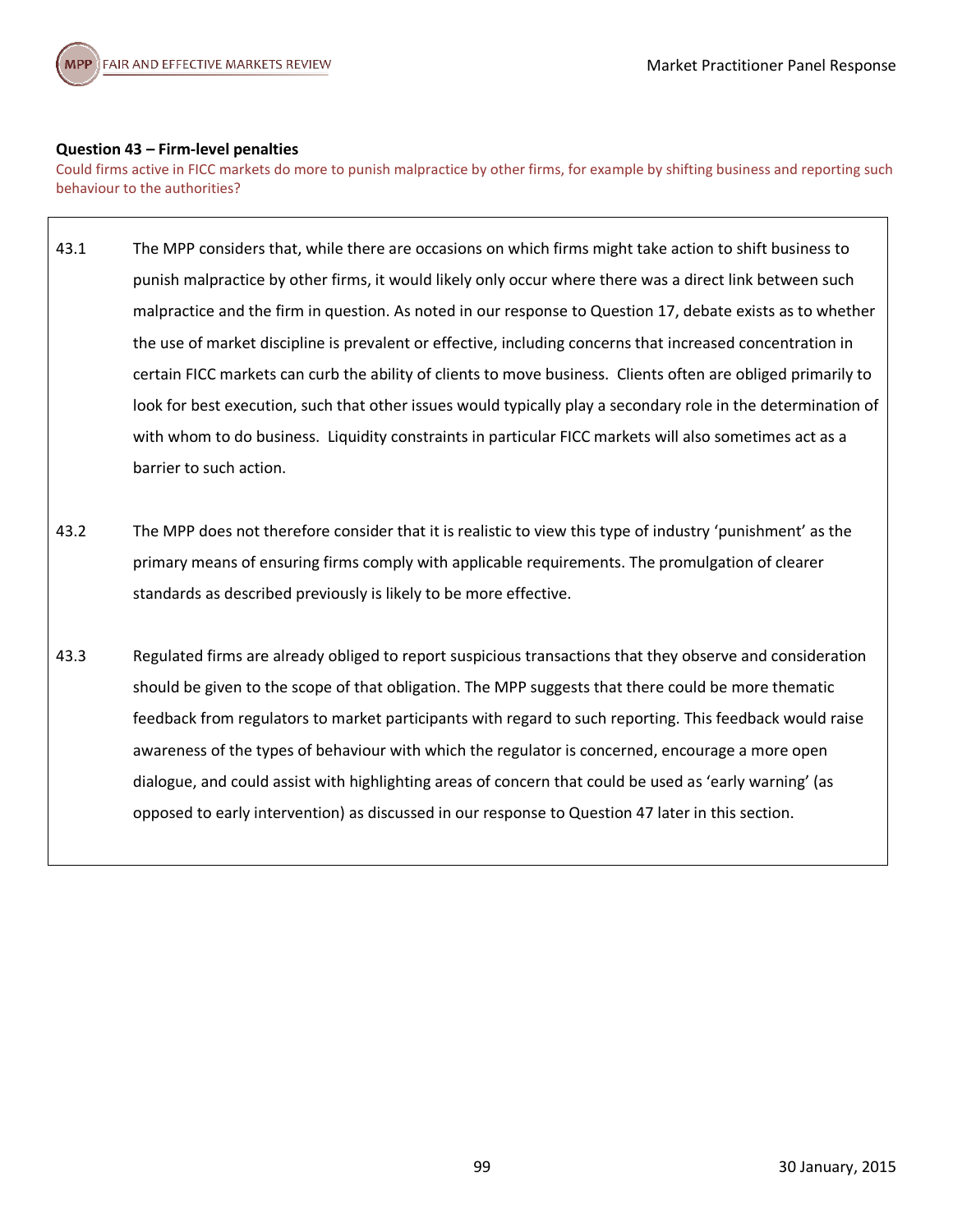**Question 43 – Firm-level penalties**

Could firms active in FICC markets do more to punish malpractice by other firms, for example by shifting business and reporting such behaviour to the authorities?

43.1 The MPP considers that, while there are occasions on which firms might take action to shift business to punish malpractice by other firms, it would likely only occur where there was a direct link between such malpractice and the firm in question. As noted in our response to Question 17, debate exists as to whether the use of market discipline is prevalent or effective, including concerns that increased concentration in certain FICC markets can curb the ability of clients to move business. Clients often are obliged primarily to look for best execution, such that other issues would typically play a secondary role in the determination of with whom to do business. Liquidity constraints in particular FICC markets will also sometimes act as a barrier to such action.

43.2 The MPP does not therefore consider that it is realistic to view this type of industry 'punishment' as the primary means of ensuring firms comply with applicable requirements. The promulgation of clearer standards as described previously is likely to be more effective.

43.3 Regulated firms are already obliged to report suspicious transactions that they observe and consideration should be given to the scope of that obligation. The MPP suggests that there could be more thematic feedback from regulators to market participants with regard to such reporting. This feedback would raise awareness of the types of behaviour with which the regulator is concerned, encourage a more open dialogue, and could assist with highlighting areas of concern that could be used as 'early warning' (as opposed to early intervention) as discussed in our response to Question 47 later in this section.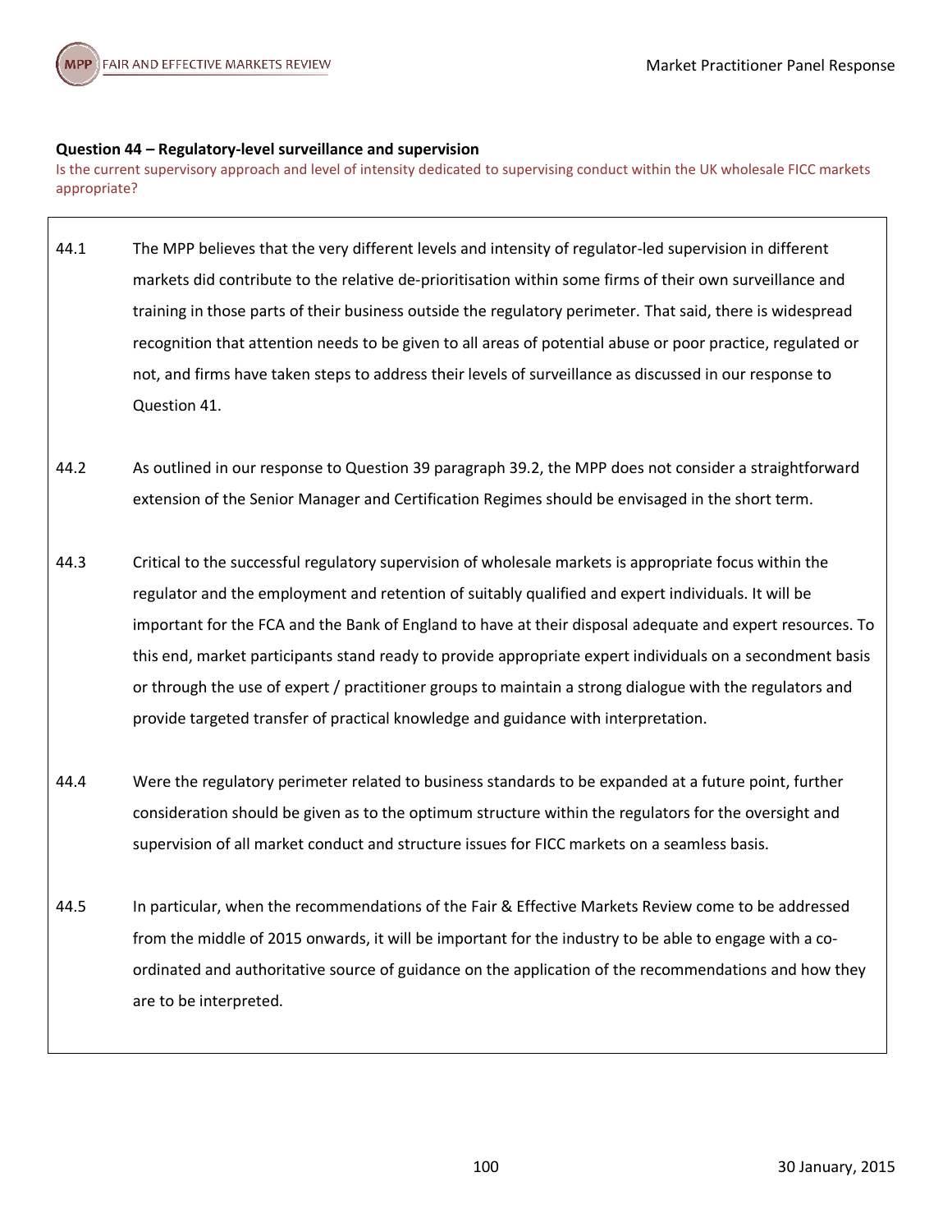**Question 44 – Regulatory-level surveillance and supervision**

Is the current supervisory approach and level of intensity dedicated to supervising conduct within the UK wholesale FICC markets appropriate?

44.1 The MPP believes that the very different levels and intensity of regulator-led supervision in different markets did contribute to the relative de-prioritisation within some firms of their own surveillance and training in those parts of their business outside the regulatory perimeter. That said, there is widespread recognition that attention needs to be given to all areas of potential abuse or poor practice, regulated or not, and firms have taken steps to address their levels of surveillance as discussed in our response to Question 41.

44.2 As outlined in our response to Question 39 paragraph 39.2, the MPP does not consider a straightforward extension of the Senior Manager and Certification Regimes should be envisaged in the short term.

44.3 Critical to the successful regulatory supervision of wholesale markets is appropriate focus within the regulator and the employment and retention of suitably qualified and expert individuals. It will be important for the FCA and the Bank of England to have at their disposal adequate and expert resources. To this end, market participants stand ready to provide appropriate expert individuals on a secondment basis or through the use of expert / practitioner groups to maintain a strong dialogue with the regulators and provide targeted transfer of practical knowledge and guidance with interpretation.

44.4 Were the regulatory perimeter related to business standards to be expanded at a future point, further consideration should be given as to the optimum structure within the regulators for the oversight and supervision of all market conduct and structure issues for FICC markets on a seamless basis.

44.5 In particular, when the recommendations of the Fair & Effective Markets Review come to be addressed from the middle of 2015 onwards, it will be important for the industry to be able to engage with a co-ordinated and authoritative source of guidance on the application of the recommendations and how they are to be interpreted.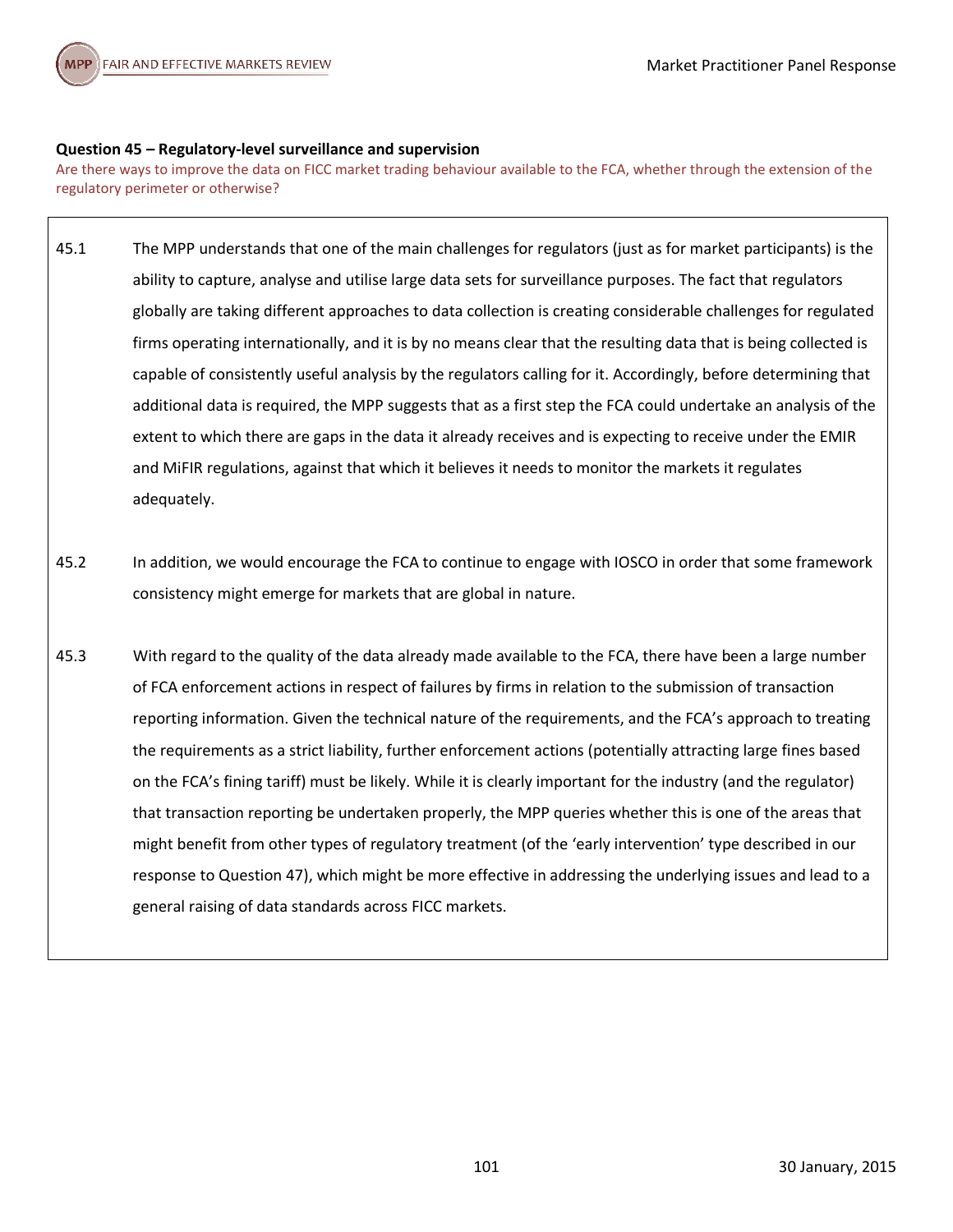**Question 45 – Regulatory-level surveillance and supervision**

Are there ways to improve the data on FICC market trading behaviour available to the FCA, whether through the extension of the regulatory perimeter or otherwise?

45.1 The MPP understands that one of the main challenges for regulators (just as for market participants) is the ability to capture, analyse and utilise large data sets for surveillance purposes. The fact that regulators globally are taking different approaches to data collection is creating considerable challenges for regulated firms operating internationally, and it is by no means clear that the resulting data that is being collected is capable of consistently useful analysis by the regulators calling for it. Accordingly, before determining that additional data is required, the MPP suggests that as a first step the FCA could undertake an analysis of the extent to which there are gaps in the data it already receives and is expecting to receive under the EMIR and MiFIR regulations, against that which it believes it needs to monitor the markets it regulates adequately.

45.2 In addition, we would encourage the FCA to continue to engage with IOSCO in order that some framework consistency might emerge for markets that are global in nature.

45.3 With regard to the quality of the data already made available to the FCA, there have been a large number of FCA enforcement actions in respect of failures by firms in relation to the submission of transaction reporting information. Given the technical nature of the requirements, and the FCA's approach to treating the requirements as a strict liability, further enforcement actions (potentially attracting large fines based on the FCA's fining tariff) must be likely. While it is clearly important for the industry (and the regulator) that transaction reporting be undertaken properly, the MPP queries whether this is one of the areas that might benefit from other types of regulatory treatment (of the 'early intervention' type described in our response to Question 47), which might be more effective in addressing the underlying issues and lead to a general raising of data standards across FICC markets.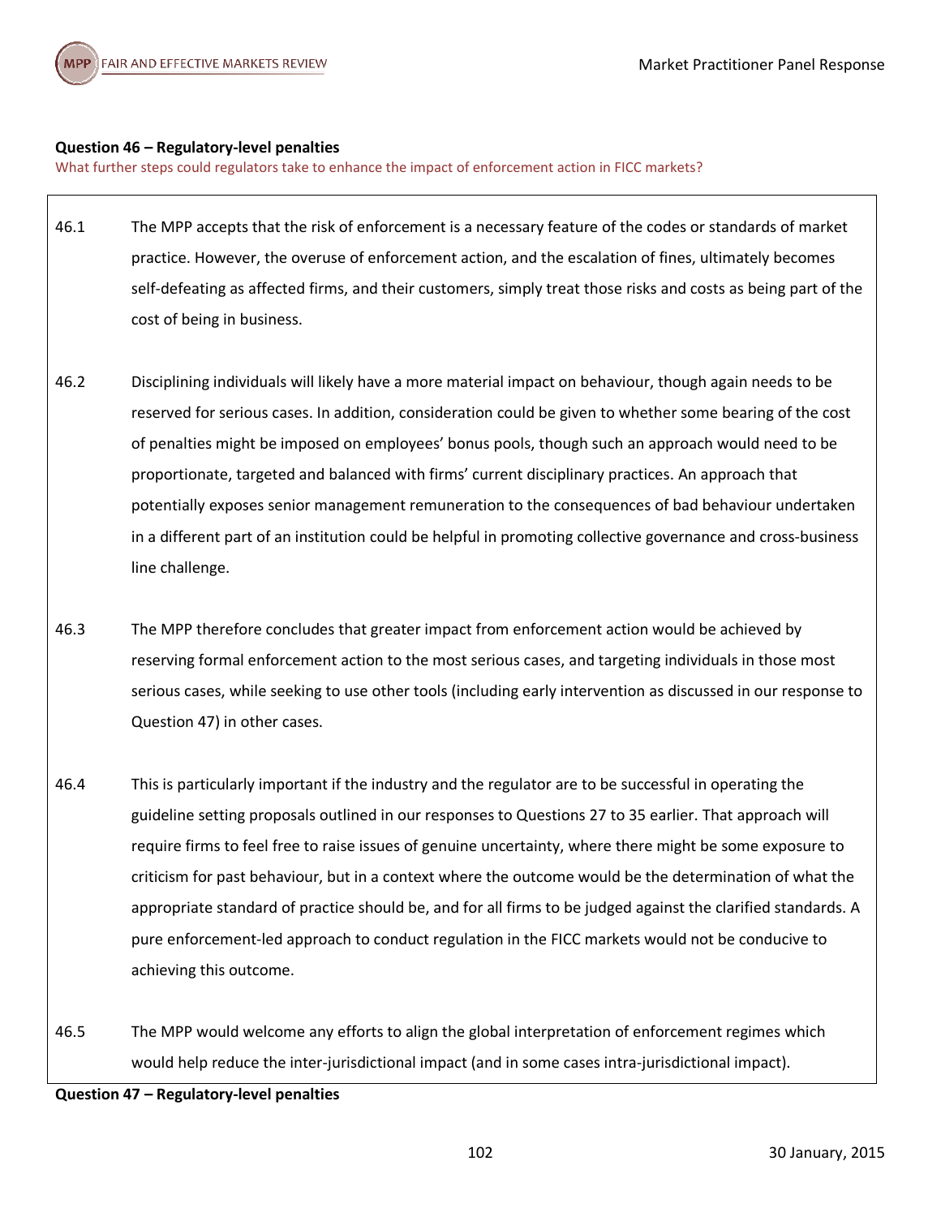**Question 46 – Regulatory-level penalties**

What further steps could regulators take to enhance the impact of enforcement action in FICC markets?

46.1 The MPP accepts that the risk of enforcement is a necessary feature of the codes or standards of market practice. However, the overuse of enforcement action, and the escalation of fines, ultimately becomes self-defeating as affected firms, and their customers, simply treat those risks and costs as being part of the cost of being in business.

46.2 Disciplining individuals will likely have a more material impact on behaviour, though again needs to be reserved for serious cases. In addition, consideration could be given to whether some bearing of the cost of penalties might be imposed on employees' bonus pools, though such an approach would need to be proportionate, targeted and balanced with firms' current disciplinary practices. An approach that potentially exposes senior management remuneration to the consequences of bad behaviour undertaken in a different part of an institution could be helpful in promoting collective governance and cross-business line challenge.

46.3 The MPP therefore concludes that greater impact from enforcement action would be achieved by reserving formal enforcement action to the most serious cases, and targeting individuals in those most serious cases, while seeking to use other tools (including early intervention as discussed in our response to Question 47) in other cases.

46.4 This is particularly important if the industry and the regulator are to be successful in operating the guideline setting proposals outlined in our responses to Questions 27 to 35 earlier. That approach will require firms to feel free to raise issues of genuine uncertainty, where there might be some exposure to criticism for past behaviour, but in a context where the outcome would be the determination of what the appropriate standard of practice should be, and for all firms to be judged against the clarified standards. A pure enforcement-led approach to conduct regulation in the FICC markets would not be conducive to achieving this outcome.

46.5 The MPP would welcome any efforts to align the global interpretation of enforcement regimes which would help reduce the inter-jurisdictional impact (and in some cases intra-jurisdictional impact).

**Question 47 – Regulatory-level penalties**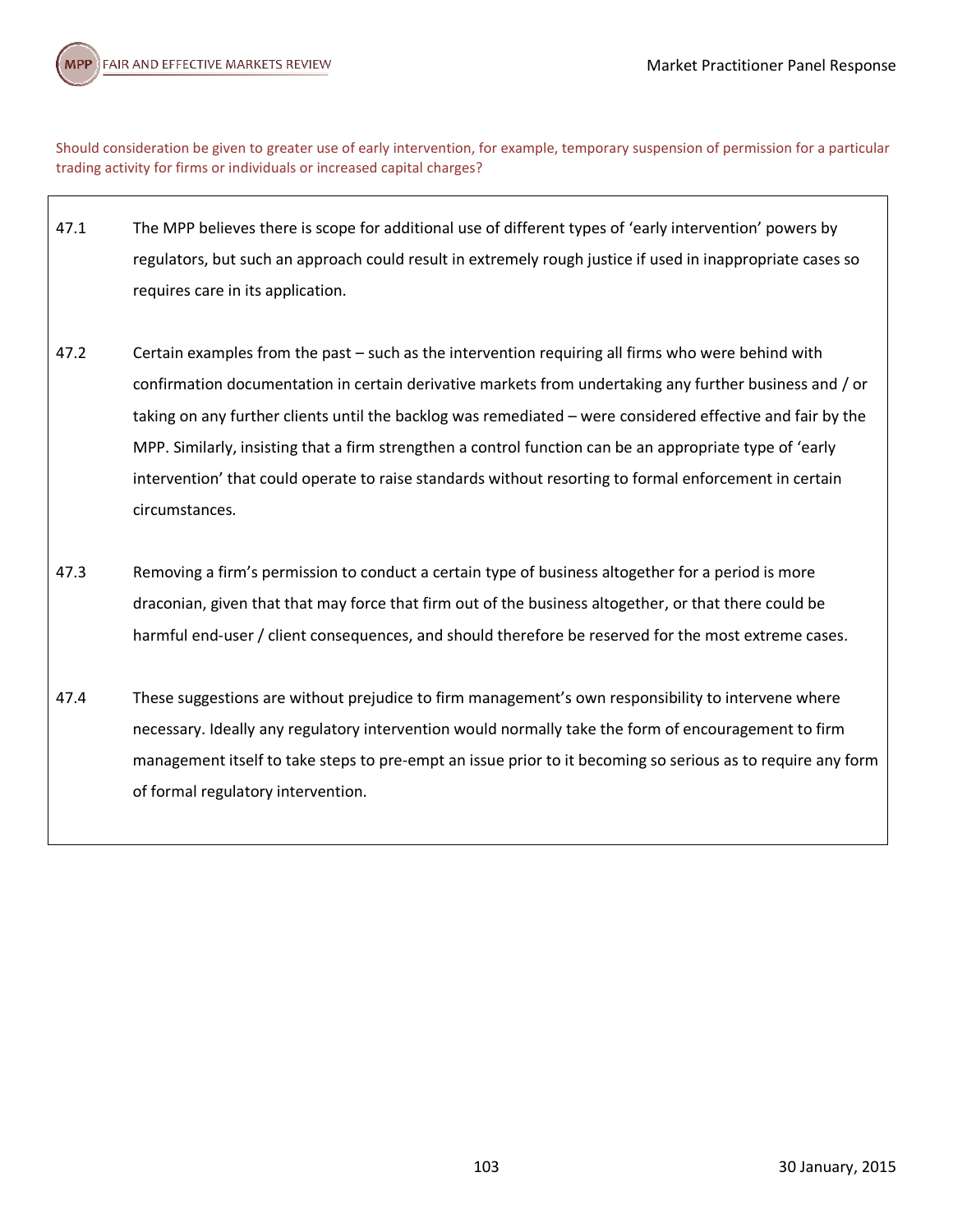Should consideration be given to greater use of early intervention, for example, temporary suspension of permission for a particular trading activity for firms or individuals or increased capital charges?

47.1 The MPP believes there is scope for additional use of different types of 'early intervention' powers by regulators, but such an approach could result in extremely rough justice if used in inappropriate cases so requires care in its application.

47.2 Certain examples from the past – such as the intervention requiring all firms who were behind with confirmation documentation in certain derivative markets from undertaking any further business and / or taking on any further clients until the backlog was remediated – were considered effective and fair by the MPP. Similarly, insisting that a firm strengthen a control function can be an appropriate type of 'early intervention' that could operate to raise standards without resorting to formal enforcement in certain circumstances.

47.3 Removing a firm's permission to conduct a certain type of business altogether for a period is more draconian, given that that may force that firm out of the business altogether, or that there could be harmful end-user / client consequences, and should therefore be reserved for the most extreme cases.

47.4 These suggestions are without prejudice to firm management's own responsibility to intervene where necessary. Ideally any regulatory intervention would normally take the form of encouragement to firm management itself to take steps to pre-empt an issue prior to it becoming so serious as to require any form of formal regulatory intervention.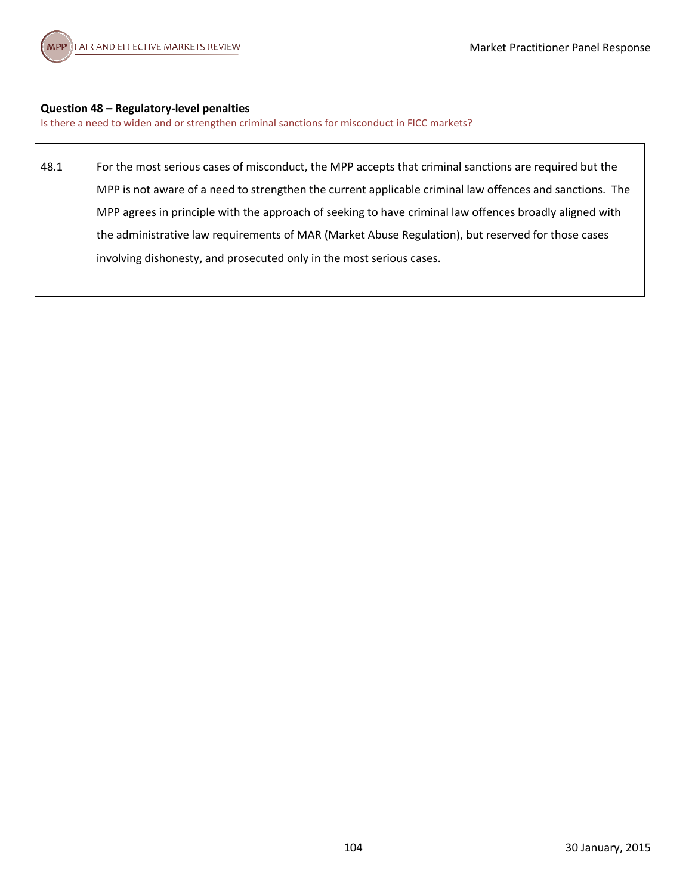**Question 48 – Regulatory-level penalties**

Is there a need to widen and or strengthen criminal sanctions for misconduct in FICC markets?

48.1 For the most serious cases of misconduct, the MPP accepts that criminal sanctions are required but the MPP is not aware of a need to strengthen the current applicable criminal law offences and sanctions. The MPP agrees in principle with the approach of seeking to have criminal law offences broadly aligned with the administrative law requirements of MAR (Market Abuse Regulation), but reserved for those cases involving dishonesty, and prosecuted only in the most serious cases.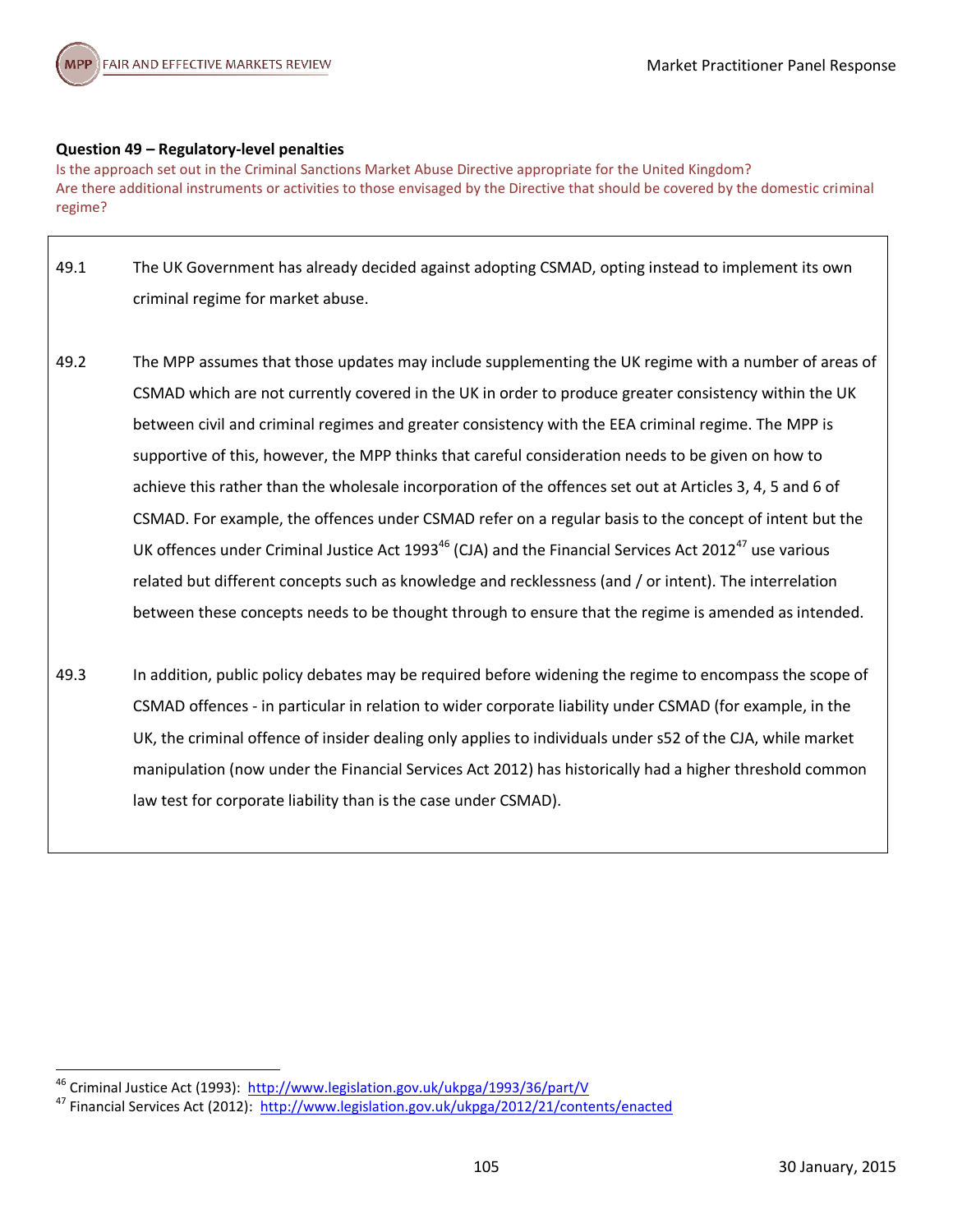**Question 49 – Regulatory-level penalties**

Is the approach set out in the Criminal Sanctions Market Abuse Directive appropriate for the United Kingdom?
Are there additional instruments or activities to those envisaged by the Directive that should be covered by the domestic criminal regime?

49.1 The UK Government has already decided against adopting CSMAD, opting instead to implement its own criminal regime for market abuse.

49.2 The MPP assumes that those updates may include supplementing the UK regime with a number of areas of CSMAD which are not currently covered in the UK in order to produce greater consistency within the UK between civil and criminal regimes and greater consistency with the EEA criminal regime. The MPP is supportive of this, however, the MPP thinks that careful consideration needs to be given on how to achieve this rather than the wholesale incorporation of the offences set out at Articles 3, 4, 5 and 6 of CSMAD. For example, the offences under CSMAD refer on a regular basis to the concept of intent but the UK offences under Criminal Justice Act 1993[46] (CJA) and the Financial Services Act 2012[47] use various related but different concepts such as knowledge and recklessness (and / or intent). The interrelation between these concepts needs to be thought through to ensure that the regime is amended as intended.

49.3 In addition, public policy debates may be required before widening the regime to encompass the scope of CSMAD offences - in particular in relation to wider corporate liability under CSMAD (for example, in the UK, the criminal offence of insider dealing only applies to individuals under s52 of the CJA, while market manipulation (now under the Financial Services Act 2012) has historically had a higher threshold common law test for corporate liability than is the case under CSMAD).

---

[46] Criminal Justice Act (1993): http://www.legislation.gov.uk/ukpga/1993/36/part/V

[47] Financial Services Act (2012): http://www.legislation.gov.uk/ukpga/2012/21/contents/enacted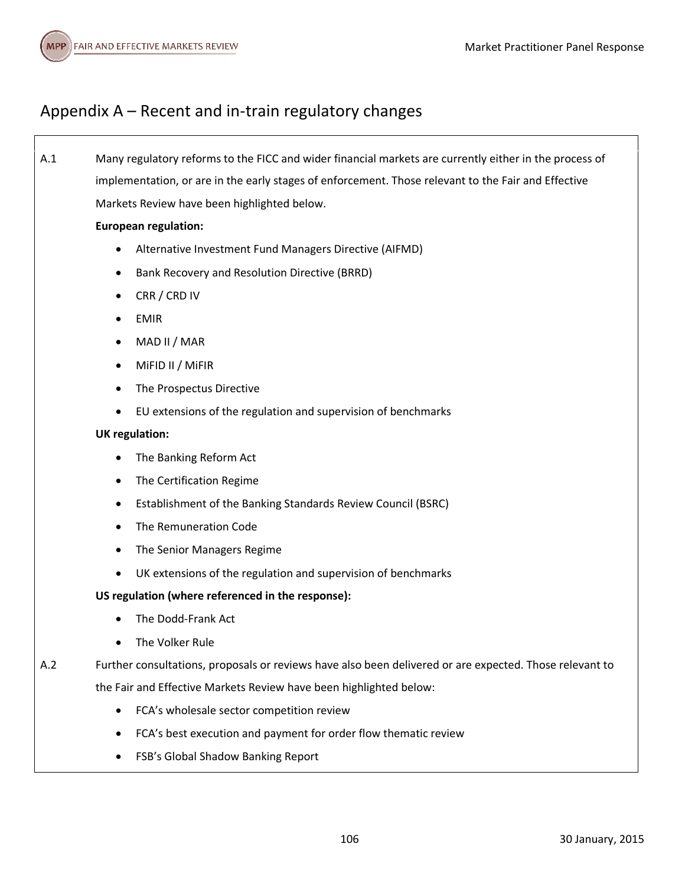# Appendix A – Recent and in-train regulatory changes

A.1 Many regulatory reforms to the FICC and wider financial markets are currently either in the process of implementation, or are in the early stages of enforcement. Those relevant to the Fair and Effective Markets Review have been highlighted below.

**European regulation:**

- Alternative Investment Fund Managers Directive (AIFMD)
- Bank Recovery and Resolution Directive (BRRD)
- CRR / CRD IV
- EMIR
- MAD II / MAR
- MiFID II / MiFIR
- The Prospectus Directive
- EU extensions of the regulation and supervision of benchmarks

**UK regulation:**

- The Banking Reform Act
- The Certification Regime
- Establishment of the Banking Standards Review Council (BSRC)
- The Remuneration Code
- The Senior Managers Regime
- UK extensions of the regulation and supervision of benchmarks

**US regulation (where referenced in the response):**

- The Dodd-Frank Act
- The Volker Rule

A.2 Further consultations, proposals or reviews have also been delivered or are expected. Those relevant to the Fair and Effective Markets Review have been highlighted below:

- FCA's wholesale sector competition review
- FCA's best execution and payment for order flow thematic review
- FSB's Global Shadow Banking Report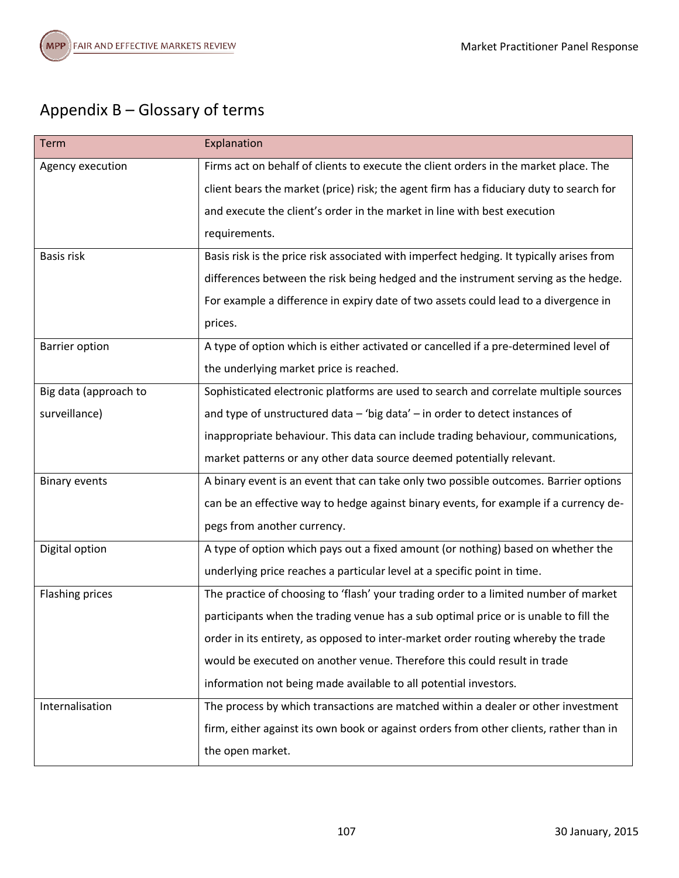## Appendix B – Glossary of terms

| Term | Explanation |
|---|---|
| Agency execution | Firms act on behalf of clients to execute the client orders in the market place. The client bears the market (price) risk; the agent firm has a fiduciary duty to search for and execute the client's order in the market in line with best execution requirements. |
| Basis risk | Basis risk is the price risk associated with imperfect hedging. It typically arises from differences between the risk being hedged and the instrument serving as the hedge. For example a difference in expiry date of two assets could lead to a divergence in prices. |
| Barrier option | A type of option which is either activated or cancelled if a pre-determined level of the underlying market price is reached. |
| Big data (approach to surveillance) | Sophisticated electronic platforms are used to search and correlate multiple sources and type of unstructured data – 'big data' – in order to detect instances of inappropriate behaviour. This data can include trading behaviour, communications, market patterns or any other data source deemed potentially relevant. |
| Binary events | A binary event is an event that can take only two possible outcomes. Barrier options can be an effective way to hedge against binary events, for example if a currency de-pegs from another currency. |
| Digital option | A type of option which pays out a fixed amount (or nothing) based on whether the underlying price reaches a particular level at a specific point in time. |
| Flashing prices | The practice of choosing to 'flash' your trading order to a limited number of market participants when the trading venue has a sub optimal price or is unable to fill the order in its entirety, as opposed to inter-market order routing whereby the trade would be executed on another venue. Therefore this could result in trade information not being made available to all potential investors. |
| Internalisation | The process by which transactions are matched within a dealer or other investment firm, either against its own book or against orders from other clients, rather than in the open market. |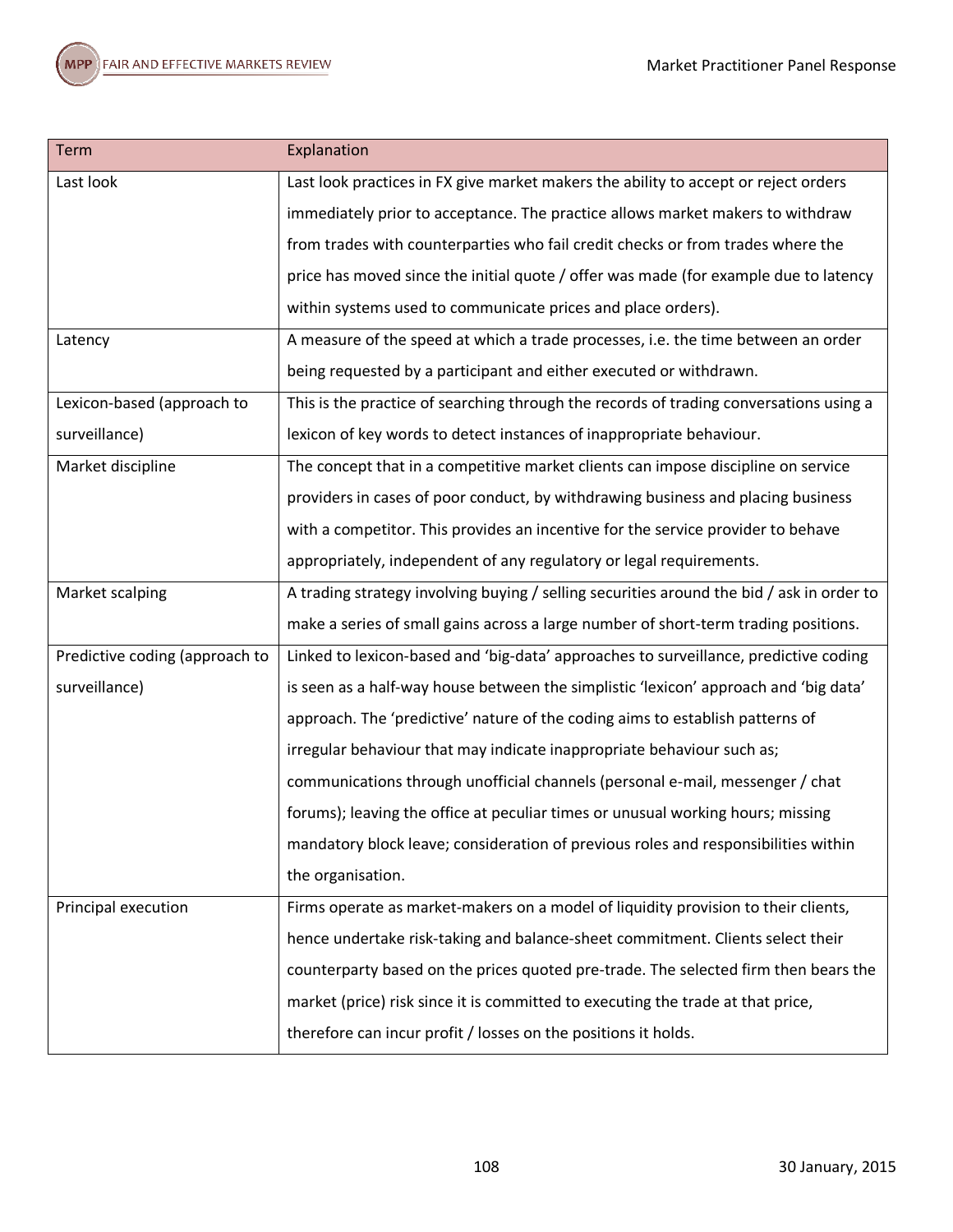| Term | Explanation |
|---|---|
| Last look | Last look practices in FX give market makers the ability to accept or reject orders immediately prior to acceptance. The practice allows market makers to withdraw from trades with counterparties who fail credit checks or from trades where the price has moved since the initial quote / offer was made (for example due to latency within systems used to communicate prices and place orders). |
| Latency | A measure of the speed at which a trade processes, i.e. the time between an order being requested by a participant and either executed or withdrawn. |
| Lexicon-based (approach to surveillance) | This is the practice of searching through the records of trading conversations using a lexicon of key words to detect instances of inappropriate behaviour. |
| Market discipline | The concept that in a competitive market clients can impose discipline on service providers in cases of poor conduct, by withdrawing business and placing business with a competitor. This provides an incentive for the service provider to behave appropriately, independent of any regulatory or legal requirements. |
| Market scalping | A trading strategy involving buying / selling securities around the bid / ask in order to make a series of small gains across a large number of short-term trading positions. |
| Predictive coding (approach to surveillance) | Linked to lexicon-based and 'big-data' approaches to surveillance, predictive coding is seen as a half-way house between the simplistic 'lexicon' approach and 'big data' approach. The 'predictive' nature of the coding aims to establish patterns of irregular behaviour that may indicate inappropriate behaviour such as; communications through unofficial channels (personal e-mail, messenger / chat forums); leaving the office at peculiar times or unusual working hours; missing mandatory block leave; consideration of previous roles and responsibilities within the organisation. |
| Principal execution | Firms operate as market-makers on a model of liquidity provision to their clients, hence undertake risk-taking and balance-sheet commitment. Clients select their counterparty based on the prices quoted pre-trade. The selected firm then bears the market (price) risk since it is committed to executing the trade at that price, therefore can incur profit / losses on the positions it holds. |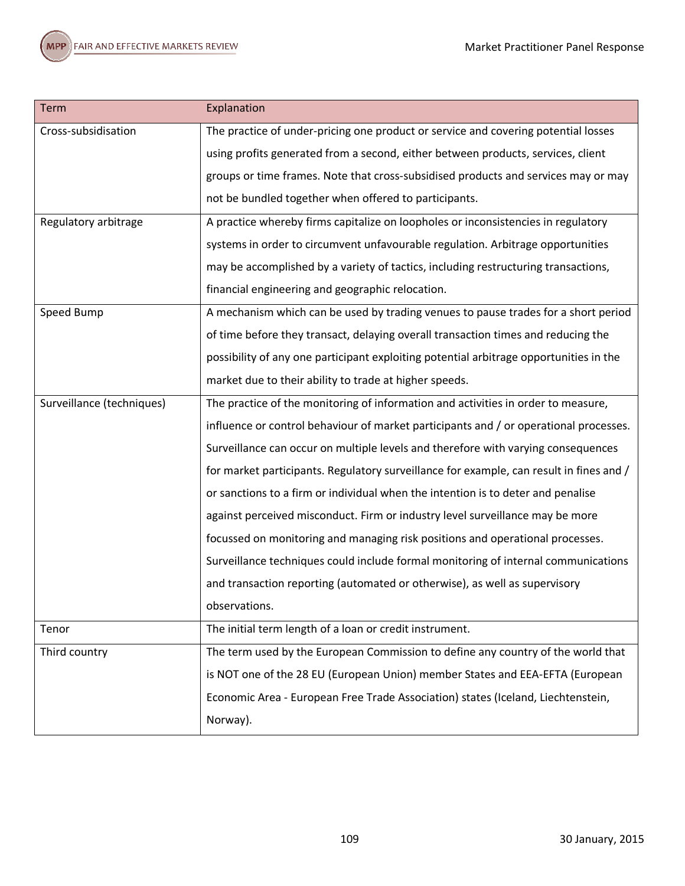| Term | Explanation |
|---|---|
| Cross-subsidisation | The practice of under-pricing one product or service and covering potential losses using profits generated from a second, either between products, services, client groups or time frames. Note that cross-subsidised products and services may or may not be bundled together when offered to participants. |
| Regulatory arbitrage | A practice whereby firms capitalize on loopholes or inconsistencies in regulatory systems in order to circumvent unfavourable regulation. Arbitrage opportunities may be accomplished by a variety of tactics, including restructuring transactions, financial engineering and geographic relocation. |
| Speed Bump | A mechanism which can be used by trading venues to pause trades for a short period of time before they transact, delaying overall transaction times and reducing the possibility of any one participant exploiting potential arbitrage opportunities in the market due to their ability to trade at higher speeds. |
| Surveillance (techniques) | The practice of the monitoring of information and activities in order to measure, influence or control behaviour of market participants and / or operational processes. Surveillance can occur on multiple levels and therefore with varying consequences for market participants. Regulatory surveillance for example, can result in fines and / or sanctions to a firm or individual when the intention is to deter and penalise against perceived misconduct. Firm or industry level surveillance may be more focussed on monitoring and managing risk positions and operational processes. Surveillance techniques could include formal monitoring of internal communications and transaction reporting (automated or otherwise), as well as supervisory observations. |
| Tenor | The initial term length of a loan or credit instrument. |
| Third country | The term used by the European Commission to define any country of the world that is NOT one of the 28 EU (European Union) member States and EEA-EFTA (European Economic Area - European Free Trade Association) states (Iceland, Liechtenstein, Norway). |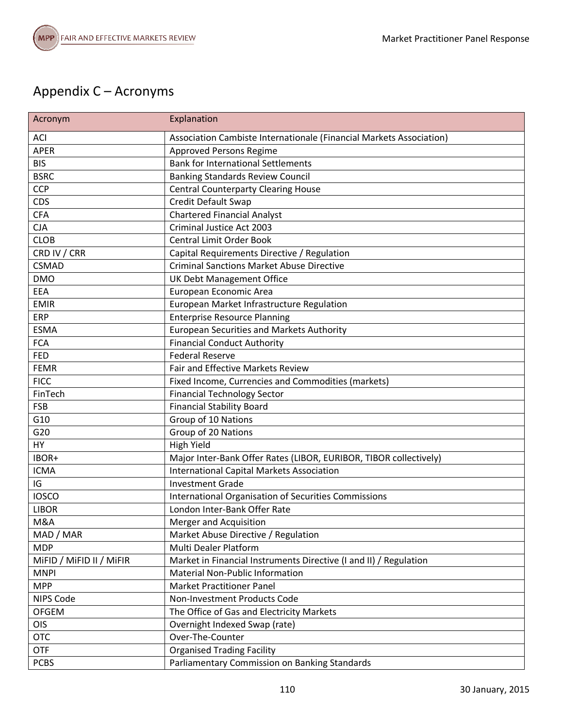## Appendix C – Acronyms

| Acronym | Explanation |
|---|---|
| ACI | Association Cambiste Internationale (Financial Markets Association) |
| APER | Approved Persons Regime |
| BIS | Bank for International Settlements |
| BSRC | Banking Standards Review Council |
| CCP | Central Counterparty Clearing House |
| CDS | Credit Default Swap |
| CFA | Chartered Financial Analyst |
| CJA | Criminal Justice Act 2003 |
| CLOB | Central Limit Order Book |
| CRD IV / CRR | Capital Requirements Directive / Regulation |
| CSMAD | Criminal Sanctions Market Abuse Directive |
| DMO | UK Debt Management Office |
| EEA | European Economic Area |
| EMIR | European Market Infrastructure Regulation |
| ERP | Enterprise Resource Planning |
| ESMA | European Securities and Markets Authority |
| FCA | Financial Conduct Authority |
| FED | Federal Reserve |
| FEMR | Fair and Effective Markets Review |
| FICC | Fixed Income, Currencies and Commodities (markets) |
| FinTech | Financial Technology Sector |
| FSB | Financial Stability Board |
| G10 | Group of 10 Nations |
| G20 | Group of 20 Nations |
| HY | High Yield |
| IBOR+ | Major Inter-Bank Offer Rates (LIBOR, EURIBOR, TIBOR collectively) |
| ICMA | International Capital Markets Association |
| IG | Investment Grade |
| IOSCO | International Organisation of Securities Commissions |
| LIBOR | London Inter-Bank Offer Rate |
| M&A | Merger and Acquisition |
| MAD / MAR | Market Abuse Directive / Regulation |
| MDP | Multi Dealer Platform |
| MiFID / MiFID II / MiFIR | Market in Financial Instruments Directive (I and II) / Regulation |
| MNPI | Material Non-Public Information |
| MPP | Market Practitioner Panel |
| NIPS Code | Non-Investment Products Code |
| OFGEM | The Office of Gas and Electricity Markets |
| OIS | Overnight Indexed Swap (rate) |
| OTC | Over-The-Counter |
| OTF | Organised Trading Facility |
| PCBS | Parliamentary Commission on Banking Standards |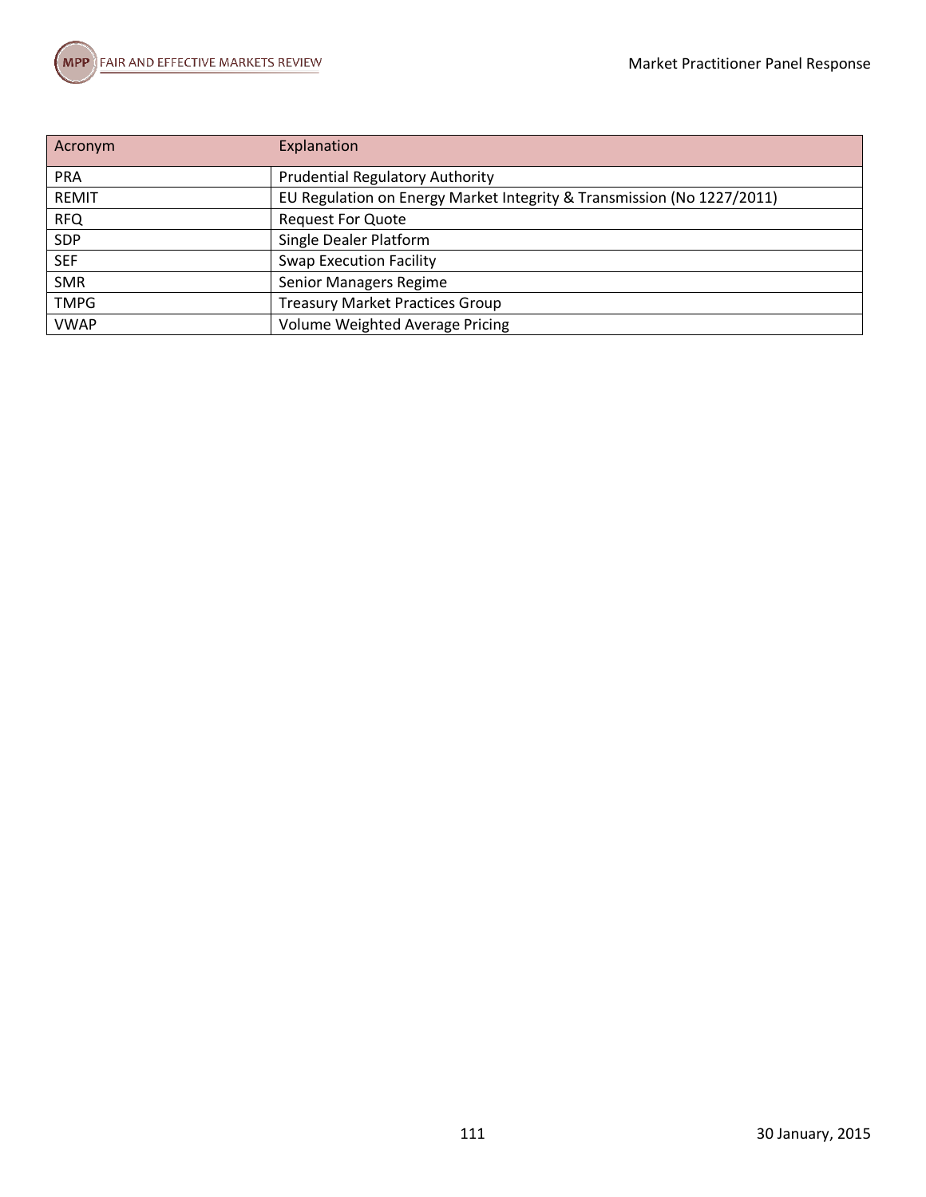| Acronym | Explanation |
|---|---|
| PRA | Prudential Regulatory Authority |
| REMIT | EU Regulation on Energy Market Integrity & Transmission (No 1227/2011) |
| RFQ | Request For Quote |
| SDP | Single Dealer Platform |
| SEF | Swap Execution Facility |
| SMR | Senior Managers Regime |
| TMPG | Treasury Market Practices Group |
| VWAP | Volume Weighted Average Pricing |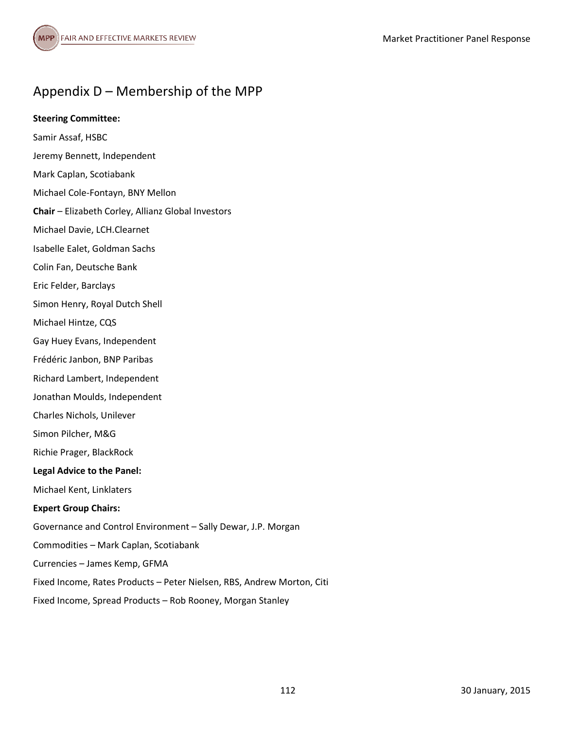## Appendix D – Membership of the MPP

**Steering Committee:**

Samir Assaf, HSBC

Jeremy Bennett, Independent

Mark Caplan, Scotiabank

Michael Cole-Fontayn, BNY Mellon

**Chair** – Elizabeth Corley, Allianz Global Investors

Michael Davie, LCH.Clearnet

Isabelle Ealet, Goldman Sachs

Colin Fan, Deutsche Bank

Eric Felder, Barclays

Simon Henry, Royal Dutch Shell

Michael Hintze, CQS

Gay Huey Evans, Independent

Frédéric Janbon, BNP Paribas

Richard Lambert, Independent

Jonathan Moulds, Independent

Charles Nichols, Unilever

Simon Pilcher, M&G

Richie Prager, BlackRock

**Legal Advice to the Panel:**

Michael Kent, Linklaters

**Expert Group Chairs:**

Governance and Control Environment – Sally Dewar, J.P. Morgan

Commodities – Mark Caplan, Scotiabank

Currencies – James Kemp, GFMA

Fixed Income, Rates Products – Peter Nielsen, RBS, Andrew Morton, Citi

Fixed Income, Spread Products – Rob Rooney, Morgan Stanley